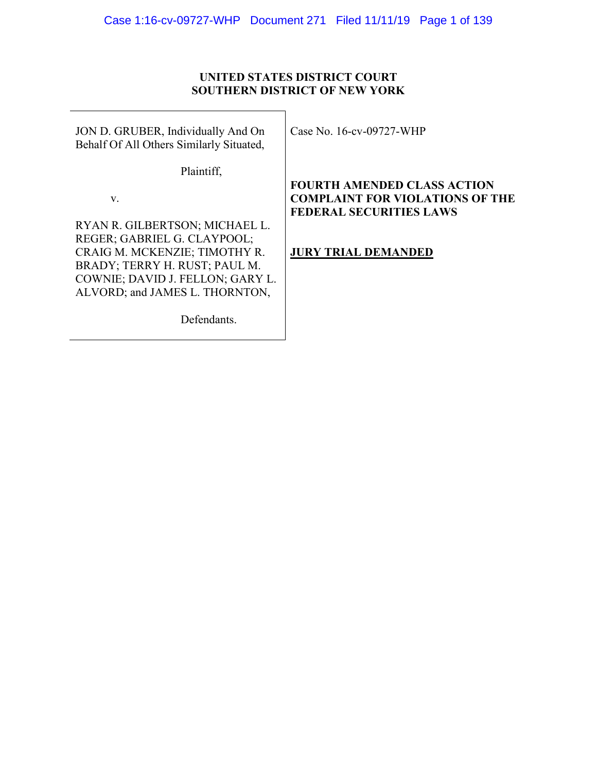**UNITED STATES DISTRICT COURT**
**SOUTHERN DISTRICT OF NEW YORK**

| | |
|---|---|
| JON D. GRUBER, Individually And On Behalf Of All Others Similarly Situated,<br><br>Plaintiff,<br><br>v.<br><br>RYAN R. GILBERTSON; MICHAEL L. REGER; GABRIEL G. CLAYPOOL; CRAIG M. MCKENZIE; TIMOTHY R. BRADY; TERRY H. RUST; PAUL M. COWNIE; DAVID J. FELLON; GARY L. ALVORD; and JAMES L. THORNTON,<br><br>Defendants. | Case No. 16-cv-09727-WHP<br><br>**FOURTH AMENDED CLASS ACTION COMPLAINT FOR VIOLATIONS OF THE FEDERAL SECURITIES LAWS**<br><br>**JURY TRIAL DEMANDED** |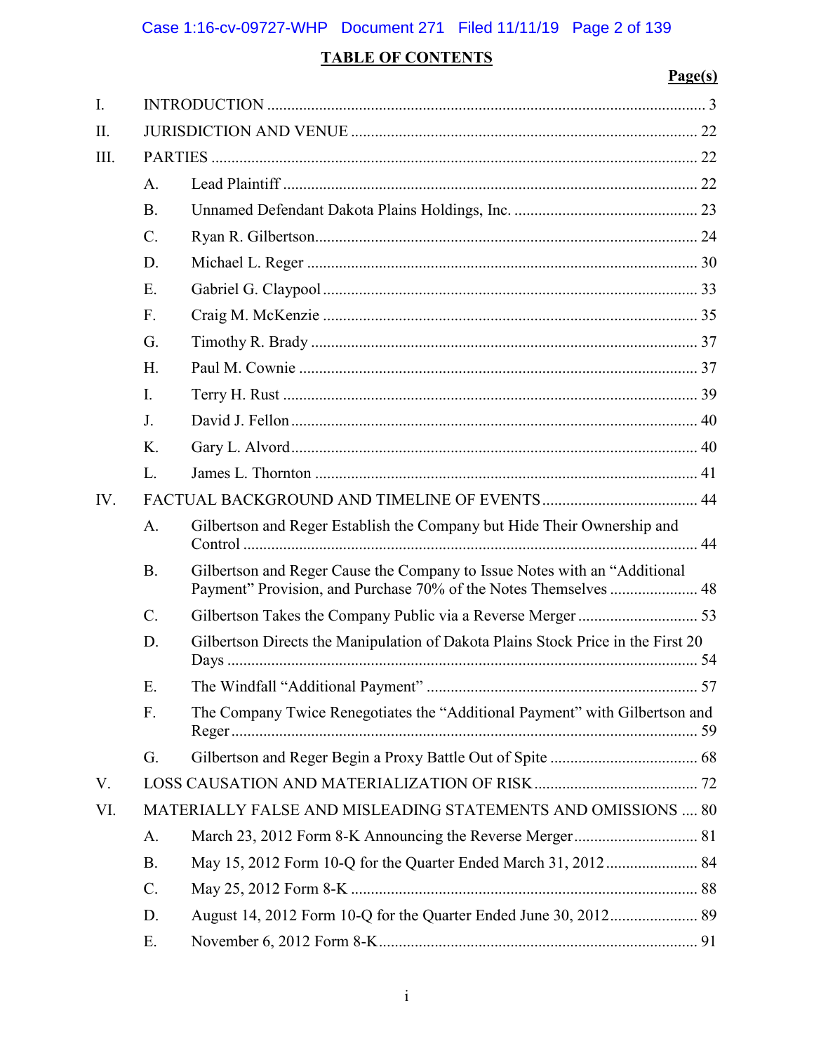## TABLE OF CONTENTS

| | | Page(s) |
|---|---|---|
| I. | INTRODUCTION | 3 |
| II. | JURISDICTION AND VENUE | 22 |
| III. | PARTIES | 22 |
| | A. Lead Plaintiff | 22 |
| | B. Unnamed Defendant Dakota Plains Holdings, Inc. | 23 |
| | C. Ryan R. Gilbertson | 24 |
| | D. Michael L. Reger | 30 |
| | E. Gabriel G. Claypool | 33 |
| | F. Craig M. McKenzie | 35 |
| | G. Timothy R. Brady | 37 |
| | H. Paul M. Cownie | 37 |
| | I. Terry H. Rust | 39 |
| | J. David J. Fellon | 40 |
| | K. Gary L. Alvord | 40 |
| | L. James L. Thornton | 41 |
| IV. | FACTUAL BACKGROUND AND TIMELINE OF EVENTS | 44 |
| | A. Gilbertson and Reger Establish the Company but Hide Their Ownership and Control | 44 |
| | B. Gilbertson and Reger Cause the Company to Issue Notes with an "Additional Payment" Provision, and Purchase 70% of the Notes Themselves | 48 |
| | C. Gilbertson Takes the Company Public via a Reverse Merger | 53 |
| | D. Gilbertson Directs the Manipulation of Dakota Plains Stock Price in the First 20 Days | 54 |
| | E. The Windfall "Additional Payment" | 57 |
| | F. The Company Twice Renegotiates the "Additional Payment" with Gilbertson and Reger | 59 |
| | G. Gilbertson and Reger Begin a Proxy Battle Out of Spite | 68 |
| V. | LOSS CAUSATION AND MATERIALIZATION OF RISK | 72 |
| VI. | MATERIALLY FALSE AND MISLEADING STATEMENTS AND OMISSIONS | 80 |
| | A. March 23, 2012 Form 8-K Announcing the Reverse Merger | 81 |
| | B. May 15, 2012 Form 10-Q for the Quarter Ended March 31, 2012 | 84 |
| | C. May 25, 2012 Form 8-K | 88 |
| | D. August 14, 2012 Form 10-Q for the Quarter Ended June 30, 2012 | 89 |
| | E. November 6, 2012 Form 8-K | 91 |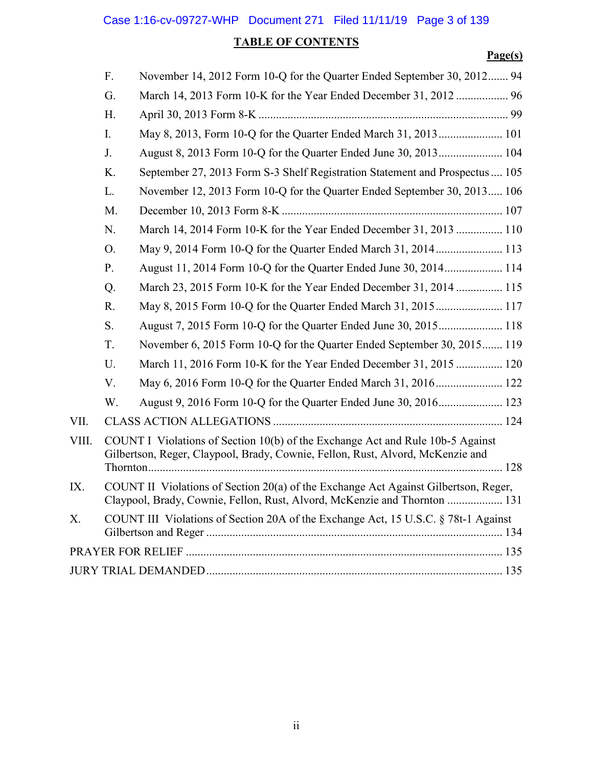## TABLE OF CONTENTS

**Page(s)**

- F. November 14, 2012 Form 10-Q for the Quarter Ended September 30, 2012....... 94
- G. March 14, 2013 Form 10-K for the Year Ended December 31, 2012 .................. 96
- H. April 30, 2013 Form 8-K ..................................................................................... 99
- I. May 8, 2013, Form 10-Q for the Quarter Ended March 31, 2013...................... 101
- J. August 8, 2013 Form 10-Q for the Quarter Ended June 30, 2013...................... 104
- K. September 27, 2013 Form S-3 Shelf Registration Statement and Prospectus.... 105
- L. November 12, 2013 Form 10-Q for the Quarter Ended September 30, 2013..... 106
- M. December 10, 2013 Form 8-K ........................................................................... 107
- N. March 14, 2014 Form 10-K for the Year Ended December 31, 2013 ................ 110
- O. May 9, 2014 Form 10-Q for the Quarter Ended March 31, 2014....................... 113
- P. August 11, 2014 Form 10-Q for the Quarter Ended June 30, 2014.................... 114
- Q. March 23, 2015 Form 10-K for the Year Ended December 31, 2014 ................ 115
- R. May 8, 2015 Form 10-Q for the Quarter Ended March 31, 2015....................... 117
- S. August 7, 2015 Form 10-Q for the Quarter Ended June 30, 2015...................... 118
- T. November 6, 2015 Form 10-Q for the Quarter Ended September 30, 2015....... 119
- U. March 11, 2016 Form 10-K for the Year Ended December 31, 2015 ................ 120
- V. May 6, 2016 Form 10-Q for the Quarter Ended March 31, 2016....................... 122
- W. August 9, 2016 Form 10-Q for the Quarter Ended June 30, 2016...................... 123

VII. CLASS ACTION ALLEGATIONS ............................................................................... 124

VIII. COUNT I Violations of Section 10(b) of the Exchange Act and Rule 10b-5 Against Gilbertson, Reger, Claypool, Brady, Cownie, Fellon, Rust, Alvord, McKenzie and Thornton........................................................................................................................ 128

IX. COUNT II Violations of Section 20(a) of the Exchange Act Against Gilbertson, Reger, Claypool, Brady, Cownie, Fellon, Rust, Alvord, McKenzie and Thornton ................... 131

X. COUNT III Violations of Section 20A of the Exchange Act, 15 U.S.C. § 78t-1 Against Gilbertson and Reger ..................................................................................................... 134

PRAYER FOR RELIEF ............................................................................................................ 135

JURY TRIAL DEMANDED ..................................................................................................... 135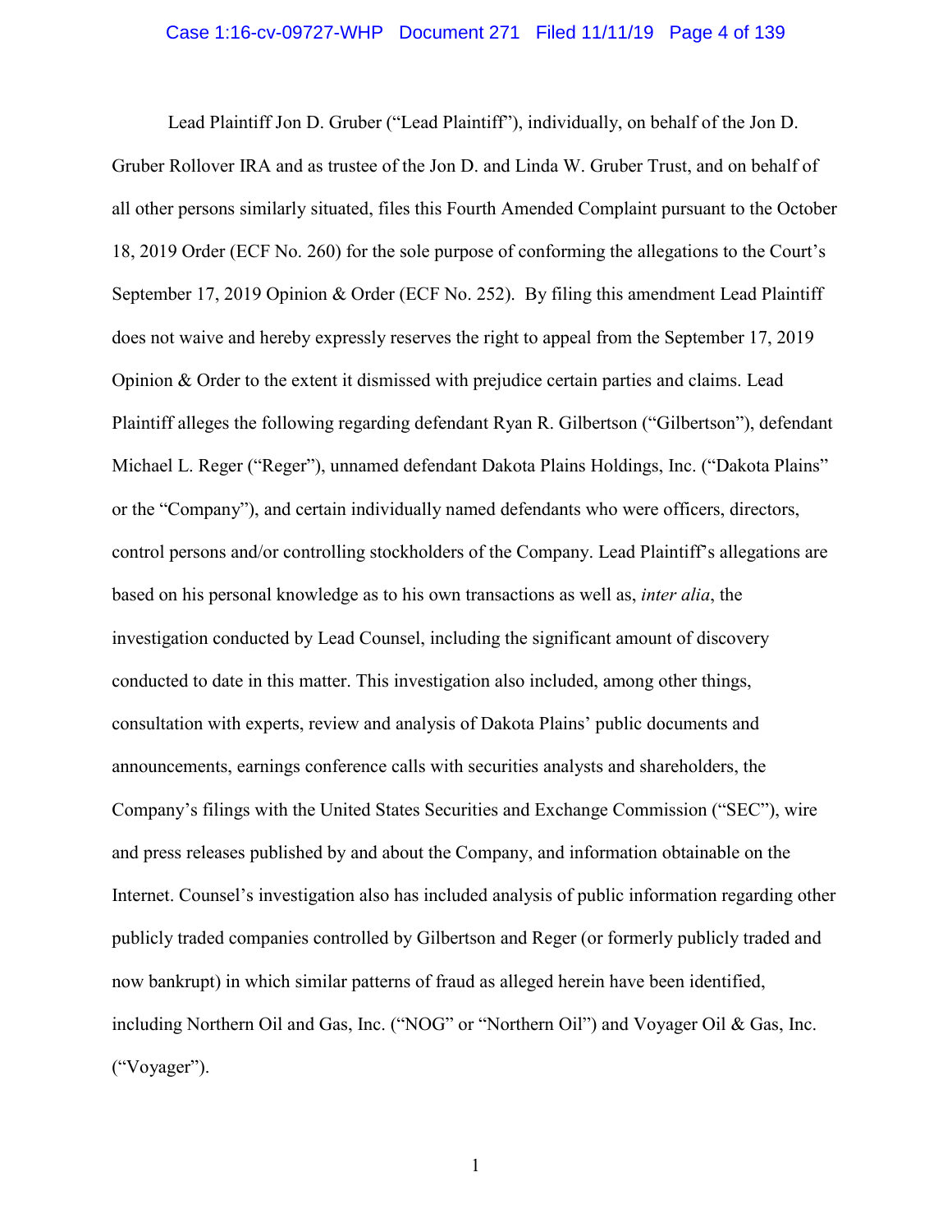Lead Plaintiff Jon D. Gruber ("Lead Plaintiff"), individually, on behalf of the Jon D. Gruber Rollover IRA and as trustee of the Jon D. and Linda W. Gruber Trust, and on behalf of all other persons similarly situated, files this Fourth Amended Complaint pursuant to the October 18, 2019 Order (ECF No. 260) for the sole purpose of conforming the allegations to the Court's September 17, 2019 Opinion & Order (ECF No. 252). By filing this amendment Lead Plaintiff does not waive and hereby expressly reserves the right to appeal from the September 17, 2019 Opinion & Order to the extent it dismissed with prejudice certain parties and claims. Lead Plaintiff alleges the following regarding defendant Ryan R. Gilbertson ("Gilbertson"), defendant Michael L. Reger ("Reger"), unnamed defendant Dakota Plains Holdings, Inc. ("Dakota Plains" or the "Company"), and certain individually named defendants who were officers, directors, control persons and/or controlling stockholders of the Company. Lead Plaintiff's allegations are based on his personal knowledge as to his own transactions as well as, *inter alia*, the investigation conducted by Lead Counsel, including the significant amount of discovery conducted to date in this matter. This investigation also included, among other things, consultation with experts, review and analysis of Dakota Plains' public documents and announcements, earnings conference calls with securities analysts and shareholders, the Company's filings with the United States Securities and Exchange Commission ("SEC"), wire and press releases published by and about the Company, and information obtainable on the Internet. Counsel's investigation also has included analysis of public information regarding other publicly traded companies controlled by Gilbertson and Reger (or formerly publicly traded and now bankrupt) in which similar patterns of fraud as alleged herein have been identified, including Northern Oil and Gas, Inc. ("NOG" or "Northern Oil") and Voyager Oil & Gas, Inc. ("Voyager").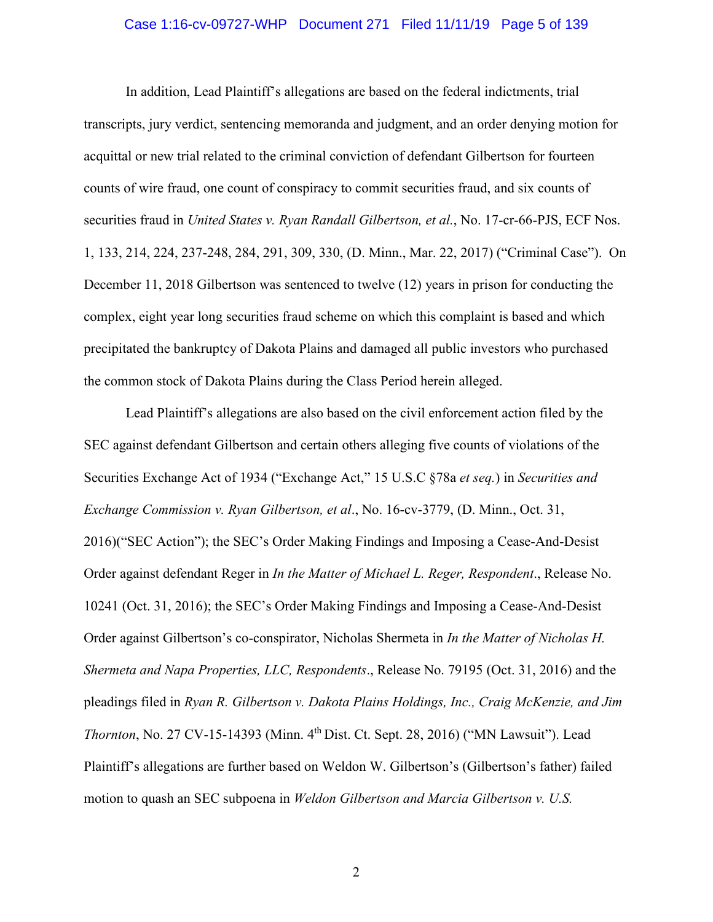In addition, Lead Plaintiff's allegations are based on the federal indictments, trial transcripts, jury verdict, sentencing memoranda and judgment, and an order denying motion for acquittal or new trial related to the criminal conviction of defendant Gilbertson for fourteen counts of wire fraud, one count of conspiracy to commit securities fraud, and six counts of securities fraud in *United States v. Ryan Randall Gilbertson, et al.*, No. 17-cr-66-PJS, ECF Nos. 1, 133, 214, 224, 237-248, 284, 291, 309, 330, (D. Minn., Mar. 22, 2017) ("Criminal Case"). On December 11, 2018 Gilbertson was sentenced to twelve (12) years in prison for conducting the complex, eight year long securities fraud scheme on which this complaint is based and which precipitated the bankruptcy of Dakota Plains and damaged all public investors who purchased the common stock of Dakota Plains during the Class Period herein alleged.

Lead Plaintiff's allegations are also based on the civil enforcement action filed by the SEC against defendant Gilbertson and certain others alleging five counts of violations of the Securities Exchange Act of 1934 ("Exchange Act," 15 U.S.C §78a *et seq.*) in *Securities and Exchange Commission v. Ryan Gilbertson, et al*., No. 16-cv-3779, (D. Minn., Oct. 31, 2016)("SEC Action"); the SEC's Order Making Findings and Imposing a Cease-And-Desist Order against defendant Reger in *In the Matter of Michael L. Reger, Respondent*., Release No. 10241 (Oct. 31, 2016); the SEC's Order Making Findings and Imposing a Cease-And-Desist Order against Gilbertson's co-conspirator, Nicholas Shermeta in *In the Matter of Nicholas H. Shermeta and Napa Properties, LLC, Respondents*., Release No. 79195 (Oct. 31, 2016) and the pleadings filed in *Ryan R. Gilbertson v. Dakota Plains Holdings, Inc., Craig McKenzie, and Jim Thornton*, No. 27 CV-15-14393 (Minn. 4th Dist. Ct. Sept. 28, 2016) ("MN Lawsuit"). Lead Plaintiff's allegations are further based on Weldon W. Gilbertson's (Gilbertson's father) failed motion to quash an SEC subpoena in *Weldon Gilbertson and Marcia Gilbertson v. U.S.*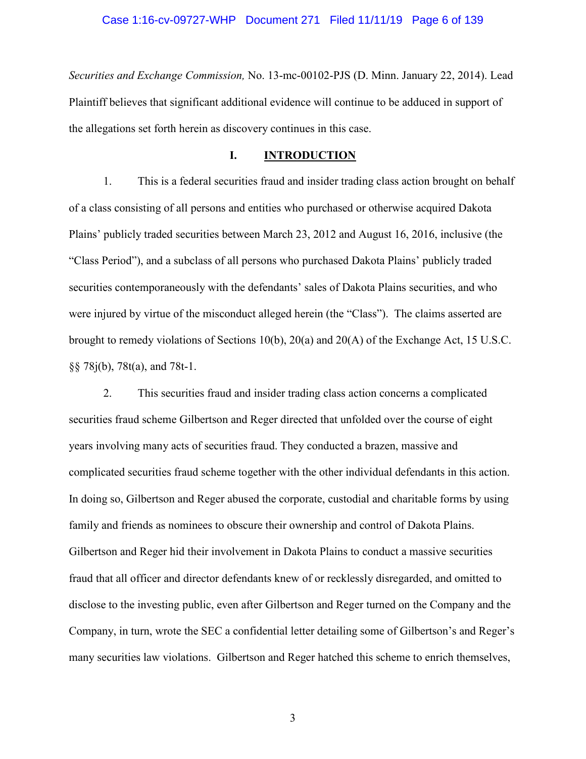*Securities and Exchange Commission,* No. 13-mc-00102-PJS (D. Minn. January 22, 2014). Lead Plaintiff believes that significant additional evidence will continue to be adduced in support of the allegations set forth herein as discovery continues in this case.

## I. INTRODUCTION

1. This is a federal securities fraud and insider trading class action brought on behalf of a class consisting of all persons and entities who purchased or otherwise acquired Dakota Plains' publicly traded securities between March 23, 2012 and August 16, 2016, inclusive (the "Class Period"), and a subclass of all persons who purchased Dakota Plains' publicly traded securities contemporaneously with the defendants' sales of Dakota Plains securities, and who were injured by virtue of the misconduct alleged herein (the "Class"). The claims asserted are brought to remedy violations of Sections 10(b), 20(a) and 20(A) of the Exchange Act, 15 U.S.C. §§ 78j(b), 78t(a), and 78t-1.

2. This securities fraud and insider trading class action concerns a complicated securities fraud scheme Gilbertson and Reger directed that unfolded over the course of eight years involving many acts of securities fraud. They conducted a brazen, massive and complicated securities fraud scheme together with the other individual defendants in this action. In doing so, Gilbertson and Reger abused the corporate, custodial and charitable forms by using family and friends as nominees to obscure their ownership and control of Dakota Plains. Gilbertson and Reger hid their involvement in Dakota Plains to conduct a massive securities fraud that all officer and director defendants knew of or recklessly disregarded, and omitted to disclose to the investing public, even after Gilbertson and Reger turned on the Company and the Company, in turn, wrote the SEC a confidential letter detailing some of Gilbertson's and Reger's many securities law violations. Gilbertson and Reger hatched this scheme to enrich themselves,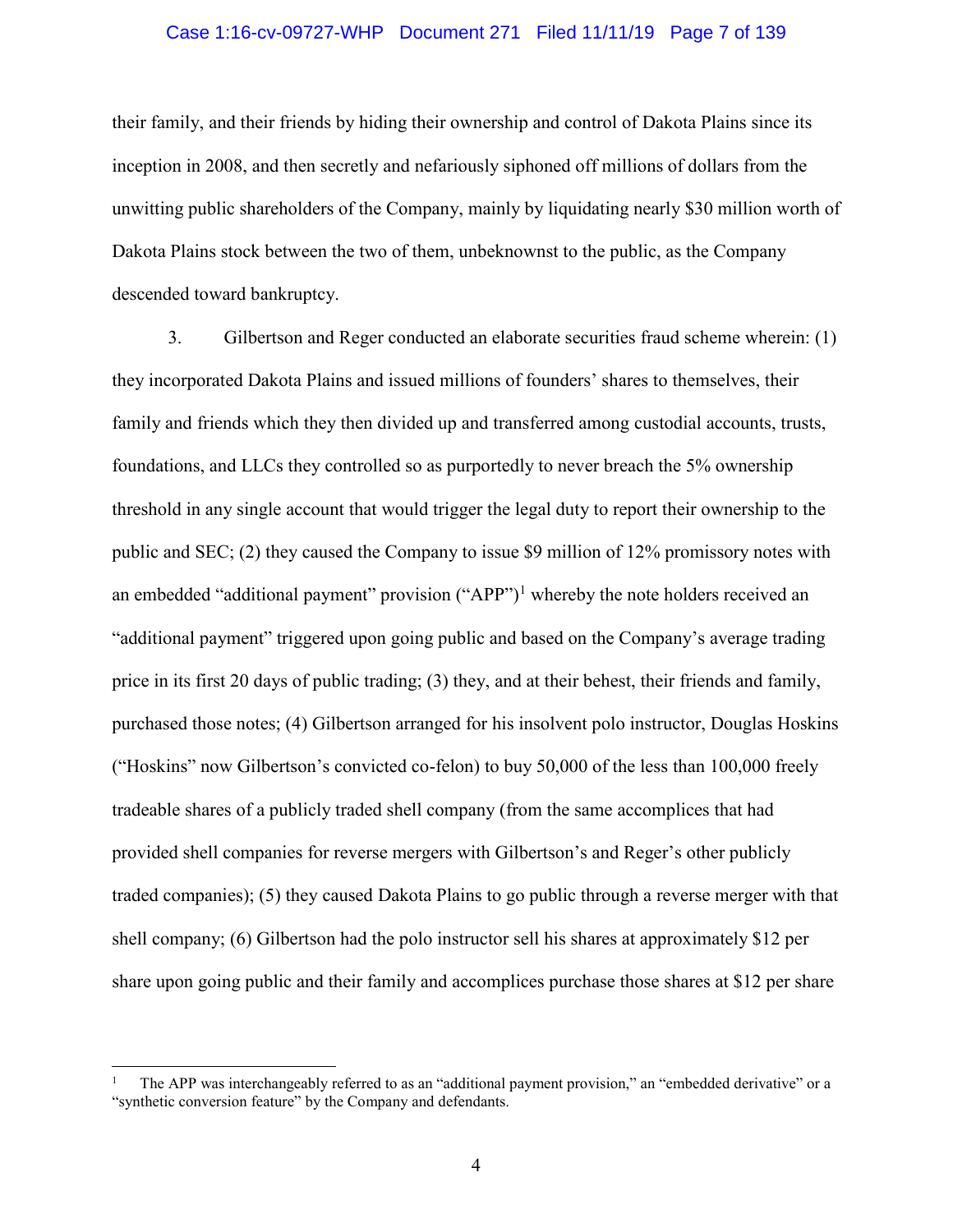their family, and their friends by hiding their ownership and control of Dakota Plains since its inception in 2008, and then secretly and nefariously siphoned off millions of dollars from the unwitting public shareholders of the Company, mainly by liquidating nearly $30 million worth of Dakota Plains stock between the two of them, unbeknownst to the public, as the Company descended toward bankruptcy.

3. Gilbertson and Reger conducted an elaborate securities fraud scheme wherein: (1) they incorporated Dakota Plains and issued millions of founders' shares to themselves, their family and friends which they then divided up and transferred among custodial accounts, trusts, foundations, and LLCs they controlled so as purportedly to never breach the 5% ownership threshold in any single account that would trigger the legal duty to report their ownership to the public and SEC; (2) they caused the Company to issue $9 million of 12% promissory notes with an embedded "additional payment" provision ("APP")[1] whereby the note holders received an "additional payment" triggered upon going public and based on the Company's average trading price in its first 20 days of public trading; (3) they, and at their behest, their friends and family, purchased those notes; (4) Gilbertson arranged for his insolvent polo instructor, Douglas Hoskins ("Hoskins" now Gilbertson's convicted co-felon) to buy 50,000 of the less than 100,000 freely tradeable shares of a publicly traded shell company (from the same accomplices that had provided shell companies for reverse mergers with Gilbertson's and Reger's other publicly traded companies); (5) they caused Dakota Plains to go public through a reverse merger with that shell company; (6) Gilbertson had the polo instructor sell his shares at approximately $12 per share upon going public and their family and accomplices purchase those shares at $12 per share

---

[1] The APP was interchangeably referred to as an "additional payment provision," an "embedded derivative" or a "synthetic conversion feature" by the Company and defendants.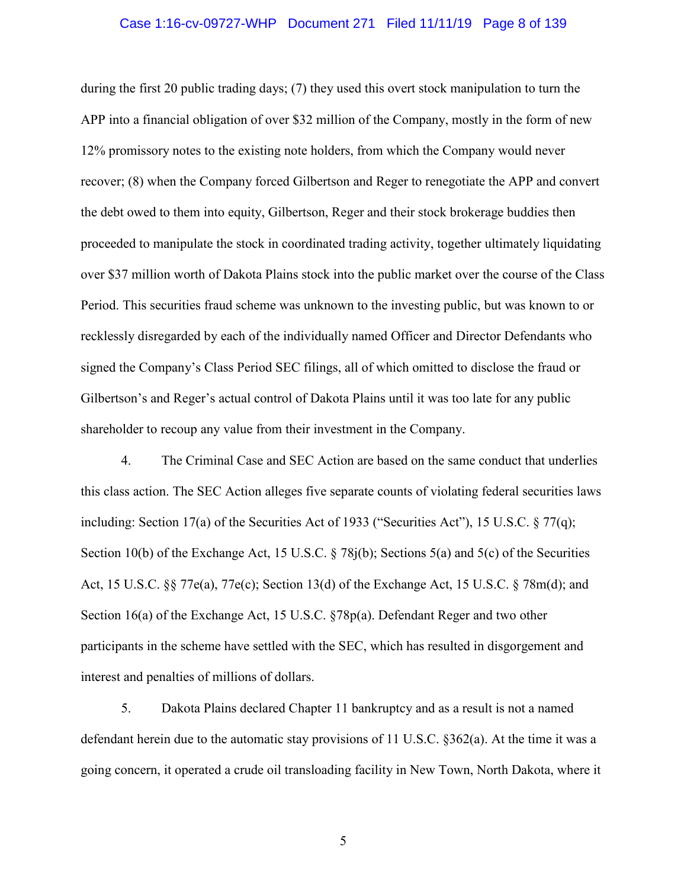during the first 20 public trading days; (7) they used this overt stock manipulation to turn the APP into a financial obligation of over $32 million of the Company, mostly in the form of new 12% promissory notes to the existing note holders, from which the Company would never recover; (8) when the Company forced Gilbertson and Reger to renegotiate the APP and convert the debt owed to them into equity, Gilbertson, Reger and their stock brokerage buddies then proceeded to manipulate the stock in coordinated trading activity, together ultimately liquidating over $37 million worth of Dakota Plains stock into the public market over the course of the Class Period. This securities fraud scheme was unknown to the investing public, but was known to or recklessly disregarded by each of the individually named Officer and Director Defendants who signed the Company's Class Period SEC filings, all of which omitted to disclose the fraud or Gilbertson's and Reger's actual control of Dakota Plains until it was too late for any public shareholder to recoup any value from their investment in the Company.

4. The Criminal Case and SEC Action are based on the same conduct that underlies this class action. The SEC Action alleges five separate counts of violating federal securities laws including: Section 17(a) of the Securities Act of 1933 ("Securities Act"), 15 U.S.C. § 77(q); Section 10(b) of the Exchange Act, 15 U.S.C. § 78j(b); Sections 5(a) and 5(c) of the Securities Act, 15 U.S.C. §§ 77e(a), 77e(c); Section 13(d) of the Exchange Act, 15 U.S.C. § 78m(d); and Section 16(a) of the Exchange Act, 15 U.S.C. §78p(a). Defendant Reger and two other participants in the scheme have settled with the SEC, which has resulted in disgorgement and interest and penalties of millions of dollars.

5. Dakota Plains declared Chapter 11 bankruptcy and as a result is not a named defendant herein due to the automatic stay provisions of 11 U.S.C. §362(a). At the time it was a going concern, it operated a crude oil transloading facility in New Town, North Dakota, where it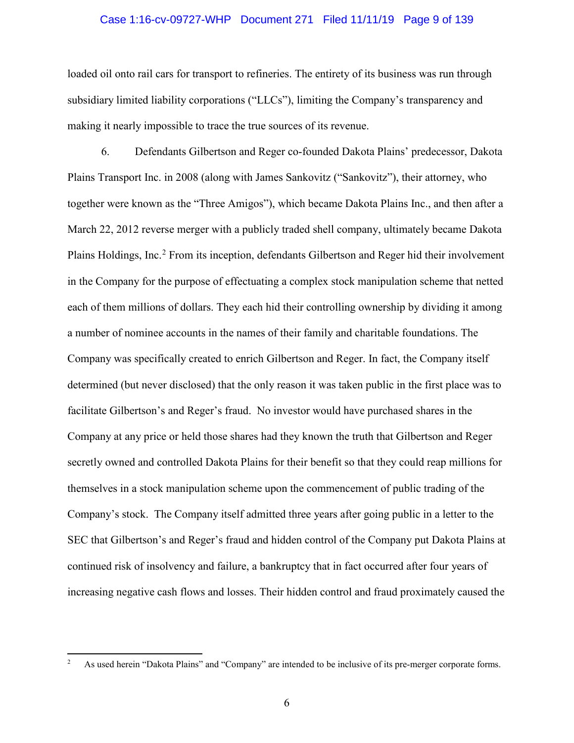loaded oil onto rail cars for transport to refineries. The entirety of its business was run through subsidiary limited liability corporations ("LLCs"), limiting the Company's transparency and making it nearly impossible to trace the true sources of its revenue.

6. Defendants Gilbertson and Reger co-founded Dakota Plains' predecessor, Dakota Plains Transport Inc. in 2008 (along with James Sankovitz ("Sankovitz"), their attorney, who together were known as the "Three Amigos"), which became Dakota Plains Inc., and then after a March 22, 2012 reverse merger with a publicly traded shell company, ultimately became Dakota Plains Holdings, Inc.[2] From its inception, defendants Gilbertson and Reger hid their involvement in the Company for the purpose of effectuating a complex stock manipulation scheme that netted each of them millions of dollars. They each hid their controlling ownership by dividing it among a number of nominee accounts in the names of their family and charitable foundations. The Company was specifically created to enrich Gilbertson and Reger. In fact, the Company itself determined (but never disclosed) that the only reason it was taken public in the first place was to facilitate Gilbertson's and Reger's fraud. No investor would have purchased shares in the Company at any price or held those shares had they known the truth that Gilbertson and Reger secretly owned and controlled Dakota Plains for their benefit so that they could reap millions for themselves in a stock manipulation scheme upon the commencement of public trading of the Company's stock. The Company itself admitted three years after going public in a letter to the SEC that Gilbertson's and Reger's fraud and hidden control of the Company put Dakota Plains at continued risk of insolvency and failure, a bankruptcy that in fact occurred after four years of increasing negative cash flows and losses. Their hidden control and fraud proximately caused the

---

[2] As used herein "Dakota Plains" and "Company" are intended to be inclusive of its pre-merger corporate forms.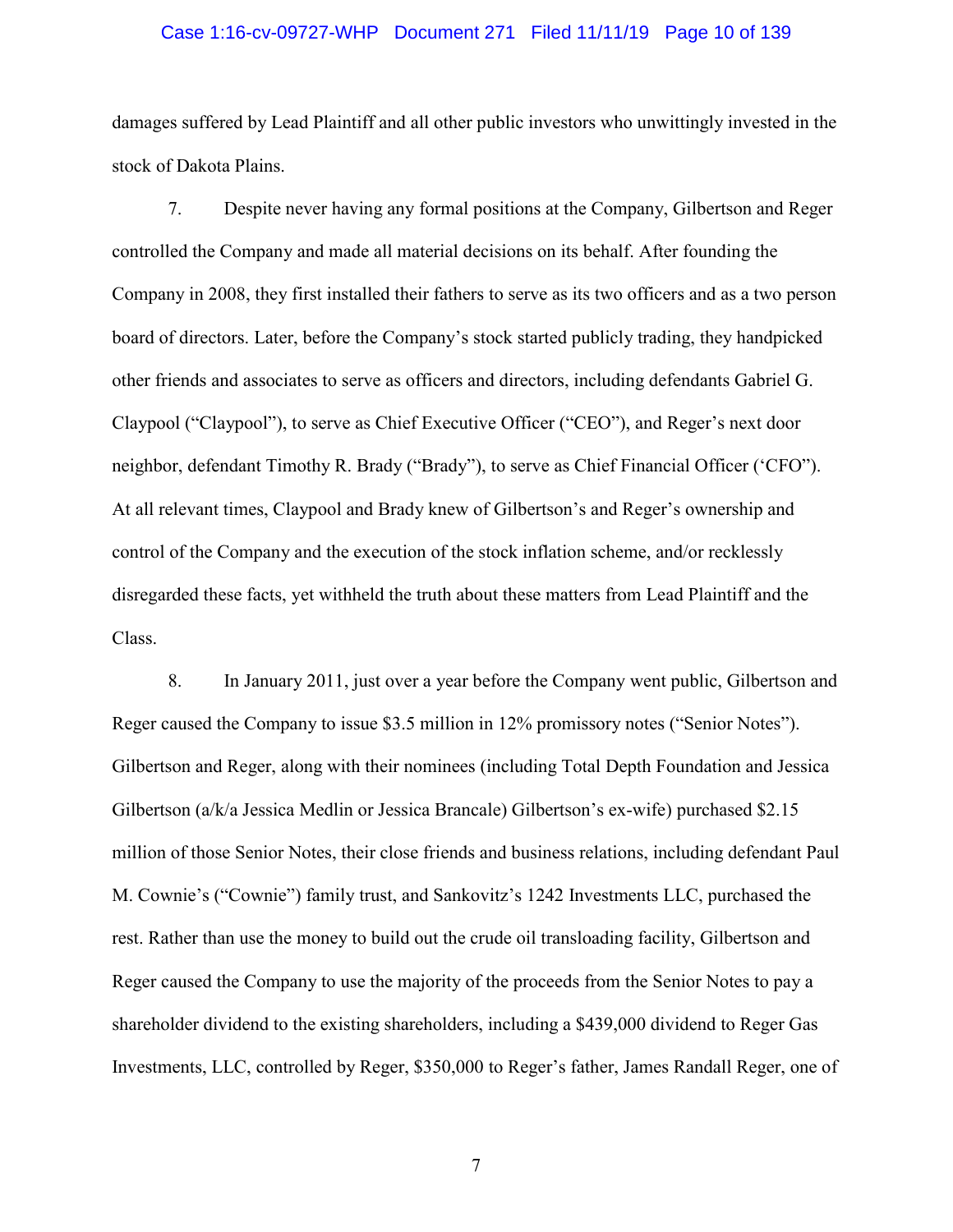damages suffered by Lead Plaintiff and all other public investors who unwittingly invested in the stock of Dakota Plains.

7. Despite never having any formal positions at the Company, Gilbertson and Reger controlled the Company and made all material decisions on its behalf. After founding the Company in 2008, they first installed their fathers to serve as its two officers and as a two person board of directors. Later, before the Company's stock started publicly trading, they handpicked other friends and associates to serve as officers and directors, including defendants Gabriel G. Claypool ("Claypool"), to serve as Chief Executive Officer ("CEO"), and Reger's next door neighbor, defendant Timothy R. Brady ("Brady"), to serve as Chief Financial Officer ('CFO"). At all relevant times, Claypool and Brady knew of Gilbertson's and Reger's ownership and control of the Company and the execution of the stock inflation scheme, and/or recklessly disregarded these facts, yet withheld the truth about these matters from Lead Plaintiff and the Class.

8. In January 2011, just over a year before the Company went public, Gilbertson and Reger caused the Company to issue $3.5 million in 12% promissory notes ("Senior Notes"). Gilbertson and Reger, along with their nominees (including Total Depth Foundation and Jessica Gilbertson (a/k/a Jessica Medlin or Jessica Brancale) Gilbertson's ex-wife) purchased $2.15 million of those Senior Notes, their close friends and business relations, including defendant Paul M. Cownie's ("Cownie") family trust, and Sankovitz's 1242 Investments LLC, purchased the rest. Rather than use the money to build out the crude oil transloading facility, Gilbertson and Reger caused the Company to use the majority of the proceeds from the Senior Notes to pay a shareholder dividend to the existing shareholders, including a $439,000 dividend to Reger Gas Investments, LLC, controlled by Reger, $350,000 to Reger's father, James Randall Reger, one of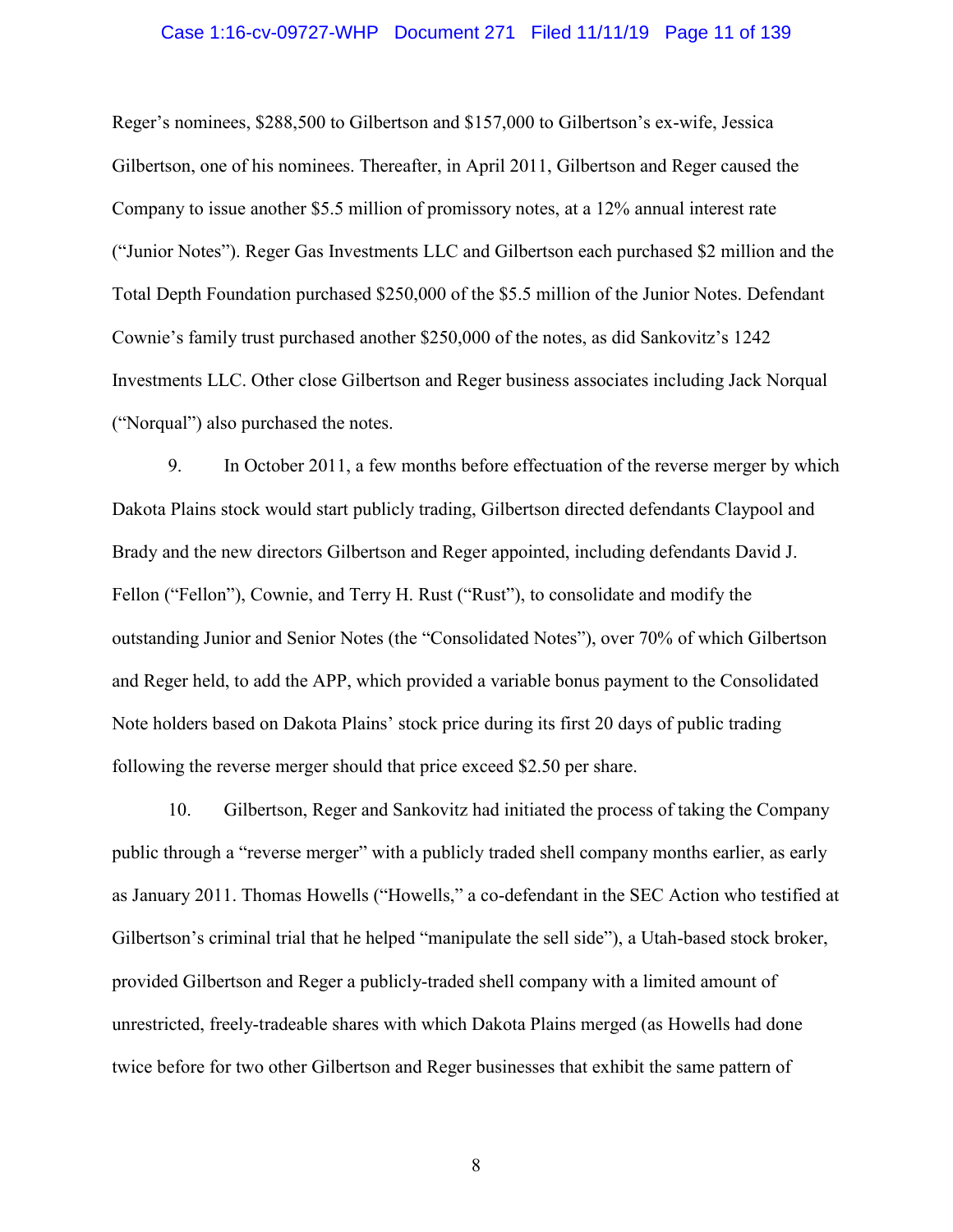Reger's nominees, $288,500 to Gilbertson and $157,000 to Gilbertson's ex-wife, Jessica Gilbertson, one of his nominees. Thereafter, in April 2011, Gilbertson and Reger caused the Company to issue another $5.5 million of promissory notes, at a 12% annual interest rate ("Junior Notes"). Reger Gas Investments LLC and Gilbertson each purchased $2 million and the Total Depth Foundation purchased $250,000 of the $5.5 million of the Junior Notes. Defendant Cownie's family trust purchased another $250,000 of the notes, as did Sankovitz's 1242 Investments LLC. Other close Gilbertson and Reger business associates including Jack Norqual ("Norqual") also purchased the notes.

9. In October 2011, a few months before effectuation of the reverse merger by which Dakota Plains stock would start publicly trading, Gilbertson directed defendants Claypool and Brady and the new directors Gilbertson and Reger appointed, including defendants David J. Fellon ("Fellon"), Cownie, and Terry H. Rust ("Rust"), to consolidate and modify the outstanding Junior and Senior Notes (the "Consolidated Notes"), over 70% of which Gilbertson and Reger held, to add the APP, which provided a variable bonus payment to the Consolidated Note holders based on Dakota Plains' stock price during its first 20 days of public trading following the reverse merger should that price exceed $2.50 per share.

10. Gilbertson, Reger and Sankovitz had initiated the process of taking the Company public through a "reverse merger" with a publicly traded shell company months earlier, as early as January 2011. Thomas Howells ("Howells," a co-defendant in the SEC Action who testified at Gilbertson's criminal trial that he helped "manipulate the sell side"), a Utah-based stock broker, provided Gilbertson and Reger a publicly-traded shell company with a limited amount of unrestricted, freely-tradeable shares with which Dakota Plains merged (as Howells had done twice before for two other Gilbertson and Reger businesses that exhibit the same pattern of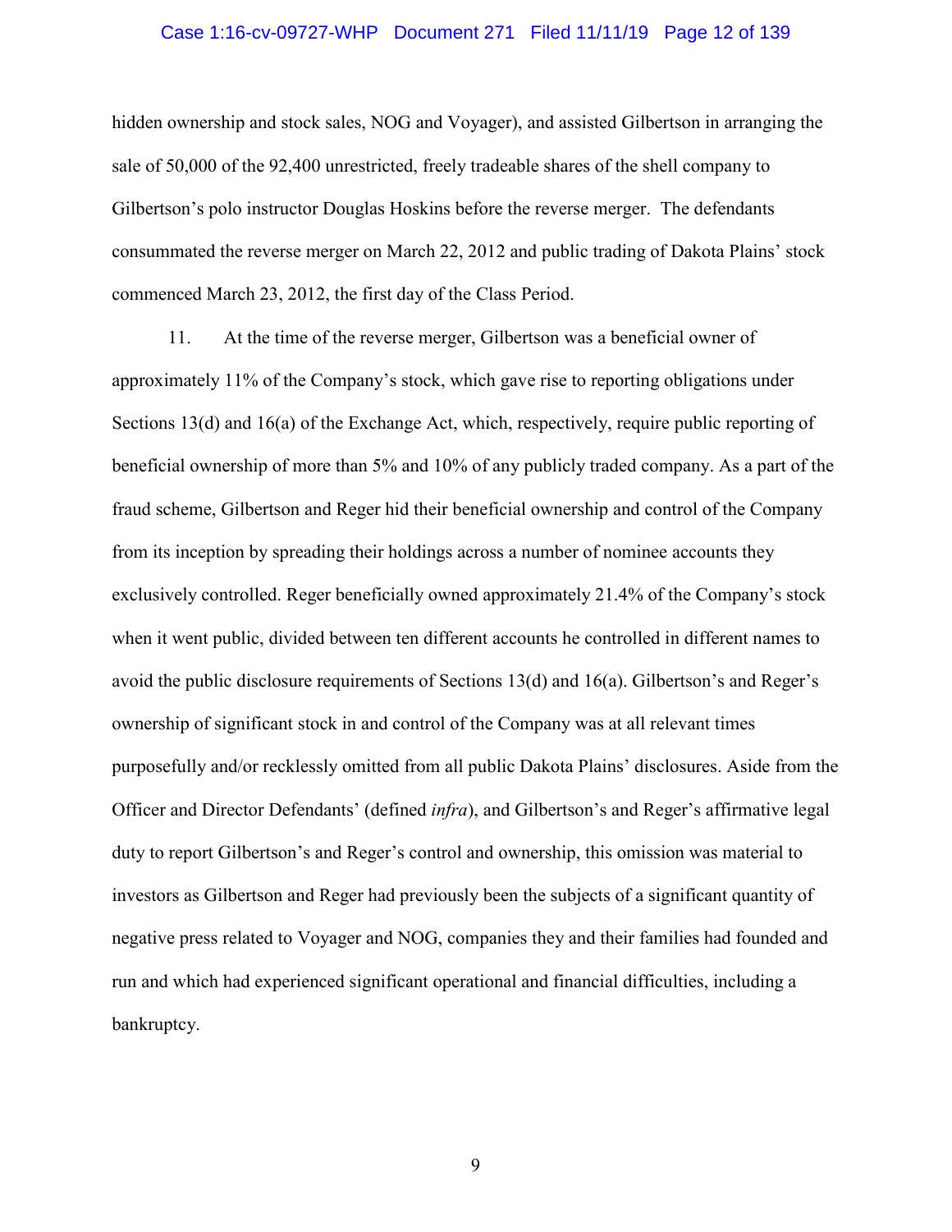hidden ownership and stock sales, NOG and Voyager), and assisted Gilbertson in arranging the sale of 50,000 of the 92,400 unrestricted, freely tradeable shares of the shell company to Gilbertson's polo instructor Douglas Hoskins before the reverse merger. The defendants consummated the reverse merger on March 22, 2012 and public trading of Dakota Plains' stock commenced March 23, 2012, the first day of the Class Period.

11. At the time of the reverse merger, Gilbertson was a beneficial owner of approximately 11% of the Company's stock, which gave rise to reporting obligations under Sections 13(d) and 16(a) of the Exchange Act, which, respectively, require public reporting of beneficial ownership of more than 5% and 10% of any publicly traded company. As a part of the fraud scheme, Gilbertson and Reger hid their beneficial ownership and control of the Company from its inception by spreading their holdings across a number of nominee accounts they exclusively controlled. Reger beneficially owned approximately 21.4% of the Company's stock when it went public, divided between ten different accounts he controlled in different names to avoid the public disclosure requirements of Sections 13(d) and 16(a). Gilbertson's and Reger's ownership of significant stock in and control of the Company was at all relevant times purposefully and/or recklessly omitted from all public Dakota Plains' disclosures. Aside from the Officer and Director Defendants' (defined *infra*), and Gilbertson's and Reger's affirmative legal duty to report Gilbertson's and Reger's control and ownership, this omission was material to investors as Gilbertson and Reger had previously been the subjects of a significant quantity of negative press related to Voyager and NOG, companies they and their families had founded and run and which had experienced significant operational and financial difficulties, including a bankruptcy.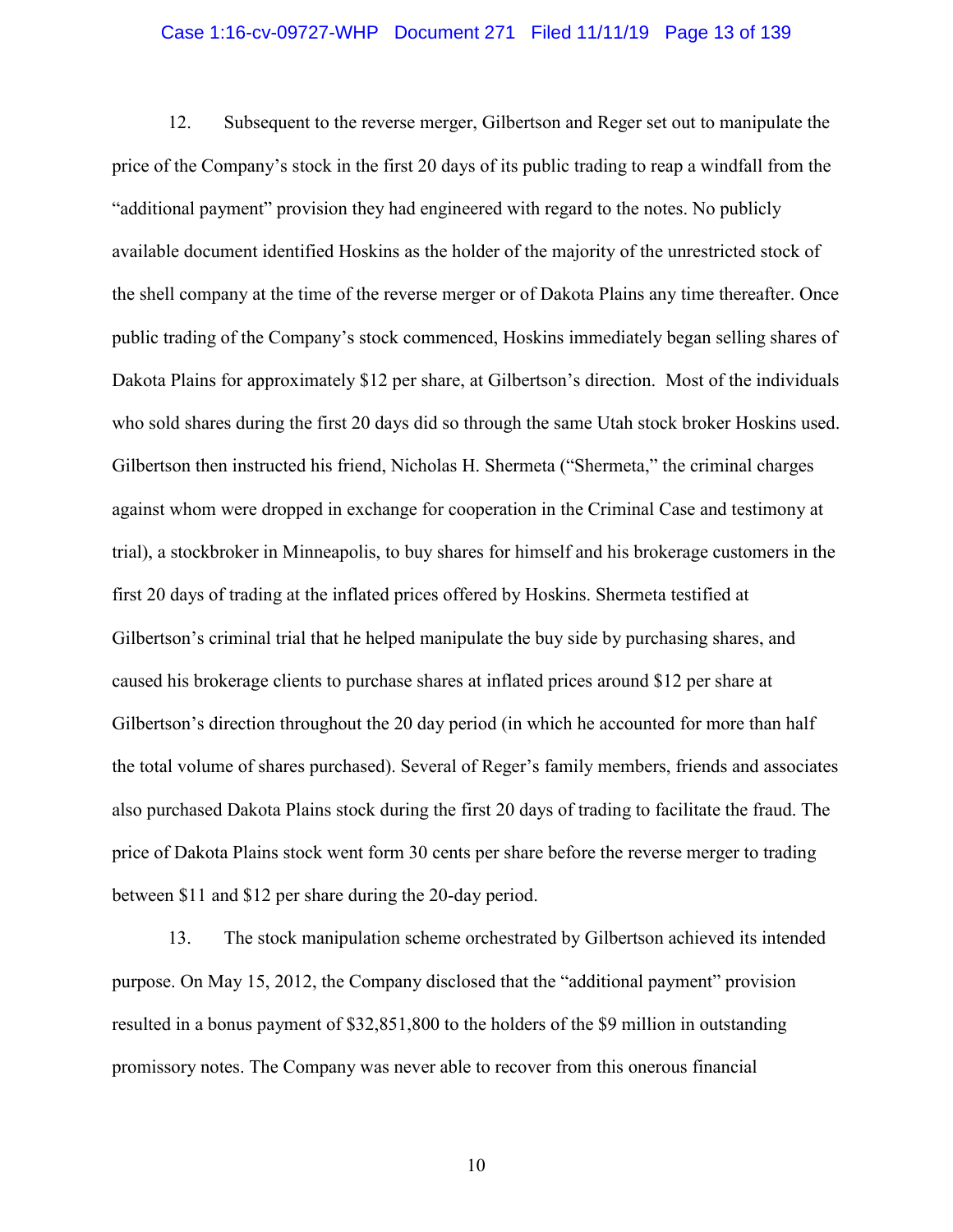12. Subsequent to the reverse merger, Gilbertson and Reger set out to manipulate the price of the Company's stock in the first 20 days of its public trading to reap a windfall from the "additional payment" provision they had engineered with regard to the notes. No publicly available document identified Hoskins as the holder of the majority of the unrestricted stock of the shell company at the time of the reverse merger or of Dakota Plains any time thereafter. Once public trading of the Company's stock commenced, Hoskins immediately began selling shares of Dakota Plains for approximately $12 per share, at Gilbertson's direction. Most of the individuals who sold shares during the first 20 days did so through the same Utah stock broker Hoskins used. Gilbertson then instructed his friend, Nicholas H. Shermeta ("Shermeta," the criminal charges against whom were dropped in exchange for cooperation in the Criminal Case and testimony at trial), a stockbroker in Minneapolis, to buy shares for himself and his brokerage customers in the first 20 days of trading at the inflated prices offered by Hoskins. Shermeta testified at Gilbertson's criminal trial that he helped manipulate the buy side by purchasing shares, and caused his brokerage clients to purchase shares at inflated prices around $12 per share at Gilbertson's direction throughout the 20 day period (in which he accounted for more than half the total volume of shares purchased). Several of Reger's family members, friends and associates also purchased Dakota Plains stock during the first 20 days of trading to facilitate the fraud. The price of Dakota Plains stock went form 30 cents per share before the reverse merger to trading between $11 and $12 per share during the 20-day period.

13. The stock manipulation scheme orchestrated by Gilbertson achieved its intended purpose. On May 15, 2012, the Company disclosed that the "additional payment" provision resulted in a bonus payment of $32,851,800 to the holders of the $9 million in outstanding promissory notes. The Company was never able to recover from this onerous financial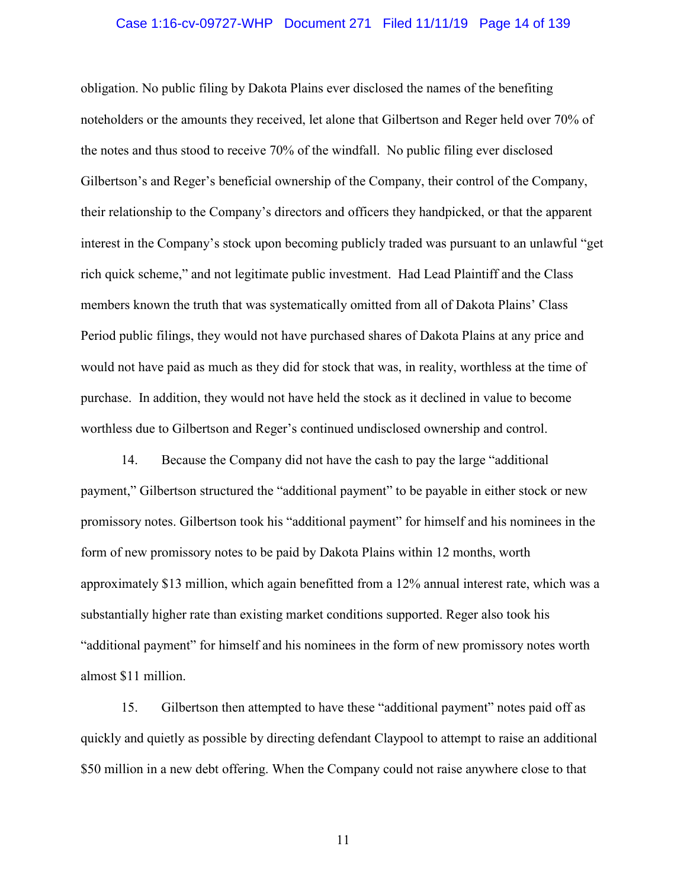obligation. No public filing by Dakota Plains ever disclosed the names of the benefiting noteholders or the amounts they received, let alone that Gilbertson and Reger held over 70% of the notes and thus stood to receive 70% of the windfall. No public filing ever disclosed Gilbertson's and Reger's beneficial ownership of the Company, their control of the Company, their relationship to the Company's directors and officers they handpicked, or that the apparent interest in the Company's stock upon becoming publicly traded was pursuant to an unlawful "get rich quick scheme," and not legitimate public investment. Had Lead Plaintiff and the Class members known the truth that was systematically omitted from all of Dakota Plains' Class Period public filings, they would not have purchased shares of Dakota Plains at any price and would not have paid as much as they did for stock that was, in reality, worthless at the time of purchase. In addition, they would not have held the stock as it declined in value to become worthless due to Gilbertson and Reger's continued undisclosed ownership and control.

14. Because the Company did not have the cash to pay the large "additional payment," Gilbertson structured the "additional payment" to be payable in either stock or new promissory notes. Gilbertson took his "additional payment" for himself and his nominees in the form of new promissory notes to be paid by Dakota Plains within 12 months, worth approximately $13 million, which again benefitted from a 12% annual interest rate, which was a substantially higher rate than existing market conditions supported. Reger also took his "additional payment" for himself and his nominees in the form of new promissory notes worth almost $11 million.

15. Gilbertson then attempted to have these "additional payment" notes paid off as quickly and quietly as possible by directing defendant Claypool to attempt to raise an additional $50 million in a new debt offering. When the Company could not raise anywhere close to that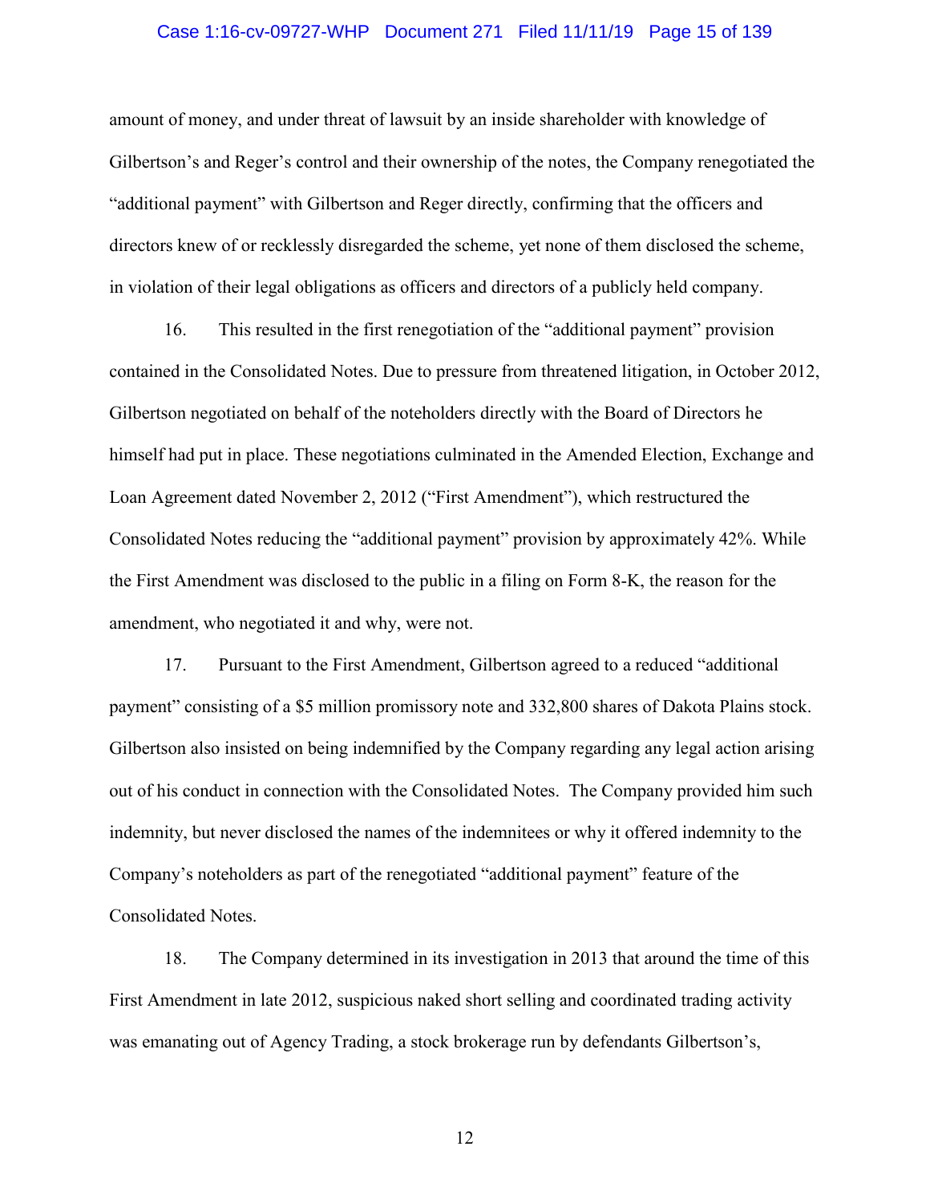amount of money, and under threat of lawsuit by an inside shareholder with knowledge of Gilbertson's and Reger's control and their ownership of the notes, the Company renegotiated the "additional payment" with Gilbertson and Reger directly, confirming that the officers and directors knew of or recklessly disregarded the scheme, yet none of them disclosed the scheme, in violation of their legal obligations as officers and directors of a publicly held company.

16. This resulted in the first renegotiation of the "additional payment" provision contained in the Consolidated Notes. Due to pressure from threatened litigation, in October 2012, Gilbertson negotiated on behalf of the noteholders directly with the Board of Directors he himself had put in place. These negotiations culminated in the Amended Election, Exchange and Loan Agreement dated November 2, 2012 ("First Amendment"), which restructured the Consolidated Notes reducing the "additional payment" provision by approximately 42%. While the First Amendment was disclosed to the public in a filing on Form 8-K, the reason for the amendment, who negotiated it and why, were not.

17. Pursuant to the First Amendment, Gilbertson agreed to a reduced "additional payment" consisting of a $5 million promissory note and 332,800 shares of Dakota Plains stock. Gilbertson also insisted on being indemnified by the Company regarding any legal action arising out of his conduct in connection with the Consolidated Notes. The Company provided him such indemnity, but never disclosed the names of the indemnitees or why it offered indemnity to the Company's noteholders as part of the renegotiated "additional payment" feature of the Consolidated Notes.

18. The Company determined in its investigation in 2013 that around the time of this First Amendment in late 2012, suspicious naked short selling and coordinated trading activity was emanating out of Agency Trading, a stock brokerage run by defendants Gilbertson's,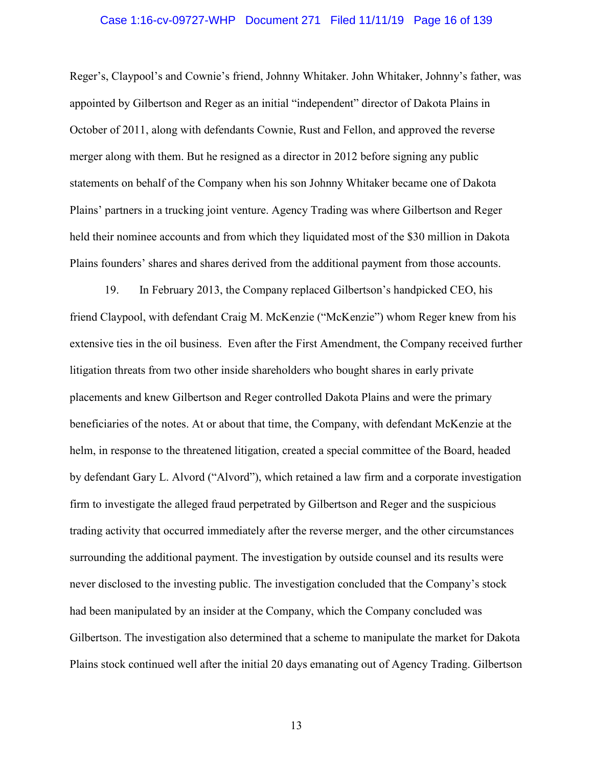Reger's, Claypool's and Cownie's friend, Johnny Whitaker. John Whitaker, Johnny's father, was appointed by Gilbertson and Reger as an initial "independent" director of Dakota Plains in October of 2011, along with defendants Cownie, Rust and Fellon, and approved the reverse merger along with them. But he resigned as a director in 2012 before signing any public statements on behalf of the Company when his son Johnny Whitaker became one of Dakota Plains' partners in a trucking joint venture. Agency Trading was where Gilbertson and Reger held their nominee accounts and from which they liquidated most of the $30 million in Dakota Plains founders' shares and shares derived from the additional payment from those accounts.

19. In February 2013, the Company replaced Gilbertson's handpicked CEO, his friend Claypool, with defendant Craig M. McKenzie ("McKenzie") whom Reger knew from his extensive ties in the oil business. Even after the First Amendment, the Company received further litigation threats from two other inside shareholders who bought shares in early private placements and knew Gilbertson and Reger controlled Dakota Plains and were the primary beneficiaries of the notes. At or about that time, the Company, with defendant McKenzie at the helm, in response to the threatened litigation, created a special committee of the Board, headed by defendant Gary L. Alvord ("Alvord"), which retained a law firm and a corporate investigation firm to investigate the alleged fraud perpetrated by Gilbertson and Reger and the suspicious trading activity that occurred immediately after the reverse merger, and the other circumstances surrounding the additional payment. The investigation by outside counsel and its results were never disclosed to the investing public. The investigation concluded that the Company's stock had been manipulated by an insider at the Company, which the Company concluded was Gilbertson. The investigation also determined that a scheme to manipulate the market for Dakota Plains stock continued well after the initial 20 days emanating out of Agency Trading. Gilbertson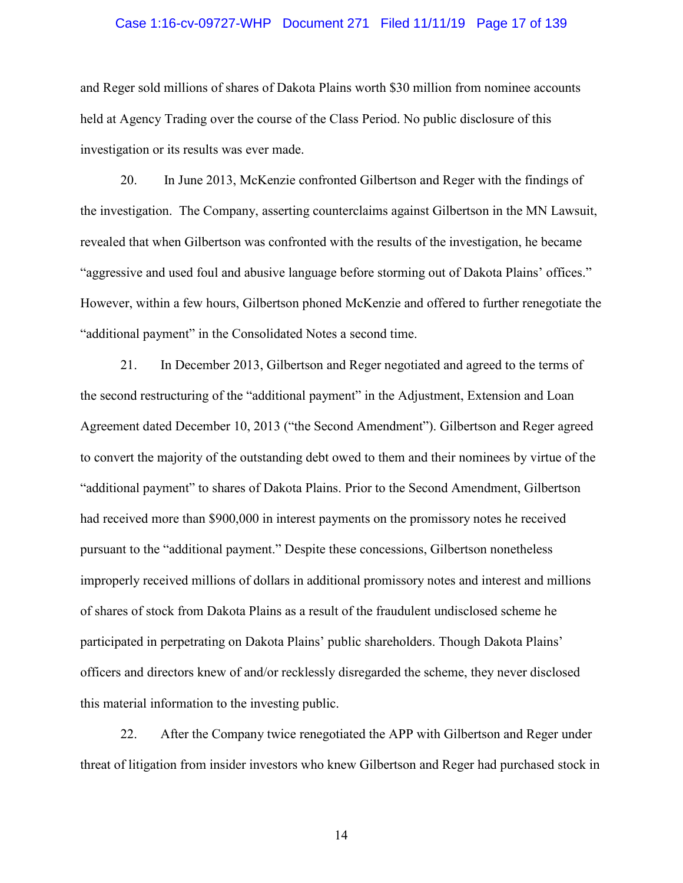and Reger sold millions of shares of Dakota Plains worth $30 million from nominee accounts held at Agency Trading over the course of the Class Period. No public disclosure of this investigation or its results was ever made.

20. In June 2013, McKenzie confronted Gilbertson and Reger with the findings of the investigation. The Company, asserting counterclaims against Gilbertson in the MN Lawsuit, revealed that when Gilbertson was confronted with the results of the investigation, he became "aggressive and used foul and abusive language before storming out of Dakota Plains' offices." However, within a few hours, Gilbertson phoned McKenzie and offered to further renegotiate the "additional payment" in the Consolidated Notes a second time.

21. In December 2013, Gilbertson and Reger negotiated and agreed to the terms of the second restructuring of the "additional payment" in the Adjustment, Extension and Loan Agreement dated December 10, 2013 ("the Second Amendment"). Gilbertson and Reger agreed to convert the majority of the outstanding debt owed to them and their nominees by virtue of the "additional payment" to shares of Dakota Plains. Prior to the Second Amendment, Gilbertson had received more than $900,000 in interest payments on the promissory notes he received pursuant to the "additional payment." Despite these concessions, Gilbertson nonetheless improperly received millions of dollars in additional promissory notes and interest and millions of shares of stock from Dakota Plains as a result of the fraudulent undisclosed scheme he participated in perpetrating on Dakota Plains' public shareholders. Though Dakota Plains' officers and directors knew of and/or recklessly disregarded the scheme, they never disclosed this material information to the investing public.

22. After the Company twice renegotiated the APP with Gilbertson and Reger under threat of litigation from insider investors who knew Gilbertson and Reger had purchased stock in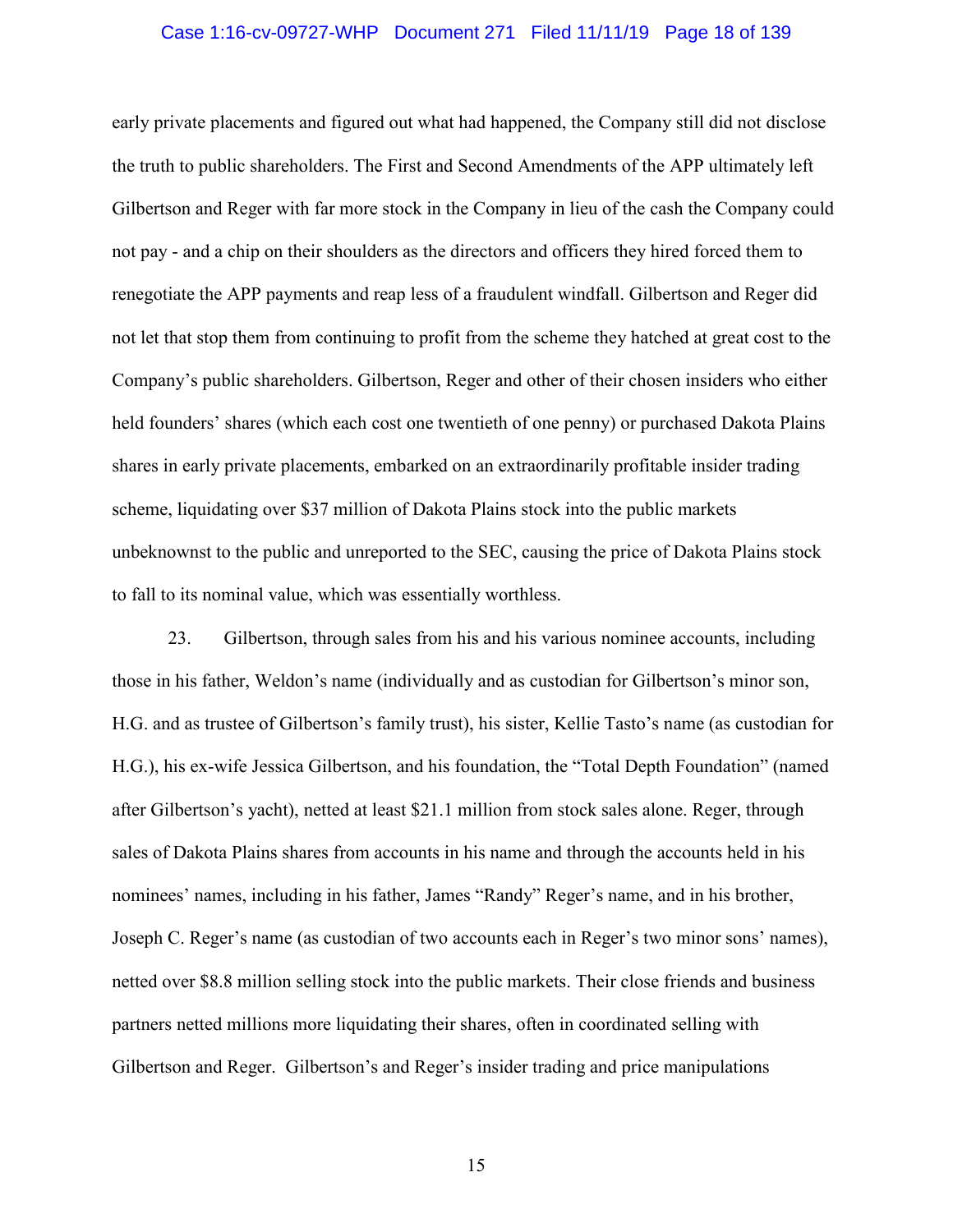early private placements and figured out what had happened, the Company still did not disclose the truth to public shareholders. The First and Second Amendments of the APP ultimately left Gilbertson and Reger with far more stock in the Company in lieu of the cash the Company could not pay - and a chip on their shoulders as the directors and officers they hired forced them to renegotiate the APP payments and reap less of a fraudulent windfall. Gilbertson and Reger did not let that stop them from continuing to profit from the scheme they hatched at great cost to the Company's public shareholders. Gilbertson, Reger and other of their chosen insiders who either held founders' shares (which each cost one twentieth of one penny) or purchased Dakota Plains shares in early private placements, embarked on an extraordinarily profitable insider trading scheme, liquidating over $37 million of Dakota Plains stock into the public markets unbeknownst to the public and unreported to the SEC, causing the price of Dakota Plains stock to fall to its nominal value, which was essentially worthless.

23. Gilbertson, through sales from his and his various nominee accounts, including those in his father, Weldon's name (individually and as custodian for Gilbertson's minor son, H.G. and as trustee of Gilbertson's family trust), his sister, Kellie Tasto's name (as custodian for H.G.), his ex-wife Jessica Gilbertson, and his foundation, the "Total Depth Foundation" (named after Gilbertson's yacht), netted at least $21.1 million from stock sales alone. Reger, through sales of Dakota Plains shares from accounts in his name and through the accounts held in his nominees' names, including in his father, James "Randy" Reger's name, and in his brother, Joseph C. Reger's name (as custodian of two accounts each in Reger's two minor sons' names), netted over $8.8 million selling stock into the public markets. Their close friends and business partners netted millions more liquidating their shares, often in coordinated selling with Gilbertson and Reger. Gilbertson's and Reger's insider trading and price manipulations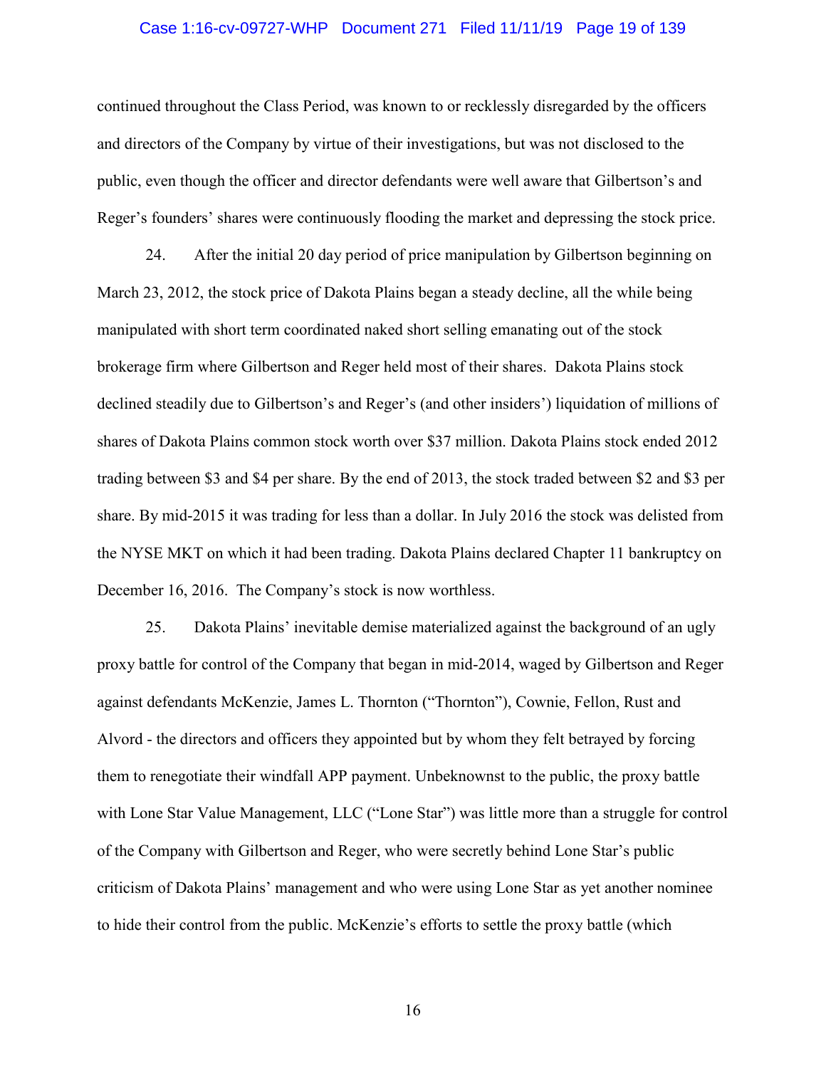continued throughout the Class Period, was known to or recklessly disregarded by the officers and directors of the Company by virtue of their investigations, but was not disclosed to the public, even though the officer and director defendants were well aware that Gilbertson's and Reger's founders' shares were continuously flooding the market and depressing the stock price.

24. After the initial 20 day period of price manipulation by Gilbertson beginning on March 23, 2012, the stock price of Dakota Plains began a steady decline, all the while being manipulated with short term coordinated naked short selling emanating out of the stock brokerage firm where Gilbertson and Reger held most of their shares. Dakota Plains stock declined steadily due to Gilbertson's and Reger's (and other insiders') liquidation of millions of shares of Dakota Plains common stock worth over $37 million. Dakota Plains stock ended 2012 trading between $3 and $4 per share. By the end of 2013, the stock traded between $2 and $3 per share. By mid-2015 it was trading for less than a dollar. In July 2016 the stock was delisted from the NYSE MKT on which it had been trading. Dakota Plains declared Chapter 11 bankruptcy on December 16, 2016. The Company's stock is now worthless.

25. Dakota Plains' inevitable demise materialized against the background of an ugly proxy battle for control of the Company that began in mid-2014, waged by Gilbertson and Reger against defendants McKenzie, James L. Thornton ("Thornton"), Cownie, Fellon, Rust and Alvord - the directors and officers they appointed but by whom they felt betrayed by forcing them to renegotiate their windfall APP payment. Unbeknownst to the public, the proxy battle with Lone Star Value Management, LLC ("Lone Star") was little more than a struggle for control of the Company with Gilbertson and Reger, who were secretly behind Lone Star's public criticism of Dakota Plains' management and who were using Lone Star as yet another nominee to hide their control from the public. McKenzie's efforts to settle the proxy battle (which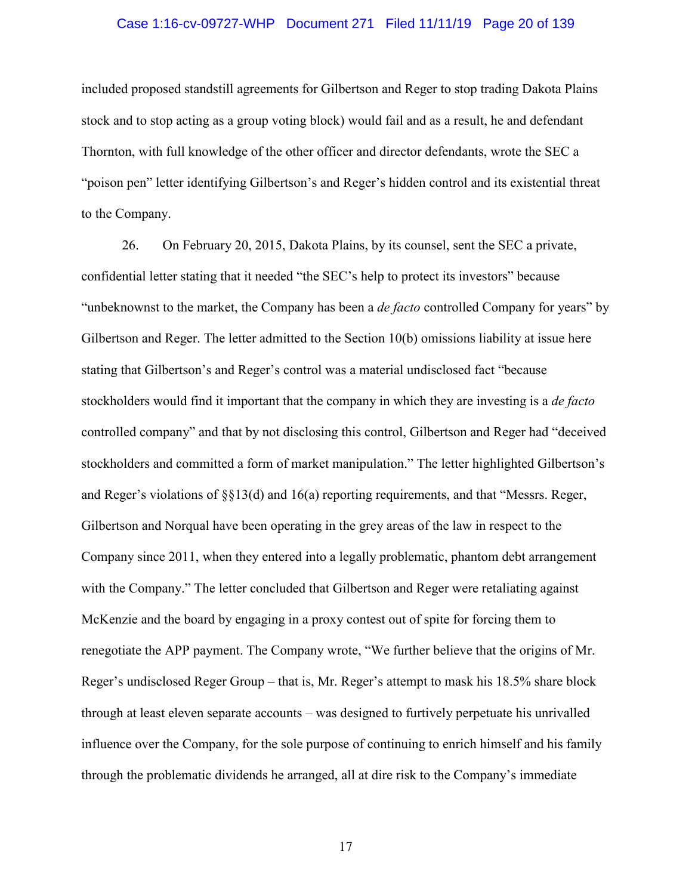included proposed standstill agreements for Gilbertson and Reger to stop trading Dakota Plains stock and to stop acting as a group voting block) would fail and as a result, he and defendant Thornton, with full knowledge of the other officer and director defendants, wrote the SEC a "poison pen" letter identifying Gilbertson's and Reger's hidden control and its existential threat to the Company.

26. On February 20, 2015, Dakota Plains, by its counsel, sent the SEC a private, confidential letter stating that it needed "the SEC's help to protect its investors" because "unbeknownst to the market, the Company has been a *de facto* controlled Company for years" by Gilbertson and Reger. The letter admitted to the Section 10(b) omissions liability at issue here stating that Gilbertson's and Reger's control was a material undisclosed fact "because stockholders would find it important that the company in which they are investing is a *de facto* controlled company" and that by not disclosing this control, Gilbertson and Reger had "deceived stockholders and committed a form of market manipulation." The letter highlighted Gilbertson's and Reger's violations of §§13(d) and 16(a) reporting requirements, and that "Messrs. Reger, Gilbertson and Norqual have been operating in the grey areas of the law in respect to the Company since 2011, when they entered into a legally problematic, phantom debt arrangement with the Company." The letter concluded that Gilbertson and Reger were retaliating against McKenzie and the board by engaging in a proxy contest out of spite for forcing them to renegotiate the APP payment. The Company wrote, "We further believe that the origins of Mr. Reger's undisclosed Reger Group – that is, Mr. Reger's attempt to mask his 18.5% share block through at least eleven separate accounts – was designed to furtively perpetuate his unrivalled influence over the Company, for the sole purpose of continuing to enrich himself and his family through the problematic dividends he arranged, all at dire risk to the Company's immediate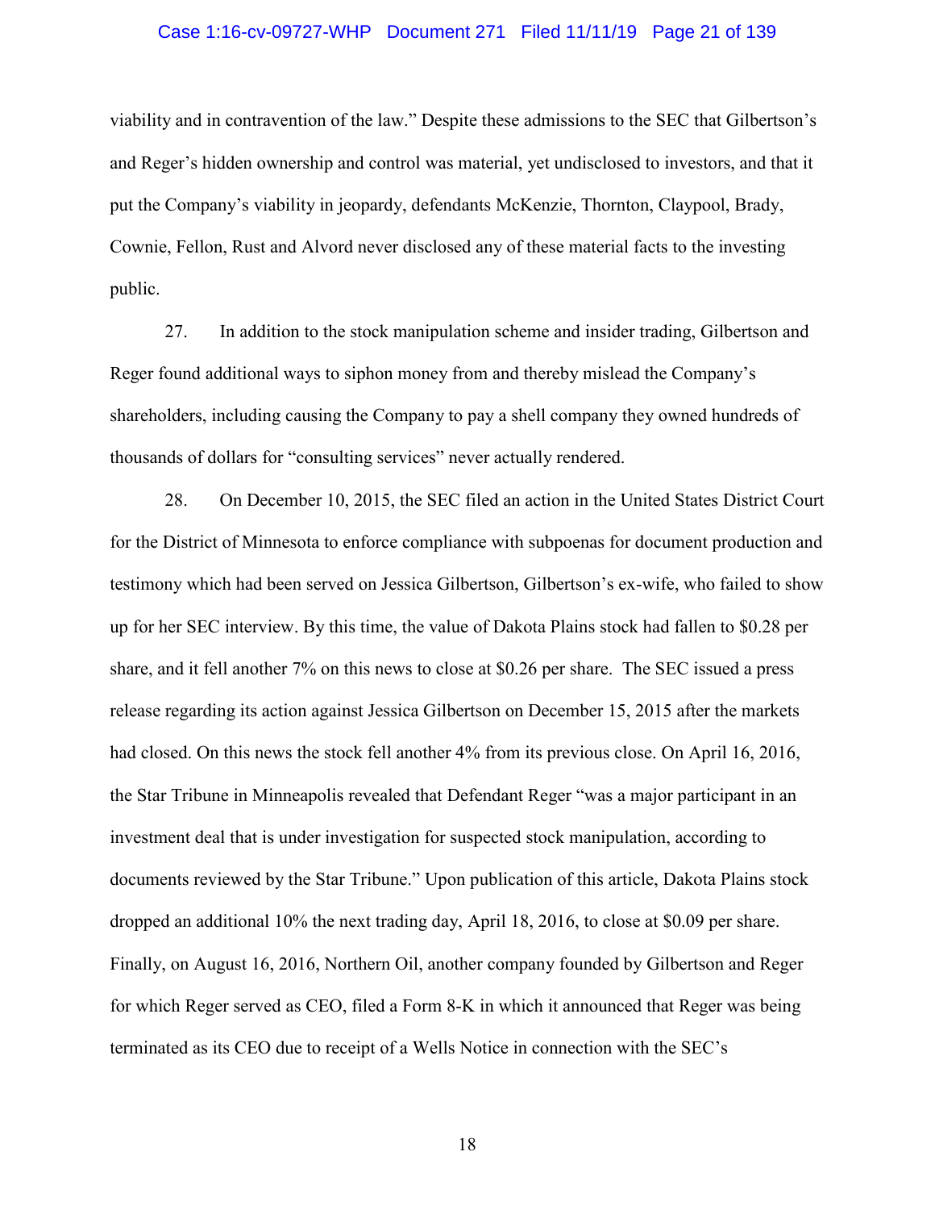viability and in contravention of the law." Despite these admissions to the SEC that Gilbertson's and Reger's hidden ownership and control was material, yet undisclosed to investors, and that it put the Company's viability in jeopardy, defendants McKenzie, Thornton, Claypool, Brady, Cownie, Fellon, Rust and Alvord never disclosed any of these material facts to the investing public.

27. In addition to the stock manipulation scheme and insider trading, Gilbertson and Reger found additional ways to siphon money from and thereby mislead the Company's shareholders, including causing the Company to pay a shell company they owned hundreds of thousands of dollars for "consulting services" never actually rendered.

28. On December 10, 2015, the SEC filed an action in the United States District Court for the District of Minnesota to enforce compliance with subpoenas for document production and testimony which had been served on Jessica Gilbertson, Gilbertson's ex-wife, who failed to show up for her SEC interview. By this time, the value of Dakota Plains stock had fallen to $0.28 per share, and it fell another 7% on this news to close at $0.26 per share. The SEC issued a press release regarding its action against Jessica Gilbertson on December 15, 2015 after the markets had closed. On this news the stock fell another 4% from its previous close. On April 16, 2016, the Star Tribune in Minneapolis revealed that Defendant Reger "was a major participant in an investment deal that is under investigation for suspected stock manipulation, according to documents reviewed by the Star Tribune." Upon publication of this article, Dakota Plains stock dropped an additional 10% the next trading day, April 18, 2016, to close at $0.09 per share. Finally, on August 16, 2016, Northern Oil, another company founded by Gilbertson and Reger for which Reger served as CEO, filed a Form 8-K in which it announced that Reger was being terminated as its CEO due to receipt of a Wells Notice in connection with the SEC's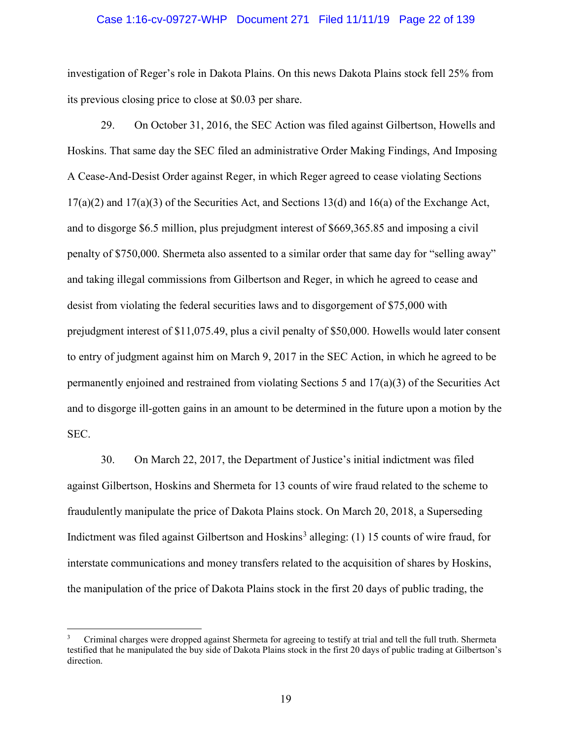investigation of Reger's role in Dakota Plains. On this news Dakota Plains stock fell 25% from its previous closing price to close at $0.03 per share.

29. On October 31, 2016, the SEC Action was filed against Gilbertson, Howells and Hoskins. That same day the SEC filed an administrative Order Making Findings, And Imposing A Cease-And-Desist Order against Reger, in which Reger agreed to cease violating Sections 17(a)(2) and 17(a)(3) of the Securities Act, and Sections 13(d) and 16(a) of the Exchange Act, and to disgorge $6.5 million, plus prejudgment interest of $669,365.85 and imposing a civil penalty of $750,000. Shermeta also assented to a similar order that same day for "selling away" and taking illegal commissions from Gilbertson and Reger, in which he agreed to cease and desist from violating the federal securities laws and to disgorgement of $75,000 with prejudgment interest of $11,075.49, plus a civil penalty of $50,000. Howells would later consent to entry of judgment against him on March 9, 2017 in the SEC Action, in which he agreed to be permanently enjoined and restrained from violating Sections 5 and 17(a)(3) of the Securities Act and to disgorge ill-gotten gains in an amount to be determined in the future upon a motion by the SEC.

30. On March 22, 2017, the Department of Justice's initial indictment was filed against Gilbertson, Hoskins and Shermeta for 13 counts of wire fraud related to the scheme to fraudulently manipulate the price of Dakota Plains stock. On March 20, 2018, a Superseding Indictment was filed against Gilbertson and Hoskins[3] alleging: (1) 15 counts of wire fraud, for interstate communications and money transfers related to the acquisition of shares by Hoskins, the manipulation of the price of Dakota Plains stock in the first 20 days of public trading, the

[3] Criminal charges were dropped against Shermeta for agreeing to testify at trial and tell the full truth. Shermeta testified that he manipulated the buy side of Dakota Plains stock in the first 20 days of public trading at Gilbertson's direction.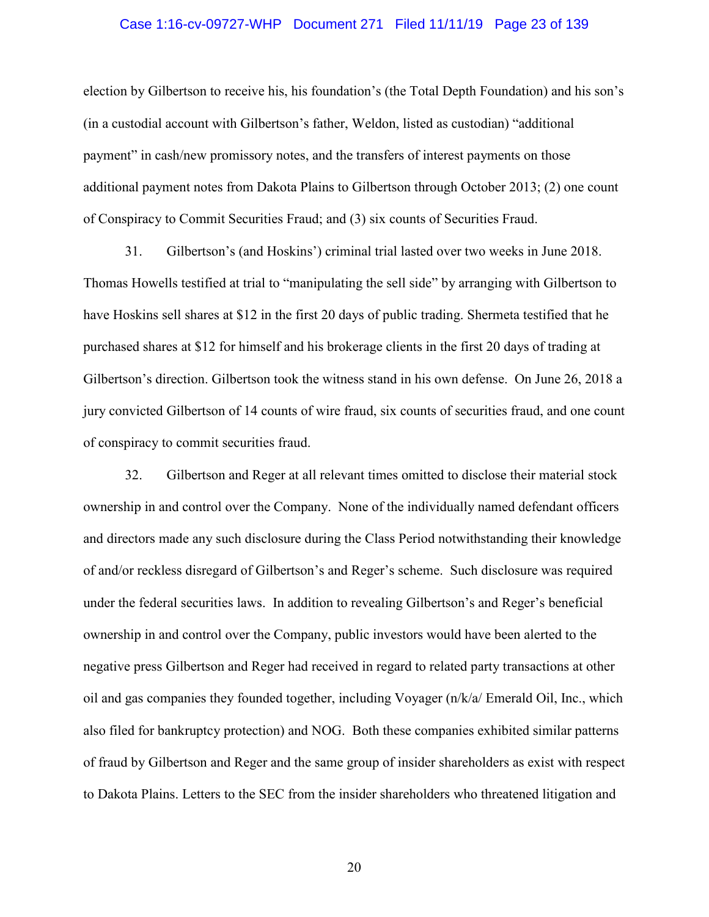election by Gilbertson to receive his, his foundation's (the Total Depth Foundation) and his son's (in a custodial account with Gilbertson's father, Weldon, listed as custodian) "additional payment" in cash/new promissory notes, and the transfers of interest payments on those additional payment notes from Dakota Plains to Gilbertson through October 2013; (2) one count of Conspiracy to Commit Securities Fraud; and (3) six counts of Securities Fraud.

31. Gilbertson's (and Hoskins') criminal trial lasted over two weeks in June 2018. Thomas Howells testified at trial to "manipulating the sell side" by arranging with Gilbertson to have Hoskins sell shares at $12 in the first 20 days of public trading. Shermeta testified that he purchased shares at $12 for himself and his brokerage clients in the first 20 days of trading at Gilbertson's direction. Gilbertson took the witness stand in his own defense. On June 26, 2018 a jury convicted Gilbertson of 14 counts of wire fraud, six counts of securities fraud, and one count of conspiracy to commit securities fraud.

32. Gilbertson and Reger at all relevant times omitted to disclose their material stock ownership in and control over the Company. None of the individually named defendant officers and directors made any such disclosure during the Class Period notwithstanding their knowledge of and/or reckless disregard of Gilbertson's and Reger's scheme. Such disclosure was required under the federal securities laws. In addition to revealing Gilbertson's and Reger's beneficial ownership in and control over the Company, public investors would have been alerted to the negative press Gilbertson and Reger had received in regard to related party transactions at other oil and gas companies they founded together, including Voyager (n/k/a/ Emerald Oil, Inc., which also filed for bankruptcy protection) and NOG. Both these companies exhibited similar patterns of fraud by Gilbertson and Reger and the same group of insider shareholders as exist with respect to Dakota Plains. Letters to the SEC from the insider shareholders who threatened litigation and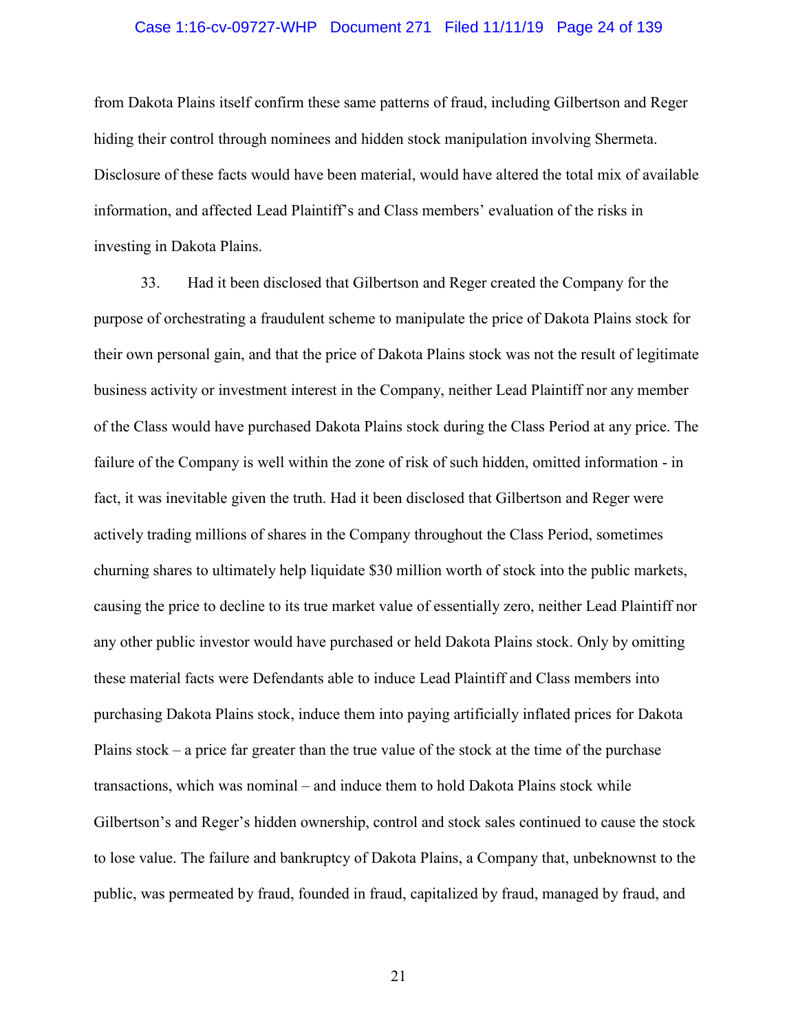from Dakota Plains itself confirm these same patterns of fraud, including Gilbertson and Reger hiding their control through nominees and hidden stock manipulation involving Shermeta. Disclosure of these facts would have been material, would have altered the total mix of available information, and affected Lead Plaintiff's and Class members' evaluation of the risks in investing in Dakota Plains.

33. Had it been disclosed that Gilbertson and Reger created the Company for the purpose of orchestrating a fraudulent scheme to manipulate the price of Dakota Plains stock for their own personal gain, and that the price of Dakota Plains stock was not the result of legitimate business activity or investment interest in the Company, neither Lead Plaintiff nor any member of the Class would have purchased Dakota Plains stock during the Class Period at any price. The failure of the Company is well within the zone of risk of such hidden, omitted information - in fact, it was inevitable given the truth. Had it been disclosed that Gilbertson and Reger were actively trading millions of shares in the Company throughout the Class Period, sometimes churning shares to ultimately help liquidate $30 million worth of stock into the public markets, causing the price to decline to its true market value of essentially zero, neither Lead Plaintiff nor any other public investor would have purchased or held Dakota Plains stock. Only by omitting these material facts were Defendants able to induce Lead Plaintiff and Class members into purchasing Dakota Plains stock, induce them into paying artificially inflated prices for Dakota Plains stock – a price far greater than the true value of the stock at the time of the purchase transactions, which was nominal – and induce them to hold Dakota Plains stock while Gilbertson's and Reger's hidden ownership, control and stock sales continued to cause the stock to lose value. The failure and bankruptcy of Dakota Plains, a Company that, unbeknownst to the public, was permeated by fraud, founded in fraud, capitalized by fraud, managed by fraud, and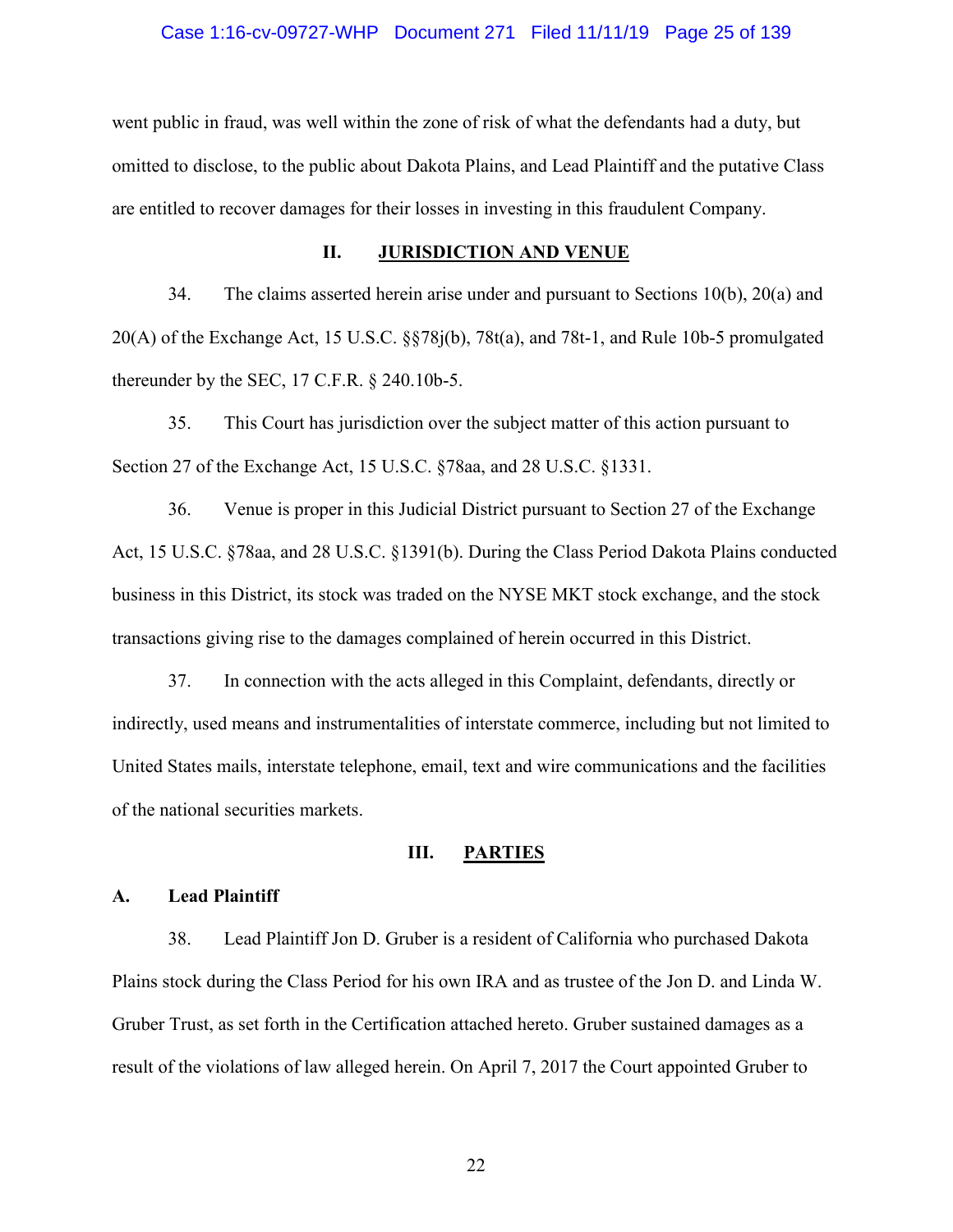went public in fraud, was well within the zone of risk of what the defendants had a duty, but omitted to disclose, to the public about Dakota Plains, and Lead Plaintiff and the putative Class are entitled to recover damages for their losses in investing in this fraudulent Company.

## II. JURISDICTION AND VENUE

34. The claims asserted herein arise under and pursuant to Sections 10(b), 20(a) and 20(A) of the Exchange Act, 15 U.S.C. §§78j(b), 78t(a), and 78t-1, and Rule 10b-5 promulgated thereunder by the SEC, 17 C.F.R. § 240.10b-5.

35. This Court has jurisdiction over the subject matter of this action pursuant to Section 27 of the Exchange Act, 15 U.S.C. §78aa, and 28 U.S.C. §1331.

36. Venue is proper in this Judicial District pursuant to Section 27 of the Exchange Act, 15 U.S.C. §78aa, and 28 U.S.C. §1391(b). During the Class Period Dakota Plains conducted business in this District, its stock was traded on the NYSE MKT stock exchange, and the stock transactions giving rise to the damages complained of herein occurred in this District.

37. In connection with the acts alleged in this Complaint, defendants, directly or indirectly, used means and instrumentalities of interstate commerce, including but not limited to United States mails, interstate telephone, email, text and wire communications and the facilities of the national securities markets.

## III. PARTIES

### A. Lead Plaintiff

38. Lead Plaintiff Jon D. Gruber is a resident of California who purchased Dakota Plains stock during the Class Period for his own IRA and as trustee of the Jon D. and Linda W. Gruber Trust, as set forth in the Certification attached hereto. Gruber sustained damages as a result of the violations of law alleged herein. On April 7, 2017 the Court appointed Gruber to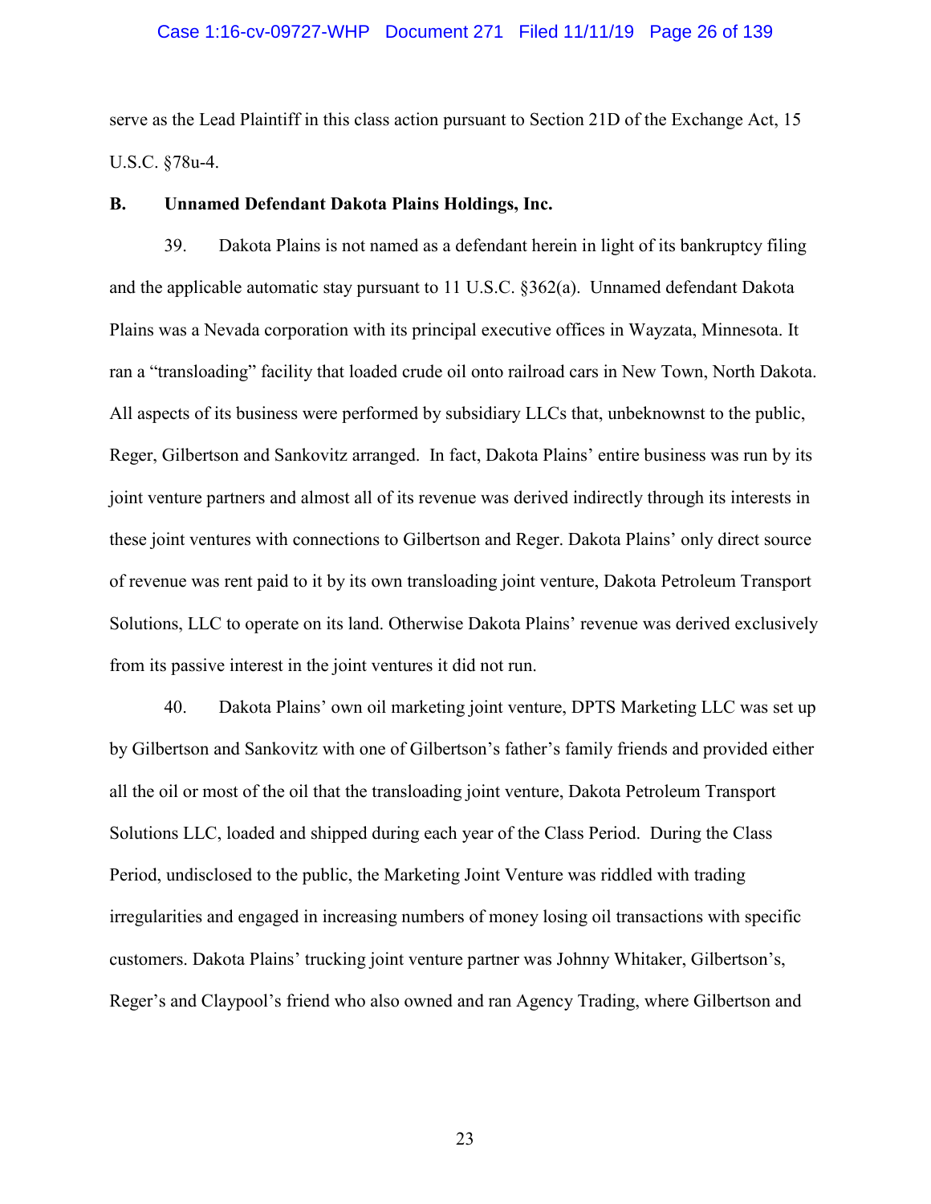serve as the Lead Plaintiff in this class action pursuant to Section 21D of the Exchange Act, 15 U.S.C. §78u-4.

### B. Unnamed Defendant Dakota Plains Holdings, Inc.

39. Dakota Plains is not named as a defendant herein in light of its bankruptcy filing and the applicable automatic stay pursuant to 11 U.S.C. §362(a). Unnamed defendant Dakota Plains was a Nevada corporation with its principal executive offices in Wayzata, Minnesota. It ran a "transloading" facility that loaded crude oil onto railroad cars in New Town, North Dakota. All aspects of its business were performed by subsidiary LLCs that, unbeknownst to the public, Reger, Gilbertson and Sankovitz arranged. In fact, Dakota Plains' entire business was run by its joint venture partners and almost all of its revenue was derived indirectly through its interests in these joint ventures with connections to Gilbertson and Reger. Dakota Plains' only direct source of revenue was rent paid to it by its own transloading joint venture, Dakota Petroleum Transport Solutions, LLC to operate on its land. Otherwise Dakota Plains' revenue was derived exclusively from its passive interest in the joint ventures it did not run.

40. Dakota Plains' own oil marketing joint venture, DPTS Marketing LLC was set up by Gilbertson and Sankovitz with one of Gilbertson's father's family friends and provided either all the oil or most of the oil that the transloading joint venture, Dakota Petroleum Transport Solutions LLC, loaded and shipped during each year of the Class Period. During the Class Period, undisclosed to the public, the Marketing Joint Venture was riddled with trading irregularities and engaged in increasing numbers of money losing oil transactions with specific customers. Dakota Plains' trucking joint venture partner was Johnny Whitaker, Gilbertson's, Reger's and Claypool's friend who also owned and ran Agency Trading, where Gilbertson and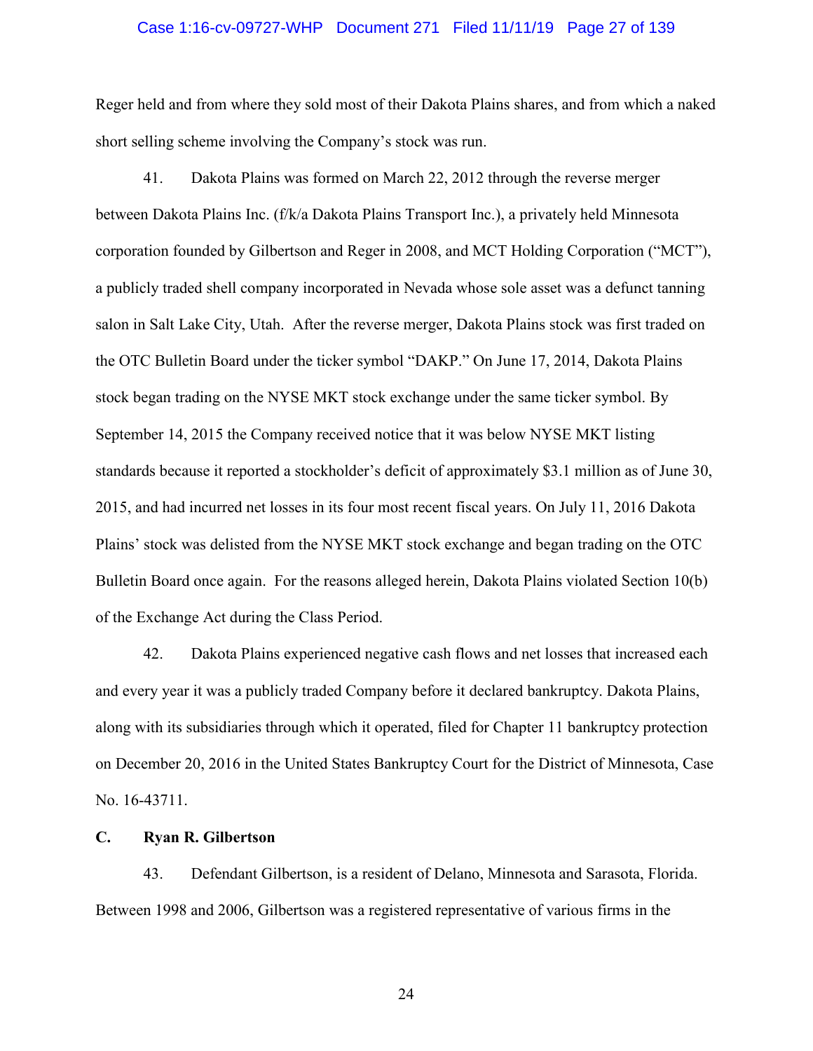Reger held and from where they sold most of their Dakota Plains shares, and from which a naked short selling scheme involving the Company's stock was run.

41. Dakota Plains was formed on March 22, 2012 through the reverse merger between Dakota Plains Inc. (f/k/a Dakota Plains Transport Inc.), a privately held Minnesota corporation founded by Gilbertson and Reger in 2008, and MCT Holding Corporation ("MCT"), a publicly traded shell company incorporated in Nevada whose sole asset was a defunct tanning salon in Salt Lake City, Utah. After the reverse merger, Dakota Plains stock was first traded on the OTC Bulletin Board under the ticker symbol "DAKP." On June 17, 2014, Dakota Plains stock began trading on the NYSE MKT stock exchange under the same ticker symbol. By September 14, 2015 the Company received notice that it was below NYSE MKT listing standards because it reported a stockholder's deficit of approximately $3.1 million as of June 30, 2015, and had incurred net losses in its four most recent fiscal years. On July 11, 2016 Dakota Plains' stock was delisted from the NYSE MKT stock exchange and began trading on the OTC Bulletin Board once again. For the reasons alleged herein, Dakota Plains violated Section 10(b) of the Exchange Act during the Class Period.

42. Dakota Plains experienced negative cash flows and net losses that increased each and every year it was a publicly traded Company before it declared bankruptcy. Dakota Plains, along with its subsidiaries through which it operated, filed for Chapter 11 bankruptcy protection on December 20, 2016 in the United States Bankruptcy Court for the District of Minnesota, Case No. 16-43711.

### C. Ryan R. Gilbertson

43. Defendant Gilbertson, is a resident of Delano, Minnesota and Sarasota, Florida. Between 1998 and 2006, Gilbertson was a registered representative of various firms in the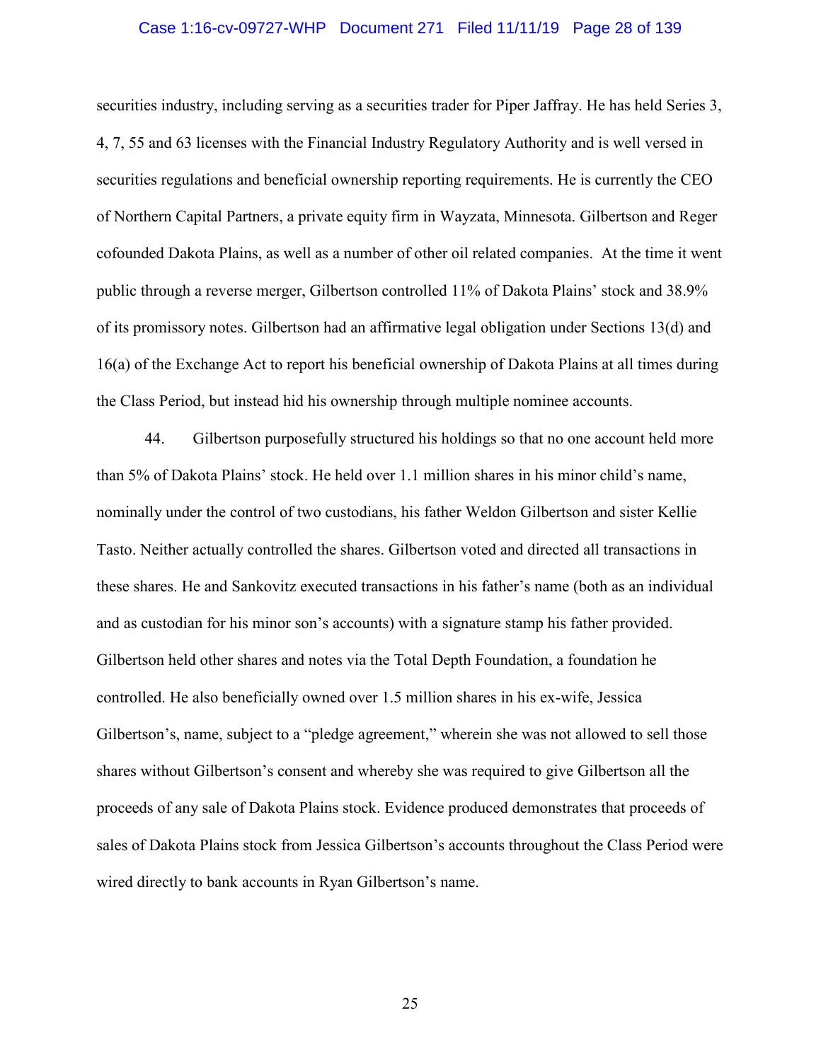securities industry, including serving as a securities trader for Piper Jaffray. He has held Series 3, 4, 7, 55 and 63 licenses with the Financial Industry Regulatory Authority and is well versed in securities regulations and beneficial ownership reporting requirements. He is currently the CEO of Northern Capital Partners, a private equity firm in Wayzata, Minnesota. Gilbertson and Reger cofounded Dakota Plains, as well as a number of other oil related companies. At the time it went public through a reverse merger, Gilbertson controlled 11% of Dakota Plains' stock and 38.9% of its promissory notes. Gilbertson had an affirmative legal obligation under Sections 13(d) and 16(a) of the Exchange Act to report his beneficial ownership of Dakota Plains at all times during the Class Period, but instead hid his ownership through multiple nominee accounts.

44. Gilbertson purposefully structured his holdings so that no one account held more than 5% of Dakota Plains' stock. He held over 1.1 million shares in his minor child's name, nominally under the control of two custodians, his father Weldon Gilbertson and sister Kellie Tasto. Neither actually controlled the shares. Gilbertson voted and directed all transactions in these shares. He and Sankovitz executed transactions in his father's name (both as an individual and as custodian for his minor son's accounts) with a signature stamp his father provided. Gilbertson held other shares and notes via the Total Depth Foundation, a foundation he controlled. He also beneficially owned over 1.5 million shares in his ex-wife, Jessica Gilbertson's, name, subject to a "pledge agreement," wherein she was not allowed to sell those shares without Gilbertson's consent and whereby she was required to give Gilbertson all the proceeds of any sale of Dakota Plains stock. Evidence produced demonstrates that proceeds of sales of Dakota Plains stock from Jessica Gilbertson's accounts throughout the Class Period were wired directly to bank accounts in Ryan Gilbertson's name.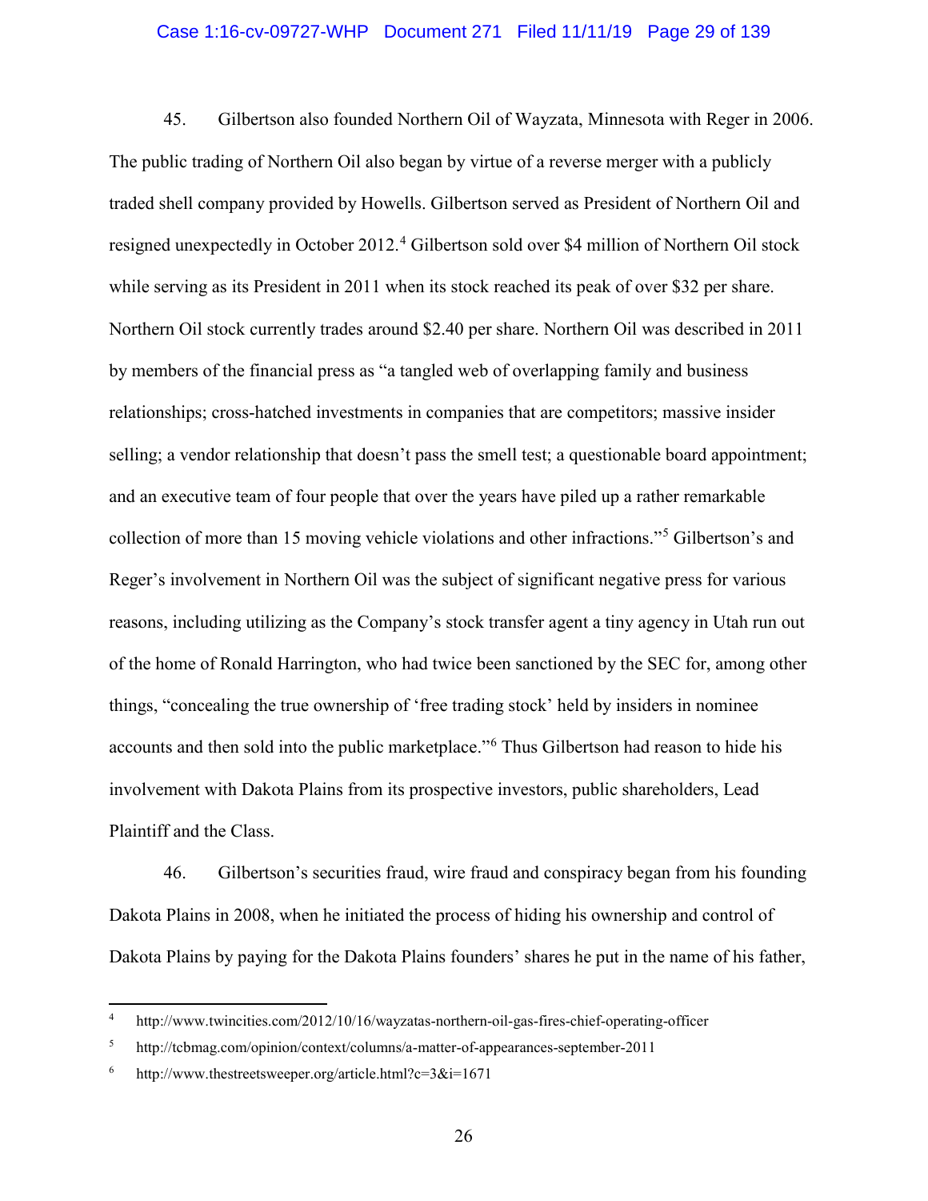45. Gilbertson also founded Northern Oil of Wayzata, Minnesota with Reger in 2006. The public trading of Northern Oil also began by virtue of a reverse merger with a publicly traded shell company provided by Howells. Gilbertson served as President of Northern Oil and resigned unexpectedly in October 2012.[4] Gilbertson sold over $4 million of Northern Oil stock while serving as its President in 2011 when its stock reached its peak of over $32 per share. Northern Oil stock currently trades around $2.40 per share. Northern Oil was described in 2011 by members of the financial press as "a tangled web of overlapping family and business relationships; cross-hatched investments in companies that are competitors; massive insider selling; a vendor relationship that doesn't pass the smell test; a questionable board appointment; and an executive team of four people that over the years have piled up a rather remarkable collection of more than 15 moving vehicle violations and other infractions."[5] Gilbertson's and Reger's involvement in Northern Oil was the subject of significant negative press for various reasons, including utilizing as the Company's stock transfer agent a tiny agency in Utah run out of the home of Ronald Harrington, who had twice been sanctioned by the SEC for, among other things, "concealing the true ownership of 'free trading stock' held by insiders in nominee accounts and then sold into the public marketplace."[6] Thus Gilbertson had reason to hide his involvement with Dakota Plains from its prospective investors, public shareholders, Lead Plaintiff and the Class.

46. Gilbertson's securities fraud, wire fraud and conspiracy began from his founding Dakota Plains in 2008, when he initiated the process of hiding his ownership and control of Dakota Plains by paying for the Dakota Plains founders' shares he put in the name of his father,

---

[4] http://www.twincities.com/2012/10/16/wayzatas-northern-oil-gas-fires-chief-operating-officer

[5] http://tcbmag.com/opinion/context/columns/a-matter-of-appearances-september-2011

[6] http://www.thestreetsweeper.org/article.html?c=3&i=1671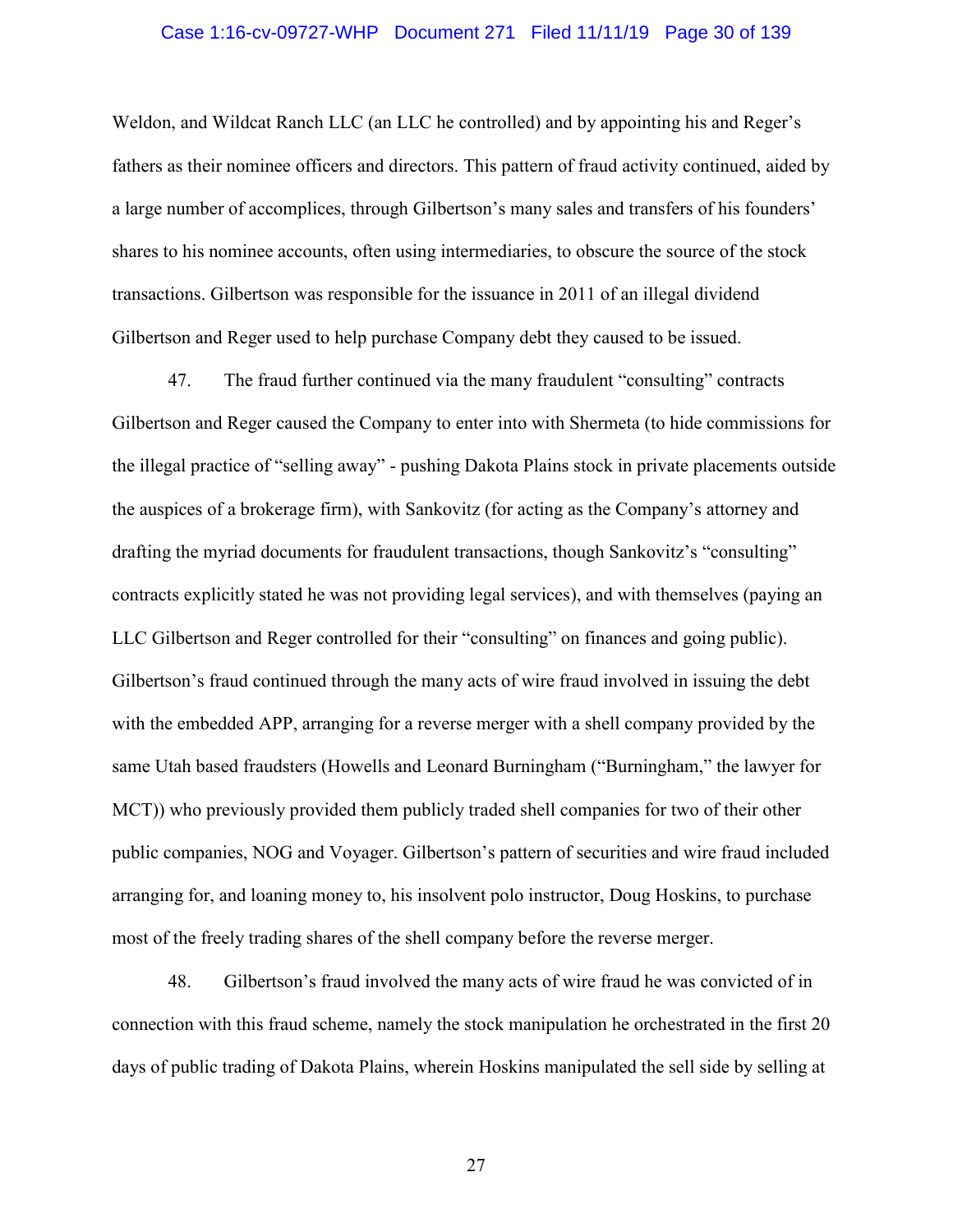Weldon, and Wildcat Ranch LLC (an LLC he controlled) and by appointing his and Reger's fathers as their nominee officers and directors. This pattern of fraud activity continued, aided by a large number of accomplices, through Gilbertson's many sales and transfers of his founders' shares to his nominee accounts, often using intermediaries, to obscure the source of the stock transactions. Gilbertson was responsible for the issuance in 2011 of an illegal dividend Gilbertson and Reger used to help purchase Company debt they caused to be issued.

47. The fraud further continued via the many fraudulent "consulting" contracts Gilbertson and Reger caused the Company to enter into with Shermeta (to hide commissions for the illegal practice of "selling away" - pushing Dakota Plains stock in private placements outside the auspices of a brokerage firm), with Sankovitz (for acting as the Company's attorney and drafting the myriad documents for fraudulent transactions, though Sankovitz's "consulting" contracts explicitly stated he was not providing legal services), and with themselves (paying an LLC Gilbertson and Reger controlled for their "consulting" on finances and going public). Gilbertson's fraud continued through the many acts of wire fraud involved in issuing the debt with the embedded APP, arranging for a reverse merger with a shell company provided by the same Utah based fraudsters (Howells and Leonard Burningham ("Burningham," the lawyer for MCT)) who previously provided them publicly traded shell companies for two of their other public companies, NOG and Voyager. Gilbertson's pattern of securities and wire fraud included arranging for, and loaning money to, his insolvent polo instructor, Doug Hoskins, to purchase most of the freely trading shares of the shell company before the reverse merger.

48. Gilbertson's fraud involved the many acts of wire fraud he was convicted of in connection with this fraud scheme, namely the stock manipulation he orchestrated in the first 20 days of public trading of Dakota Plains, wherein Hoskins manipulated the sell side by selling at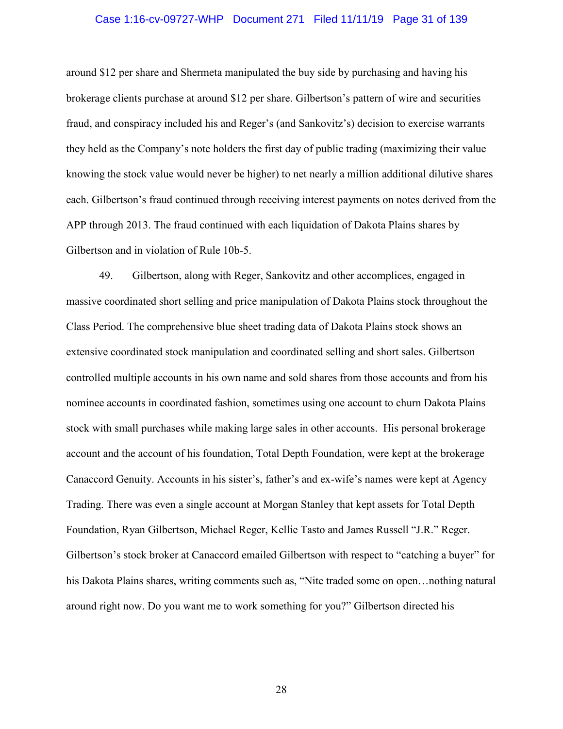around $12 per share and Shermeta manipulated the buy side by purchasing and having his brokerage clients purchase at around $12 per share. Gilbertson's pattern of wire and securities fraud, and conspiracy included his and Reger's (and Sankovitz's) decision to exercise warrants they held as the Company's note holders the first day of public trading (maximizing their value knowing the stock value would never be higher) to net nearly a million additional dilutive shares each. Gilbertson's fraud continued through receiving interest payments on notes derived from the APP through 2013. The fraud continued with each liquidation of Dakota Plains shares by Gilbertson and in violation of Rule 10b-5.

49. Gilbertson, along with Reger, Sankovitz and other accomplices, engaged in massive coordinated short selling and price manipulation of Dakota Plains stock throughout the Class Period. The comprehensive blue sheet trading data of Dakota Plains stock shows an extensive coordinated stock manipulation and coordinated selling and short sales. Gilbertson controlled multiple accounts in his own name and sold shares from those accounts and from his nominee accounts in coordinated fashion, sometimes using one account to churn Dakota Plains stock with small purchases while making large sales in other accounts. His personal brokerage account and the account of his foundation, Total Depth Foundation, were kept at the brokerage Canaccord Genuity. Accounts in his sister's, father's and ex-wife's names were kept at Agency Trading. There was even a single account at Morgan Stanley that kept assets for Total Depth Foundation, Ryan Gilbertson, Michael Reger, Kellie Tasto and James Russell "J.R." Reger. Gilbertson's stock broker at Canaccord emailed Gilbertson with respect to "catching a buyer" for his Dakota Plains shares, writing comments such as, "Nite traded some on open…nothing natural around right now. Do you want me to work something for you?" Gilbertson directed his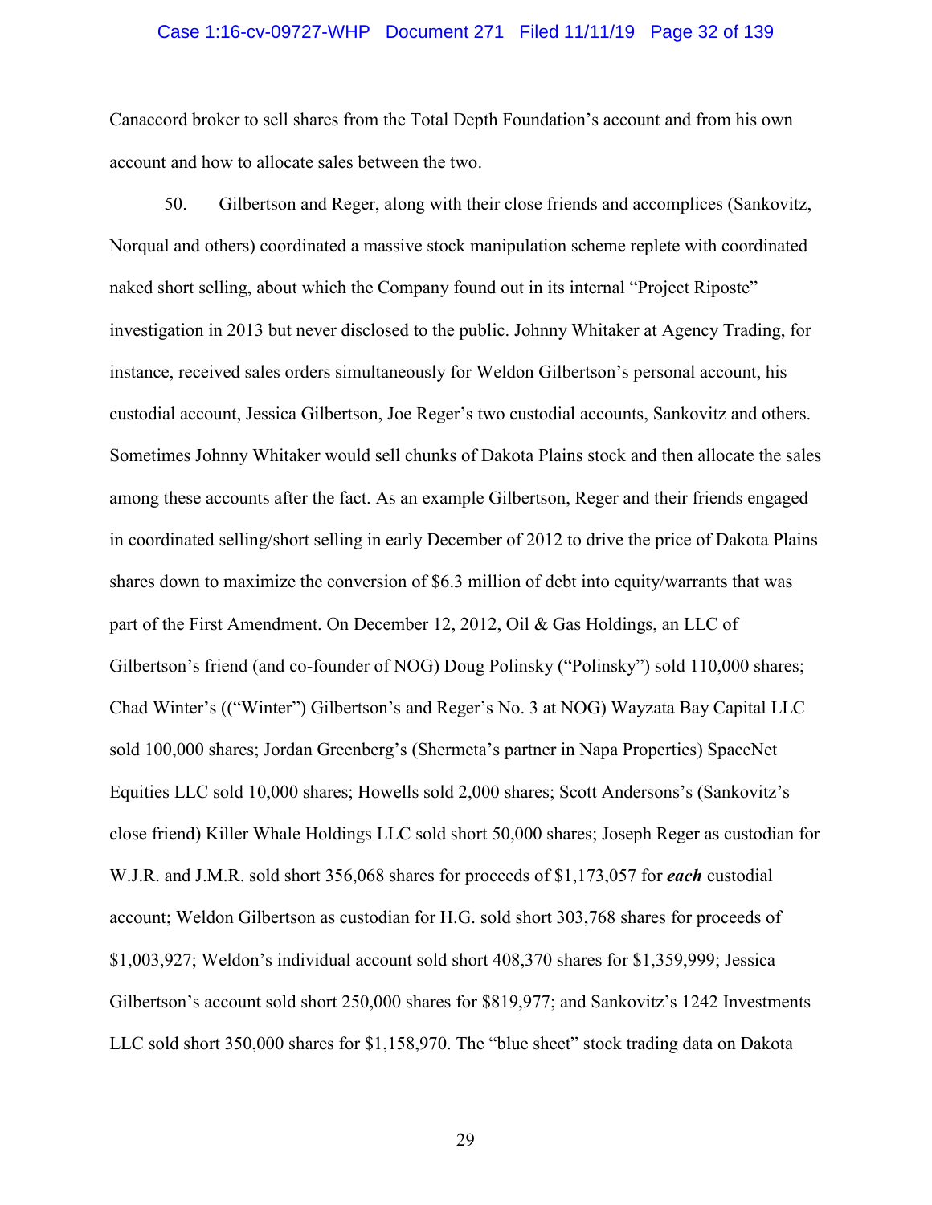Canaccord broker to sell shares from the Total Depth Foundation's account and from his own account and how to allocate sales between the two.

50. Gilbertson and Reger, along with their close friends and accomplices (Sankovitz, Norqual and others) coordinated a massive stock manipulation scheme replete with coordinated naked short selling, about which the Company found out in its internal "Project Riposte" investigation in 2013 but never disclosed to the public. Johnny Whitaker at Agency Trading, for instance, received sales orders simultaneously for Weldon Gilbertson's personal account, his custodial account, Jessica Gilbertson, Joe Reger's two custodial accounts, Sankovitz and others. Sometimes Johnny Whitaker would sell chunks of Dakota Plains stock and then allocate the sales among these accounts after the fact. As an example Gilbertson, Reger and their friends engaged in coordinated selling/short selling in early December of 2012 to drive the price of Dakota Plains shares down to maximize the conversion of $6.3 million of debt into equity/warrants that was part of the First Amendment. On December 12, 2012, Oil & Gas Holdings, an LLC of Gilbertson's friend (and co-founder of NOG) Doug Polinsky ("Polinsky") sold 110,000 shares; Chad Winter's (("Winter") Gilbertson's and Reger's No. 3 at NOG) Wayzata Bay Capital LLC sold 100,000 shares; Jordan Greenberg's (Shermeta's partner in Napa Properties) SpaceNet Equities LLC sold 10,000 shares; Howells sold 2,000 shares; Scott Andersons's (Sankovitz's close friend) Killer Whale Holdings LLC sold short 50,000 shares; Joseph Reger as custodian for W.J.R. and J.M.R. sold short 356,068 shares for proceeds of $1,173,057 for ***each*** custodial account; Weldon Gilbertson as custodian for H.G. sold short 303,768 shares for proceeds of $1,003,927; Weldon's individual account sold short 408,370 shares for $1,359,999; Jessica Gilbertson's account sold short 250,000 shares for $819,977; and Sankovitz's 1242 Investments LLC sold short 350,000 shares for $1,158,970. The "blue sheet" stock trading data on Dakota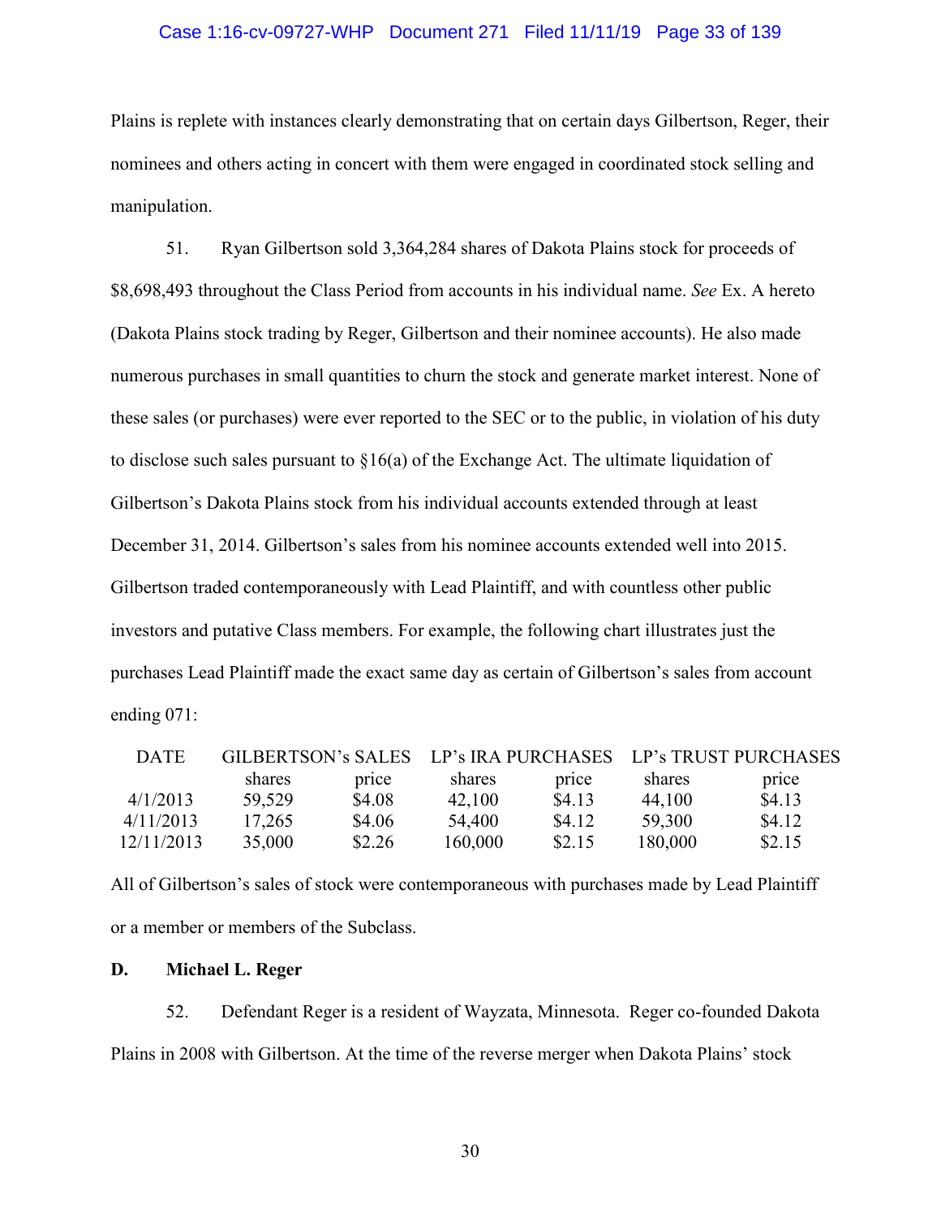Plains is replete with instances clearly demonstrating that on certain days Gilbertson, Reger, their nominees and others acting in concert with them were engaged in coordinated stock selling and manipulation.

51. Ryan Gilbertson sold 3,364,284 shares of Dakota Plains stock for proceeds of $8,698,493 throughout the Class Period from accounts in his individual name. *See* Ex. A hereto (Dakota Plains stock trading by Reger, Gilbertson and their nominee accounts). He also made numerous purchases in small quantities to churn the stock and generate market interest. None of these sales (or purchases) were ever reported to the SEC or to the public, in violation of his duty to disclose such sales pursuant to §16(a) of the Exchange Act. The ultimate liquidation of Gilbertson's Dakota Plains stock from his individual accounts extended through at least December 31, 2014. Gilbertson's sales from his nominee accounts extended well into 2015. Gilbertson traded contemporaneously with Lead Plaintiff, and with countless other public investors and putative Class members. For example, the following chart illustrates just the purchases Lead Plaintiff made the exact same day as certain of Gilbertson's sales from account ending 071:

| DATE | GILBERTSON's SALES | | LP's IRA PURCHASES | | LP's TRUST PURCHASES | |
|---|---|---|---|---|---|---|
| | shares | price | shares | price | shares | price |
| 4/1/2013 | 59,529 | $4.08 | 42,100 | $4.13 | 44,100 | $4.13 |
| 4/11/2013 | 17,265 | $4.06 | 54,400 | $4.12 | 59,300 | $4.12 |
| 12/11/2013 | 35,000 | $2.26 | 160,000 | $2.15 | 180,000 | $2.15 |

All of Gilbertson's sales of stock were contemporaneous with purchases made by Lead Plaintiff or a member or members of the Subclass.

### D. Michael L. Reger

52. Defendant Reger is a resident of Wayzata, Minnesota. Reger co-founded Dakota Plains in 2008 with Gilbertson. At the time of the reverse merger when Dakota Plains' stock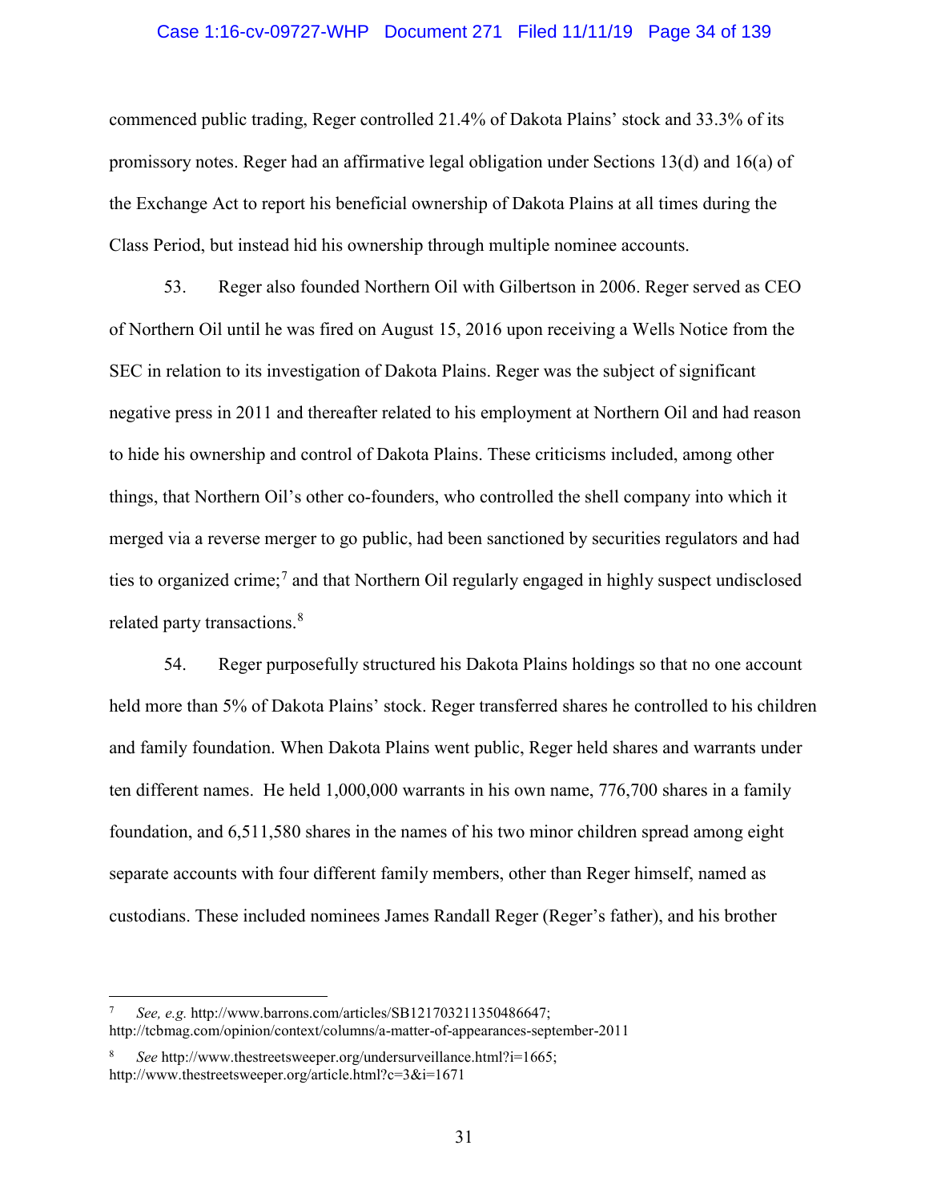commenced public trading, Reger controlled 21.4% of Dakota Plains' stock and 33.3% of its promissory notes. Reger had an affirmative legal obligation under Sections 13(d) and 16(a) of the Exchange Act to report his beneficial ownership of Dakota Plains at all times during the Class Period, but instead hid his ownership through multiple nominee accounts.

53. Reger also founded Northern Oil with Gilbertson in 2006. Reger served as CEO of Northern Oil until he was fired on August 15, 2016 upon receiving a Wells Notice from the SEC in relation to its investigation of Dakota Plains. Reger was the subject of significant negative press in 2011 and thereafter related to his employment at Northern Oil and had reason to hide his ownership and control of Dakota Plains. These criticisms included, among other things, that Northern Oil's other co-founders, who controlled the shell company into which it merged via a reverse merger to go public, had been sanctioned by securities regulators and had ties to organized crime;[7] and that Northern Oil regularly engaged in highly suspect undisclosed related party transactions.[8]

54. Reger purposefully structured his Dakota Plains holdings so that no one account held more than 5% of Dakota Plains' stock. Reger transferred shares he controlled to his children and family foundation. When Dakota Plains went public, Reger held shares and warrants under ten different names. He held 1,000,000 warrants in his own name, 776,700 shares in a family foundation, and 6,511,580 shares in the names of his two minor children spread among eight separate accounts with four different family members, other than Reger himself, named as custodians. These included nominees James Randall Reger (Reger's father), and his brother

---

[7] *See, e.g.* http://www.barrons.com/articles/SB121703211350486647; http://tcbmag.com/opinion/context/columns/a-matter-of-appearances-september-2011

[8] *See* http://www.thestreetsweeper.org/undersurveillance.html?i=1665; http://www.thestreetsweeper.org/article.html?c=3&i=1671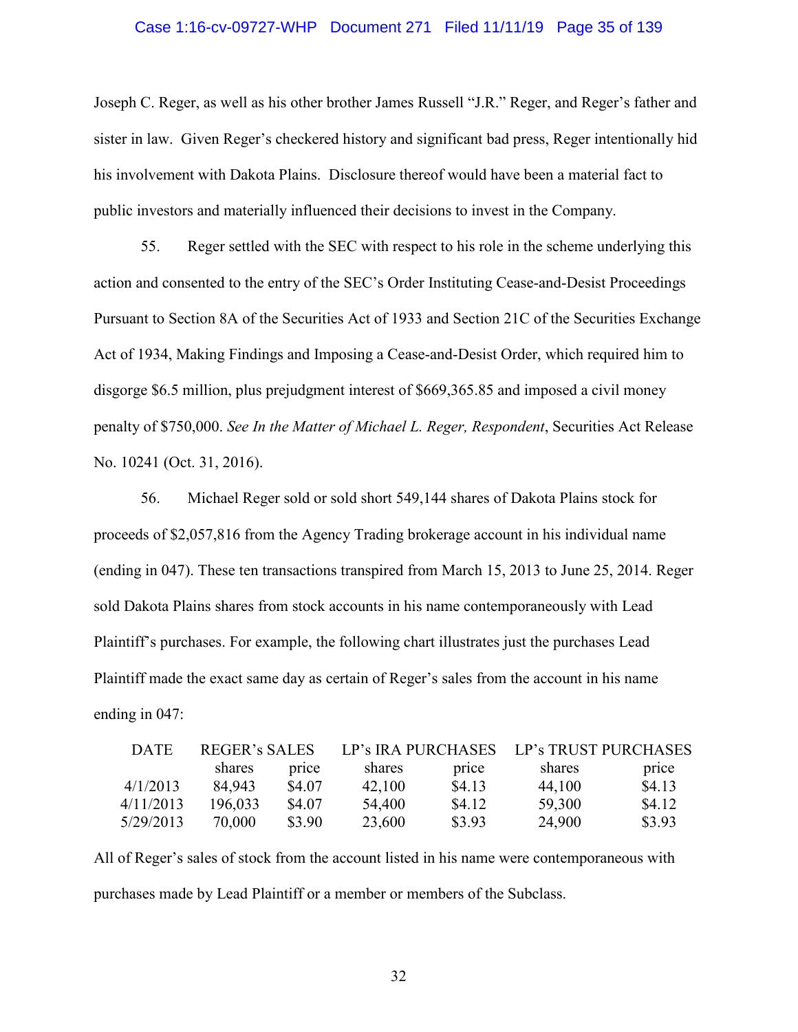Joseph C. Reger, as well as his other brother James Russell "J.R." Reger, and Reger's father and sister in law. Given Reger's checkered history and significant bad press, Reger intentionally hid his involvement with Dakota Plains. Disclosure thereof would have been a material fact to public investors and materially influenced their decisions to invest in the Company.

55. Reger settled with the SEC with respect to his role in the scheme underlying this action and consented to the entry of the SEC's Order Instituting Cease-and-Desist Proceedings Pursuant to Section 8A of the Securities Act of 1933 and Section 21C of the Securities Exchange Act of 1934, Making Findings and Imposing a Cease-and-Desist Order, which required him to disgorge $6.5 million, plus prejudgment interest of $669,365.85 and imposed a civil money penalty of $750,000. *See In the Matter of Michael L. Reger, Respondent*, Securities Act Release No. 10241 (Oct. 31, 2016).

56. Michael Reger sold or sold short 549,144 shares of Dakota Plains stock for proceeds of $2,057,816 from the Agency Trading brokerage account in his individual name (ending in 047). These ten transactions transpired from March 15, 2013 to June 25, 2014. Reger sold Dakota Plains shares from stock accounts in his name contemporaneously with Lead Plaintiff's purchases. For example, the following chart illustrates just the purchases Lead Plaintiff made the exact same day as certain of Reger's sales from the account in his name ending in 047:

| DATE | REGER's SALES | | LP's IRA PURCHASES | | LP's TRUST PURCHASES | |
|---|---|---|---|---|---|---|
| | shares | price | shares | price | shares | price |
| 4/1/2013 | 84,943 | $4.07 | 42,100 | $4.13 | 44,100 | $4.13 |
| 4/11/2013 | 196,033 | $4.07 | 54,400 | $4.12 | 59,300 | $4.12 |
| 5/29/2013 | 70,000 | $3.90 | 23,600 | $3.93 | 24,900 | $3.93 |

All of Reger's sales of stock from the account listed in his name were contemporaneous with purchases made by Lead Plaintiff or a member or members of the Subclass.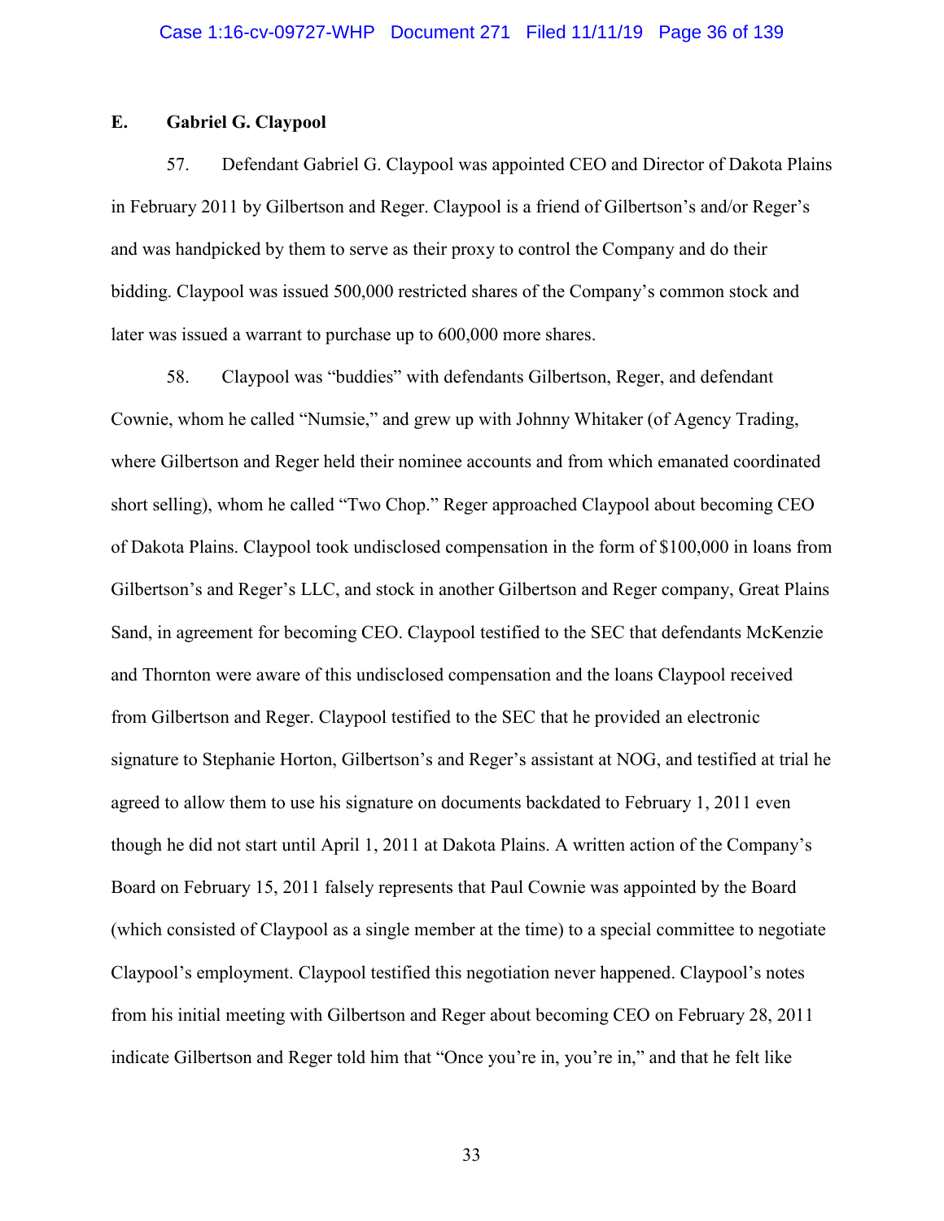### E. Gabriel G. Claypool

57. Defendant Gabriel G. Claypool was appointed CEO and Director of Dakota Plains in February 2011 by Gilbertson and Reger. Claypool is a friend of Gilbertson's and/or Reger's and was handpicked by them to serve as their proxy to control the Company and do their bidding. Claypool was issued 500,000 restricted shares of the Company's common stock and later was issued a warrant to purchase up to 600,000 more shares.

58. Claypool was "buddies" with defendants Gilbertson, Reger, and defendant Cownie, whom he called "Numsie," and grew up with Johnny Whitaker (of Agency Trading, where Gilbertson and Reger held their nominee accounts and from which emanated coordinated short selling), whom he called "Two Chop." Reger approached Claypool about becoming CEO of Dakota Plains. Claypool took undisclosed compensation in the form of $100,000 in loans from Gilbertson's and Reger's LLC, and stock in another Gilbertson and Reger company, Great Plains Sand, in agreement for becoming CEO. Claypool testified to the SEC that defendants McKenzie and Thornton were aware of this undisclosed compensation and the loans Claypool received from Gilbertson and Reger. Claypool testified to the SEC that he provided an electronic signature to Stephanie Horton, Gilbertson's and Reger's assistant at NOG, and testified at trial he agreed to allow them to use his signature on documents backdated to February 1, 2011 even though he did not start until April 1, 2011 at Dakota Plains. A written action of the Company's Board on February 15, 2011 falsely represents that Paul Cownie was appointed by the Board (which consisted of Claypool as a single member at the time) to a special committee to negotiate Claypool's employment. Claypool testified this negotiation never happened. Claypool's notes from his initial meeting with Gilbertson and Reger about becoming CEO on February 28, 2011 indicate Gilbertson and Reger told him that "Once you're in, you're in," and that he felt like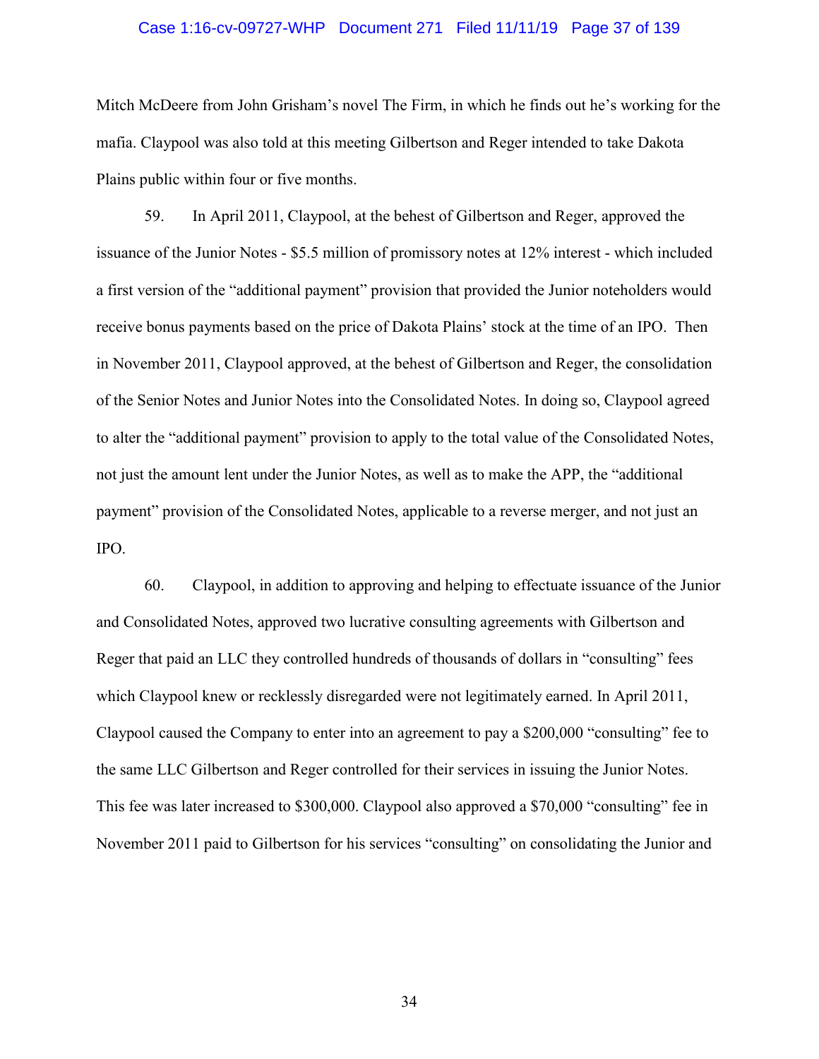Mitch McDeere from John Grisham's novel The Firm, in which he finds out he's working for the mafia. Claypool was also told at this meeting Gilbertson and Reger intended to take Dakota Plains public within four or five months.

59. In April 2011, Claypool, at the behest of Gilbertson and Reger, approved the issuance of the Junior Notes - $5.5 million of promissory notes at 12% interest - which included a first version of the "additional payment" provision that provided the Junior noteholders would receive bonus payments based on the price of Dakota Plains' stock at the time of an IPO. Then in November 2011, Claypool approved, at the behest of Gilbertson and Reger, the consolidation of the Senior Notes and Junior Notes into the Consolidated Notes. In doing so, Claypool agreed to alter the "additional payment" provision to apply to the total value of the Consolidated Notes, not just the amount lent under the Junior Notes, as well as to make the APP, the "additional payment" provision of the Consolidated Notes, applicable to a reverse merger, and not just an IPO.

60. Claypool, in addition to approving and helping to effectuate issuance of the Junior and Consolidated Notes, approved two lucrative consulting agreements with Gilbertson and Reger that paid an LLC they controlled hundreds of thousands of dollars in "consulting" fees which Claypool knew or recklessly disregarded were not legitimately earned. In April 2011, Claypool caused the Company to enter into an agreement to pay a $200,000 "consulting" fee to the same LLC Gilbertson and Reger controlled for their services in issuing the Junior Notes. This fee was later increased to $300,000. Claypool also approved a $70,000 "consulting" fee in November 2011 paid to Gilbertson for his services "consulting" on consolidating the Junior and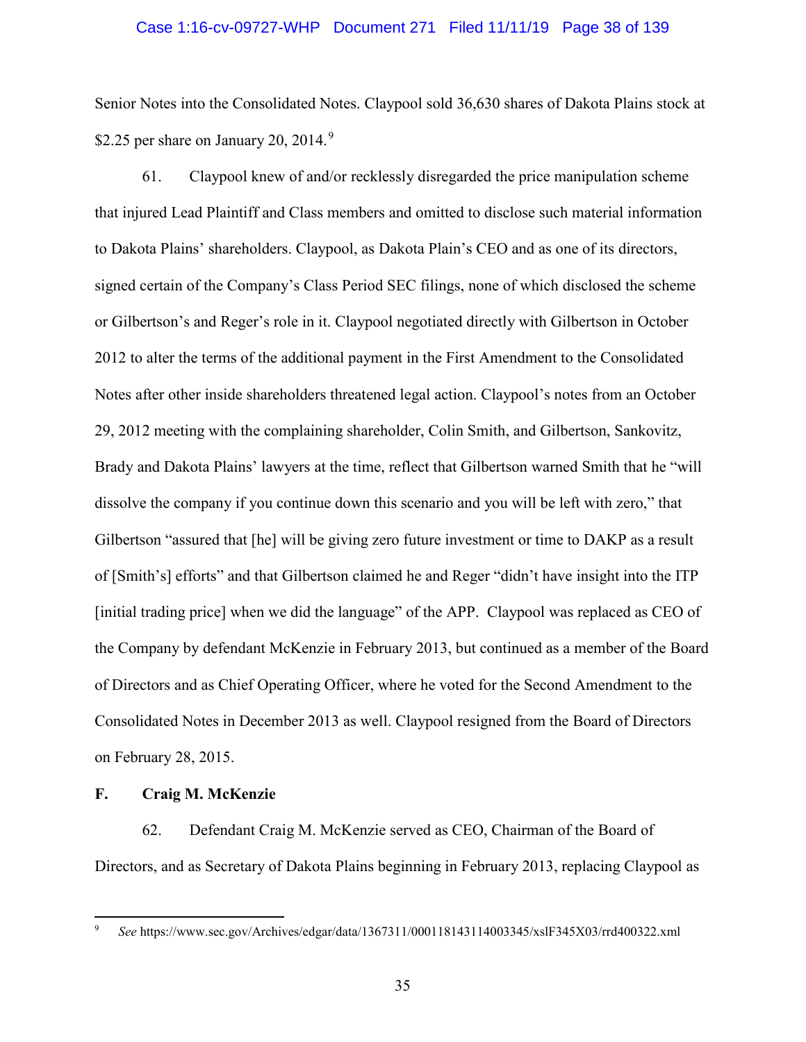Senior Notes into the Consolidated Notes. Claypool sold 36,630 shares of Dakota Plains stock at $2.25 per share on January 20, 2014.[9]

61. Claypool knew of and/or recklessly disregarded the price manipulation scheme that injured Lead Plaintiff and Class members and omitted to disclose such material information to Dakota Plains' shareholders. Claypool, as Dakota Plain's CEO and as one of its directors, signed certain of the Company's Class Period SEC filings, none of which disclosed the scheme or Gilbertson's and Reger's role in it. Claypool negotiated directly with Gilbertson in October 2012 to alter the terms of the additional payment in the First Amendment to the Consolidated Notes after other inside shareholders threatened legal action. Claypool's notes from an October 29, 2012 meeting with the complaining shareholder, Colin Smith, and Gilbertson, Sankovitz, Brady and Dakota Plains' lawyers at the time, reflect that Gilbertson warned Smith that he "will dissolve the company if you continue down this scenario and you will be left with zero," that Gilbertson "assured that [he] will be giving zero future investment or time to DAKP as a result of [Smith's] efforts" and that Gilbertson claimed he and Reger "didn't have insight into the ITP [initial trading price] when we did the language" of the APP. Claypool was replaced as CEO of the Company by defendant McKenzie in February 2013, but continued as a member of the Board of Directors and as Chief Operating Officer, where he voted for the Second Amendment to the Consolidated Notes in December 2013 as well. Claypool resigned from the Board of Directors on February 28, 2015.

### F. Craig M. McKenzie

62. Defendant Craig M. McKenzie served as CEO, Chairman of the Board of Directors, and as Secretary of Dakota Plains beginning in February 2013, replacing Claypool as

---

[9] *See* https://www.sec.gov/Archives/edgar/data/1367311/000118143114003345/xslF345X03/rrd400322.xml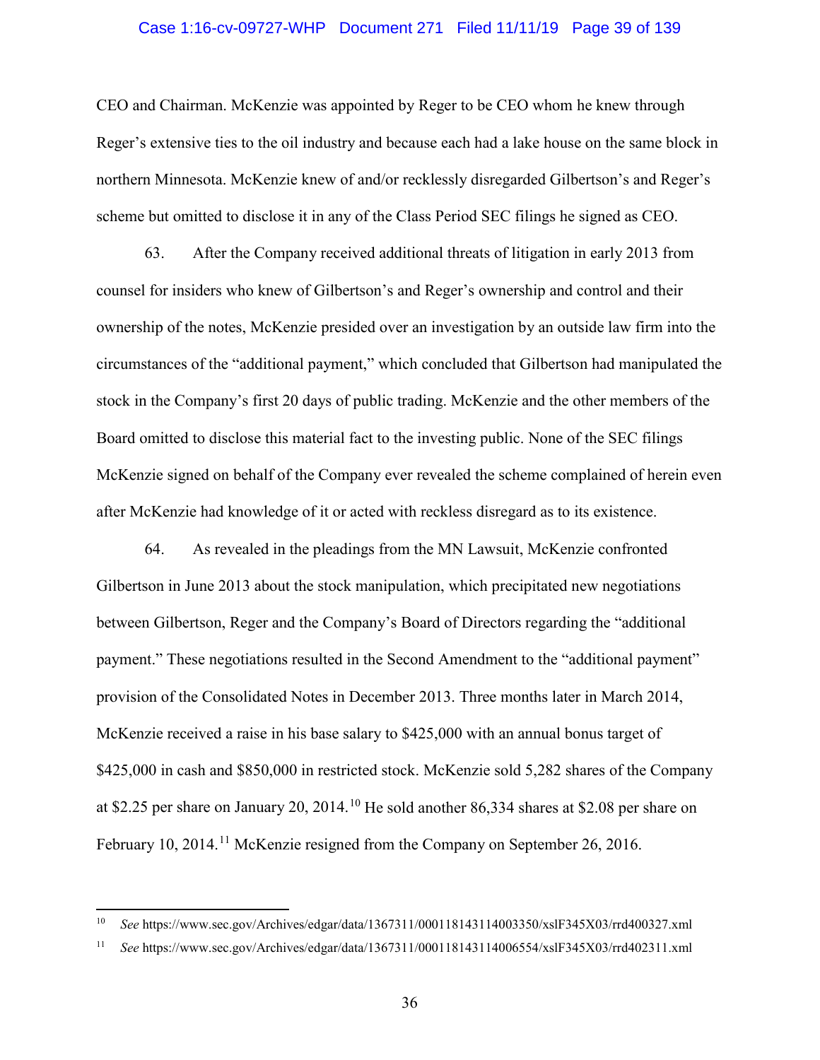CEO and Chairman. McKenzie was appointed by Reger to be CEO whom he knew through Reger's extensive ties to the oil industry and because each had a lake house on the same block in northern Minnesota. McKenzie knew of and/or recklessly disregarded Gilbertson's and Reger's scheme but omitted to disclose it in any of the Class Period SEC filings he signed as CEO.

63. After the Company received additional threats of litigation in early 2013 from counsel for insiders who knew of Gilbertson's and Reger's ownership and control and their ownership of the notes, McKenzie presided over an investigation by an outside law firm into the circumstances of the "additional payment," which concluded that Gilbertson had manipulated the stock in the Company's first 20 days of public trading. McKenzie and the other members of the Board omitted to disclose this material fact to the investing public. None of the SEC filings McKenzie signed on behalf of the Company ever revealed the scheme complained of herein even after McKenzie had knowledge of it or acted with reckless disregard as to its existence.

64. As revealed in the pleadings from the MN Lawsuit, McKenzie confronted Gilbertson in June 2013 about the stock manipulation, which precipitated new negotiations between Gilbertson, Reger and the Company's Board of Directors regarding the "additional payment." These negotiations resulted in the Second Amendment to the "additional payment" provision of the Consolidated Notes in December 2013. Three months later in March 2014, McKenzie received a raise in his base salary to $425,000 with an annual bonus target of $425,000 in cash and $850,000 in restricted stock. McKenzie sold 5,282 shares of the Company at $2.25 per share on January 20, 2014.[10] He sold another 86,334 shares at $2.08 per share on February 10, 2014.[11] McKenzie resigned from the Company on September 26, 2016.

---

[10] *See* https://www.sec.gov/Archives/edgar/data/1367311/000118143114003350/xslF345X03/rrd400327.xml

[11] *See* https://www.sec.gov/Archives/edgar/data/1367311/000118143114006554/xslF345X03/rrd402311.xml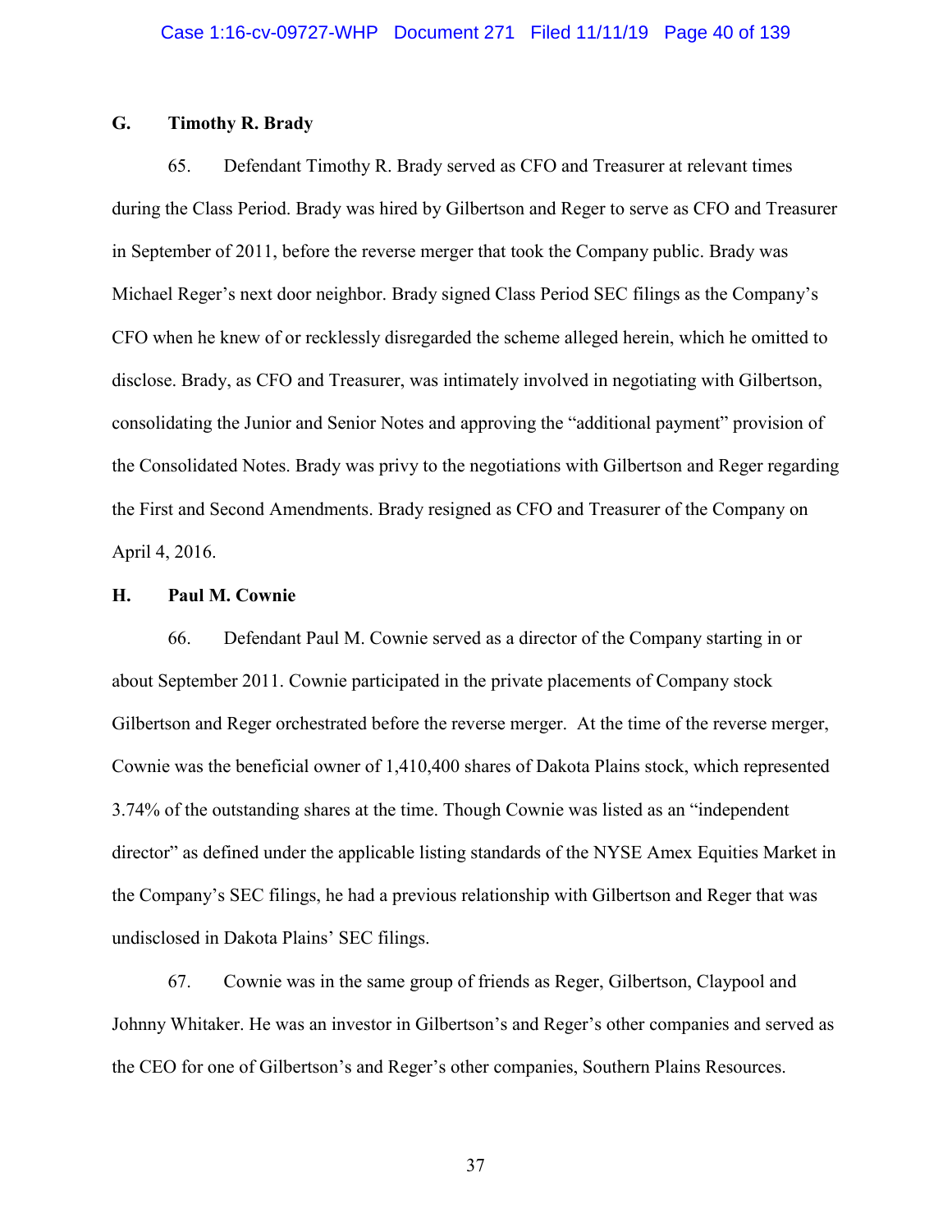### G. Timothy R. Brady

65. Defendant Timothy R. Brady served as CFO and Treasurer at relevant times during the Class Period. Brady was hired by Gilbertson and Reger to serve as CFO and Treasurer in September of 2011, before the reverse merger that took the Company public. Brady was Michael Reger's next door neighbor. Brady signed Class Period SEC filings as the Company's CFO when he knew of or recklessly disregarded the scheme alleged herein, which he omitted to disclose. Brady, as CFO and Treasurer, was intimately involved in negotiating with Gilbertson, consolidating the Junior and Senior Notes and approving the "additional payment" provision of the Consolidated Notes. Brady was privy to the negotiations with Gilbertson and Reger regarding the First and Second Amendments. Brady resigned as CFO and Treasurer of the Company on April 4, 2016.

### H. Paul M. Cownie

66. Defendant Paul M. Cownie served as a director of the Company starting in or about September 2011. Cownie participated in the private placements of Company stock Gilbertson and Reger orchestrated before the reverse merger. At the time of the reverse merger, Cownie was the beneficial owner of 1,410,400 shares of Dakota Plains stock, which represented 3.74% of the outstanding shares at the time. Though Cownie was listed as an "independent director" as defined under the applicable listing standards of the NYSE Amex Equities Market in the Company's SEC filings, he had a previous relationship with Gilbertson and Reger that was undisclosed in Dakota Plains' SEC filings.

67. Cownie was in the same group of friends as Reger, Gilbertson, Claypool and Johnny Whitaker. He was an investor in Gilbertson's and Reger's other companies and served as the CEO for one of Gilbertson's and Reger's other companies, Southern Plains Resources.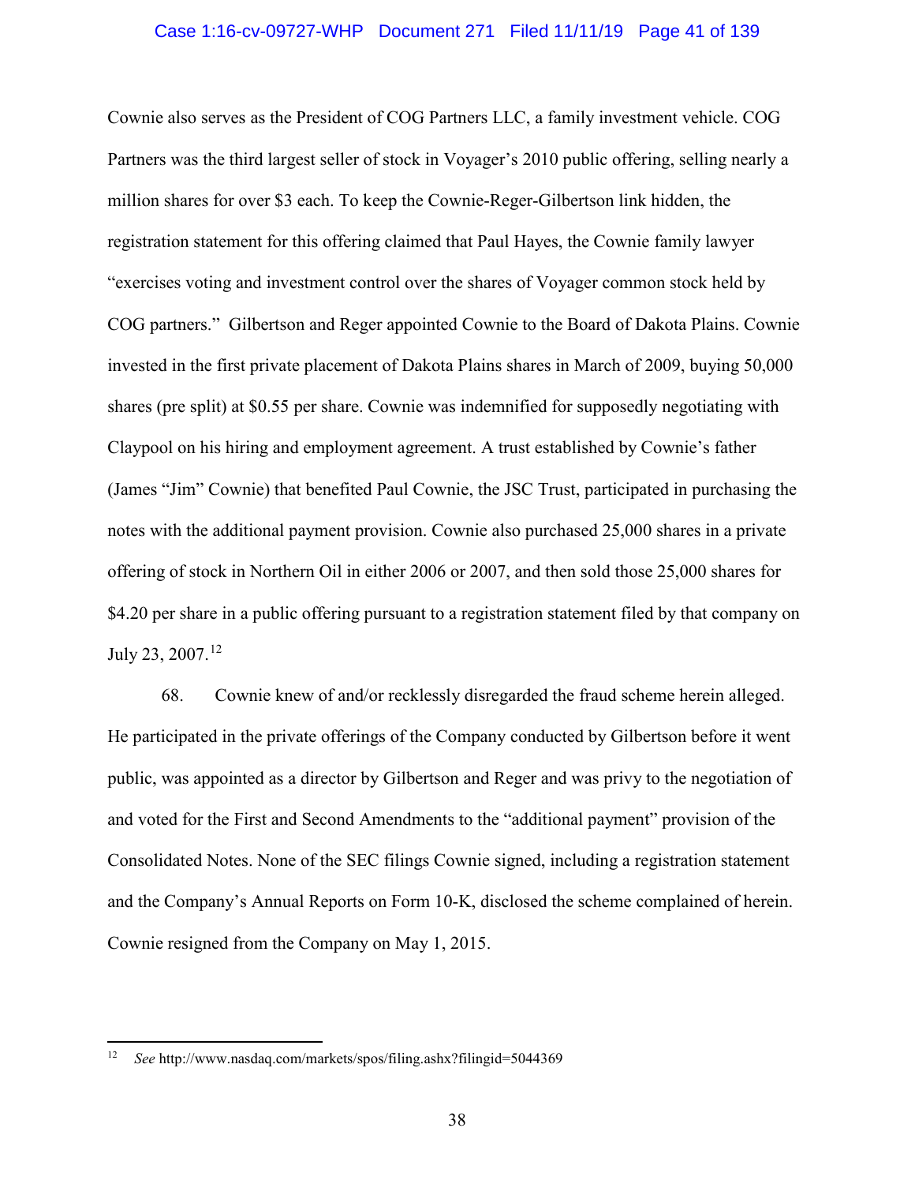Cownie also serves as the President of COG Partners LLC, a family investment vehicle. COG Partners was the third largest seller of stock in Voyager's 2010 public offering, selling nearly a million shares for over $3 each. To keep the Cownie-Reger-Gilbertson link hidden, the registration statement for this offering claimed that Paul Hayes, the Cownie family lawyer "exercises voting and investment control over the shares of Voyager common stock held by COG partners." Gilbertson and Reger appointed Cownie to the Board of Dakota Plains. Cownie invested in the first private placement of Dakota Plains shares in March of 2009, buying 50,000 shares (pre split) at $0.55 per share. Cownie was indemnified for supposedly negotiating with Claypool on his hiring and employment agreement. A trust established by Cownie's father (James "Jim" Cownie) that benefited Paul Cownie, the JSC Trust, participated in purchasing the notes with the additional payment provision. Cownie also purchased 25,000 shares in a private offering of stock in Northern Oil in either 2006 or 2007, and then sold those 25,000 shares for $4.20 per share in a public offering pursuant to a registration statement filed by that company on July 23, 2007.[12]

68. Cownie knew of and/or recklessly disregarded the fraud scheme herein alleged. He participated in the private offerings of the Company conducted by Gilbertson before it went public, was appointed as a director by Gilbertson and Reger and was privy to the negotiation of and voted for the First and Second Amendments to the "additional payment" provision of the Consolidated Notes. None of the SEC filings Cownie signed, including a registration statement and the Company's Annual Reports on Form 10-K, disclosed the scheme complained of herein. Cownie resigned from the Company on May 1, 2015.

---

[12] *See* http://www.nasdaq.com/markets/spos/filing.ashx?filingid=5044369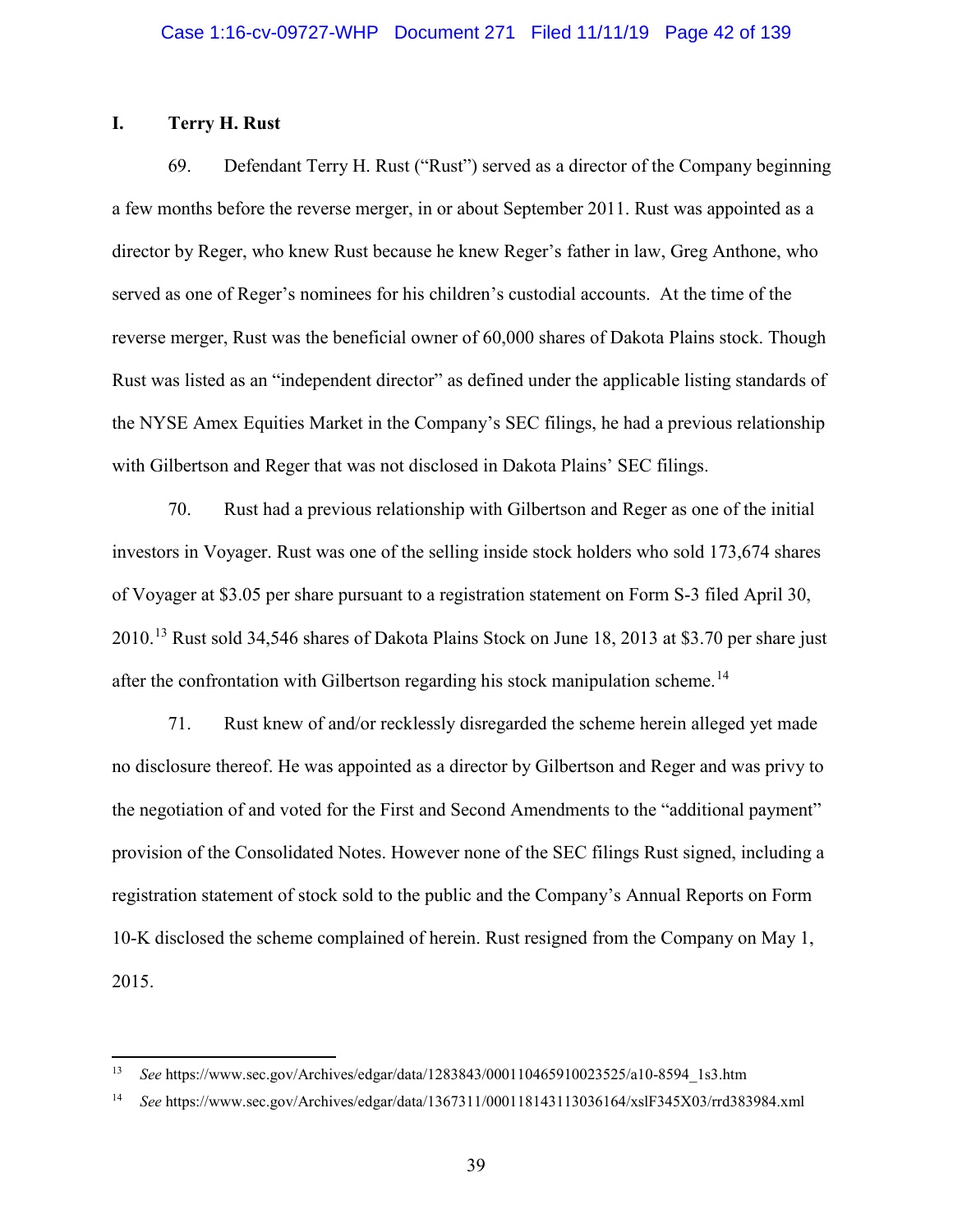## I. Terry H. Rust

69. Defendant Terry H. Rust ("Rust") served as a director of the Company beginning a few months before the reverse merger, in or about September 2011. Rust was appointed as a director by Reger, who knew Rust because he knew Reger's father in law, Greg Anthone, who served as one of Reger's nominees for his children's custodial accounts. At the time of the reverse merger, Rust was the beneficial owner of 60,000 shares of Dakota Plains stock. Though Rust was listed as an "independent director" as defined under the applicable listing standards of the NYSE Amex Equities Market in the Company's SEC filings, he had a previous relationship with Gilbertson and Reger that was not disclosed in Dakota Plains' SEC filings.

70. Rust had a previous relationship with Gilbertson and Reger as one of the initial investors in Voyager. Rust was one of the selling inside stock holders who sold 173,674 shares of Voyager at $3.05 per share pursuant to a registration statement on Form S-3 filed April 30, 2010.[13] Rust sold 34,546 shares of Dakota Plains Stock on June 18, 2013 at $3.70 per share just after the confrontation with Gilbertson regarding his stock manipulation scheme.[14]

71. Rust knew of and/or recklessly disregarded the scheme herein alleged yet made no disclosure thereof. He was appointed as a director by Gilbertson and Reger and was privy to the negotiation of and voted for the First and Second Amendments to the "additional payment" provision of the Consolidated Notes. However none of the SEC filings Rust signed, including a registration statement of stock sold to the public and the Company's Annual Reports on Form 10-K disclosed the scheme complained of herein. Rust resigned from the Company on May 1, 2015.

---

[13] *See* https://www.sec.gov/Archives/edgar/data/1283843/000110465910023525/a10-8594_1s3.htm

[14] *See* https://www.sec.gov/Archives/edgar/data/1367311/000118143113036164/xslF345X03/rrd383984.xml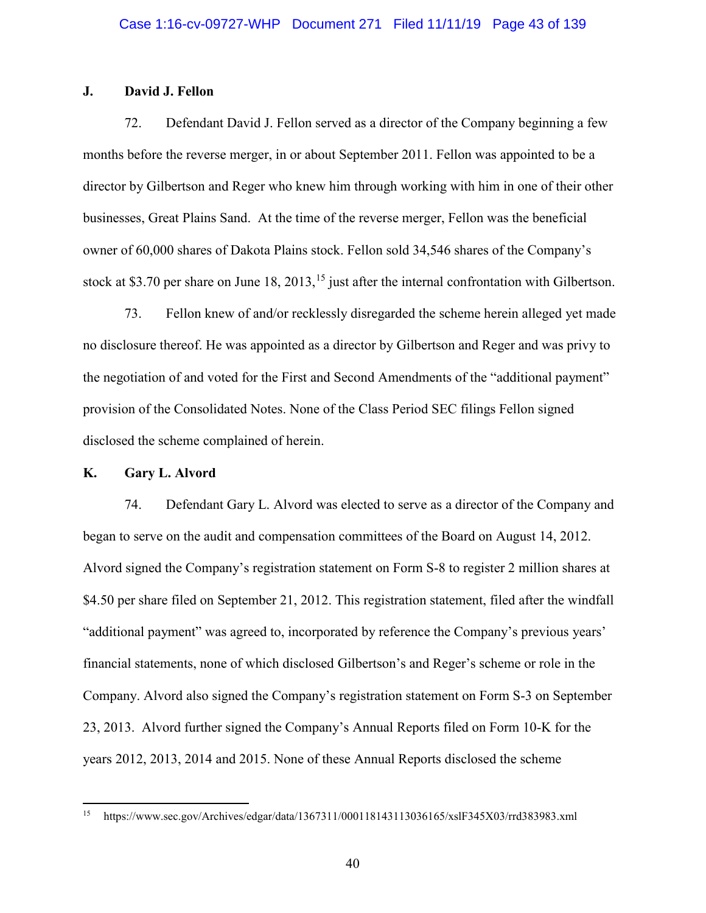### J. David J. Fellon

72. Defendant David J. Fellon served as a director of the Company beginning a few months before the reverse merger, in or about September 2011. Fellon was appointed to be a director by Gilbertson and Reger who knew him through working with him in one of their other businesses, Great Plains Sand. At the time of the reverse merger, Fellon was the beneficial owner of 60,000 shares of Dakota Plains stock. Fellon sold 34,546 shares of the Company's stock at $3.70 per share on June 18, 2013,[15] just after the internal confrontation with Gilbertson.

73. Fellon knew of and/or recklessly disregarded the scheme herein alleged yet made no disclosure thereof. He was appointed as a director by Gilbertson and Reger and was privy to the negotiation of and voted for the First and Second Amendments of the "additional payment" provision of the Consolidated Notes. None of the Class Period SEC filings Fellon signed disclosed the scheme complained of herein.

### K. Gary L. Alvord

74. Defendant Gary L. Alvord was elected to serve as a director of the Company and began to serve on the audit and compensation committees of the Board on August 14, 2012. Alvord signed the Company's registration statement on Form S-8 to register 2 million shares at $4.50 per share filed on September 21, 2012. This registration statement, filed after the windfall "additional payment" was agreed to, incorporated by reference the Company's previous years' financial statements, none of which disclosed Gilbertson's and Reger's scheme or role in the Company. Alvord also signed the Company's registration statement on Form S-3 on September 23, 2013. Alvord further signed the Company's Annual Reports filed on Form 10-K for the years 2012, 2013, 2014 and 2015. None of these Annual Reports disclosed the scheme

---

[15] https://www.sec.gov/Archives/edgar/data/1367311/000118143113036165/xslF345X03/rrd383983.xml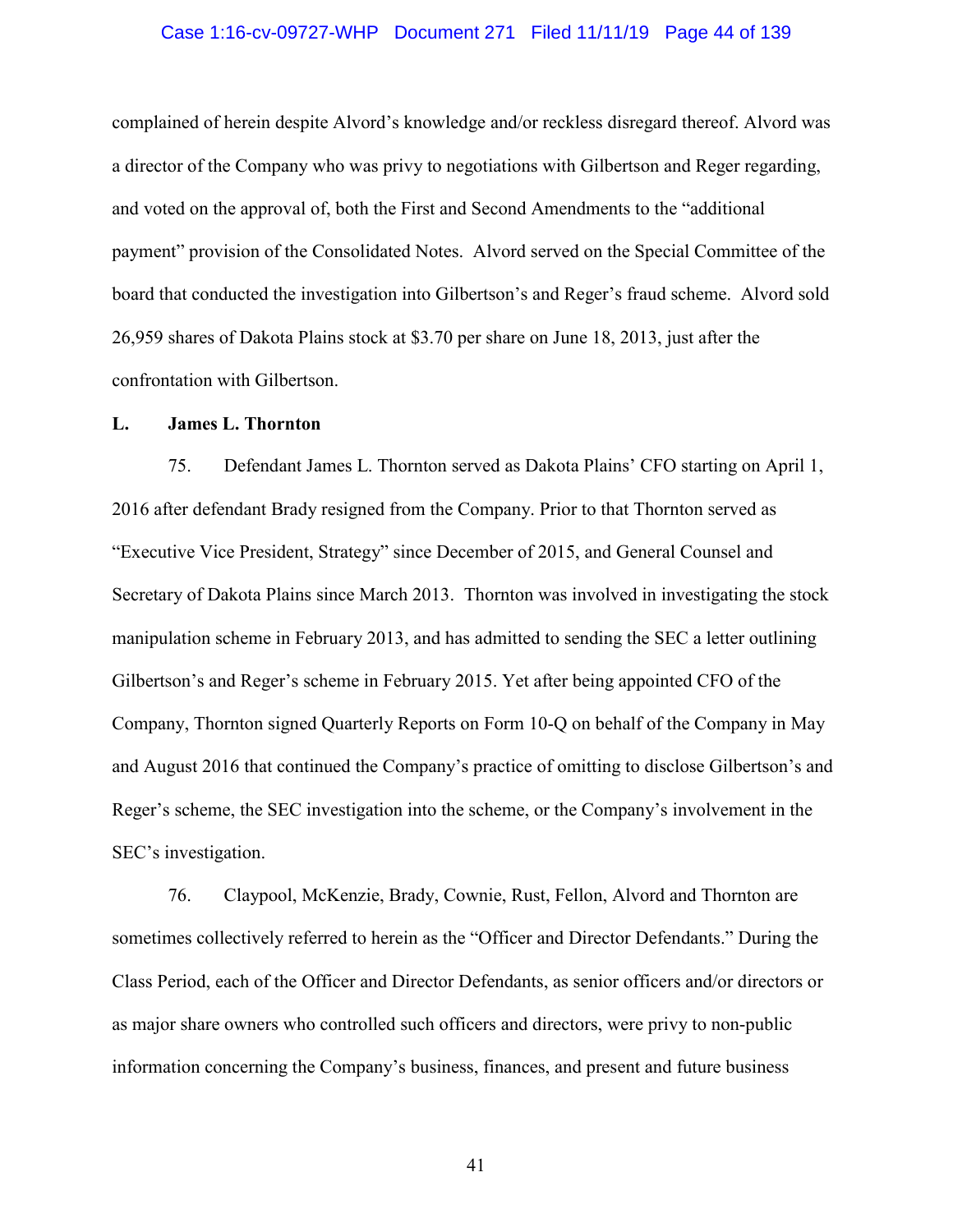complained of herein despite Alvord's knowledge and/or reckless disregard thereof. Alvord was a director of the Company who was privy to negotiations with Gilbertson and Reger regarding, and voted on the approval of, both the First and Second Amendments to the "additional payment" provision of the Consolidated Notes. Alvord served on the Special Committee of the board that conducted the investigation into Gilbertson's and Reger's fraud scheme. Alvord sold 26,959 shares of Dakota Plains stock at $3.70 per share on June 18, 2013, just after the confrontation with Gilbertson.

### L. James L. Thornton

75. Defendant James L. Thornton served as Dakota Plains' CFO starting on April 1, 2016 after defendant Brady resigned from the Company. Prior to that Thornton served as "Executive Vice President, Strategy" since December of 2015, and General Counsel and Secretary of Dakota Plains since March 2013. Thornton was involved in investigating the stock manipulation scheme in February 2013, and has admitted to sending the SEC a letter outlining Gilbertson's and Reger's scheme in February 2015. Yet after being appointed CFO of the Company, Thornton signed Quarterly Reports on Form 10-Q on behalf of the Company in May and August 2016 that continued the Company's practice of omitting to disclose Gilbertson's and Reger's scheme, the SEC investigation into the scheme, or the Company's involvement in the SEC's investigation.

76. Claypool, McKenzie, Brady, Cownie, Rust, Fellon, Alvord and Thornton are sometimes collectively referred to herein as the "Officer and Director Defendants." During the Class Period, each of the Officer and Director Defendants, as senior officers and/or directors or as major share owners who controlled such officers and directors, were privy to non-public information concerning the Company's business, finances, and present and future business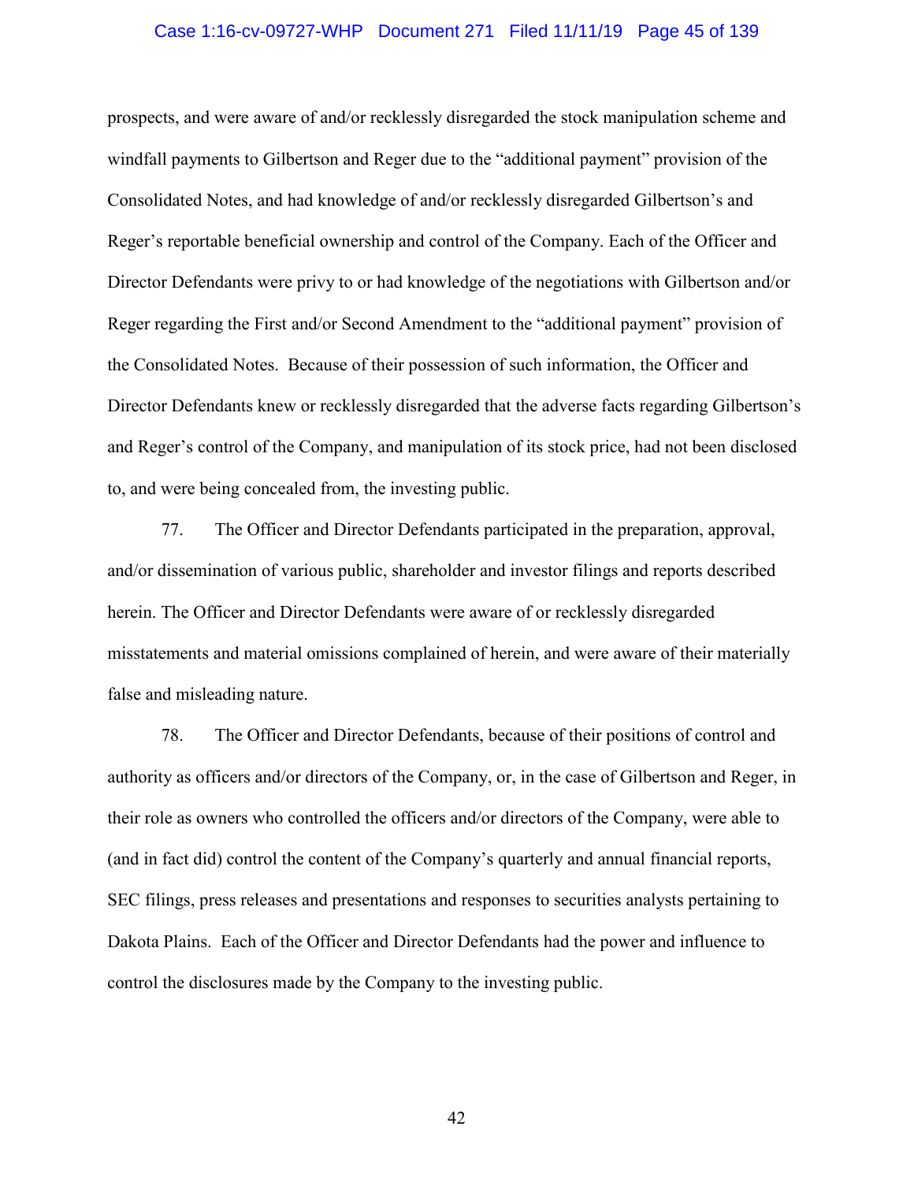prospects, and were aware of and/or recklessly disregarded the stock manipulation scheme and windfall payments to Gilbertson and Reger due to the "additional payment" provision of the Consolidated Notes, and had knowledge of and/or recklessly disregarded Gilbertson's and Reger's reportable beneficial ownership and control of the Company. Each of the Officer and Director Defendants were privy to or had knowledge of the negotiations with Gilbertson and/or Reger regarding the First and/or Second Amendment to the "additional payment" provision of the Consolidated Notes. Because of their possession of such information, the Officer and Director Defendants knew or recklessly disregarded that the adverse facts regarding Gilbertson's and Reger's control of the Company, and manipulation of its stock price, had not been disclosed to, and were being concealed from, the investing public.

77. The Officer and Director Defendants participated in the preparation, approval, and/or dissemination of various public, shareholder and investor filings and reports described herein. The Officer and Director Defendants were aware of or recklessly disregarded misstatements and material omissions complained of herein, and were aware of their materially false and misleading nature.

78. The Officer and Director Defendants, because of their positions of control and authority as officers and/or directors of the Company, or, in the case of Gilbertson and Reger, in their role as owners who controlled the officers and/or directors of the Company, were able to (and in fact did) control the content of the Company's quarterly and annual financial reports, SEC filings, press releases and presentations and responses to securities analysts pertaining to Dakota Plains. Each of the Officer and Director Defendants had the power and influence to control the disclosures made by the Company to the investing public.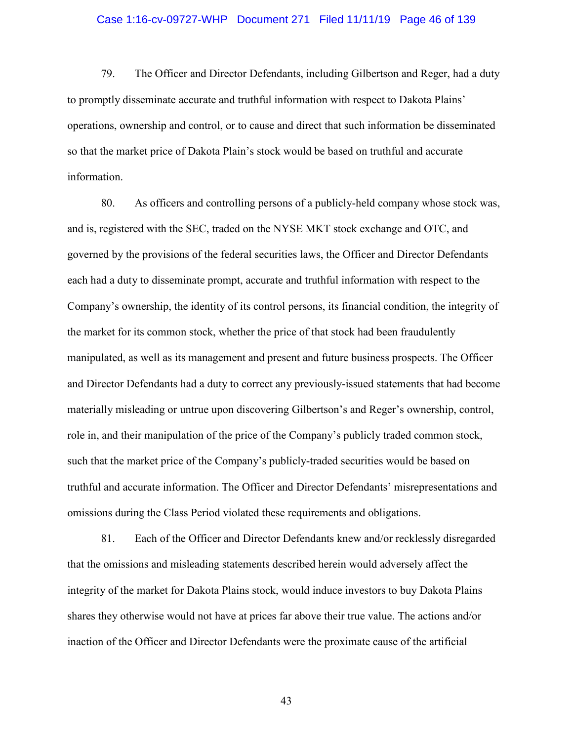79. The Officer and Director Defendants, including Gilbertson and Reger, had a duty to promptly disseminate accurate and truthful information with respect to Dakota Plains' operations, ownership and control, or to cause and direct that such information be disseminated so that the market price of Dakota Plain's stock would be based on truthful and accurate information.

80. As officers and controlling persons of a publicly-held company whose stock was, and is, registered with the SEC, traded on the NYSE MKT stock exchange and OTC, and governed by the provisions of the federal securities laws, the Officer and Director Defendants each had a duty to disseminate prompt, accurate and truthful information with respect to the Company's ownership, the identity of its control persons, its financial condition, the integrity of the market for its common stock, whether the price of that stock had been fraudulently manipulated, as well as its management and present and future business prospects. The Officer and Director Defendants had a duty to correct any previously-issued statements that had become materially misleading or untrue upon discovering Gilbertson's and Reger's ownership, control, role in, and their manipulation of the price of the Company's publicly traded common stock, such that the market price of the Company's publicly-traded securities would be based on truthful and accurate information. The Officer and Director Defendants' misrepresentations and omissions during the Class Period violated these requirements and obligations.

81. Each of the Officer and Director Defendants knew and/or recklessly disregarded that the omissions and misleading statements described herein would adversely affect the integrity of the market for Dakota Plains stock, would induce investors to buy Dakota Plains shares they otherwise would not have at prices far above their true value. The actions and/or inaction of the Officer and Director Defendants were the proximate cause of the artificial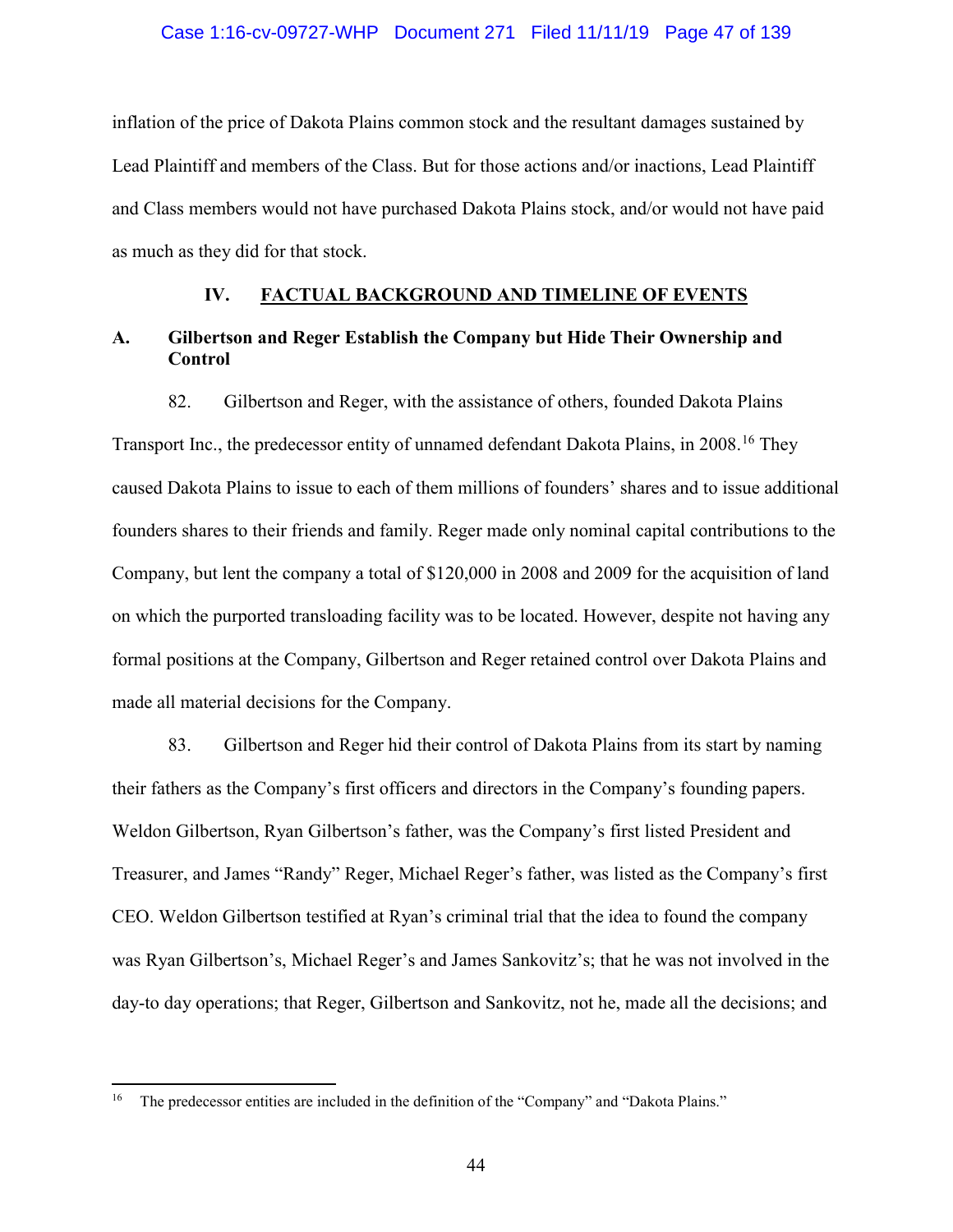inflation of the price of Dakota Plains common stock and the resultant damages sustained by Lead Plaintiff and members of the Class. But for those actions and/or inactions, Lead Plaintiff and Class members would not have purchased Dakota Plains stock, and/or would not have paid as much as they did for that stock.

## IV. FACTUAL BACKGROUND AND TIMELINE OF EVENTS

### A. Gilbertson and Reger Establish the Company but Hide Their Ownership and Control

82. Gilbertson and Reger, with the assistance of others, founded Dakota Plains Transport Inc., the predecessor entity of unnamed defendant Dakota Plains, in 2008.[16] They caused Dakota Plains to issue to each of them millions of founders' shares and to issue additional founders shares to their friends and family. Reger made only nominal capital contributions to the Company, but lent the company a total of $120,000 in 2008 and 2009 for the acquisition of land on which the purported transloading facility was to be located. However, despite not having any formal positions at the Company, Gilbertson and Reger retained control over Dakota Plains and made all material decisions for the Company.

83. Gilbertson and Reger hid their control of Dakota Plains from its start by naming their fathers as the Company's first officers and directors in the Company's founding papers. Weldon Gilbertson, Ryan Gilbertson's father, was the Company's first listed President and Treasurer, and James "Randy" Reger, Michael Reger's father, was listed as the Company's first CEO. Weldon Gilbertson testified at Ryan's criminal trial that the idea to found the company was Ryan Gilbertson's, Michael Reger's and James Sankovitz's; that he was not involved in the day-to day operations; that Reger, Gilbertson and Sankovitz, not he, made all the decisions; and

---

[16] The predecessor entities are included in the definition of the "Company" and "Dakota Plains."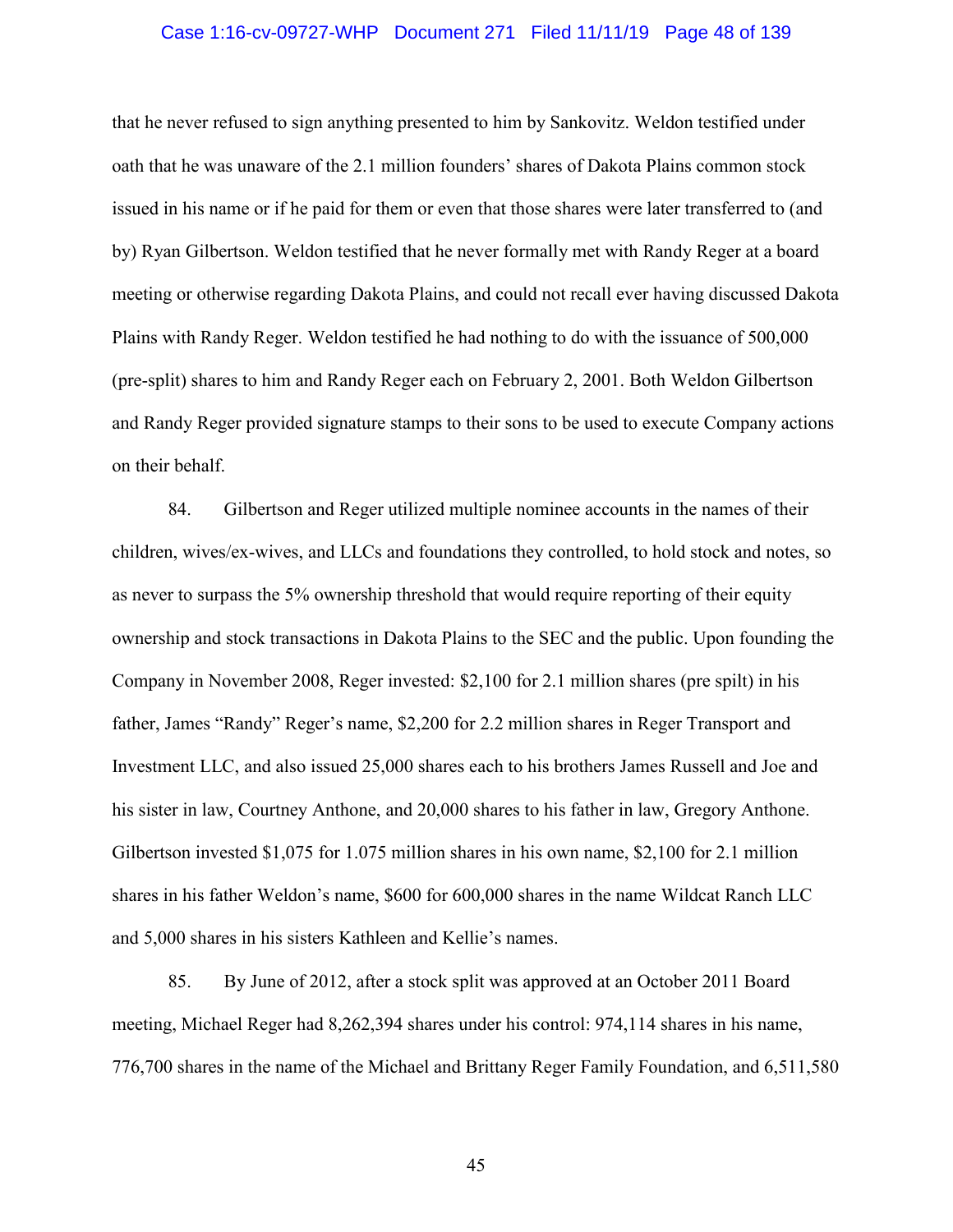that he never refused to sign anything presented to him by Sankovitz. Weldon testified under oath that he was unaware of the 2.1 million founders' shares of Dakota Plains common stock issued in his name or if he paid for them or even that those shares were later transferred to (and by) Ryan Gilbertson. Weldon testified that he never formally met with Randy Reger at a board meeting or otherwise regarding Dakota Plains, and could not recall ever having discussed Dakota Plains with Randy Reger. Weldon testified he had nothing to do with the issuance of 500,000 (pre-split) shares to him and Randy Reger each on February 2, 2001. Both Weldon Gilbertson and Randy Reger provided signature stamps to their sons to be used to execute Company actions on their behalf.

84. Gilbertson and Reger utilized multiple nominee accounts in the names of their children, wives/ex-wives, and LLCs and foundations they controlled, to hold stock and notes, so as never to surpass the 5% ownership threshold that would require reporting of their equity ownership and stock transactions in Dakota Plains to the SEC and the public. Upon founding the Company in November 2008, Reger invested: $2,100 for 2.1 million shares (pre spilt) in his father, James "Randy" Reger's name, $2,200 for 2.2 million shares in Reger Transport and Investment LLC, and also issued 25,000 shares each to his brothers James Russell and Joe and his sister in law, Courtney Anthone, and 20,000 shares to his father in law, Gregory Anthone. Gilbertson invested $1,075 for 1.075 million shares in his own name, $2,100 for 2.1 million shares in his father Weldon's name, $600 for 600,000 shares in the name Wildcat Ranch LLC and 5,000 shares in his sisters Kathleen and Kellie's names.

85. By June of 2012, after a stock split was approved at an October 2011 Board meeting, Michael Reger had 8,262,394 shares under his control: 974,114 shares in his name, 776,700 shares in the name of the Michael and Brittany Reger Family Foundation, and 6,511,580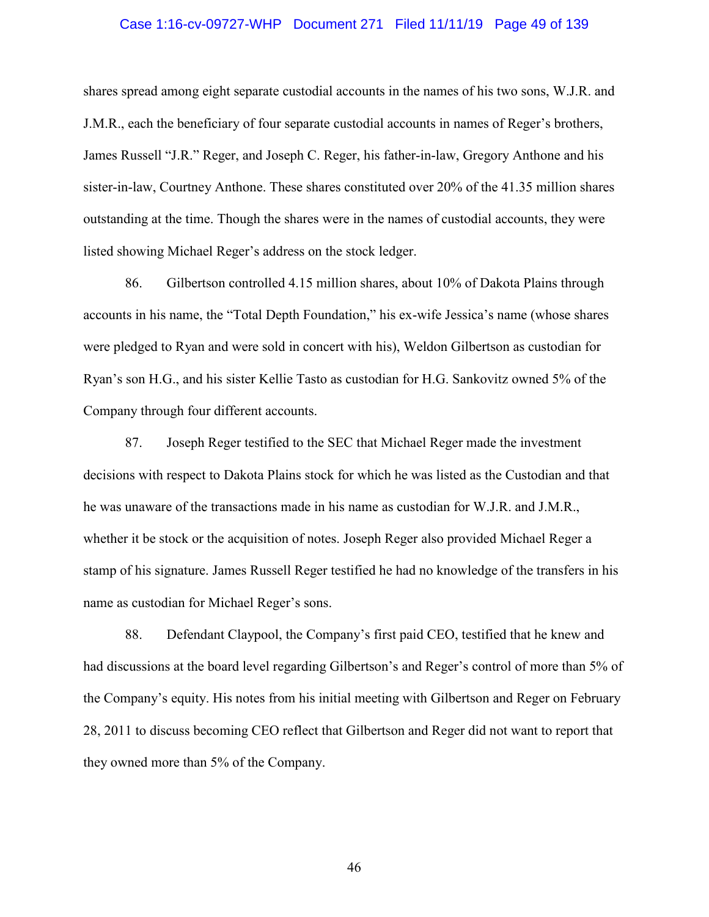shares spread among eight separate custodial accounts in the names of his two sons, W.J.R. and J.M.R., each the beneficiary of four separate custodial accounts in names of Reger's brothers, James Russell "J.R." Reger, and Joseph C. Reger, his father-in-law, Gregory Anthone and his sister-in-law, Courtney Anthone. These shares constituted over 20% of the 41.35 million shares outstanding at the time. Though the shares were in the names of custodial accounts, they were listed showing Michael Reger's address on the stock ledger.

86. Gilbertson controlled 4.15 million shares, about 10% of Dakota Plains through accounts in his name, the "Total Depth Foundation," his ex-wife Jessica's name (whose shares were pledged to Ryan and were sold in concert with his), Weldon Gilbertson as custodian for Ryan's son H.G., and his sister Kellie Tasto as custodian for H.G. Sankovitz owned 5% of the Company through four different accounts.

87. Joseph Reger testified to the SEC that Michael Reger made the investment decisions with respect to Dakota Plains stock for which he was listed as the Custodian and that he was unaware of the transactions made in his name as custodian for W.J.R. and J.M.R., whether it be stock or the acquisition of notes. Joseph Reger also provided Michael Reger a stamp of his signature. James Russell Reger testified he had no knowledge of the transfers in his name as custodian for Michael Reger's sons.

88. Defendant Claypool, the Company's first paid CEO, testified that he knew and had discussions at the board level regarding Gilbertson's and Reger's control of more than 5% of the Company's equity. His notes from his initial meeting with Gilbertson and Reger on February 28, 2011 to discuss becoming CEO reflect that Gilbertson and Reger did not want to report that they owned more than 5% of the Company.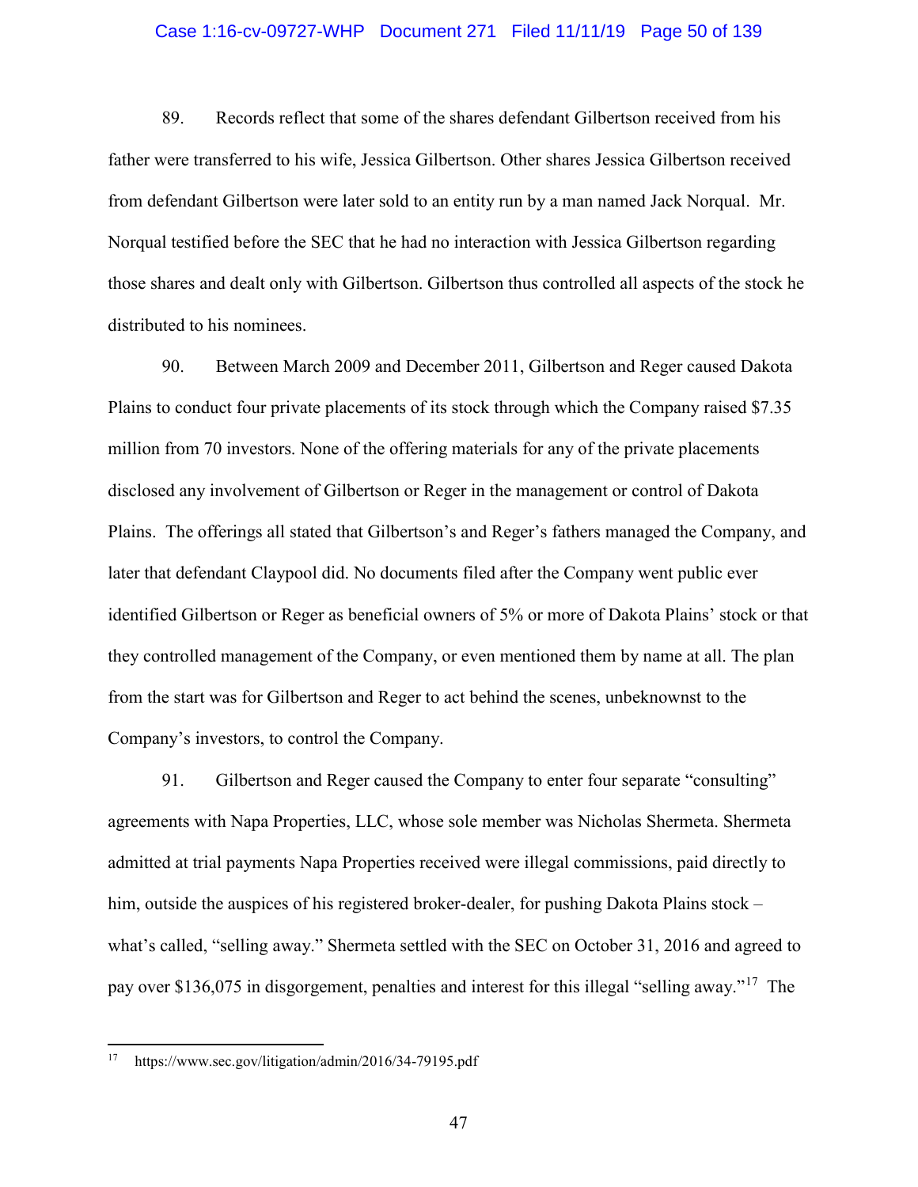89. Records reflect that some of the shares defendant Gilbertson received from his father were transferred to his wife, Jessica Gilbertson. Other shares Jessica Gilbertson received from defendant Gilbertson were later sold to an entity run by a man named Jack Norqual. Mr. Norqual testified before the SEC that he had no interaction with Jessica Gilbertson regarding those shares and dealt only with Gilbertson. Gilbertson thus controlled all aspects of the stock he distributed to his nominees.

90. Between March 2009 and December 2011, Gilbertson and Reger caused Dakota Plains to conduct four private placements of its stock through which the Company raised $7.35 million from 70 investors. None of the offering materials for any of the private placements disclosed any involvement of Gilbertson or Reger in the management or control of Dakota Plains. The offerings all stated that Gilbertson's and Reger's fathers managed the Company, and later that defendant Claypool did. No documents filed after the Company went public ever identified Gilbertson or Reger as beneficial owners of 5% or more of Dakota Plains' stock or that they controlled management of the Company, or even mentioned them by name at all. The plan from the start was for Gilbertson and Reger to act behind the scenes, unbeknownst to the Company's investors, to control the Company.

91. Gilbertson and Reger caused the Company to enter four separate "consulting" agreements with Napa Properties, LLC, whose sole member was Nicholas Shermeta. Shermeta admitted at trial payments Napa Properties received were illegal commissions, paid directly to him, outside the auspices of his registered broker-dealer, for pushing Dakota Plains stock – what's called, "selling away." Shermeta settled with the SEC on October 31, 2016 and agreed to pay over $136,075 in disgorgement, penalties and interest for this illegal "selling away."[17] The

[17] https://www.sec.gov/litigation/admin/2016/34-79195.pdf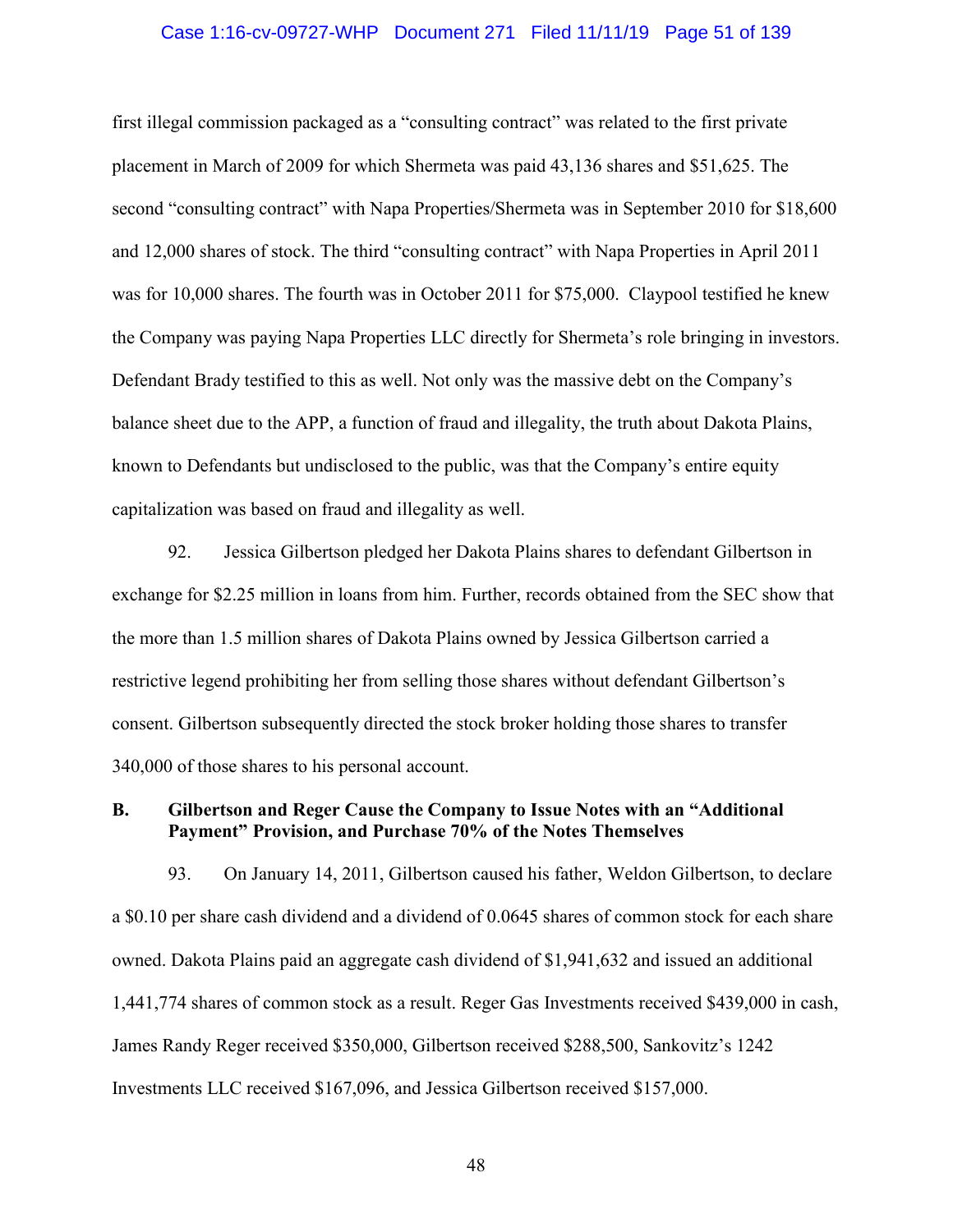first illegal commission packaged as a "consulting contract" was related to the first private placement in March of 2009 for which Shermeta was paid 43,136 shares and $51,625. The second "consulting contract" with Napa Properties/Shermeta was in September 2010 for $18,600 and 12,000 shares of stock. The third "consulting contract" with Napa Properties in April 2011 was for 10,000 shares. The fourth was in October 2011 for $75,000. Claypool testified he knew the Company was paying Napa Properties LLC directly for Shermeta's role bringing in investors. Defendant Brady testified to this as well. Not only was the massive debt on the Company's balance sheet due to the APP, a function of fraud and illegality, the truth about Dakota Plains, known to Defendants but undisclosed to the public, was that the Company's entire equity capitalization was based on fraud and illegality as well.

92. Jessica Gilbertson pledged her Dakota Plains shares to defendant Gilbertson in exchange for $2.25 million in loans from him. Further, records obtained from the SEC show that the more than 1.5 million shares of Dakota Plains owned by Jessica Gilbertson carried a restrictive legend prohibiting her from selling those shares without defendant Gilbertson's consent. Gilbertson subsequently directed the stock broker holding those shares to transfer 340,000 of those shares to his personal account.

### B. Gilbertson and Reger Cause the Company to Issue Notes with an "Additional Payment" Provision, and Purchase 70% of the Notes Themselves

93. On January 14, 2011, Gilbertson caused his father, Weldon Gilbertson, to declare a $0.10 per share cash dividend and a dividend of 0.0645 shares of common stock for each share owned. Dakota Plains paid an aggregate cash dividend of $1,941,632 and issued an additional 1,441,774 shares of common stock as a result. Reger Gas Investments received $439,000 in cash, James Randy Reger received $350,000, Gilbertson received $288,500, Sankovitz's 1242 Investments LLC received $167,096, and Jessica Gilbertson received $157,000.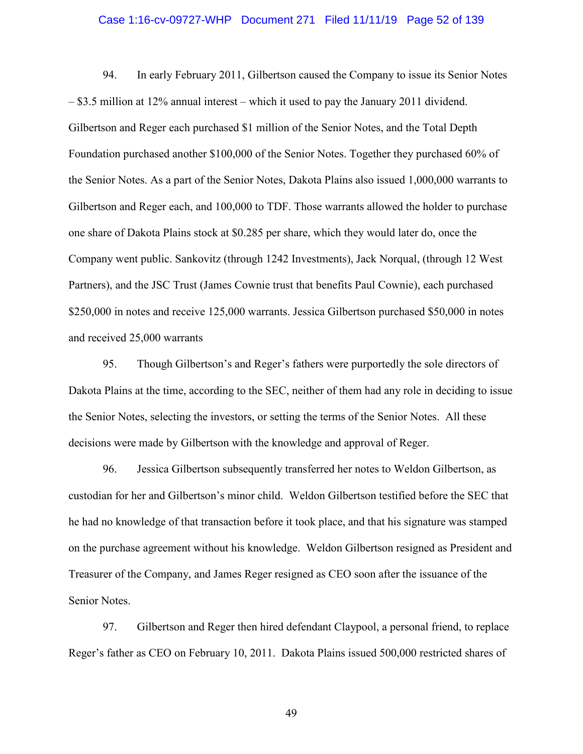94. In early February 2011, Gilbertson caused the Company to issue its Senior Notes – $3.5 million at 12% annual interest – which it used to pay the January 2011 dividend. Gilbertson and Reger each purchased $1 million of the Senior Notes, and the Total Depth Foundation purchased another $100,000 of the Senior Notes. Together they purchased 60% of the Senior Notes. As a part of the Senior Notes, Dakota Plains also issued 1,000,000 warrants to Gilbertson and Reger each, and 100,000 to TDF. Those warrants allowed the holder to purchase one share of Dakota Plains stock at $0.285 per share, which they would later do, once the Company went public. Sankovitz (through 1242 Investments), Jack Norqual, (through 12 West Partners), and the JSC Trust (James Cownie trust that benefits Paul Cownie), each purchased $250,000 in notes and receive 125,000 warrants. Jessica Gilbertson purchased $50,000 in notes and received 25,000 warrants

95. Though Gilbertson's and Reger's fathers were purportedly the sole directors of Dakota Plains at the time, according to the SEC, neither of them had any role in deciding to issue the Senior Notes, selecting the investors, or setting the terms of the Senior Notes. All these decisions were made by Gilbertson with the knowledge and approval of Reger.

96. Jessica Gilbertson subsequently transferred her notes to Weldon Gilbertson, as custodian for her and Gilbertson's minor child. Weldon Gilbertson testified before the SEC that he had no knowledge of that transaction before it took place, and that his signature was stamped on the purchase agreement without his knowledge. Weldon Gilbertson resigned as President and Treasurer of the Company, and James Reger resigned as CEO soon after the issuance of the Senior Notes.

97. Gilbertson and Reger then hired defendant Claypool, a personal friend, to replace Reger's father as CEO on February 10, 2011. Dakota Plains issued 500,000 restricted shares of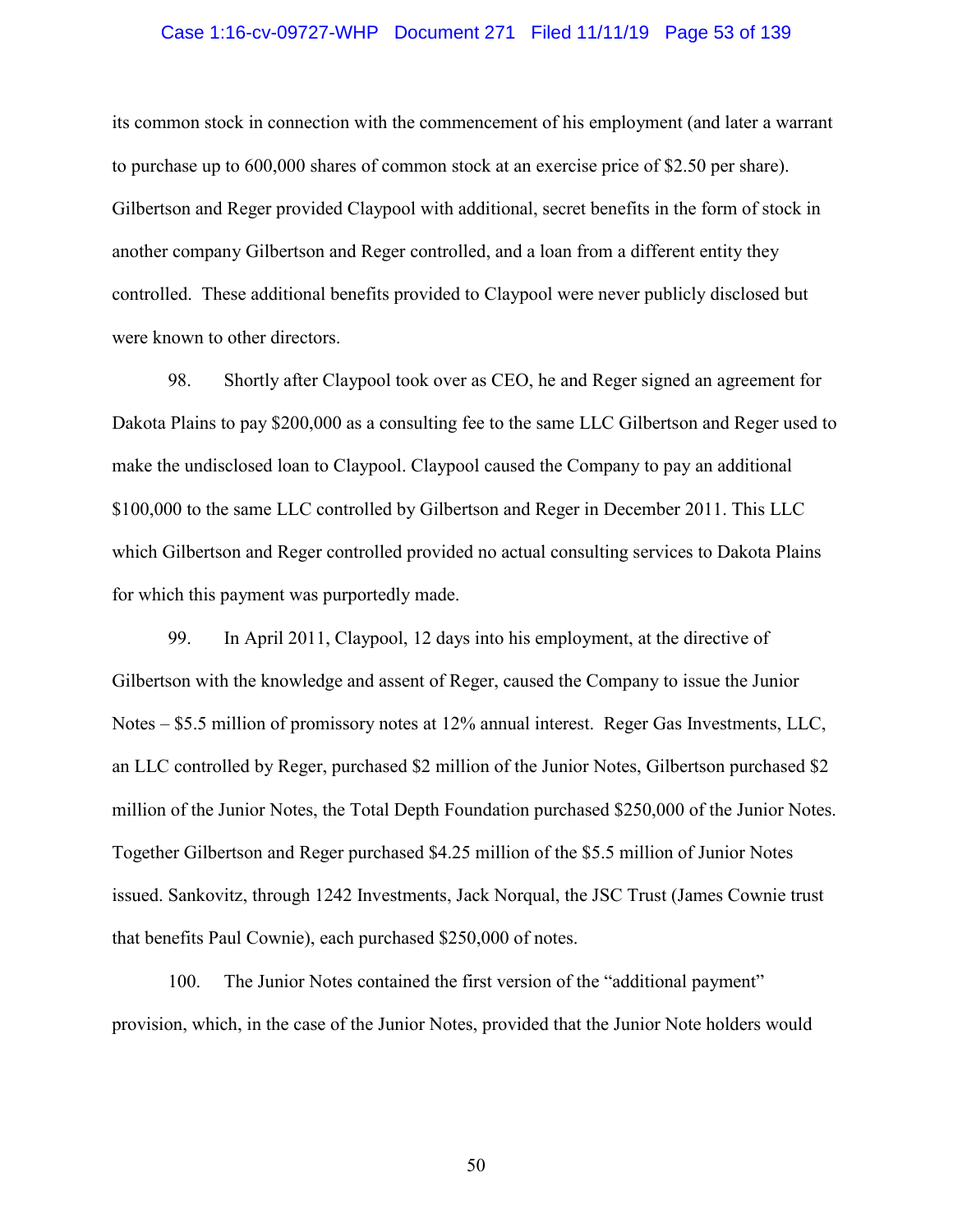its common stock in connection with the commencement of his employment (and later a warrant to purchase up to 600,000 shares of common stock at an exercise price of $2.50 per share). Gilbertson and Reger provided Claypool with additional, secret benefits in the form of stock in another company Gilbertson and Reger controlled, and a loan from a different entity they controlled. These additional benefits provided to Claypool were never publicly disclosed but were known to other directors.

98. Shortly after Claypool took over as CEO, he and Reger signed an agreement for Dakota Plains to pay $200,000 as a consulting fee to the same LLC Gilbertson and Reger used to make the undisclosed loan to Claypool. Claypool caused the Company to pay an additional $100,000 to the same LLC controlled by Gilbertson and Reger in December 2011. This LLC which Gilbertson and Reger controlled provided no actual consulting services to Dakota Plains for which this payment was purportedly made.

99. In April 2011, Claypool, 12 days into his employment, at the directive of Gilbertson with the knowledge and assent of Reger, caused the Company to issue the Junior Notes – $5.5 million of promissory notes at 12% annual interest. Reger Gas Investments, LLC, an LLC controlled by Reger, purchased $2 million of the Junior Notes, Gilbertson purchased $2 million of the Junior Notes, the Total Depth Foundation purchased $250,000 of the Junior Notes. Together Gilbertson and Reger purchased $4.25 million of the $5.5 million of Junior Notes issued. Sankovitz, through 1242 Investments, Jack Norqual, the JSC Trust (James Cownie trust that benefits Paul Cownie), each purchased $250,000 of notes.

100. The Junior Notes contained the first version of the "additional payment" provision, which, in the case of the Junior Notes, provided that the Junior Note holders would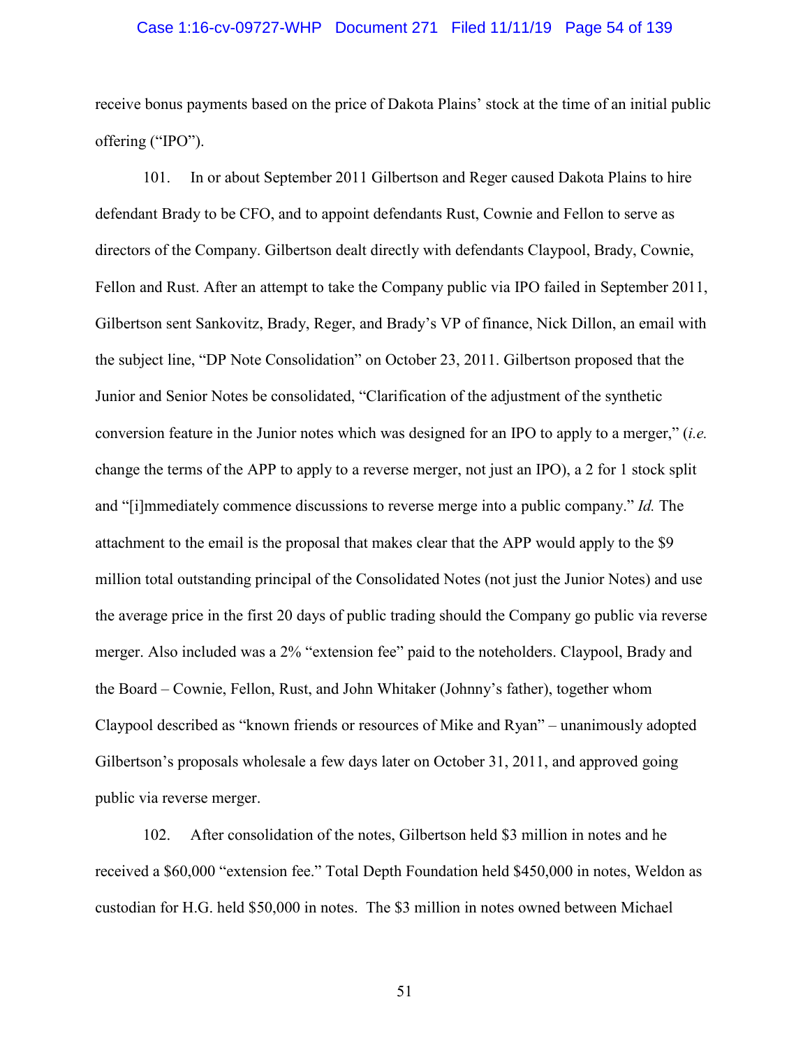receive bonus payments based on the price of Dakota Plains' stock at the time of an initial public offering ("IPO").

101. In or about September 2011 Gilbertson and Reger caused Dakota Plains to hire defendant Brady to be CFO, and to appoint defendants Rust, Cownie and Fellon to serve as directors of the Company. Gilbertson dealt directly with defendants Claypool, Brady, Cownie, Fellon and Rust. After an attempt to take the Company public via IPO failed in September 2011, Gilbertson sent Sankovitz, Brady, Reger, and Brady's VP of finance, Nick Dillon, an email with the subject line, "DP Note Consolidation" on October 23, 2011. Gilbertson proposed that the Junior and Senior Notes be consolidated, "Clarification of the adjustment of the synthetic conversion feature in the Junior notes which was designed for an IPO to apply to a merger," (*i.e.* change the terms of the APP to apply to a reverse merger, not just an IPO), a 2 for 1 stock split and "[i]mmediately commence discussions to reverse merge into a public company." *Id.* The attachment to the email is the proposal that makes clear that the APP would apply to the $9 million total outstanding principal of the Consolidated Notes (not just the Junior Notes) and use the average price in the first 20 days of public trading should the Company go public via reverse merger. Also included was a 2% "extension fee" paid to the noteholders. Claypool, Brady and the Board – Cownie, Fellon, Rust, and John Whitaker (Johnny's father), together whom Claypool described as "known friends or resources of Mike and Ryan" – unanimously adopted Gilbertson's proposals wholesale a few days later on October 31, 2011, and approved going public via reverse merger.

102. After consolidation of the notes, Gilbertson held $3 million in notes and he received a $60,000 "extension fee." Total Depth Foundation held $450,000 in notes, Weldon as custodian for H.G. held $50,000 in notes. The $3 million in notes owned between Michael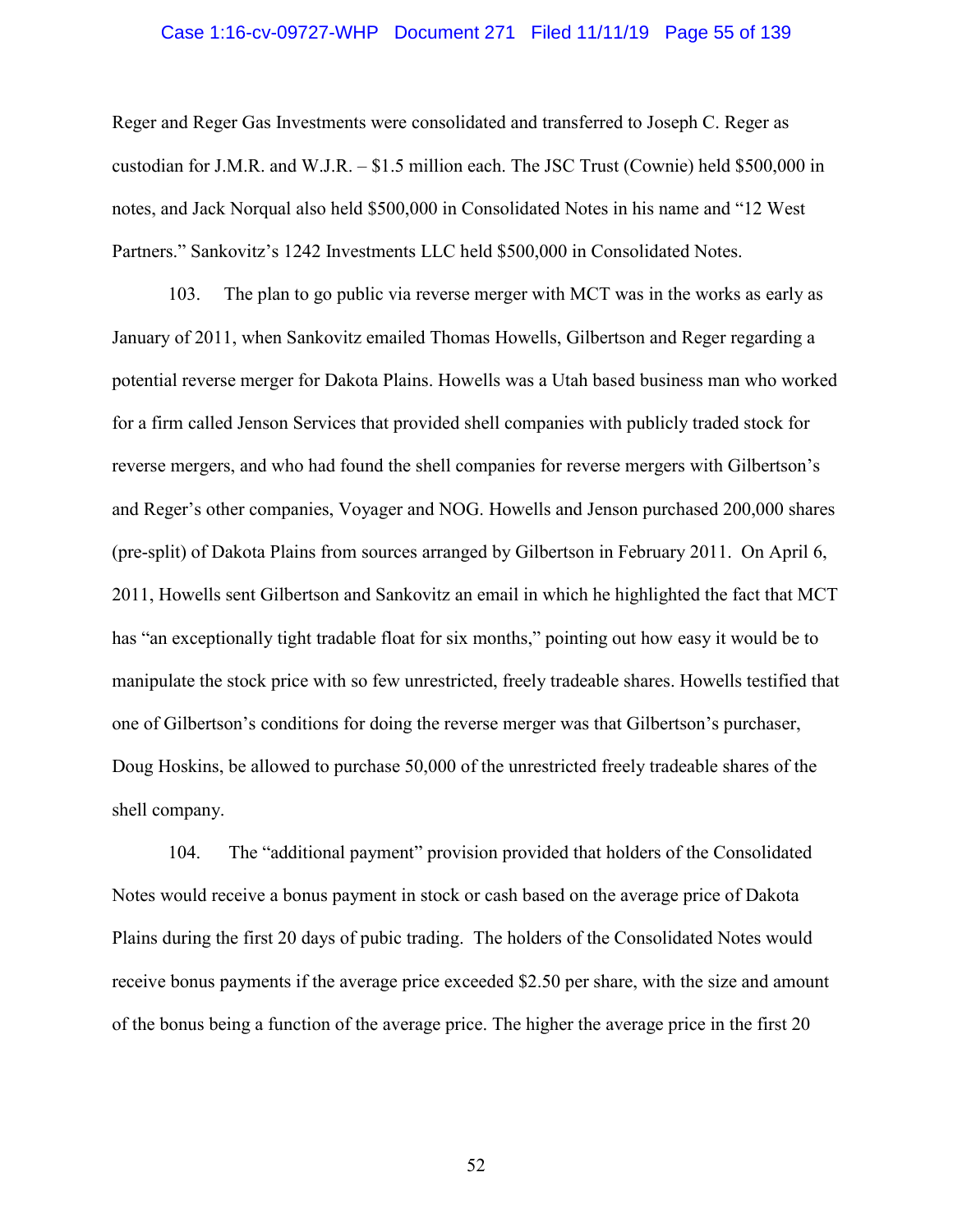Reger and Reger Gas Investments were consolidated and transferred to Joseph C. Reger as custodian for J.M.R. and W.J.R. – $1.5 million each. The JSC Trust (Cownie) held $500,000 in notes, and Jack Norqual also held $500,000 in Consolidated Notes in his name and "12 West Partners." Sankovitz's 1242 Investments LLC held $500,000 in Consolidated Notes.

103. The plan to go public via reverse merger with MCT was in the works as early as January of 2011, when Sankovitz emailed Thomas Howells, Gilbertson and Reger regarding a potential reverse merger for Dakota Plains. Howells was a Utah based business man who worked for a firm called Jenson Services that provided shell companies with publicly traded stock for reverse mergers, and who had found the shell companies for reverse mergers with Gilbertson's and Reger's other companies, Voyager and NOG. Howells and Jenson purchased 200,000 shares (pre-split) of Dakota Plains from sources arranged by Gilbertson in February 2011. On April 6, 2011, Howells sent Gilbertson and Sankovitz an email in which he highlighted the fact that MCT has "an exceptionally tight tradable float for six months," pointing out how easy it would be to manipulate the stock price with so few unrestricted, freely tradeable shares. Howells testified that one of Gilbertson's conditions for doing the reverse merger was that Gilbertson's purchaser, Doug Hoskins, be allowed to purchase 50,000 of the unrestricted freely tradeable shares of the shell company.

104. The "additional payment" provision provided that holders of the Consolidated Notes would receive a bonus payment in stock or cash based on the average price of Dakota Plains during the first 20 days of pubic trading. The holders of the Consolidated Notes would receive bonus payments if the average price exceeded $2.50 per share, with the size and amount of the bonus being a function of the average price. The higher the average price in the first 20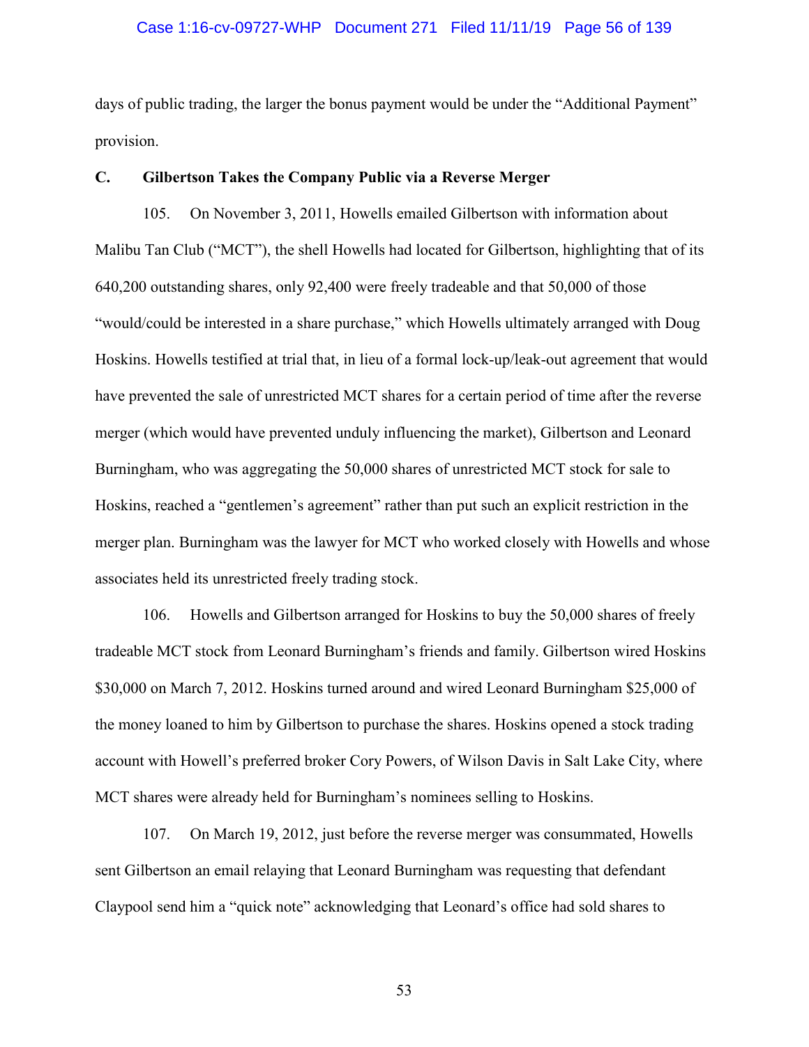days of public trading, the larger the bonus payment would be under the "Additional Payment" provision.

### C. Gilbertson Takes the Company Public via a Reverse Merger

105. On November 3, 2011, Howells emailed Gilbertson with information about Malibu Tan Club ("MCT"), the shell Howells had located for Gilbertson, highlighting that of its 640,200 outstanding shares, only 92,400 were freely tradeable and that 50,000 of those "would/could be interested in a share purchase," which Howells ultimately arranged with Doug Hoskins. Howells testified at trial that, in lieu of a formal lock-up/leak-out agreement that would have prevented the sale of unrestricted MCT shares for a certain period of time after the reverse merger (which would have prevented unduly influencing the market), Gilbertson and Leonard Burningham, who was aggregating the 50,000 shares of unrestricted MCT stock for sale to Hoskins, reached a "gentlemen's agreement" rather than put such an explicit restriction in the merger plan. Burningham was the lawyer for MCT who worked closely with Howells and whose associates held its unrestricted freely trading stock.

106. Howells and Gilbertson arranged for Hoskins to buy the 50,000 shares of freely tradeable MCT stock from Leonard Burningham's friends and family. Gilbertson wired Hoskins $30,000 on March 7, 2012. Hoskins turned around and wired Leonard Burningham $25,000 of the money loaned to him by Gilbertson to purchase the shares. Hoskins opened a stock trading account with Howell's preferred broker Cory Powers, of Wilson Davis in Salt Lake City, where MCT shares were already held for Burningham's nominees selling to Hoskins.

107. On March 19, 2012, just before the reverse merger was consummated, Howells sent Gilbertson an email relaying that Leonard Burningham was requesting that defendant Claypool send him a "quick note" acknowledging that Leonard's office had sold shares to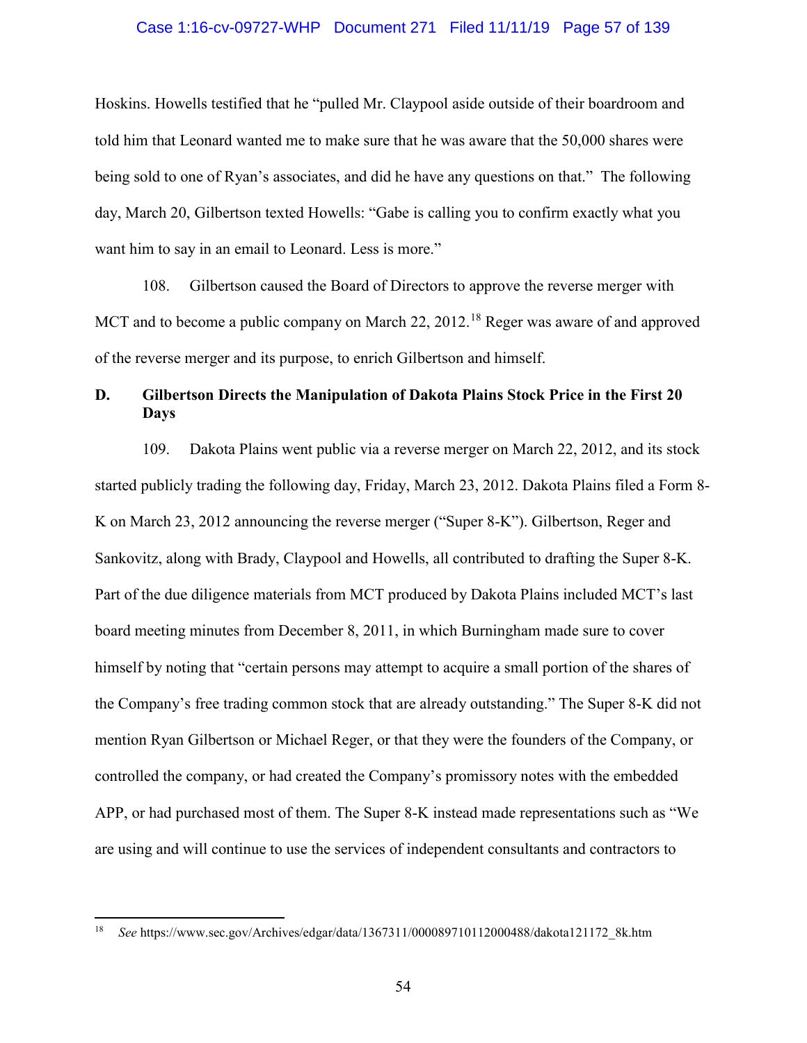Hoskins. Howells testified that he "pulled Mr. Claypool aside outside of their boardroom and told him that Leonard wanted me to make sure that he was aware that the 50,000 shares were being sold to one of Ryan's associates, and did he have any questions on that." The following day, March 20, Gilbertson texted Howells: "Gabe is calling you to confirm exactly what you want him to say in an email to Leonard. Less is more."

108. Gilbertson caused the Board of Directors to approve the reverse merger with MCT and to become a public company on March 22, 2012.[18] Reger was aware of and approved of the reverse merger and its purpose, to enrich Gilbertson and himself.

### D. Gilbertson Directs the Manipulation of Dakota Plains Stock Price in the First 20 Days

109. Dakota Plains went public via a reverse merger on March 22, 2012, and its stock started publicly trading the following day, Friday, March 23, 2012. Dakota Plains filed a Form 8-K on March 23, 2012 announcing the reverse merger ("Super 8-K"). Gilbertson, Reger and Sankovitz, along with Brady, Claypool and Howells, all contributed to drafting the Super 8-K. Part of the due diligence materials from MCT produced by Dakota Plains included MCT's last board meeting minutes from December 8, 2011, in which Burningham made sure to cover himself by noting that "certain persons may attempt to acquire a small portion of the shares of the Company's free trading common stock that are already outstanding." The Super 8-K did not mention Ryan Gilbertson or Michael Reger, or that they were the founders of the Company, or controlled the company, or had created the Company's promissory notes with the embedded APP, or had purchased most of them. The Super 8-K instead made representations such as "We are using and will continue to use the services of independent consultants and contractors to

[18] *See* https://www.sec.gov/Archives/edgar/data/1367311/000089710112000488/dakota121172_8k.htm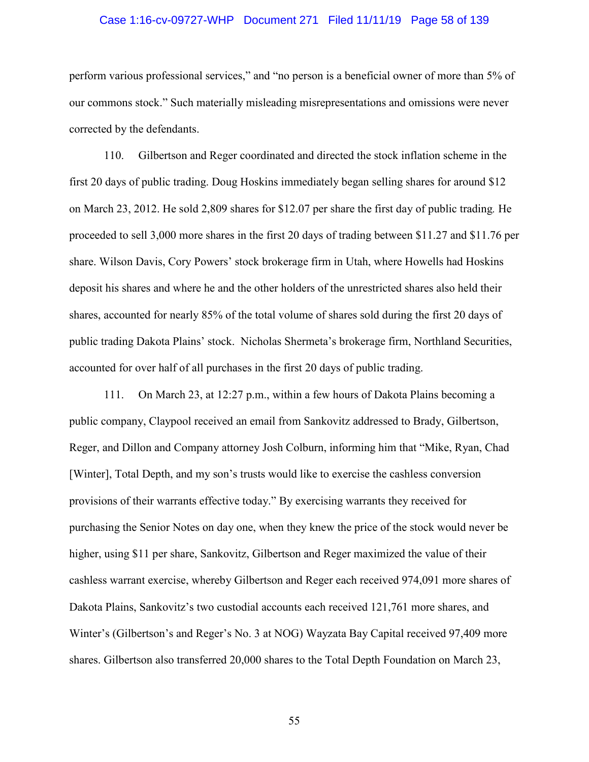perform various professional services," and "no person is a beneficial owner of more than 5% of our commons stock." Such materially misleading misrepresentations and omissions were never corrected by the defendants.

110. Gilbertson and Reger coordinated and directed the stock inflation scheme in the first 20 days of public trading. Doug Hoskins immediately began selling shares for around $12 on March 23, 2012. He sold 2,809 shares for $12.07 per share the first day of public trading. He proceeded to sell 3,000 more shares in the first 20 days of trading between $11.27 and $11.76 per share. Wilson Davis, Cory Powers' stock brokerage firm in Utah, where Howells had Hoskins deposit his shares and where he and the other holders of the unrestricted shares also held their shares, accounted for nearly 85% of the total volume of shares sold during the first 20 days of public trading Dakota Plains' stock. Nicholas Shermeta's brokerage firm, Northland Securities, accounted for over half of all purchases in the first 20 days of public trading.

111. On March 23, at 12:27 p.m., within a few hours of Dakota Plains becoming a public company, Claypool received an email from Sankovitz addressed to Brady, Gilbertson, Reger, and Dillon and Company attorney Josh Colburn, informing him that "Mike, Ryan, Chad [Winter], Total Depth, and my son's trusts would like to exercise the cashless conversion provisions of their warrants effective today." By exercising warrants they received for purchasing the Senior Notes on day one, when they knew the price of the stock would never be higher, using $11 per share, Sankovitz, Gilbertson and Reger maximized the value of their cashless warrant exercise, whereby Gilbertson and Reger each received 974,091 more shares of Dakota Plains, Sankovitz's two custodial accounts each received 121,761 more shares, and Winter's (Gilbertson's and Reger's No. 3 at NOG) Wayzata Bay Capital received 97,409 more shares. Gilbertson also transferred 20,000 shares to the Total Depth Foundation on March 23,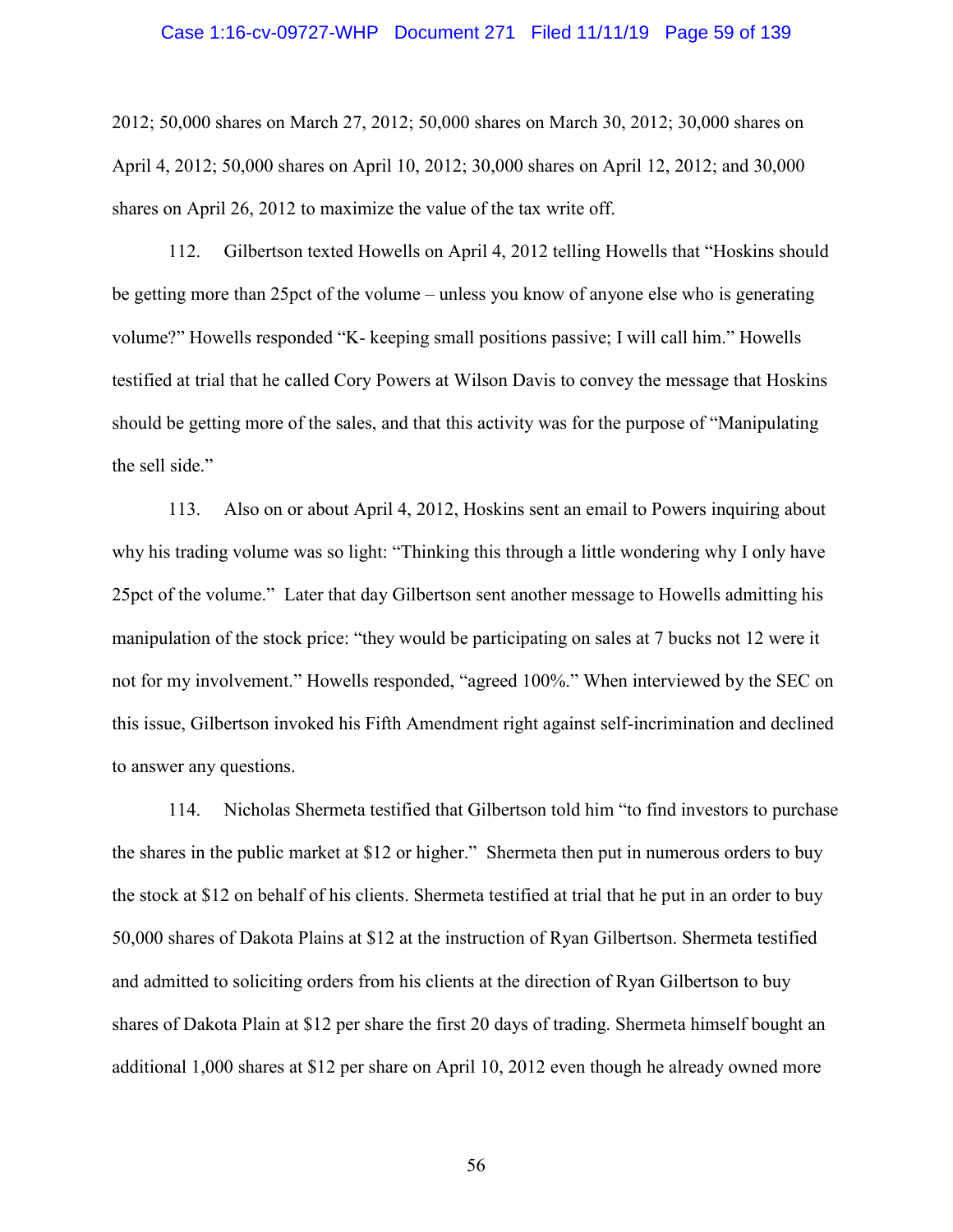2012; 50,000 shares on March 27, 2012; 50,000 shares on March 30, 2012; 30,000 shares on April 4, 2012; 50,000 shares on April 10, 2012; 30,000 shares on April 12, 2012; and 30,000 shares on April 26, 2012 to maximize the value of the tax write off.

112. Gilbertson texted Howells on April 4, 2012 telling Howells that "Hoskins should be getting more than 25pct of the volume – unless you know of anyone else who is generating volume?" Howells responded "K- keeping small positions passive; I will call him." Howells testified at trial that he called Cory Powers at Wilson Davis to convey the message that Hoskins should be getting more of the sales, and that this activity was for the purpose of "Manipulating the sell side."

113. Also on or about April 4, 2012, Hoskins sent an email to Powers inquiring about why his trading volume was so light: "Thinking this through a little wondering why I only have 25pct of the volume." Later that day Gilbertson sent another message to Howells admitting his manipulation of the stock price: "they would be participating on sales at 7 bucks not 12 were it not for my involvement." Howells responded, "agreed 100%." When interviewed by the SEC on this issue, Gilbertson invoked his Fifth Amendment right against self-incrimination and declined to answer any questions.

114. Nicholas Shermeta testified that Gilbertson told him "to find investors to purchase the shares in the public market at $12 or higher." Shermeta then put in numerous orders to buy the stock at $12 on behalf of his clients. Shermeta testified at trial that he put in an order to buy 50,000 shares of Dakota Plains at $12 at the instruction of Ryan Gilbertson. Shermeta testified and admitted to soliciting orders from his clients at the direction of Ryan Gilbertson to buy shares of Dakota Plain at $12 per share the first 20 days of trading. Shermeta himself bought an additional 1,000 shares at $12 per share on April 10, 2012 even though he already owned more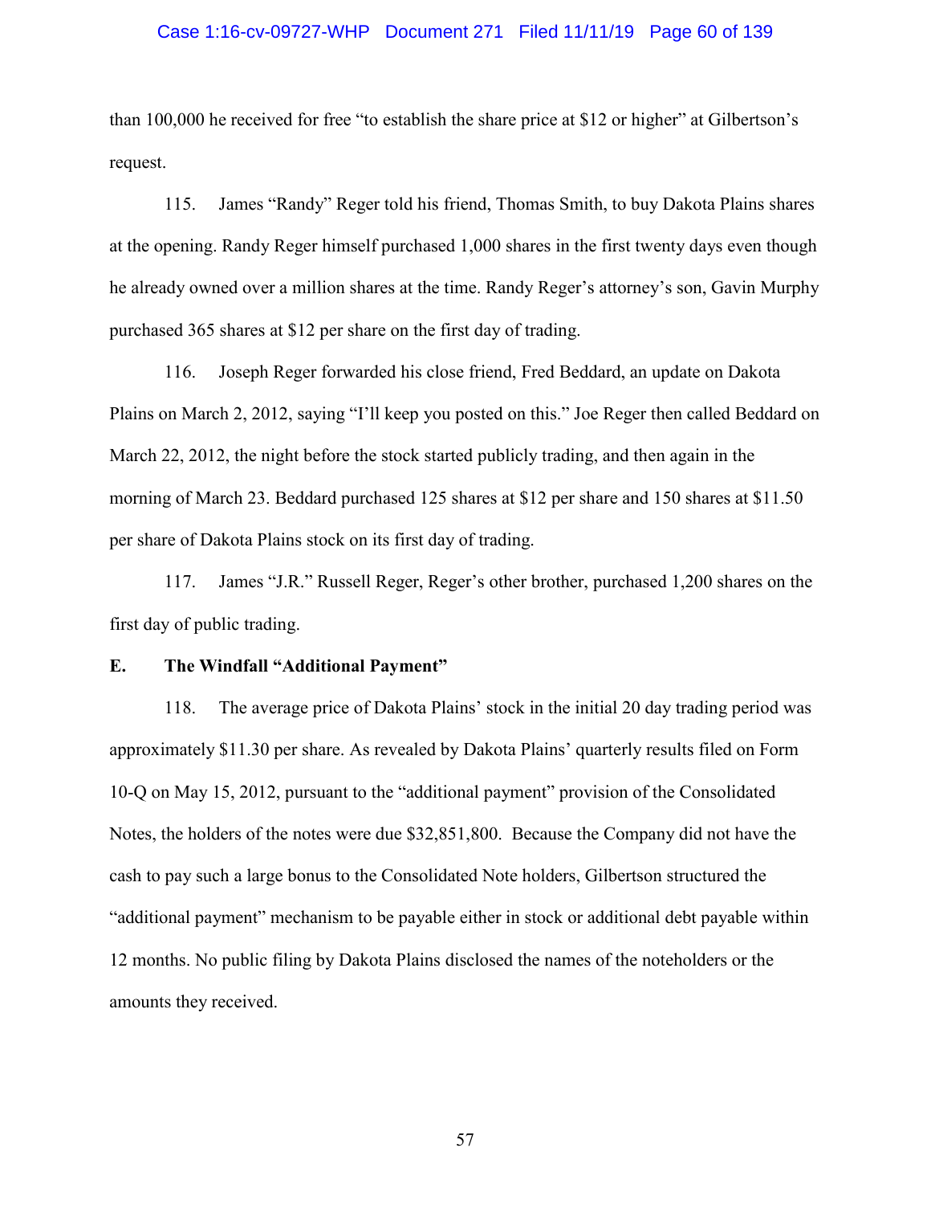than 100,000 he received for free "to establish the share price at $12 or higher" at Gilbertson's request.

115. James "Randy" Reger told his friend, Thomas Smith, to buy Dakota Plains shares at the opening. Randy Reger himself purchased 1,000 shares in the first twenty days even though he already owned over a million shares at the time. Randy Reger's attorney's son, Gavin Murphy purchased 365 shares at $12 per share on the first day of trading.

116. Joseph Reger forwarded his close friend, Fred Beddard, an update on Dakota Plains on March 2, 2012, saying "I'll keep you posted on this." Joe Reger then called Beddard on March 22, 2012, the night before the stock started publicly trading, and then again in the morning of March 23. Beddard purchased 125 shares at $12 per share and 150 shares at $11.50 per share of Dakota Plains stock on its first day of trading.

117. James "J.R." Russell Reger, Reger's other brother, purchased 1,200 shares on the first day of public trading.

**E. The Windfall "Additional Payment"**

118. The average price of Dakota Plains' stock in the initial 20 day trading period was approximately $11.30 per share. As revealed by Dakota Plains' quarterly results filed on Form 10-Q on May 15, 2012, pursuant to the "additional payment" provision of the Consolidated Notes, the holders of the notes were due $32,851,800. Because the Company did not have the cash to pay such a large bonus to the Consolidated Note holders, Gilbertson structured the "additional payment" mechanism to be payable either in stock or additional debt payable within 12 months. No public filing by Dakota Plains disclosed the names of the noteholders or the amounts they received.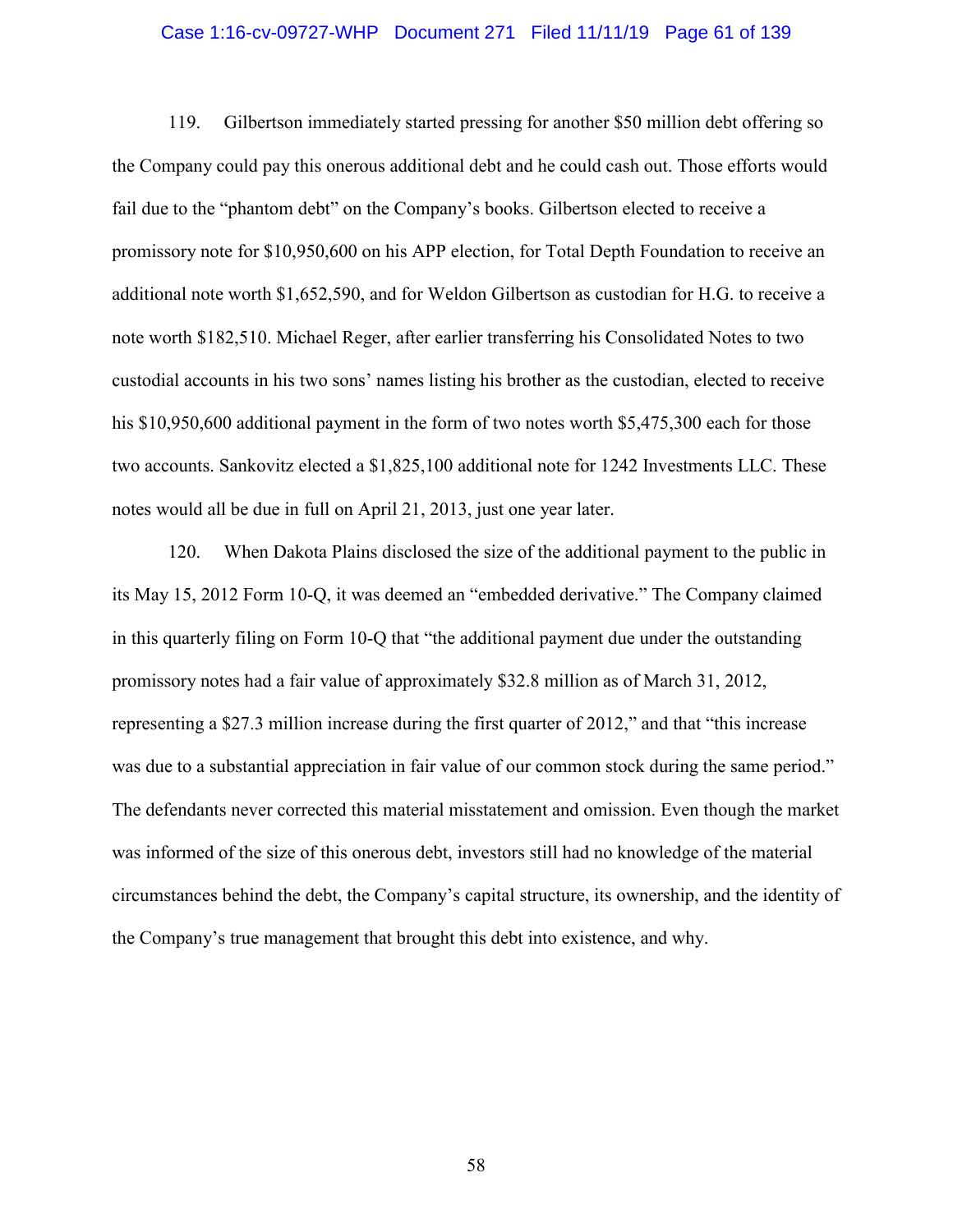119. Gilbertson immediately started pressing for another $50 million debt offering so the Company could pay this onerous additional debt and he could cash out. Those efforts would fail due to the "phantom debt" on the Company's books. Gilbertson elected to receive a promissory note for $10,950,600 on his APP election, for Total Depth Foundation to receive an additional note worth $1,652,590, and for Weldon Gilbertson as custodian for H.G. to receive a note worth $182,510. Michael Reger, after earlier transferring his Consolidated Notes to two custodial accounts in his two sons' names listing his brother as the custodian, elected to receive his $10,950,600 additional payment in the form of two notes worth $5,475,300 each for those two accounts. Sankovitz elected a $1,825,100 additional note for 1242 Investments LLC. These notes would all be due in full on April 21, 2013, just one year later.

120. When Dakota Plains disclosed the size of the additional payment to the public in its May 15, 2012 Form 10-Q, it was deemed an "embedded derivative." The Company claimed in this quarterly filing on Form 10-Q that "the additional payment due under the outstanding promissory notes had a fair value of approximately $32.8 million as of March 31, 2012, representing a $27.3 million increase during the first quarter of 2012," and that "this increase was due to a substantial appreciation in fair value of our common stock during the same period." The defendants never corrected this material misstatement and omission. Even though the market was informed of the size of this onerous debt, investors still had no knowledge of the material circumstances behind the debt, the Company's capital structure, its ownership, and the identity of the Company's true management that brought this debt into existence, and why.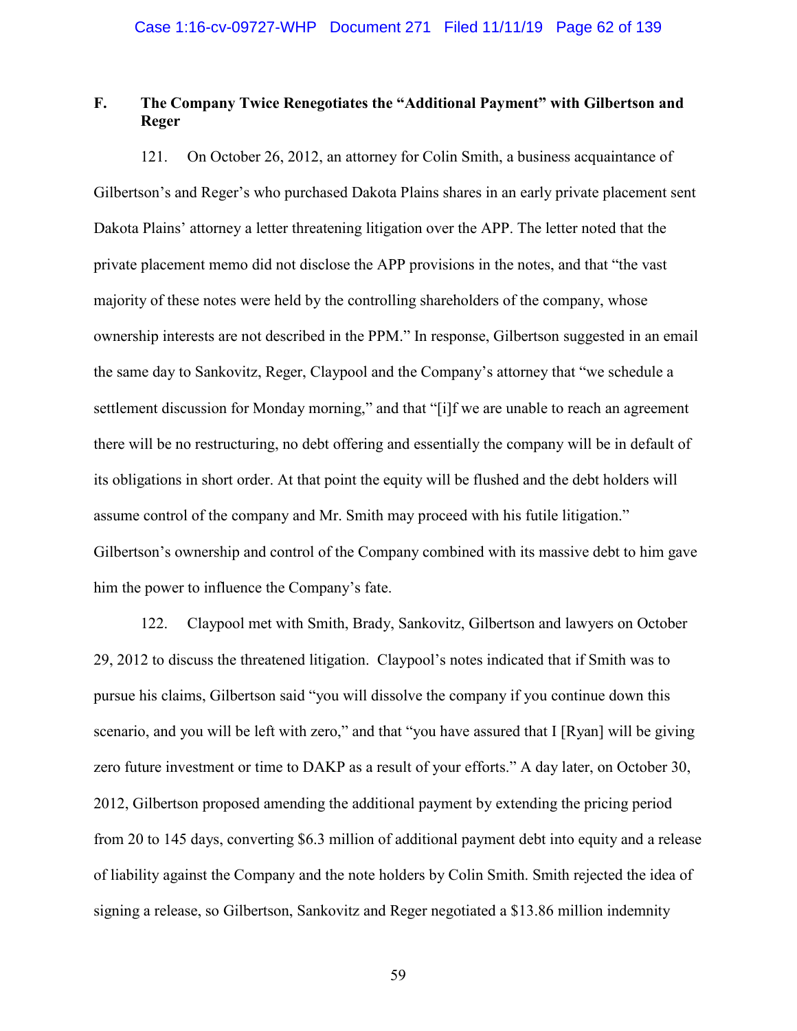### F. The Company Twice Renegotiates the "Additional Payment" with Gilbertson and Reger

121. On October 26, 2012, an attorney for Colin Smith, a business acquaintance of Gilbertson's and Reger's who purchased Dakota Plains shares in an early private placement sent Dakota Plains' attorney a letter threatening litigation over the APP. The letter noted that the private placement memo did not disclose the APP provisions in the notes, and that "the vast majority of these notes were held by the controlling shareholders of the company, whose ownership interests are not described in the PPM." In response, Gilbertson suggested in an email the same day to Sankovitz, Reger, Claypool and the Company's attorney that "we schedule a settlement discussion for Monday morning," and that "[i]f we are unable to reach an agreement there will be no restructuring, no debt offering and essentially the company will be in default of its obligations in short order. At that point the equity will be flushed and the debt holders will assume control of the company and Mr. Smith may proceed with his futile litigation." Gilbertson's ownership and control of the Company combined with its massive debt to him gave him the power to influence the Company's fate.

122. Claypool met with Smith, Brady, Sankovitz, Gilbertson and lawyers on October 29, 2012 to discuss the threatened litigation. Claypool's notes indicated that if Smith was to pursue his claims, Gilbertson said "you will dissolve the company if you continue down this scenario, and you will be left with zero," and that "you have assured that I [Ryan] will be giving zero future investment or time to DAKP as a result of your efforts." A day later, on October 30, 2012, Gilbertson proposed amending the additional payment by extending the pricing period from 20 to 145 days, converting $6.3 million of additional payment debt into equity and a release of liability against the Company and the note holders by Colin Smith. Smith rejected the idea of signing a release, so Gilbertson, Sankovitz and Reger negotiated a $13.86 million indemnity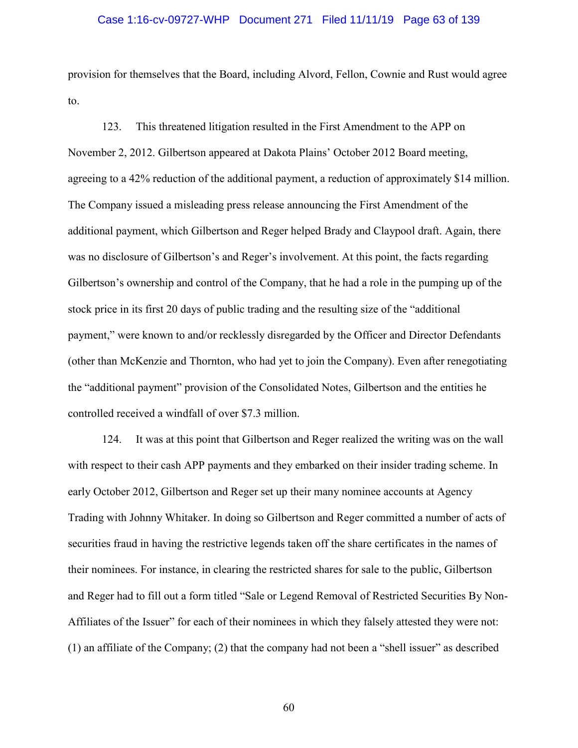provision for themselves that the Board, including Alvord, Fellon, Cownie and Rust would agree to.

123. This threatened litigation resulted in the First Amendment to the APP on November 2, 2012. Gilbertson appeared at Dakota Plains' October 2012 Board meeting, agreeing to a 42% reduction of the additional payment, a reduction of approximately $14 million. The Company issued a misleading press release announcing the First Amendment of the additional payment, which Gilbertson and Reger helped Brady and Claypool draft. Again, there was no disclosure of Gilbertson's and Reger's involvement. At this point, the facts regarding Gilbertson's ownership and control of the Company, that he had a role in the pumping up of the stock price in its first 20 days of public trading and the resulting size of the "additional payment," were known to and/or recklessly disregarded by the Officer and Director Defendants (other than McKenzie and Thornton, who had yet to join the Company). Even after renegotiating the "additional payment" provision of the Consolidated Notes, Gilbertson and the entities he controlled received a windfall of over $7.3 million.

124. It was at this point that Gilbertson and Reger realized the writing was on the wall with respect to their cash APP payments and they embarked on their insider trading scheme. In early October 2012, Gilbertson and Reger set up their many nominee accounts at Agency Trading with Johnny Whitaker. In doing so Gilbertson and Reger committed a number of acts of securities fraud in having the restrictive legends taken off the share certificates in the names of their nominees. For instance, in clearing the restricted shares for sale to the public, Gilbertson and Reger had to fill out a form titled "Sale or Legend Removal of Restricted Securities By Non-Affiliates of the Issuer" for each of their nominees in which they falsely attested they were not: (1) an affiliate of the Company; (2) that the company had not been a "shell issuer" as described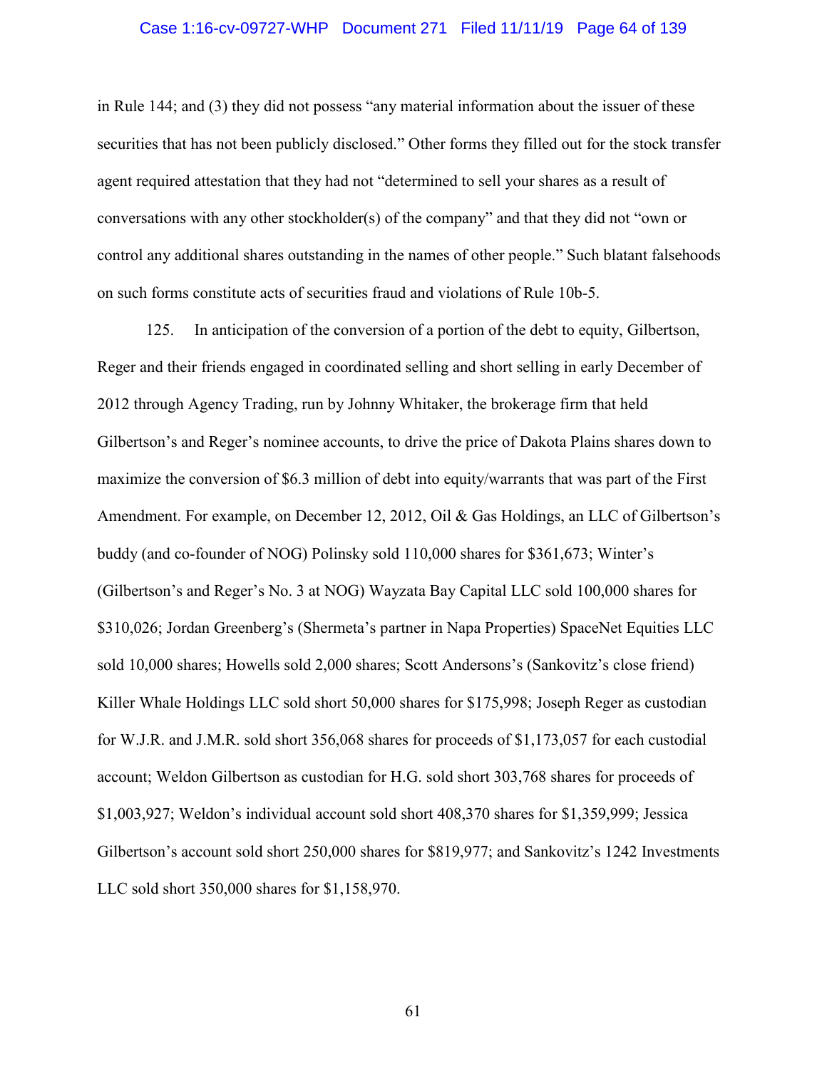in Rule 144; and (3) they did not possess "any material information about the issuer of these securities that has not been publicly disclosed." Other forms they filled out for the stock transfer agent required attestation that they had not "determined to sell your shares as a result of conversations with any other stockholder(s) of the company" and that they did not "own or control any additional shares outstanding in the names of other people." Such blatant falsehoods on such forms constitute acts of securities fraud and violations of Rule 10b-5.

125. In anticipation of the conversion of a portion of the debt to equity, Gilbertson, Reger and their friends engaged in coordinated selling and short selling in early December of 2012 through Agency Trading, run by Johnny Whitaker, the brokerage firm that held Gilbertson's and Reger's nominee accounts, to drive the price of Dakota Plains shares down to maximize the conversion of $6.3 million of debt into equity/warrants that was part of the First Amendment. For example, on December 12, 2012, Oil & Gas Holdings, an LLC of Gilbertson's buddy (and co-founder of NOG) Polinsky sold 110,000 shares for $361,673; Winter's (Gilbertson's and Reger's No. 3 at NOG) Wayzata Bay Capital LLC sold 100,000 shares for $310,026; Jordan Greenberg's (Shermeta's partner in Napa Properties) SpaceNet Equities LLC sold 10,000 shares; Howells sold 2,000 shares; Scott Andersons's (Sankovitz's close friend) Killer Whale Holdings LLC sold short 50,000 shares for $175,998; Joseph Reger as custodian for W.J.R. and J.M.R. sold short 356,068 shares for proceeds of $1,173,057 for each custodial account; Weldon Gilbertson as custodian for H.G. sold short 303,768 shares for proceeds of $1,003,927; Weldon's individual account sold short 408,370 shares for $1,359,999; Jessica Gilbertson's account sold short 250,000 shares for $819,977; and Sankovitz's 1242 Investments LLC sold short 350,000 shares for $1,158,970.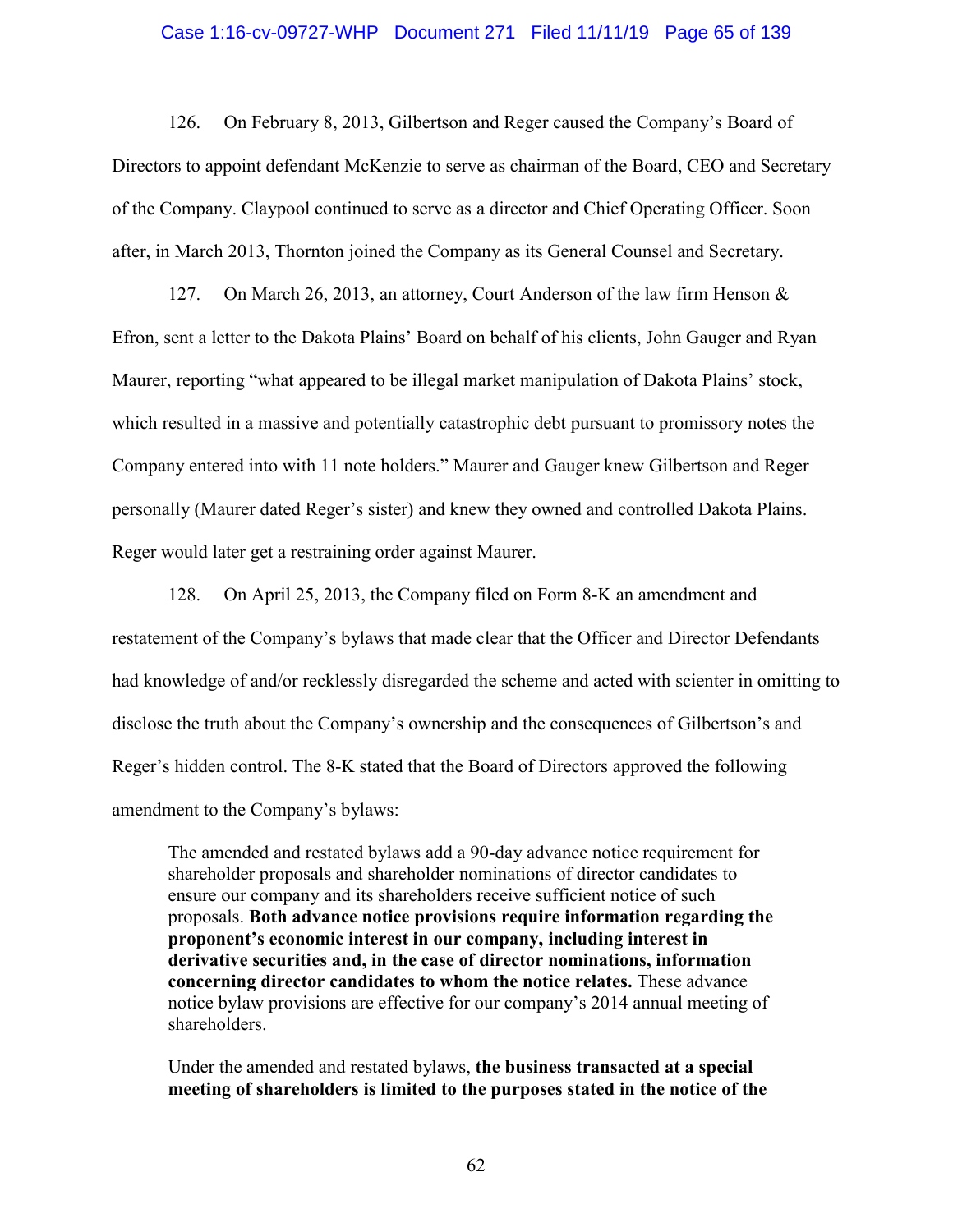126. On February 8, 2013, Gilbertson and Reger caused the Company's Board of Directors to appoint defendant McKenzie to serve as chairman of the Board, CEO and Secretary of the Company. Claypool continued to serve as a director and Chief Operating Officer. Soon after, in March 2013, Thornton joined the Company as its General Counsel and Secretary.

127. On March 26, 2013, an attorney, Court Anderson of the law firm Henson & Efron, sent a letter to the Dakota Plains' Board on behalf of his clients, John Gauger and Ryan Maurer, reporting "what appeared to be illegal market manipulation of Dakota Plains' stock, which resulted in a massive and potentially catastrophic debt pursuant to promissory notes the Company entered into with 11 note holders." Maurer and Gauger knew Gilbertson and Reger personally (Maurer dated Reger's sister) and knew they owned and controlled Dakota Plains. Reger would later get a restraining order against Maurer.

128. On April 25, 2013, the Company filed on Form 8-K an amendment and restatement of the Company's bylaws that made clear that the Officer and Director Defendants had knowledge of and/or recklessly disregarded the scheme and acted with scienter in omitting to disclose the truth about the Company's ownership and the consequences of Gilbertson's and Reger's hidden control. The 8-K stated that the Board of Directors approved the following amendment to the Company's bylaws:

> The amended and restated bylaws add a 90-day advance notice requirement for shareholder proposals and shareholder nominations of director candidates to ensure our company and its shareholders receive sufficient notice of such proposals. **Both advance notice provisions require information regarding the proponent's economic interest in our company, including interest in derivative securities and, in the case of director nominations, information concerning director candidates to whom the notice relates.** These advance notice bylaw provisions are effective for our company's 2014 annual meeting of shareholders.
>
> Under the amended and restated bylaws, **the business transacted at a special meeting of shareholders is limited to the purposes stated in the notice of the**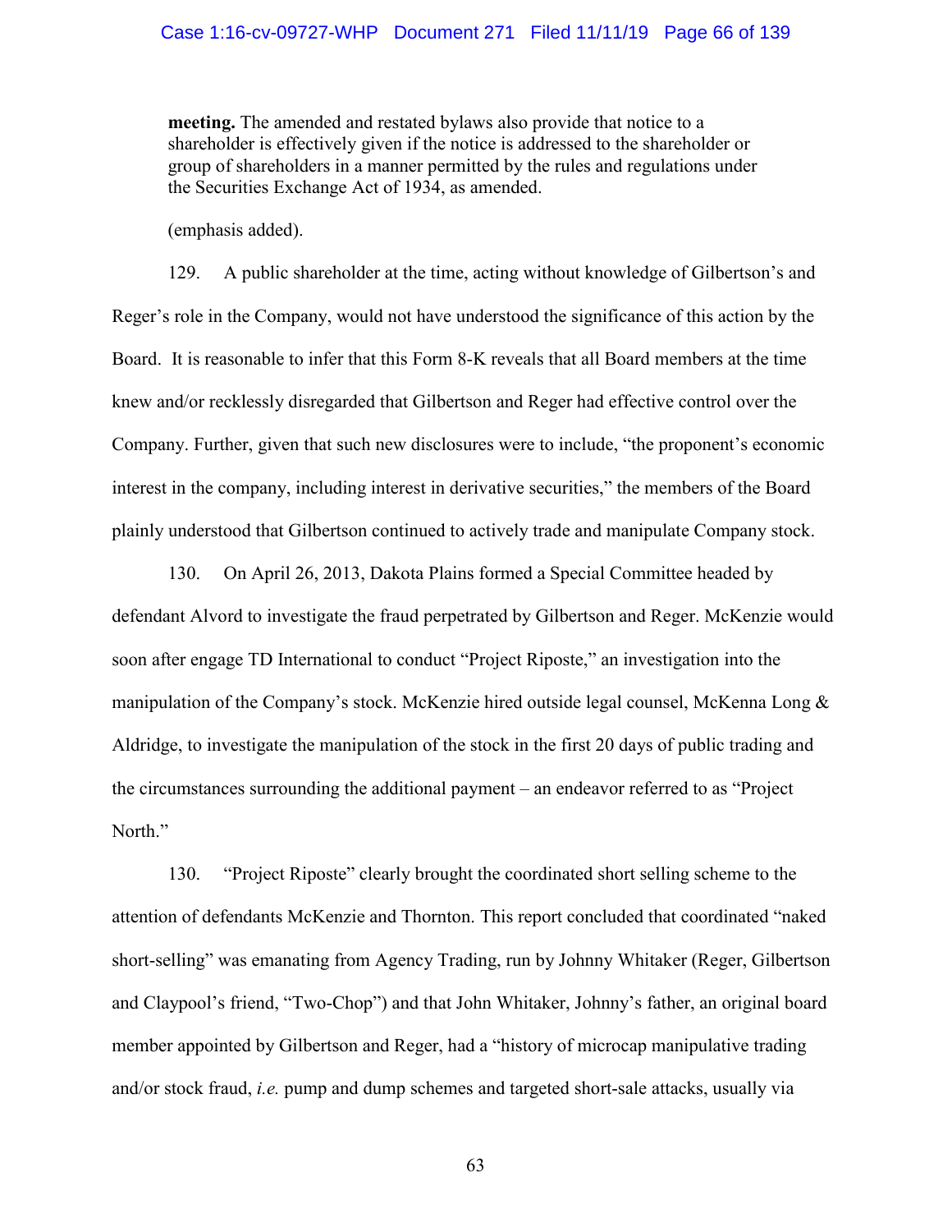> **meeting.** The amended and restated bylaws also provide that notice to a shareholder is effectively given if the notice is addressed to the shareholder or group of shareholders in a manner permitted by the rules and regulations under the Securities Exchange Act of 1934, as amended.
>
> (emphasis added).

129. A public shareholder at the time, acting without knowledge of Gilbertson's and Reger's role in the Company, would not have understood the significance of this action by the Board. It is reasonable to infer that this Form 8-K reveals that all Board members at the time knew and/or recklessly disregarded that Gilbertson and Reger had effective control over the Company. Further, given that such new disclosures were to include, "the proponent's economic interest in the company, including interest in derivative securities," the members of the Board plainly understood that Gilbertson continued to actively trade and manipulate Company stock.

130. On April 26, 2013, Dakota Plains formed a Special Committee headed by defendant Alvord to investigate the fraud perpetrated by Gilbertson and Reger. McKenzie would soon after engage TD International to conduct "Project Riposte," an investigation into the manipulation of the Company's stock. McKenzie hired outside legal counsel, McKenna Long & Aldridge, to investigate the manipulation of the stock in the first 20 days of public trading and the circumstances surrounding the additional payment – an endeavor referred to as "Project North."

130. "Project Riposte" clearly brought the coordinated short selling scheme to the attention of defendants McKenzie and Thornton. This report concluded that coordinated "naked short-selling" was emanating from Agency Trading, run by Johnny Whitaker (Reger, Gilbertson and Claypool's friend, "Two-Chop") and that John Whitaker, Johnny's father, an original board member appointed by Gilbertson and Reger, had a "history of microcap manipulative trading and/or stock fraud, *i.e.* pump and dump schemes and targeted short-sale attacks, usually via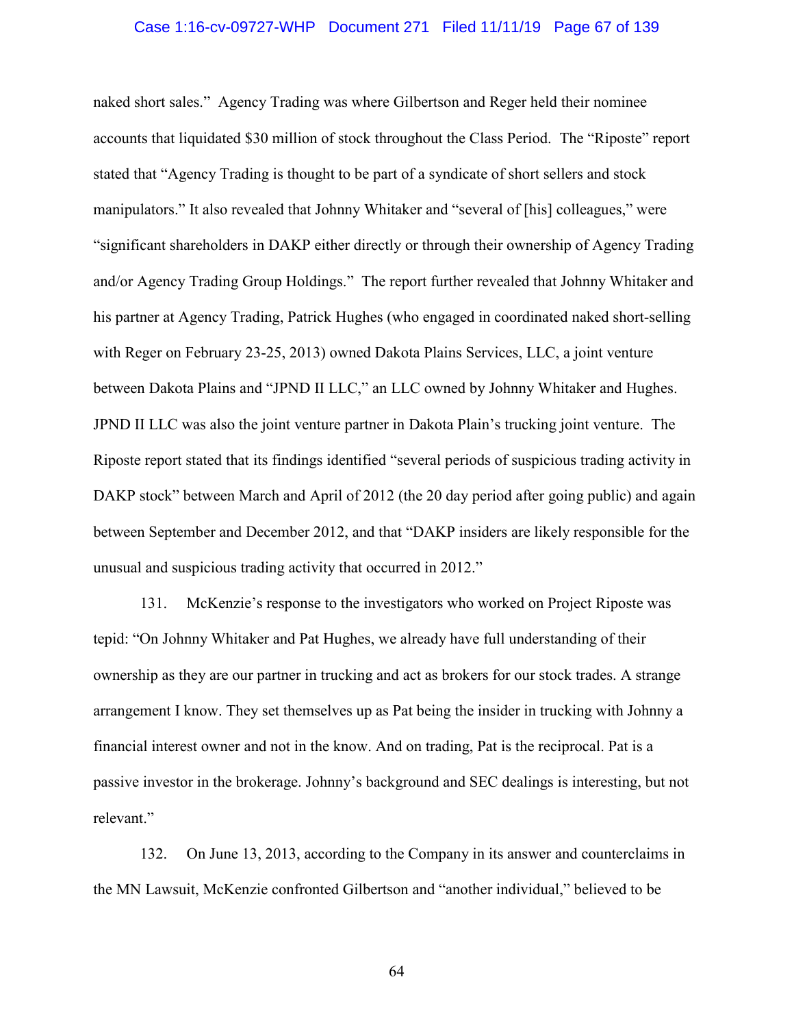naked short sales." Agency Trading was where Gilbertson and Reger held their nominee accounts that liquidated $30 million of stock throughout the Class Period. The "Riposte" report stated that "Agency Trading is thought to be part of a syndicate of short sellers and stock manipulators." It also revealed that Johnny Whitaker and "several of [his] colleagues," were "significant shareholders in DAKP either directly or through their ownership of Agency Trading and/or Agency Trading Group Holdings." The report further revealed that Johnny Whitaker and his partner at Agency Trading, Patrick Hughes (who engaged in coordinated naked short-selling with Reger on February 23-25, 2013) owned Dakota Plains Services, LLC, a joint venture between Dakota Plains and "JPND II LLC," an LLC owned by Johnny Whitaker and Hughes. JPND II LLC was also the joint venture partner in Dakota Plain's trucking joint venture. The Riposte report stated that its findings identified "several periods of suspicious trading activity in DAKP stock" between March and April of 2012 (the 20 day period after going public) and again between September and December 2012, and that "DAKP insiders are likely responsible for the unusual and suspicious trading activity that occurred in 2012."

131. McKenzie's response to the investigators who worked on Project Riposte was tepid: "On Johnny Whitaker and Pat Hughes, we already have full understanding of their ownership as they are our partner in trucking and act as brokers for our stock trades. A strange arrangement I know. They set themselves up as Pat being the insider in trucking with Johnny a financial interest owner and not in the know. And on trading, Pat is the reciprocal. Pat is a passive investor in the brokerage. Johnny's background and SEC dealings is interesting, but not relevant."

132. On June 13, 2013, according to the Company in its answer and counterclaims in the MN Lawsuit, McKenzie confronted Gilbertson and "another individual," believed to be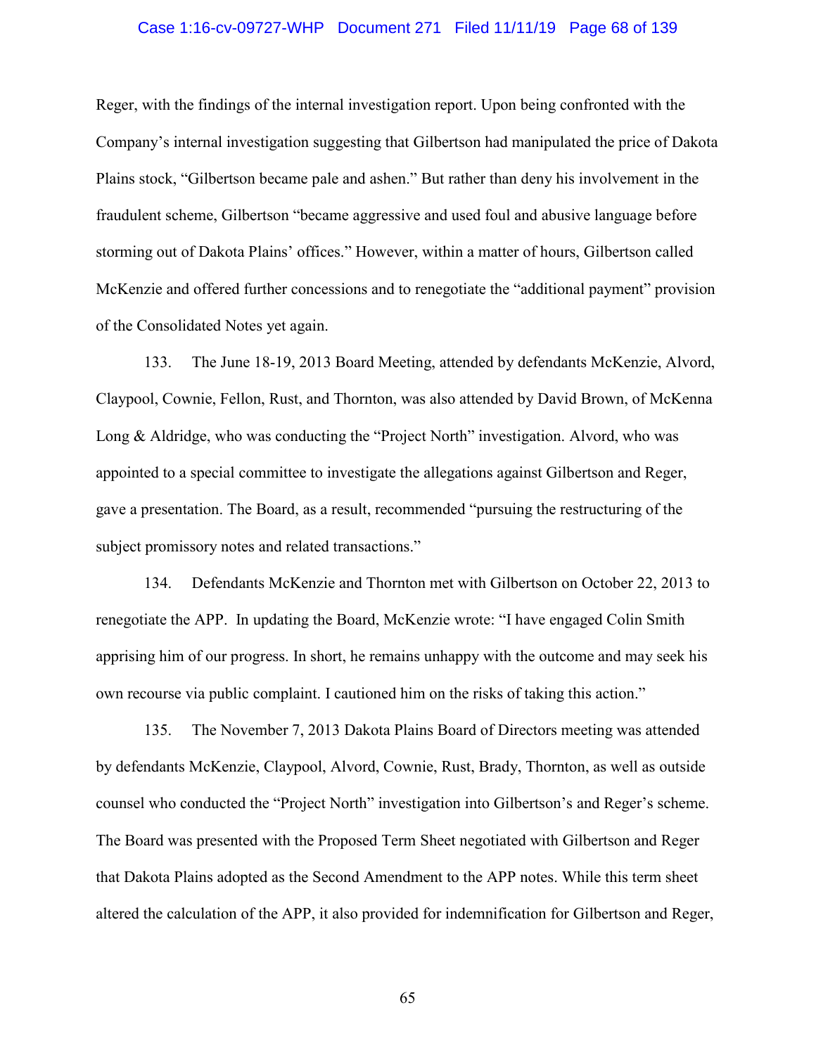Reger, with the findings of the internal investigation report. Upon being confronted with the Company's internal investigation suggesting that Gilbertson had manipulated the price of Dakota Plains stock, "Gilbertson became pale and ashen." But rather than deny his involvement in the fraudulent scheme, Gilbertson "became aggressive and used foul and abusive language before storming out of Dakota Plains' offices." However, within a matter of hours, Gilbertson called McKenzie and offered further concessions and to renegotiate the "additional payment" provision of the Consolidated Notes yet again.

133. The June 18-19, 2013 Board Meeting, attended by defendants McKenzie, Alvord, Claypool, Cownie, Fellon, Rust, and Thornton, was also attended by David Brown, of McKenna Long & Aldridge, who was conducting the "Project North" investigation. Alvord, who was appointed to a special committee to investigate the allegations against Gilbertson and Reger, gave a presentation. The Board, as a result, recommended "pursuing the restructuring of the subject promissory notes and related transactions."

134. Defendants McKenzie and Thornton met with Gilbertson on October 22, 2013 to renegotiate the APP. In updating the Board, McKenzie wrote: "I have engaged Colin Smith apprising him of our progress. In short, he remains unhappy with the outcome and may seek his own recourse via public complaint. I cautioned him on the risks of taking this action."

135. The November 7, 2013 Dakota Plains Board of Directors meeting was attended by defendants McKenzie, Claypool, Alvord, Cownie, Rust, Brady, Thornton, as well as outside counsel who conducted the "Project North" investigation into Gilbertson's and Reger's scheme. The Board was presented with the Proposed Term Sheet negotiated with Gilbertson and Reger that Dakota Plains adopted as the Second Amendment to the APP notes. While this term sheet altered the calculation of the APP, it also provided for indemnification for Gilbertson and Reger,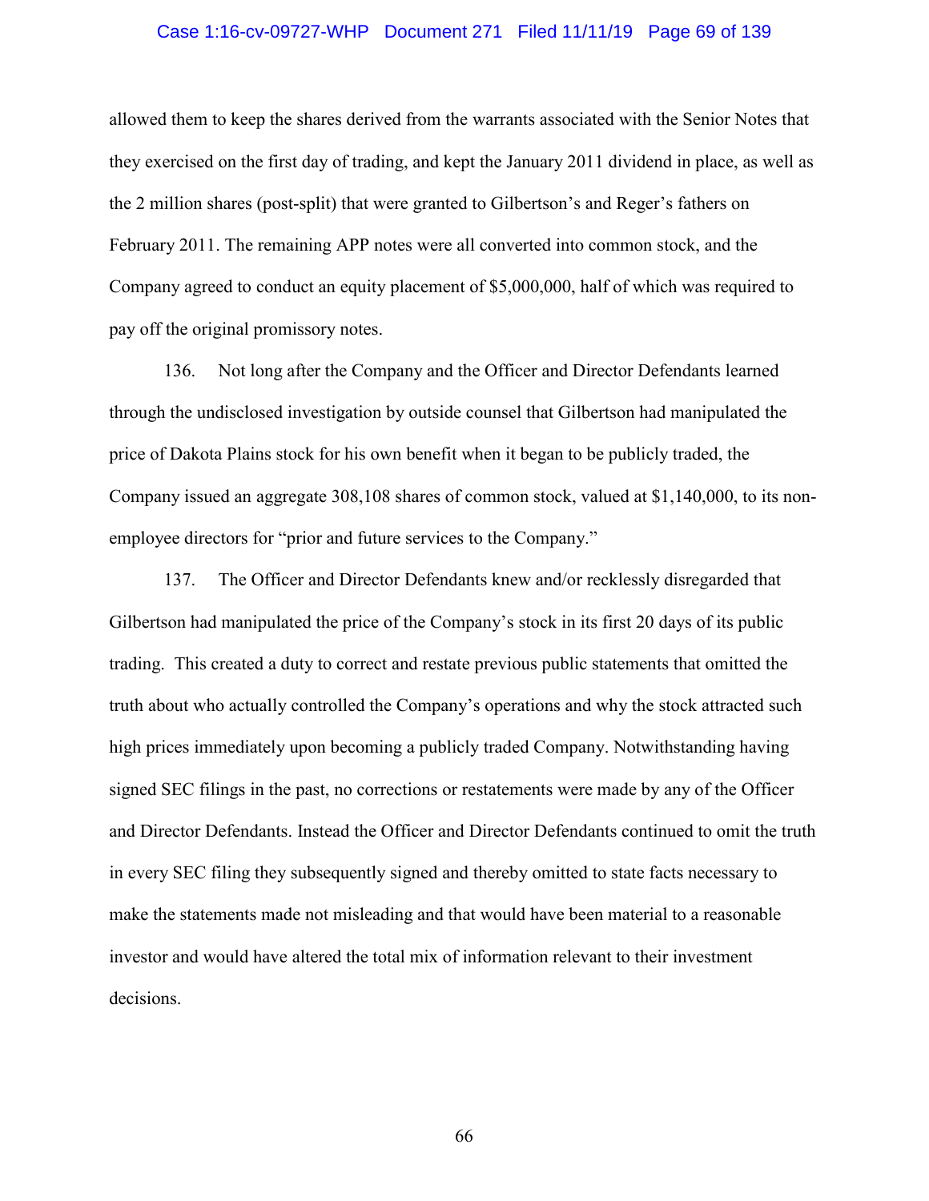allowed them to keep the shares derived from the warrants associated with the Senior Notes that they exercised on the first day of trading, and kept the January 2011 dividend in place, as well as the 2 million shares (post-split) that were granted to Gilbertson's and Reger's fathers on February 2011. The remaining APP notes were all converted into common stock, and the Company agreed to conduct an equity placement of $5,000,000, half of which was required to pay off the original promissory notes.

136. Not long after the Company and the Officer and Director Defendants learned through the undisclosed investigation by outside counsel that Gilbertson had manipulated the price of Dakota Plains stock for his own benefit when it began to be publicly traded, the Company issued an aggregate 308,108 shares of common stock, valued at $1,140,000, to its non-employee directors for "prior and future services to the Company."

137. The Officer and Director Defendants knew and/or recklessly disregarded that Gilbertson had manipulated the price of the Company's stock in its first 20 days of its public trading. This created a duty to correct and restate previous public statements that omitted the truth about who actually controlled the Company's operations and why the stock attracted such high prices immediately upon becoming a publicly traded Company. Notwithstanding having signed SEC filings in the past, no corrections or restatements were made by any of the Officer and Director Defendants. Instead the Officer and Director Defendants continued to omit the truth in every SEC filing they subsequently signed and thereby omitted to state facts necessary to make the statements made not misleading and that would have been material to a reasonable investor and would have altered the total mix of information relevant to their investment decisions.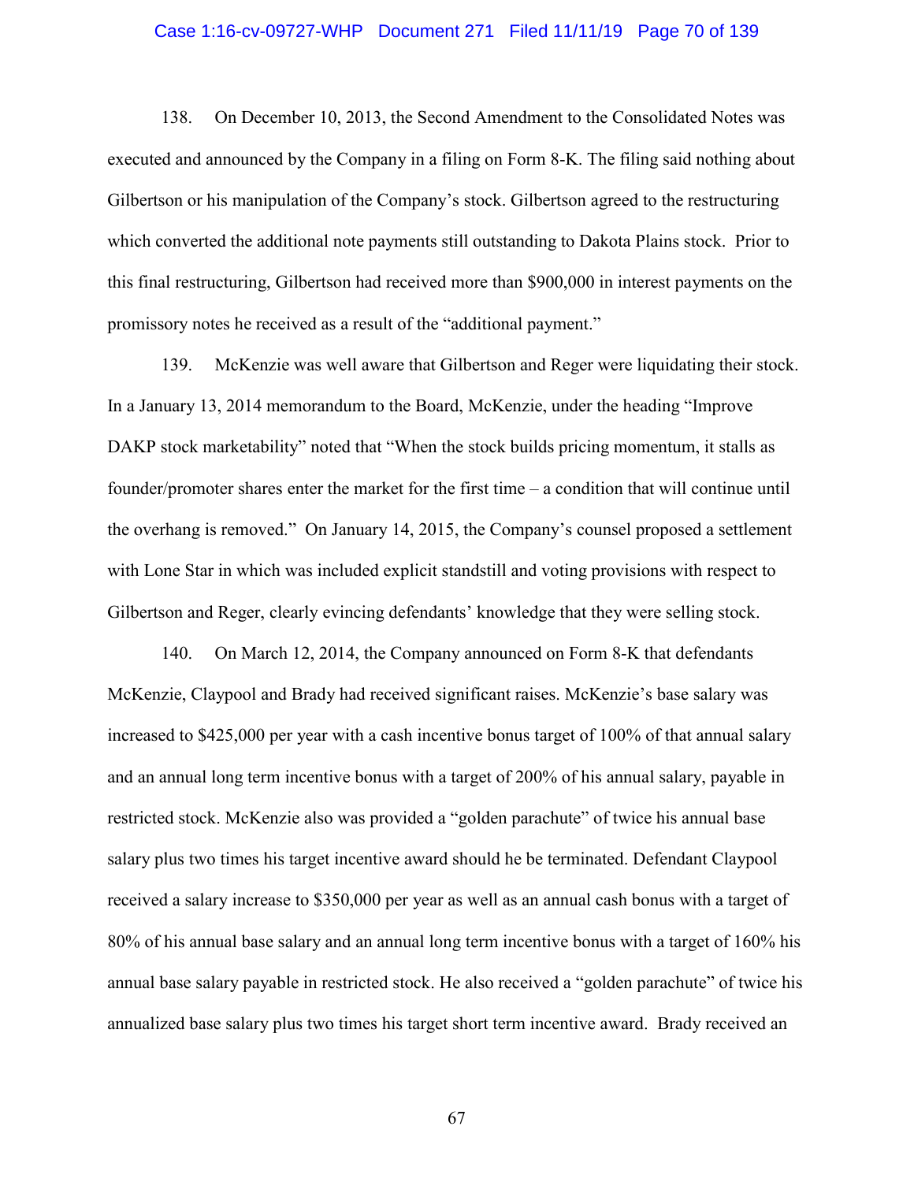138. On December 10, 2013, the Second Amendment to the Consolidated Notes was executed and announced by the Company in a filing on Form 8-K. The filing said nothing about Gilbertson or his manipulation of the Company's stock. Gilbertson agreed to the restructuring which converted the additional note payments still outstanding to Dakota Plains stock. Prior to this final restructuring, Gilbertson had received more than $900,000 in interest payments on the promissory notes he received as a result of the "additional payment."

139. McKenzie was well aware that Gilbertson and Reger were liquidating their stock. In a January 13, 2014 memorandum to the Board, McKenzie, under the heading "Improve DAKP stock marketability" noted that "When the stock builds pricing momentum, it stalls as founder/promoter shares enter the market for the first time – a condition that will continue until the overhang is removed." On January 14, 2015, the Company's counsel proposed a settlement with Lone Star in which was included explicit standstill and voting provisions with respect to Gilbertson and Reger, clearly evincing defendants' knowledge that they were selling stock.

140. On March 12, 2014, the Company announced on Form 8-K that defendants McKenzie, Claypool and Brady had received significant raises. McKenzie's base salary was increased to $425,000 per year with a cash incentive bonus target of 100% of that annual salary and an annual long term incentive bonus with a target of 200% of his annual salary, payable in restricted stock. McKenzie also was provided a "golden parachute" of twice his annual base salary plus two times his target incentive award should he be terminated. Defendant Claypool received a salary increase to $350,000 per year as well as an annual cash bonus with a target of 80% of his annual base salary and an annual long term incentive bonus with a target of 160% his annual base salary payable in restricted stock. He also received a "golden parachute" of twice his annualized base salary plus two times his target short term incentive award. Brady received an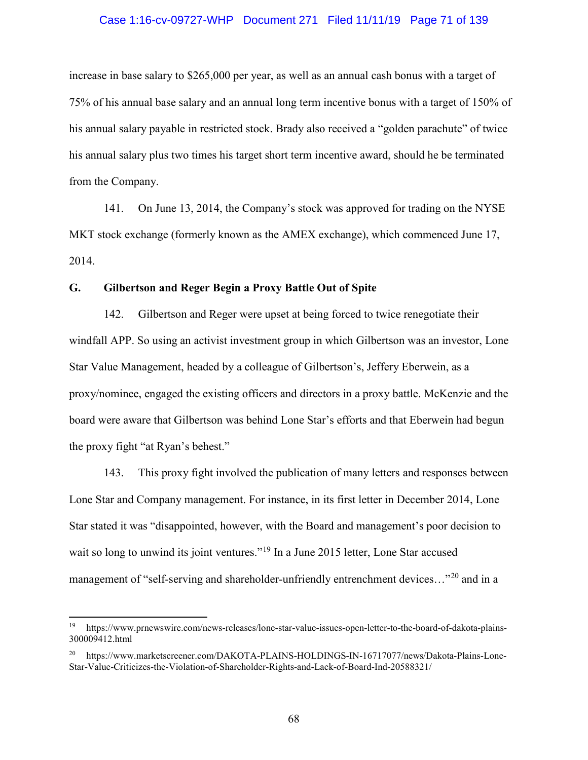increase in base salary to $265,000 per year, as well as an annual cash bonus with a target of 75% of his annual base salary and an annual long term incentive bonus with a target of 150% of his annual salary payable in restricted stock. Brady also received a "golden parachute" of twice his annual salary plus two times his target short term incentive award, should he be terminated from the Company.

141. On June 13, 2014, the Company's stock was approved for trading on the NYSE MKT stock exchange (formerly known as the AMEX exchange), which commenced June 17, 2014.

### G. Gilbertson and Reger Begin a Proxy Battle Out of Spite

142. Gilbertson and Reger were upset at being forced to twice renegotiate their windfall APP. So using an activist investment group in which Gilbertson was an investor, Lone Star Value Management, headed by a colleague of Gilbertson's, Jeffery Eberwein, as a proxy/nominee, engaged the existing officers and directors in a proxy battle. McKenzie and the board were aware that Gilbertson was behind Lone Star's efforts and that Eberwein had begun the proxy fight "at Ryan's behest."

143. This proxy fight involved the publication of many letters and responses between Lone Star and Company management. For instance, in its first letter in December 2014, Lone Star stated it was "disappointed, however, with the Board and management's poor decision to wait so long to unwind its joint ventures."[19] In a June 2015 letter, Lone Star accused management of "self-serving and shareholder-unfriendly entrenchment devices…"[20] and in a

---

[19] https://www.prnewswire.com/news-releases/lone-star-value-issues-open-letter-to-the-board-of-dakota-plains-300009412.html

[20] https://www.marketscreener.com/DAKOTA-PLAINS-HOLDINGS-IN-16717077/news/Dakota-Plains-Lone-Star-Value-Criticizes-the-Violation-of-Shareholder-Rights-and-Lack-of-Board-Ind-20588321/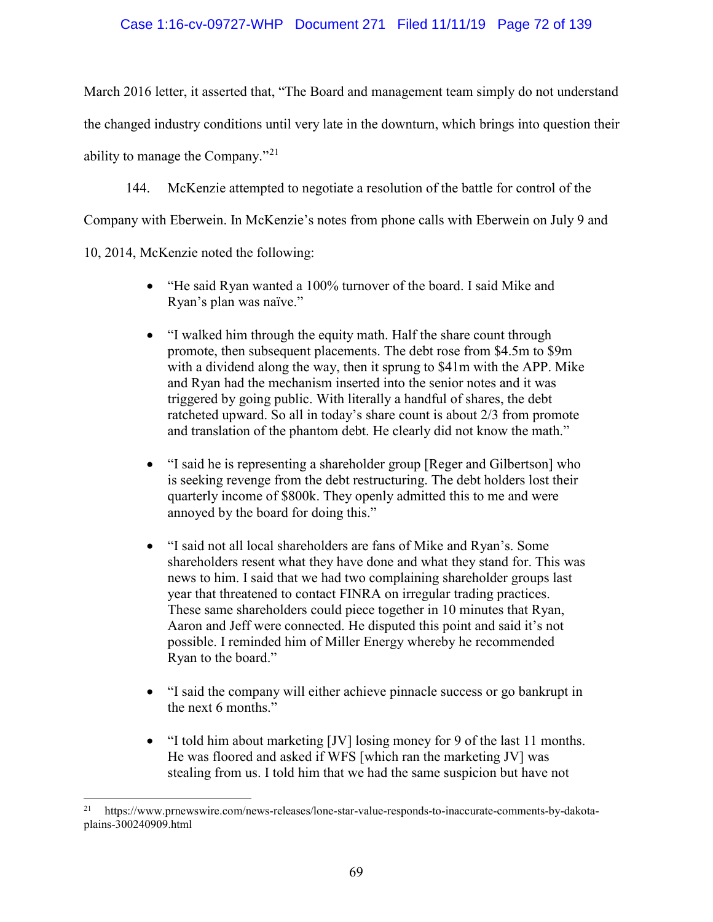March 2016 letter, it asserted that, "The Board and management team simply do not understand the changed industry conditions until very late in the downturn, which brings into question their ability to manage the Company."[21]

144. McKenzie attempted to negotiate a resolution of the battle for control of the Company with Eberwein. In McKenzie's notes from phone calls with Eberwein on July 9 and 10, 2014, McKenzie noted the following:

- "He said Ryan wanted a 100% turnover of the board. I said Mike and Ryan's plan was naïve."
- "I walked him through the equity math. Half the share count through promote, then subsequent placements. The debt rose from $4.5m to $9m with a dividend along the way, then it sprung to $41m with the APP. Mike and Ryan had the mechanism inserted into the senior notes and it was triggered by going public. With literally a handful of shares, the debt ratcheted upward. So all in today's share count is about 2/3 from promote and translation of the phantom debt. He clearly did not know the math."
- "I said he is representing a shareholder group [Reger and Gilbertson] who is seeking revenge from the debt restructuring. The debt holders lost their quarterly income of $800k. They openly admitted this to me and were annoyed by the board for doing this."
- "I said not all local shareholders are fans of Mike and Ryan's. Some shareholders resent what they have done and what they stand for. This was news to him. I said that we had two complaining shareholder groups last year that threatened to contact FINRA on irregular trading practices. These same shareholders could piece together in 10 minutes that Ryan, Aaron and Jeff were connected. He disputed this point and said it's not possible. I reminded him of Miller Energy whereby he recommended Ryan to the board."
- "I said the company will either achieve pinnacle success or go bankrupt in the next 6 months."
- "I told him about marketing [JV] losing money for 9 of the last 11 months. He was floored and asked if WFS [which ran the marketing JV] was stealing from us. I told him that we had the same suspicion but have not

[21] https://www.prnewswire.com/news-releases/lone-star-value-responds-to-inaccurate-comments-by-dakota-plains-300240909.html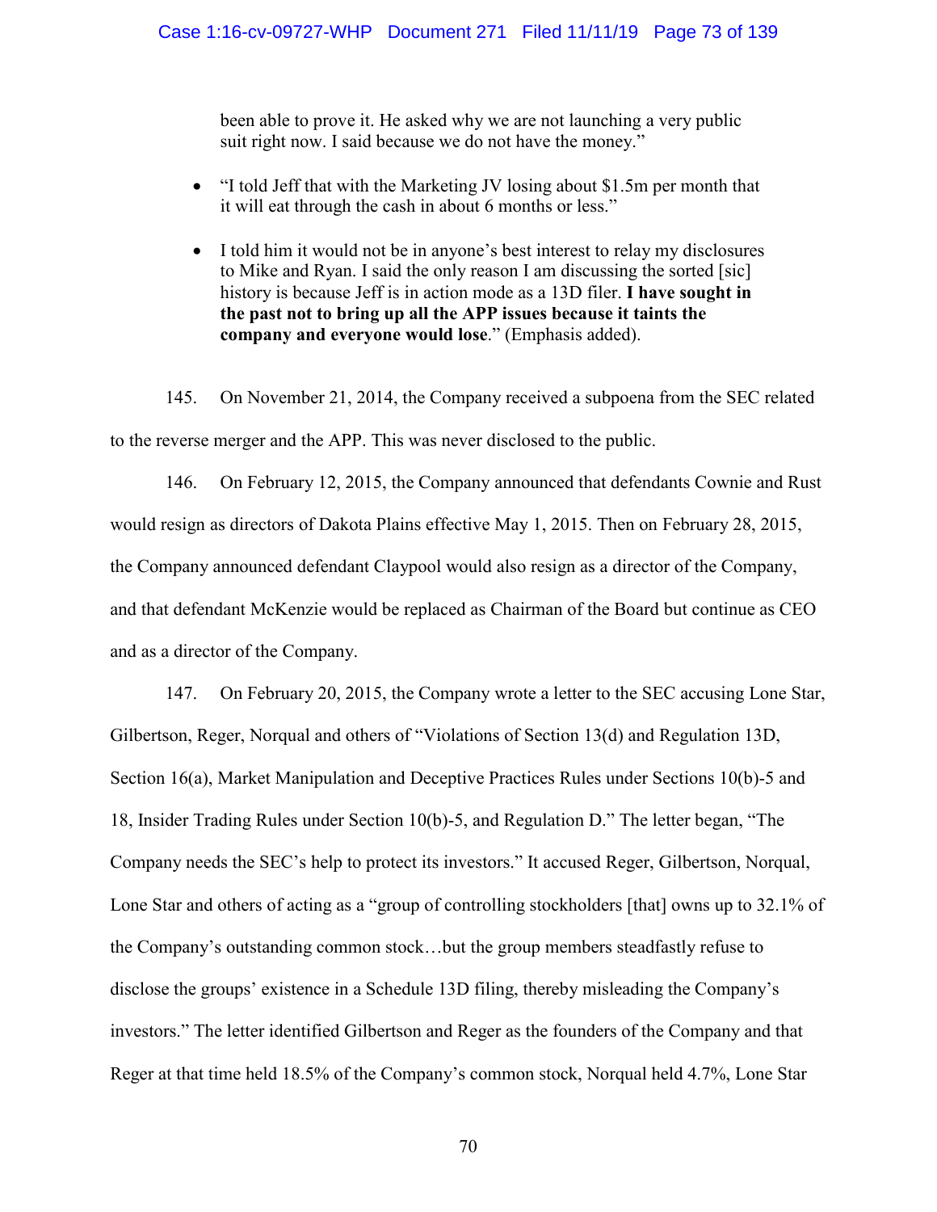been able to prove it. He asked why we are not launching a very public suit right now. I said because we do not have the money."

- "I told Jeff that with the Marketing JV losing about $1.5m per month that it will eat through the cash in about 6 months or less."
- I told him it would not be in anyone's best interest to relay my disclosures to Mike and Ryan. I said the only reason I am discussing the sorted [sic] history is because Jeff is in action mode as a 13D filer. **I have sought in the past not to bring up all the APP issues because it taints the company and everyone would lose**." (Emphasis added).

145. On November 21, 2014, the Company received a subpoena from the SEC related to the reverse merger and the APP. This was never disclosed to the public.

146. On February 12, 2015, the Company announced that defendants Cownie and Rust would resign as directors of Dakota Plains effective May 1, 2015. Then on February 28, 2015, the Company announced defendant Claypool would also resign as a director of the Company, and that defendant McKenzie would be replaced as Chairman of the Board but continue as CEO and as a director of the Company.

147. On February 20, 2015, the Company wrote a letter to the SEC accusing Lone Star, Gilbertson, Reger, Norqual and others of "Violations of Section 13(d) and Regulation 13D, Section 16(a), Market Manipulation and Deceptive Practices Rules under Sections 10(b)-5 and 18, Insider Trading Rules under Section 10(b)-5, and Regulation D." The letter began, "The Company needs the SEC's help to protect its investors." It accused Reger, Gilbertson, Norqual, Lone Star and others of acting as a "group of controlling stockholders [that] owns up to 32.1% of the Company's outstanding common stock…but the group members steadfastly refuse to disclose the groups' existence in a Schedule 13D filing, thereby misleading the Company's investors." The letter identified Gilbertson and Reger as the founders of the Company and that Reger at that time held 18.5% of the Company's common stock, Norqual held 4.7%, Lone Star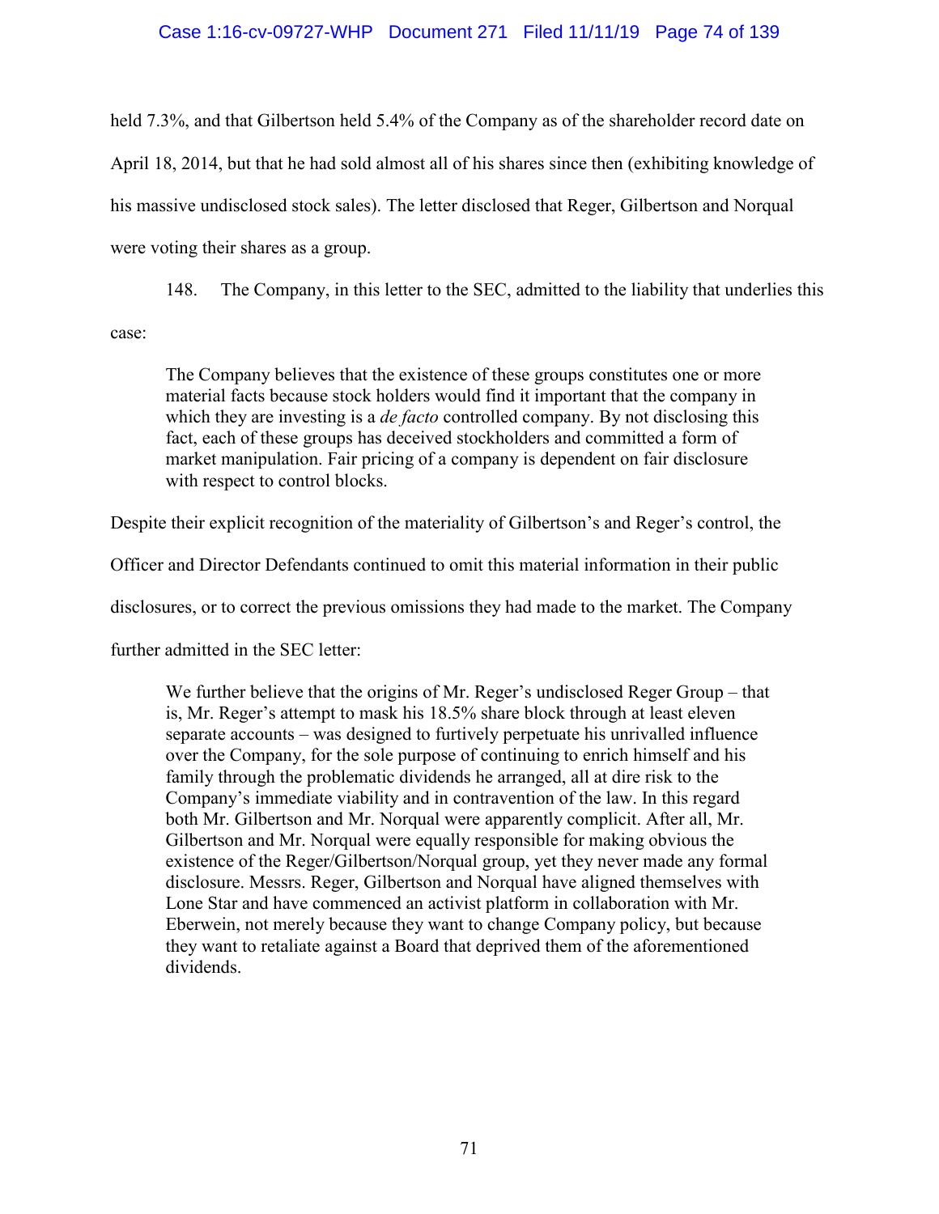held 7.3%, and that Gilbertson held 5.4% of the Company as of the shareholder record date on April 18, 2014, but that he had sold almost all of his shares since then (exhibiting knowledge of his massive undisclosed stock sales). The letter disclosed that Reger, Gilbertson and Norqual were voting their shares as a group.

148. The Company, in this letter to the SEC, admitted to the liability that underlies this case:

> The Company believes that the existence of these groups constitutes one or more material facts because stock holders would find it important that the company in which they are investing is a *de facto* controlled company. By not disclosing this fact, each of these groups has deceived stockholders and committed a form of market manipulation. Fair pricing of a company is dependent on fair disclosure with respect to control blocks.

Despite their explicit recognition of the materiality of Gilbertson's and Reger's control, the Officer and Director Defendants continued to omit this material information in their public disclosures, or to correct the previous omissions they had made to the market. The Company further admitted in the SEC letter:

> We further believe that the origins of Mr. Reger's undisclosed Reger Group – that is, Mr. Reger's attempt to mask his 18.5% share block through at least eleven separate accounts – was designed to furtively perpetuate his unrivalled influence over the Company, for the sole purpose of continuing to enrich himself and his family through the problematic dividends he arranged, all at dire risk to the Company's immediate viability and in contravention of the law. In this regard both Mr. Gilbertson and Mr. Norqual were apparently complicit. After all, Mr. Gilbertson and Mr. Norqual were equally responsible for making obvious the existence of the Reger/Gilbertson/Norqual group, yet they never made any formal disclosure. Messrs. Reger, Gilbertson and Norqual have aligned themselves with Lone Star and have commenced an activist platform in collaboration with Mr. Eberwein, not merely because they want to change Company policy, but because they want to retaliate against a Board that deprived them of the aforementioned dividends.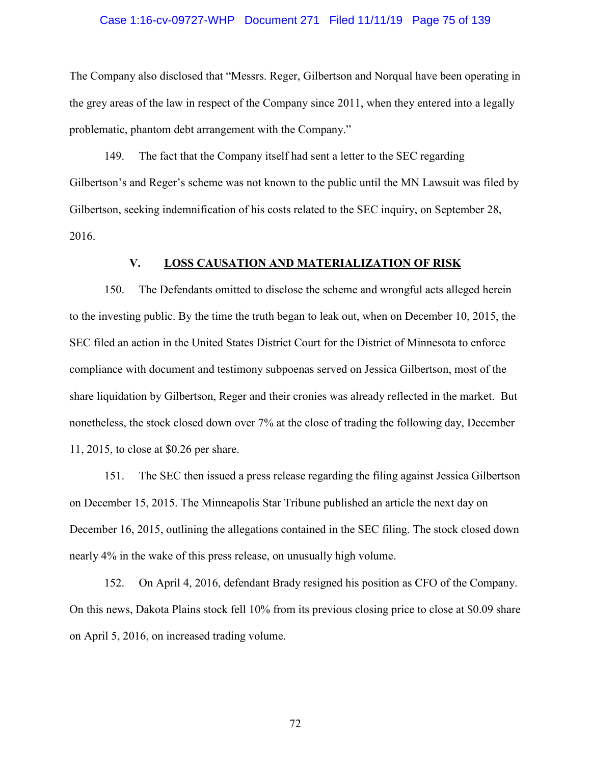The Company also disclosed that "Messrs. Reger, Gilbertson and Norqual have been operating in the grey areas of the law in respect of the Company since 2011, when they entered into a legally problematic, phantom debt arrangement with the Company."

149. The fact that the Company itself had sent a letter to the SEC regarding Gilbertson's and Reger's scheme was not known to the public until the MN Lawsuit was filed by Gilbertson, seeking indemnification of his costs related to the SEC inquiry, on September 28, 2016.

## V. LOSS CAUSATION AND MATERIALIZATION OF RISK

150. The Defendants omitted to disclose the scheme and wrongful acts alleged herein to the investing public. By the time the truth began to leak out, when on December 10, 2015, the SEC filed an action in the United States District Court for the District of Minnesota to enforce compliance with document and testimony subpoenas served on Jessica Gilbertson, most of the share liquidation by Gilbertson, Reger and their cronies was already reflected in the market. But nonetheless, the stock closed down over 7% at the close of trading the following day, December 11, 2015, to close at $0.26 per share.

151. The SEC then issued a press release regarding the filing against Jessica Gilbertson on December 15, 2015. The Minneapolis Star Tribune published an article the next day on December 16, 2015, outlining the allegations contained in the SEC filing. The stock closed down nearly 4% in the wake of this press release, on unusually high volume.

152. On April 4, 2016, defendant Brady resigned his position as CFO of the Company. On this news, Dakota Plains stock fell 10% from its previous closing price to close at $0.09 share on April 5, 2016, on increased trading volume.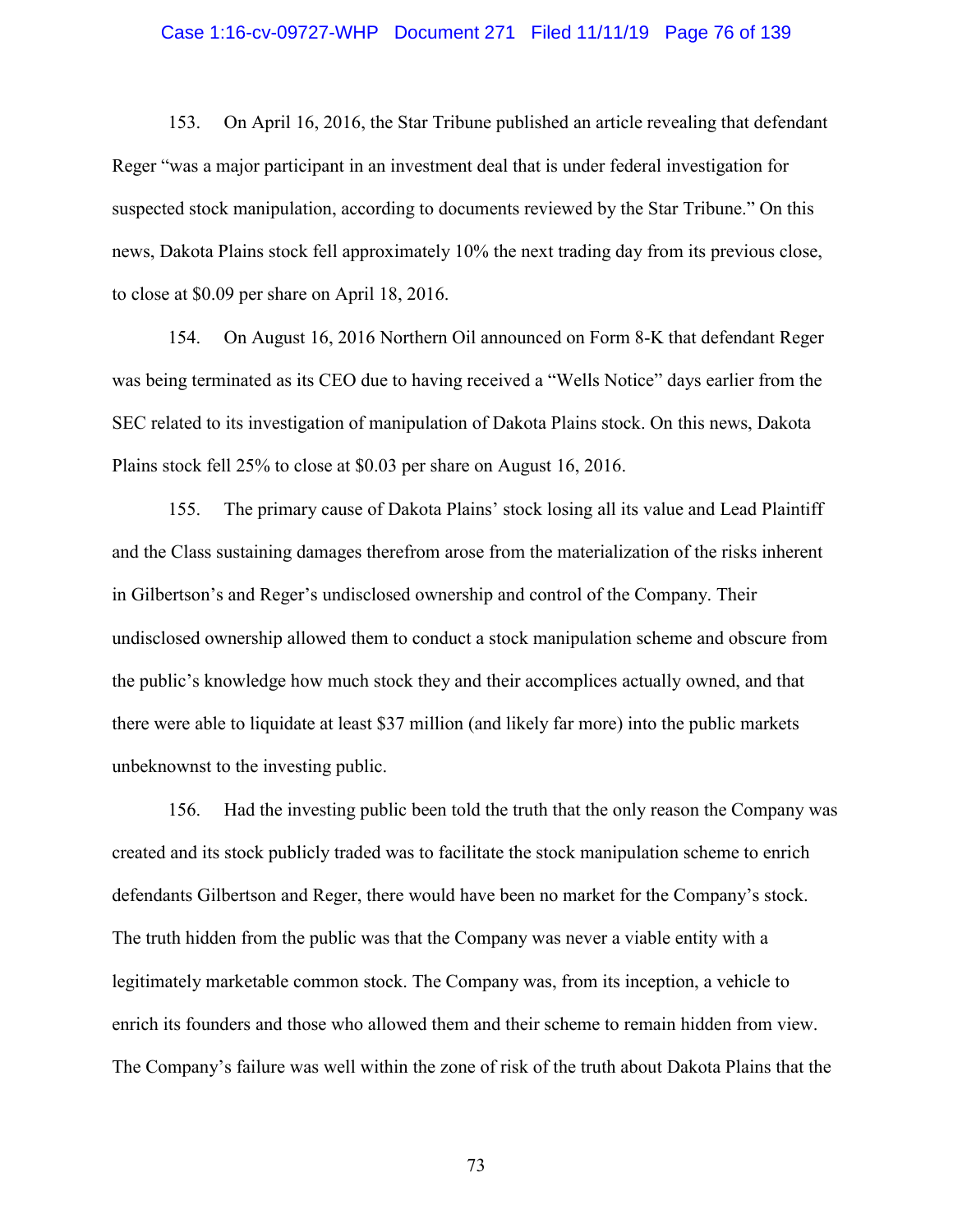153. On April 16, 2016, the Star Tribune published an article revealing that defendant Reger "was a major participant in an investment deal that is under federal investigation for suspected stock manipulation, according to documents reviewed by the Star Tribune." On this news, Dakota Plains stock fell approximately 10% the next trading day from its previous close, to close at $0.09 per share on April 18, 2016.

154. On August 16, 2016 Northern Oil announced on Form 8-K that defendant Reger was being terminated as its CEO due to having received a "Wells Notice" days earlier from the SEC related to its investigation of manipulation of Dakota Plains stock. On this news, Dakota Plains stock fell 25% to close at $0.03 per share on August 16, 2016.

155. The primary cause of Dakota Plains' stock losing all its value and Lead Plaintiff and the Class sustaining damages therefrom arose from the materialization of the risks inherent in Gilbertson's and Reger's undisclosed ownership and control of the Company. Their undisclosed ownership allowed them to conduct a stock manipulation scheme and obscure from the public's knowledge how much stock they and their accomplices actually owned, and that there were able to liquidate at least $37 million (and likely far more) into the public markets unbeknownst to the investing public.

156. Had the investing public been told the truth that the only reason the Company was created and its stock publicly traded was to facilitate the stock manipulation scheme to enrich defendants Gilbertson and Reger, there would have been no market for the Company's stock. The truth hidden from the public was that the Company was never a viable entity with a legitimately marketable common stock. The Company was, from its inception, a vehicle to enrich its founders and those who allowed them and their scheme to remain hidden from view. The Company's failure was well within the zone of risk of the truth about Dakota Plains that the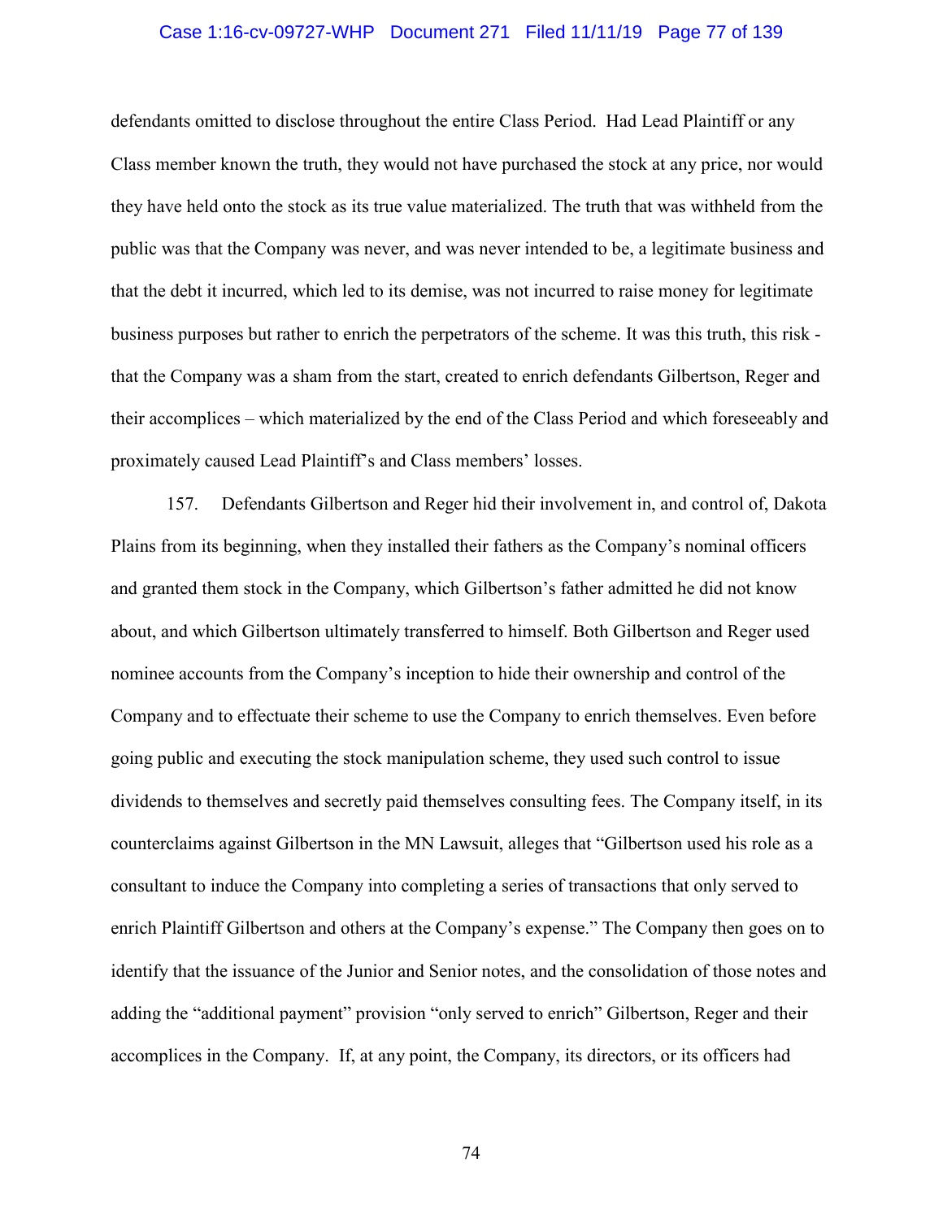defendants omitted to disclose throughout the entire Class Period. Had Lead Plaintiff or any Class member known the truth, they would not have purchased the stock at any price, nor would they have held onto the stock as its true value materialized. The truth that was withheld from the public was that the Company was never, and was never intended to be, a legitimate business and that the debt it incurred, which led to its demise, was not incurred to raise money for legitimate business purposes but rather to enrich the perpetrators of the scheme. It was this truth, this risk - that the Company was a sham from the start, created to enrich defendants Gilbertson, Reger and their accomplices – which materialized by the end of the Class Period and which foreseeably and proximately caused Lead Plaintiff's and Class members' losses.

157. Defendants Gilbertson and Reger hid their involvement in, and control of, Dakota Plains from its beginning, when they installed their fathers as the Company's nominal officers and granted them stock in the Company, which Gilbertson's father admitted he did not know about, and which Gilbertson ultimately transferred to himself. Both Gilbertson and Reger used nominee accounts from the Company's inception to hide their ownership and control of the Company and to effectuate their scheme to use the Company to enrich themselves. Even before going public and executing the stock manipulation scheme, they used such control to issue dividends to themselves and secretly paid themselves consulting fees. The Company itself, in its counterclaims against Gilbertson in the MN Lawsuit, alleges that "Gilbertson used his role as a consultant to induce the Company into completing a series of transactions that only served to enrich Plaintiff Gilbertson and others at the Company's expense." The Company then goes on to identify that the issuance of the Junior and Senior notes, and the consolidation of those notes and adding the "additional payment" provision "only served to enrich" Gilbertson, Reger and their accomplices in the Company. If, at any point, the Company, its directors, or its officers had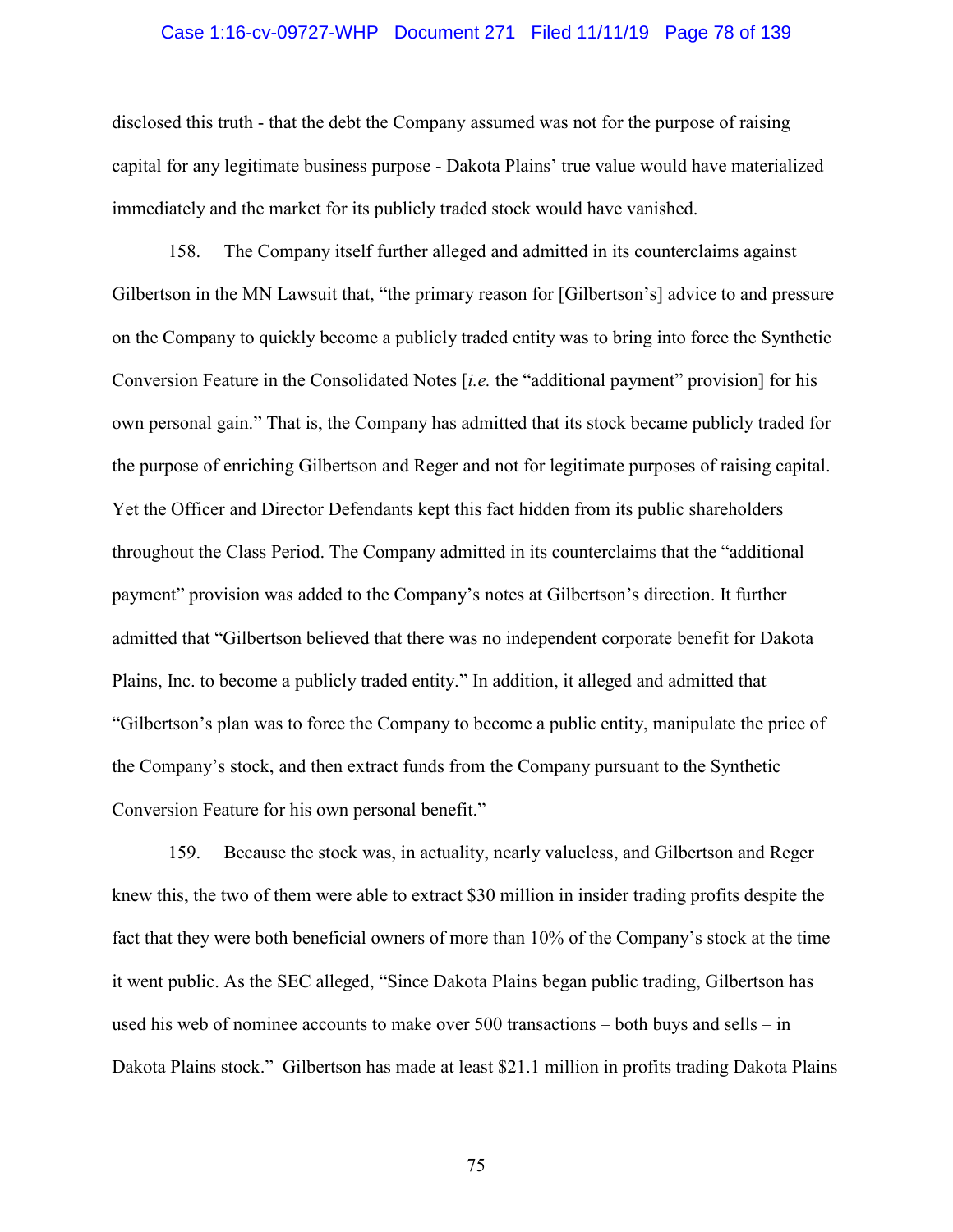disclosed this truth - that the debt the Company assumed was not for the purpose of raising capital for any legitimate business purpose - Dakota Plains' true value would have materialized immediately and the market for its publicly traded stock would have vanished.

158. The Company itself further alleged and admitted in its counterclaims against Gilbertson in the MN Lawsuit that, "the primary reason for [Gilbertson's] advice to and pressure on the Company to quickly become a publicly traded entity was to bring into force the Synthetic Conversion Feature in the Consolidated Notes [*i.e.* the "additional payment" provision] for his own personal gain." That is, the Company has admitted that its stock became publicly traded for the purpose of enriching Gilbertson and Reger and not for legitimate purposes of raising capital. Yet the Officer and Director Defendants kept this fact hidden from its public shareholders throughout the Class Period. The Company admitted in its counterclaims that the "additional payment" provision was added to the Company's notes at Gilbertson's direction. It further admitted that "Gilbertson believed that there was no independent corporate benefit for Dakota Plains, Inc. to become a publicly traded entity." In addition, it alleged and admitted that "Gilbertson's plan was to force the Company to become a public entity, manipulate the price of the Company's stock, and then extract funds from the Company pursuant to the Synthetic Conversion Feature for his own personal benefit."

159. Because the stock was, in actuality, nearly valueless, and Gilbertson and Reger knew this, the two of them were able to extract $30 million in insider trading profits despite the fact that they were both beneficial owners of more than 10% of the Company's stock at the time it went public. As the SEC alleged, "Since Dakota Plains began public trading, Gilbertson has used his web of nominee accounts to make over 500 transactions – both buys and sells – in Dakota Plains stock." Gilbertson has made at least $21.1 million in profits trading Dakota Plains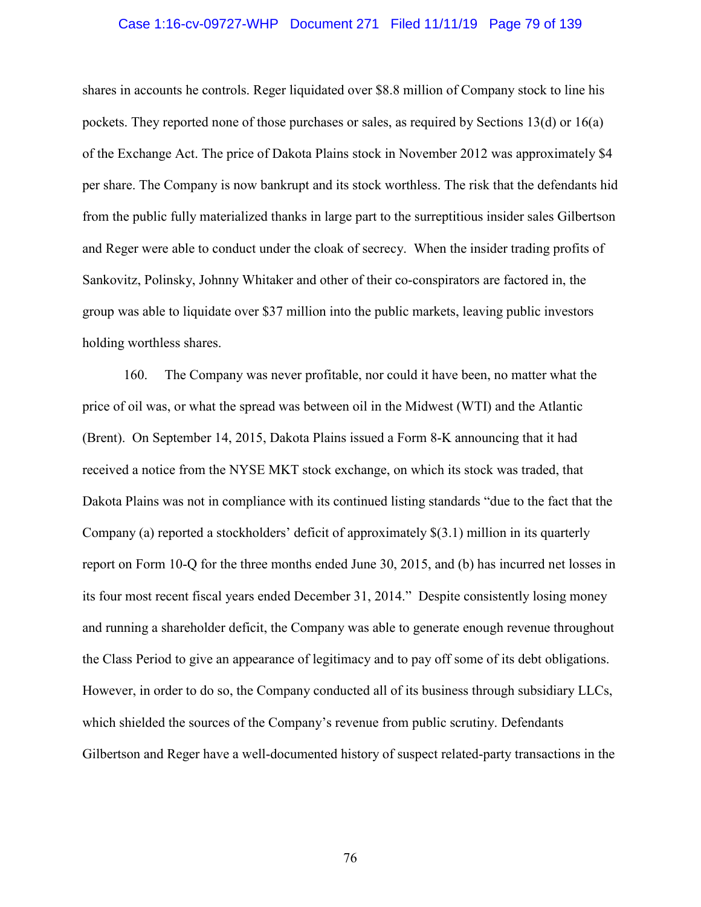shares in accounts he controls. Reger liquidated over $8.8 million of Company stock to line his pockets. They reported none of those purchases or sales, as required by Sections 13(d) or 16(a) of the Exchange Act. The price of Dakota Plains stock in November 2012 was approximately $4 per share. The Company is now bankrupt and its stock worthless. The risk that the defendants hid from the public fully materialized thanks in large part to the surreptitious insider sales Gilbertson and Reger were able to conduct under the cloak of secrecy. When the insider trading profits of Sankovitz, Polinsky, Johnny Whitaker and other of their co-conspirators are factored in, the group was able to liquidate over $37 million into the public markets, leaving public investors holding worthless shares.

160. The Company was never profitable, nor could it have been, no matter what the price of oil was, or what the spread was between oil in the Midwest (WTI) and the Atlantic (Brent). On September 14, 2015, Dakota Plains issued a Form 8-K announcing that it had received a notice from the NYSE MKT stock exchange, on which its stock was traded, that Dakota Plains was not in compliance with its continued listing standards "due to the fact that the Company (a) reported a stockholders' deficit of approximately $(3.1) million in its quarterly report on Form 10-Q for the three months ended June 30, 2015, and (b) has incurred net losses in its four most recent fiscal years ended December 31, 2014." Despite consistently losing money and running a shareholder deficit, the Company was able to generate enough revenue throughout the Class Period to give an appearance of legitimacy and to pay off some of its debt obligations. However, in order to do so, the Company conducted all of its business through subsidiary LLCs, which shielded the sources of the Company's revenue from public scrutiny. Defendants Gilbertson and Reger have a well-documented history of suspect related-party transactions in the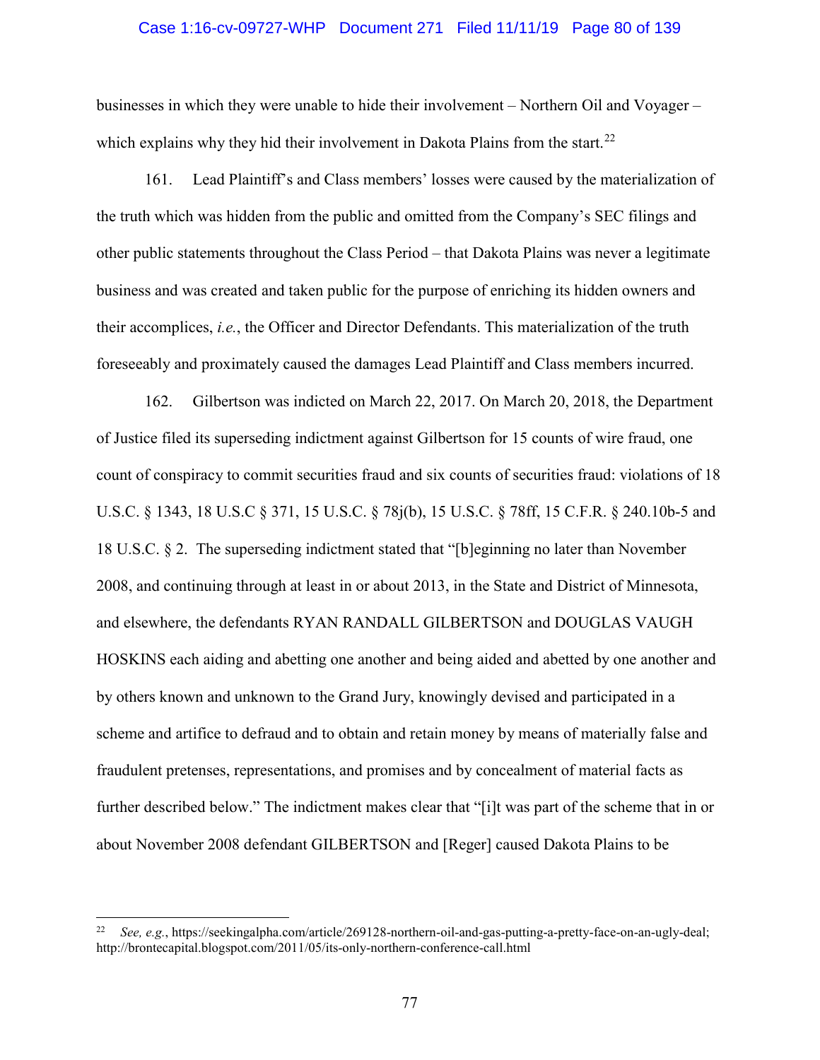businesses in which they were unable to hide their involvement – Northern Oil and Voyager – which explains why they hid their involvement in Dakota Plains from the start.[22]

161. Lead Plaintiff's and Class members' losses were caused by the materialization of the truth which was hidden from the public and omitted from the Company's SEC filings and other public statements throughout the Class Period – that Dakota Plains was never a legitimate business and was created and taken public for the purpose of enriching its hidden owners and their accomplices, *i.e.*, the Officer and Director Defendants. This materialization of the truth foreseeably and proximately caused the damages Lead Plaintiff and Class members incurred.

162. Gilbertson was indicted on March 22, 2017. On March 20, 2018, the Department of Justice filed its superseding indictment against Gilbertson for 15 counts of wire fraud, one count of conspiracy to commit securities fraud and six counts of securities fraud: violations of 18 U.S.C. § 1343, 18 U.S.C § 371, 15 U.S.C. § 78j(b), 15 U.S.C. § 78ff, 15 C.F.R. § 240.10b-5 and 18 U.S.C. § 2. The superseding indictment stated that "[b]eginning no later than November 2008, and continuing through at least in or about 2013, in the State and District of Minnesota, and elsewhere, the defendants RYAN RANDALL GILBERTSON and DOUGLAS VAUGH HOSKINS each aiding and abetting one another and being aided and abetted by one another and by others known and unknown to the Grand Jury, knowingly devised and participated in a scheme and artifice to defraud and to obtain and retain money by means of materially false and fraudulent pretenses, representations, and promises and by concealment of material facts as further described below." The indictment makes clear that "[i]t was part of the scheme that in or about November 2008 defendant GILBERTSON and [Reger] caused Dakota Plains to be

---

[22] *See, e.g.*, https://seekingalpha.com/article/269128-northern-oil-and-gas-putting-a-pretty-face-on-an-ugly-deal; http://brontecapital.blogspot.com/2011/05/its-only-northern-conference-call.html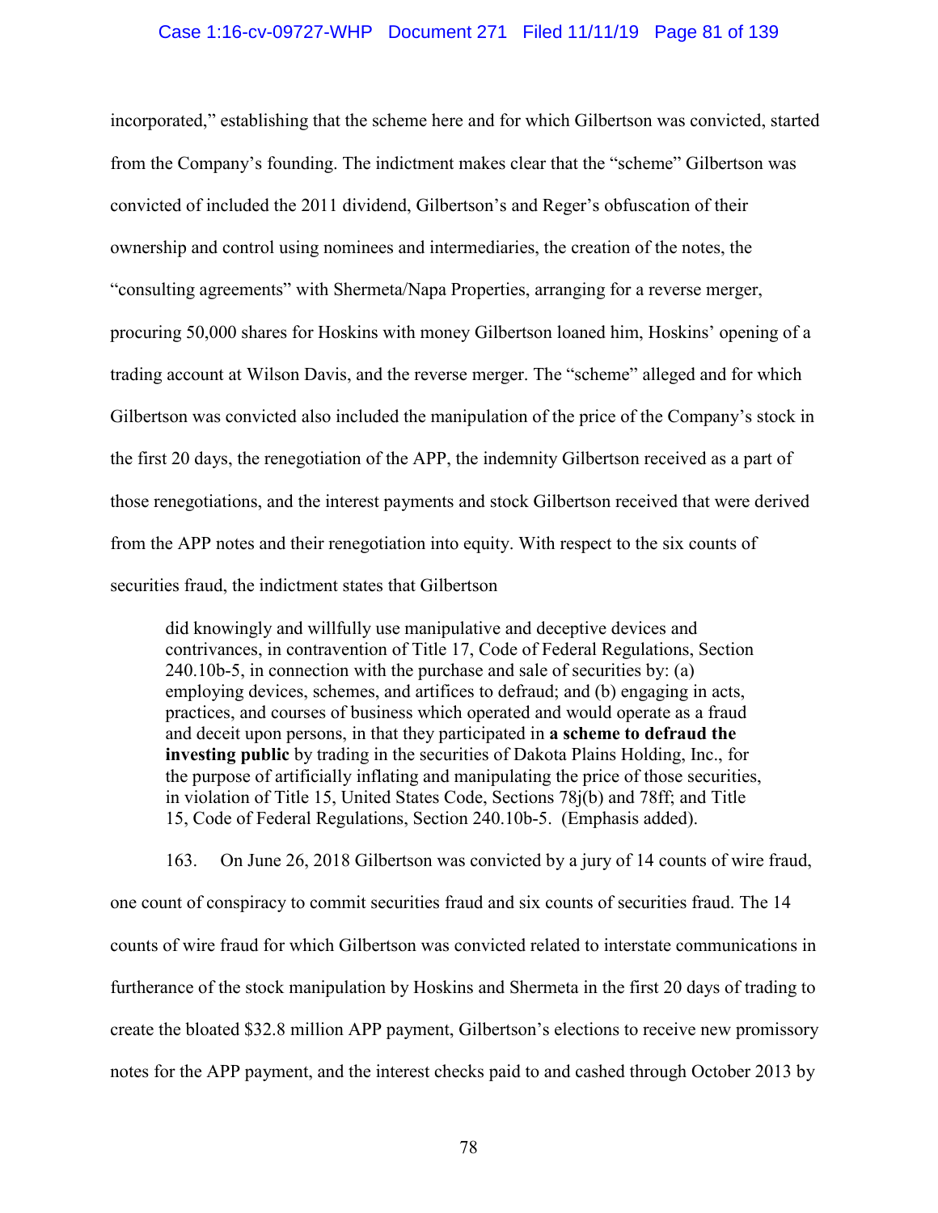incorporated," establishing that the scheme here and for which Gilbertson was convicted, started from the Company's founding. The indictment makes clear that the "scheme" Gilbertson was convicted of included the 2011 dividend, Gilbertson's and Reger's obfuscation of their ownership and control using nominees and intermediaries, the creation of the notes, the "consulting agreements" with Shermeta/Napa Properties, arranging for a reverse merger, procuring 50,000 shares for Hoskins with money Gilbertson loaned him, Hoskins' opening of a trading account at Wilson Davis, and the reverse merger. The "scheme" alleged and for which Gilbertson was convicted also included the manipulation of the price of the Company's stock in the first 20 days, the renegotiation of the APP, the indemnity Gilbertson received as a part of those renegotiations, and the interest payments and stock Gilbertson received that were derived from the APP notes and their renegotiation into equity. With respect to the six counts of securities fraud, the indictment states that Gilbertson

> did knowingly and willfully use manipulative and deceptive devices and contrivances, in contravention of Title 17, Code of Federal Regulations, Section 240.10b-5, in connection with the purchase and sale of securities by: (a) employing devices, schemes, and artifices to defraud; and (b) engaging in acts, practices, and courses of business which operated and would operate as a fraud and deceit upon persons, in that they participated in **a scheme to defraud the investing public** by trading in the securities of Dakota Plains Holding, Inc., for the purpose of artificially inflating and manipulating the price of those securities, in violation of Title 15, United States Code, Sections 78j(b) and 78ff; and Title 15, Code of Federal Regulations, Section 240.10b-5. (Emphasis added).

163. On June 26, 2018 Gilbertson was convicted by a jury of 14 counts of wire fraud, one count of conspiracy to commit securities fraud and six counts of securities fraud. The 14 counts of wire fraud for which Gilbertson was convicted related to interstate communications in furtherance of the stock manipulation by Hoskins and Shermeta in the first 20 days of trading to create the bloated $32.8 million APP payment, Gilbertson's elections to receive new promissory notes for the APP payment, and the interest checks paid to and cashed through October 2013 by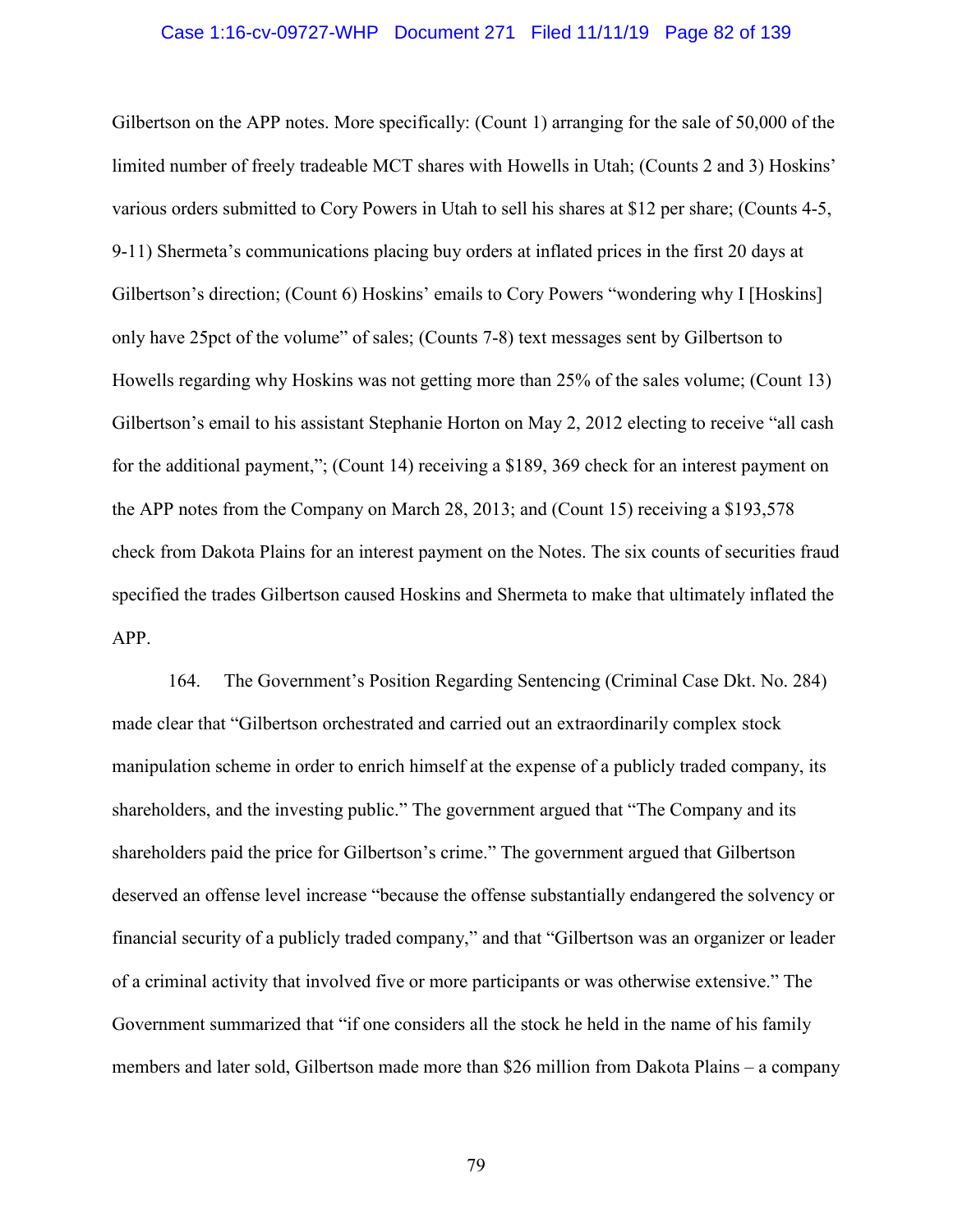Gilbertson on the APP notes. More specifically: (Count 1) arranging for the sale of 50,000 of the limited number of freely tradeable MCT shares with Howells in Utah; (Counts 2 and 3) Hoskins' various orders submitted to Cory Powers in Utah to sell his shares at $12 per share; (Counts 4-5, 9-11) Shermeta's communications placing buy orders at inflated prices in the first 20 days at Gilbertson's direction; (Count 6) Hoskins' emails to Cory Powers "wondering why I [Hoskins] only have 25pct of the volume" of sales; (Counts 7-8) text messages sent by Gilbertson to Howells regarding why Hoskins was not getting more than 25% of the sales volume; (Count 13) Gilbertson's email to his assistant Stephanie Horton on May 2, 2012 electing to receive "all cash for the additional payment,"; (Count 14) receiving a $189, 369 check for an interest payment on the APP notes from the Company on March 28, 2013; and (Count 15) receiving a $193,578 check from Dakota Plains for an interest payment on the Notes. The six counts of securities fraud specified the trades Gilbertson caused Hoskins and Shermeta to make that ultimately inflated the APP.

164. The Government's Position Regarding Sentencing (Criminal Case Dkt. No. 284) made clear that "Gilbertson orchestrated and carried out an extraordinarily complex stock manipulation scheme in order to enrich himself at the expense of a publicly traded company, its shareholders, and the investing public." The government argued that "The Company and its shareholders paid the price for Gilbertson's crime." The government argued that Gilbertson deserved an offense level increase "because the offense substantially endangered the solvency or financial security of a publicly traded company," and that "Gilbertson was an organizer or leader of a criminal activity that involved five or more participants or was otherwise extensive." The Government summarized that "if one considers all the stock he held in the name of his family members and later sold, Gilbertson made more than $26 million from Dakota Plains – a company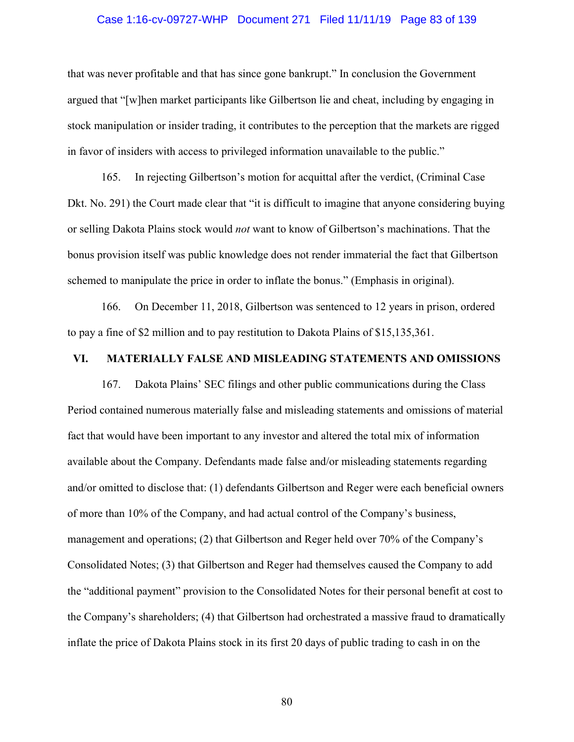that was never profitable and that has since gone bankrupt." In conclusion the Government argued that "[w]hen market participants like Gilbertson lie and cheat, including by engaging in stock manipulation or insider trading, it contributes to the perception that the markets are rigged in favor of insiders with access to privileged information unavailable to the public."

165. In rejecting Gilbertson's motion for acquittal after the verdict, (Criminal Case Dkt. No. 291) the Court made clear that "it is difficult to imagine that anyone considering buying or selling Dakota Plains stock would *not* want to know of Gilbertson's machinations. That the bonus provision itself was public knowledge does not render immaterial the fact that Gilbertson schemed to manipulate the price in order to inflate the bonus." (Emphasis in original).

166. On December 11, 2018, Gilbertson was sentenced to 12 years in prison, ordered to pay a fine of $2 million and to pay restitution to Dakota Plains of $15,135,361.

## VI. MATERIALLY FALSE AND MISLEADING STATEMENTS AND OMISSIONS

167. Dakota Plains' SEC filings and other public communications during the Class Period contained numerous materially false and misleading statements and omissions of material fact that would have been important to any investor and altered the total mix of information available about the Company. Defendants made false and/or misleading statements regarding and/or omitted to disclose that: (1) defendants Gilbertson and Reger were each beneficial owners of more than 10% of the Company, and had actual control of the Company's business, management and operations; (2) that Gilbertson and Reger held over 70% of the Company's Consolidated Notes; (3) that Gilbertson and Reger had themselves caused the Company to add the "additional payment" provision to the Consolidated Notes for their personal benefit at cost to the Company's shareholders; (4) that Gilbertson had orchestrated a massive fraud to dramatically inflate the price of Dakota Plains stock in its first 20 days of public trading to cash in on the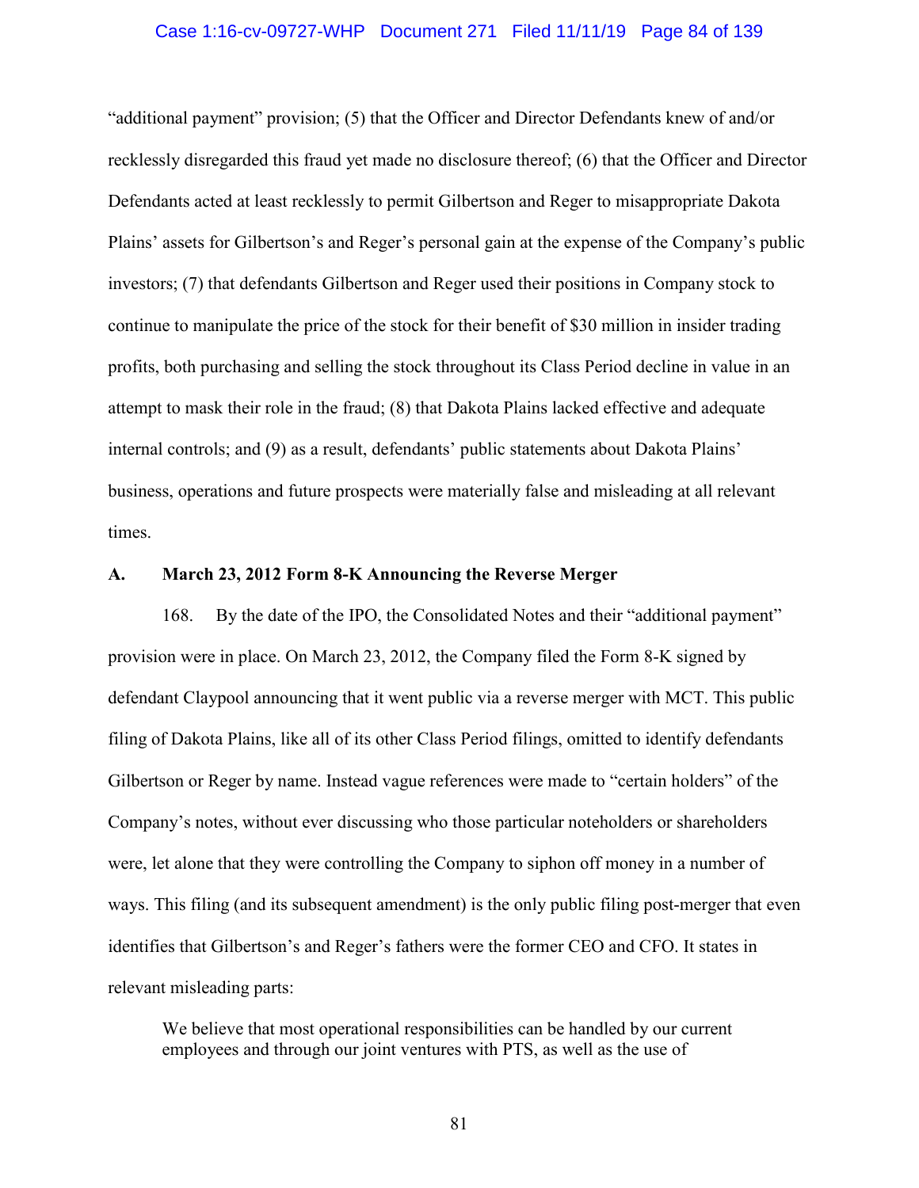"additional payment" provision; (5) that the Officer and Director Defendants knew of and/or recklessly disregarded this fraud yet made no disclosure thereof; (6) that the Officer and Director Defendants acted at least recklessly to permit Gilbertson and Reger to misappropriate Dakota Plains' assets for Gilbertson's and Reger's personal gain at the expense of the Company's public investors; (7) that defendants Gilbertson and Reger used their positions in Company stock to continue to manipulate the price of the stock for their benefit of $30 million in insider trading profits, both purchasing and selling the stock throughout its Class Period decline in value in an attempt to mask their role in the fraud; (8) that Dakota Plains lacked effective and adequate internal controls; and (9) as a result, defendants' public statements about Dakota Plains' business, operations and future prospects were materially false and misleading at all relevant times.

### A. March 23, 2012 Form 8-K Announcing the Reverse Merger

168. By the date of the IPO, the Consolidated Notes and their "additional payment" provision were in place. On March 23, 2012, the Company filed the Form 8-K signed by defendant Claypool announcing that it went public via a reverse merger with MCT. This public filing of Dakota Plains, like all of its other Class Period filings, omitted to identify defendants Gilbertson or Reger by name. Instead vague references were made to "certain holders" of the Company's notes, without ever discussing who those particular noteholders or shareholders were, let alone that they were controlling the Company to siphon off money in a number of ways. This filing (and its subsequent amendment) is the only public filing post-merger that even identifies that Gilbertson's and Reger's fathers were the former CEO and CFO. It states in relevant misleading parts:

> We believe that most operational responsibilities can be handled by our current employees and through our joint ventures with PTS, as well as the use of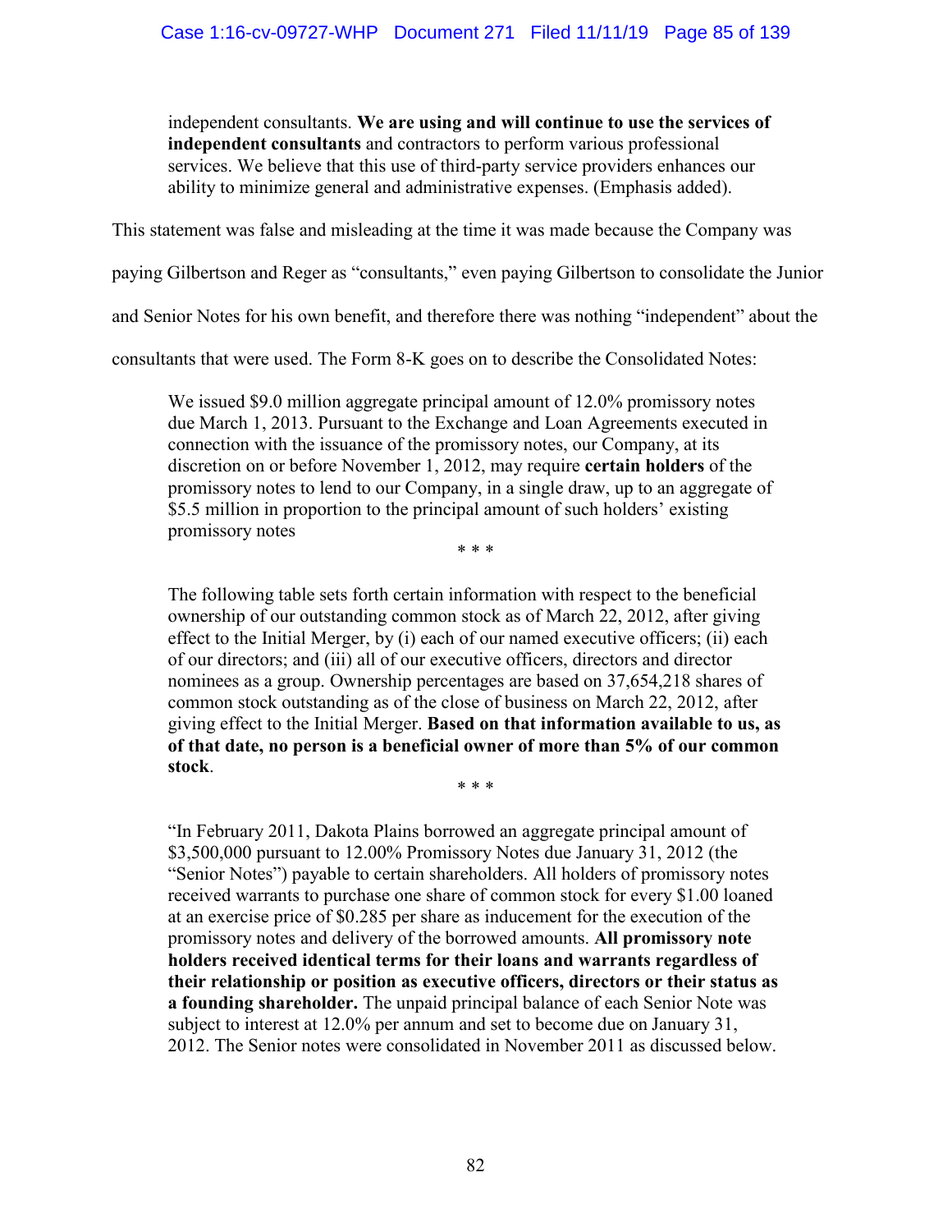> independent consultants. **We are using and will continue to use the services of independent consultants** and contractors to perform various professional services. We believe that this use of third-party service providers enhances our ability to minimize general and administrative expenses. (Emphasis added).

This statement was false and misleading at the time it was made because the Company was paying Gilbertson and Reger as "consultants," even paying Gilbertson to consolidate the Junior and Senior Notes for his own benefit, and therefore there was nothing "independent" about the consultants that were used. The Form 8-K goes on to describe the Consolidated Notes:

> We issued $9.0 million aggregate principal amount of 12.0% promissory notes due March 1, 2013. Pursuant to the Exchange and Loan Agreements executed in connection with the issuance of the promissory notes, our Company, at its discretion on or before November 1, 2012, may require **certain holders** of the promissory notes to lend to our Company, in a single draw, up to an aggregate of $5.5 million in proportion to the principal amount of such holders' existing promissory notes
>
> \* \* \*
>
> The following table sets forth certain information with respect to the beneficial ownership of our outstanding common stock as of March 22, 2012, after giving effect to the Initial Merger, by (i) each of our named executive officers; (ii) each of our directors; and (iii) all of our executive officers, directors and director nominees as a group. Ownership percentages are based on 37,654,218 shares of common stock outstanding as of the close of business on March 22, 2012, after giving effect to the Initial Merger. **Based on that information available to us, as of that date, no person is a beneficial owner of more than 5% of our common stock**.
>
> \* \* \*
>
> "In February 2011, Dakota Plains borrowed an aggregate principal amount of $3,500,000 pursuant to 12.00% Promissory Notes due January 31, 2012 (the "Senior Notes") payable to certain shareholders. All holders of promissory notes received warrants to purchase one share of common stock for every $1.00 loaned at an exercise price of $0.285 per share as inducement for the execution of the promissory notes and delivery of the borrowed amounts. **All promissory note holders received identical terms for their loans and warrants regardless of their relationship or position as executive officers, directors or their status as a founding shareholder.** The unpaid principal balance of each Senior Note was subject to interest at 12.0% per annum and set to become due on January 31, 2012. The Senior notes were consolidated in November 2011 as discussed below.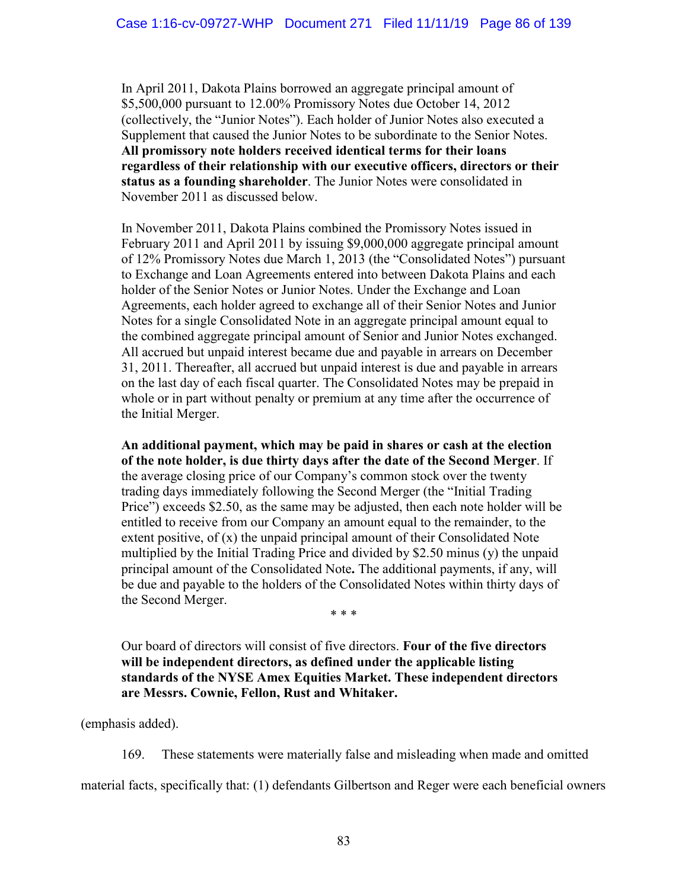> In April 2011, Dakota Plains borrowed an aggregate principal amount of \$5,500,000 pursuant to 12.00% Promissory Notes due October 14, 2012 (collectively, the "Junior Notes"). Each holder of Junior Notes also executed a Supplement that caused the Junior Notes to be subordinate to the Senior Notes. **All promissory note holders received identical terms for their loans regardless of their relationship with our executive officers, directors or their status as a founding shareholder**. The Junior Notes were consolidated in November 2011 as discussed below.
>
> In November 2011, Dakota Plains combined the Promissory Notes issued in February 2011 and April 2011 by issuing \$9,000,000 aggregate principal amount of 12% Promissory Notes due March 1, 2013 (the "Consolidated Notes") pursuant to Exchange and Loan Agreements entered into between Dakota Plains and each holder of the Senior Notes or Junior Notes. Under the Exchange and Loan Agreements, each holder agreed to exchange all of their Senior Notes and Junior Notes for a single Consolidated Note in an aggregate principal amount equal to the combined aggregate principal amount of Senior and Junior Notes exchanged. All accrued but unpaid interest became due and payable in arrears on December 31, 2011. Thereafter, all accrued but unpaid interest is due and payable in arrears on the last day of each fiscal quarter. The Consolidated Notes may be prepaid in whole or in part without penalty or premium at any time after the occurrence of the Initial Merger.
>
> **An additional payment, which may be paid in shares or cash at the election of the note holder, is due thirty days after the date of the Second Merger**. If the average closing price of our Company's common stock over the twenty trading days immediately following the Second Merger (the "Initial Trading Price") exceeds \$2.50, as the same may be adjusted, then each note holder will be entitled to receive from our Company an amount equal to the remainder, to the extent positive, of (x) the unpaid principal amount of their Consolidated Note multiplied by the Initial Trading Price and divided by \$2.50 minus (y) the unpaid principal amount of the Consolidated Note**.** The additional payments, if any, will be due and payable to the holders of the Consolidated Notes within thirty days of the Second Merger.
>
> \* \* \*
>
> Our board of directors will consist of five directors. **Four of the five directors will be independent directors, as defined under the applicable listing standards of the NYSE Amex Equities Market. These independent directors are Messrs. Cownie, Fellon, Rust and Whitaker.**

(emphasis added).

169. These statements were materially false and misleading when made and omitted material facts, specifically that: (1) defendants Gilbertson and Reger were each beneficial owners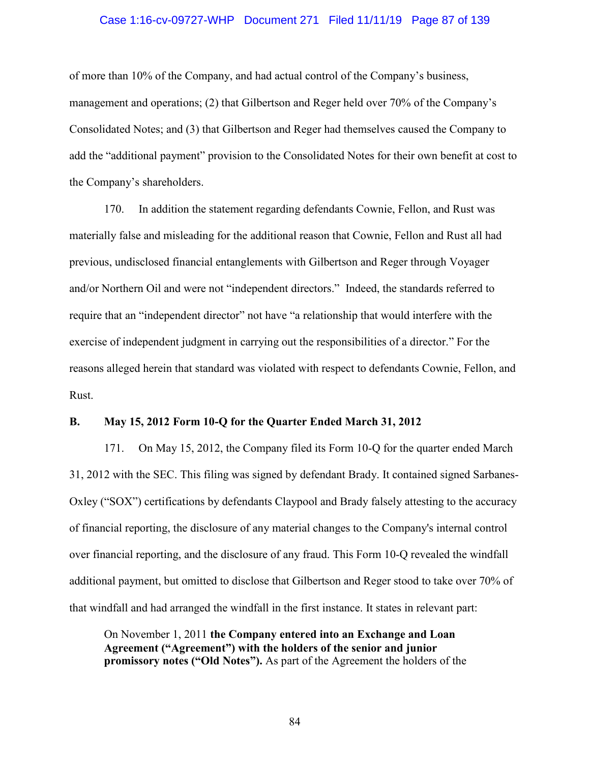of more than 10% of the Company, and had actual control of the Company's business, management and operations; (2) that Gilbertson and Reger held over 70% of the Company's Consolidated Notes; and (3) that Gilbertson and Reger had themselves caused the Company to add the "additional payment" provision to the Consolidated Notes for their own benefit at cost to the Company's shareholders.

170. In addition the statement regarding defendants Cownie, Fellon, and Rust was materially false and misleading for the additional reason that Cownie, Fellon and Rust all had previous, undisclosed financial entanglements with Gilbertson and Reger through Voyager and/or Northern Oil and were not "independent directors." Indeed, the standards referred to require that an "independent director" not have "a relationship that would interfere with the exercise of independent judgment in carrying out the responsibilities of a director." For the reasons alleged herein that standard was violated with respect to defendants Cownie, Fellon, and Rust.

### B. May 15, 2012 Form 10-Q for the Quarter Ended March 31, 2012

171. On May 15, 2012, the Company filed its Form 10-Q for the quarter ended March 31, 2012 with the SEC. This filing was signed by defendant Brady. It contained signed Sarbanes-Oxley ("SOX") certifications by defendants Claypool and Brady falsely attesting to the accuracy of financial reporting, the disclosure of any material changes to the Company's internal control over financial reporting, and the disclosure of any fraud. This Form 10-Q revealed the windfall additional payment, but omitted to disclose that Gilbertson and Reger stood to take over 70% of that windfall and had arranged the windfall in the first instance. It states in relevant part:

> On November 1, 2011 **the Company entered into an Exchange and Loan Agreement ("Agreement") with the holders of the senior and junior promissory notes ("Old Notes").** As part of the Agreement the holders of the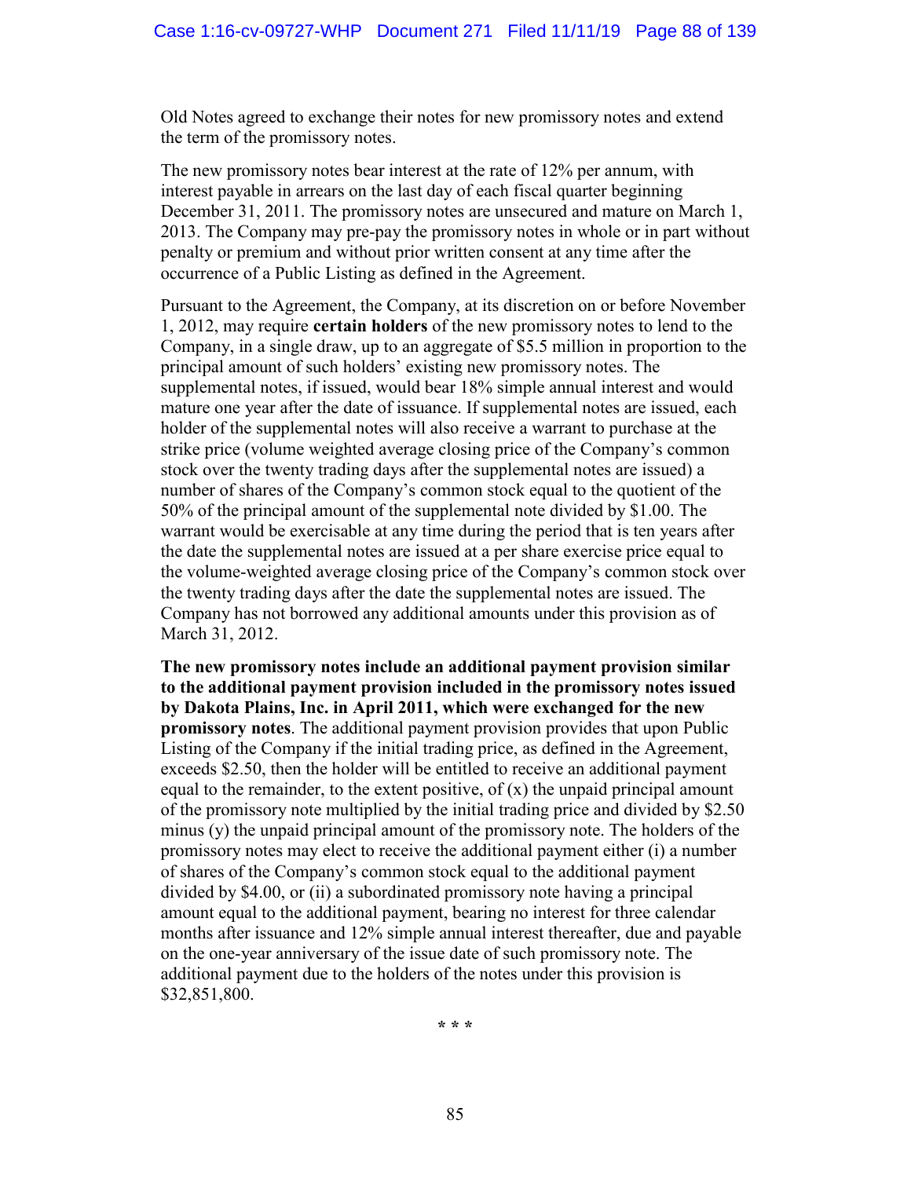Old Notes agreed to exchange their notes for new promissory notes and extend the term of the promissory notes.

The new promissory notes bear interest at the rate of 12% per annum, with interest payable in arrears on the last day of each fiscal quarter beginning December 31, 2011. The promissory notes are unsecured and mature on March 1, 2013. The Company may pre-pay the promissory notes in whole or in part without penalty or premium and without prior written consent at any time after the occurrence of a Public Listing as defined in the Agreement.

Pursuant to the Agreement, the Company, at its discretion on or before November 1, 2012, may require **certain holders** of the new promissory notes to lend to the Company, in a single draw, up to an aggregate of $5.5 million in proportion to the principal amount of such holders' existing new promissory notes. The supplemental notes, if issued, would bear 18% simple annual interest and would mature one year after the date of issuance. If supplemental notes are issued, each holder of the supplemental notes will also receive a warrant to purchase at the strike price (volume weighted average closing price of the Company's common stock over the twenty trading days after the supplemental notes are issued) a number of shares of the Company's common stock equal to the quotient of the 50% of the principal amount of the supplemental note divided by $1.00. The warrant would be exercisable at any time during the period that is ten years after the date the supplemental notes are issued at a per share exercise price equal to the volume-weighted average closing price of the Company's common stock over the twenty trading days after the date the supplemental notes are issued. The Company has not borrowed any additional amounts under this provision as of March 31, 2012.

**The new promissory notes include an additional payment provision similar to the additional payment provision included in the promissory notes issued by Dakota Plains, Inc. in April 2011, which were exchanged for the new promissory notes**. The additional payment provision provides that upon Public Listing of the Company if the initial trading price, as defined in the Agreement, exceeds $2.50, then the holder will be entitled to receive an additional payment equal to the remainder, to the extent positive, of (x) the unpaid principal amount of the promissory note multiplied by the initial trading price and divided by $2.50 minus (y) the unpaid principal amount of the promissory note. The holders of the promissory notes may elect to receive the additional payment either (i) a number of shares of the Company's common stock equal to the additional payment divided by $4.00, or (ii) a subordinated promissory note having a principal amount equal to the additional payment, bearing no interest for three calendar months after issuance and 12% simple annual interest thereafter, due and payable on the one-year anniversary of the issue date of such promissory note. The additional payment due to the holders of the notes under this provision is $32,851,800.

\* \* \*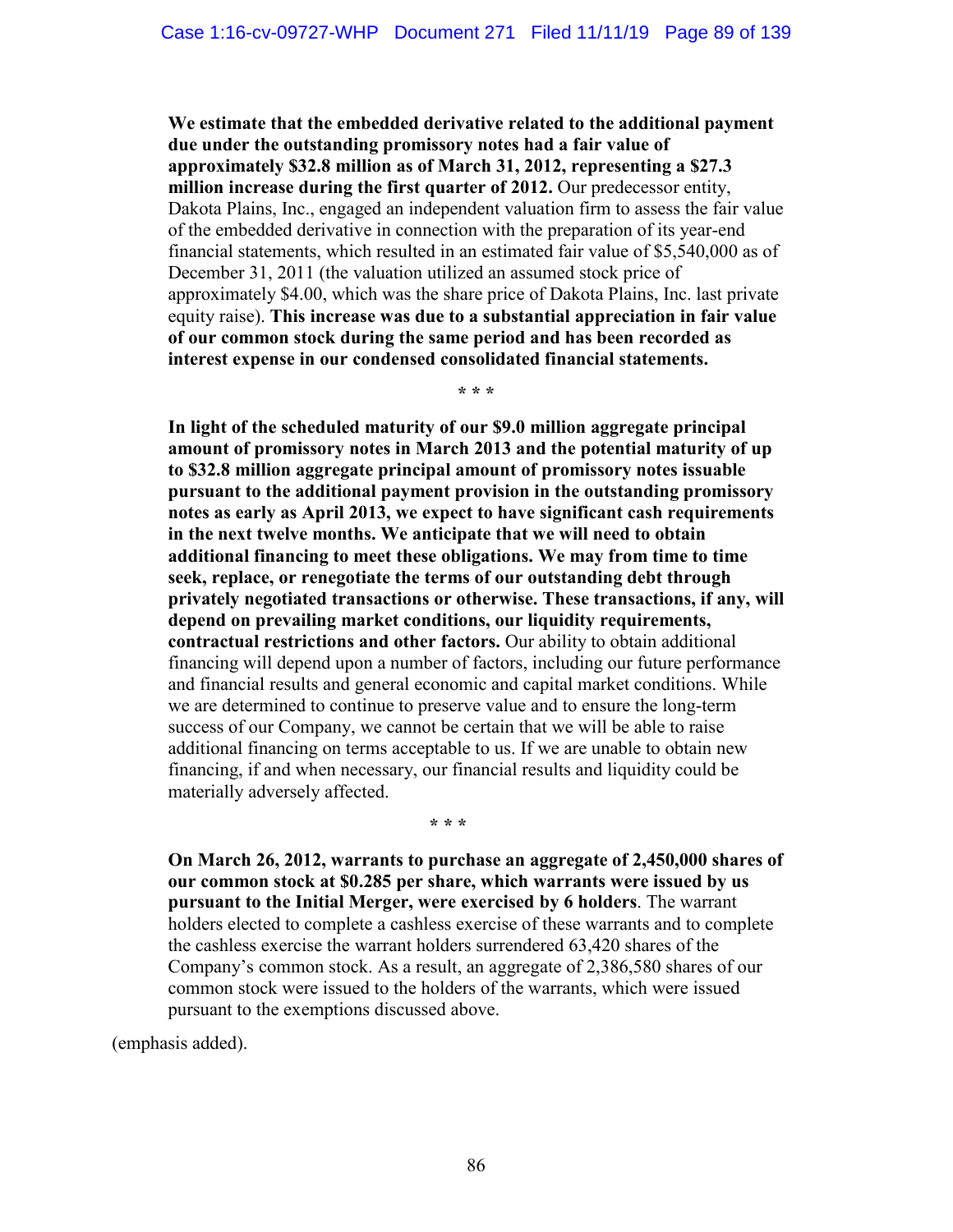> **We estimate that the embedded derivative related to the additional payment due under the outstanding promissory notes had a fair value of approximately $32.8 million as of March 31, 2012, representing a $27.3 million increase during the first quarter of 2012.** Our predecessor entity, Dakota Plains, Inc., engaged an independent valuation firm to assess the fair value of the embedded derivative in connection with the preparation of its year-end financial statements, which resulted in an estimated fair value of $5,540,000 as of December 31, 2011 (the valuation utilized an assumed stock price of approximately $4.00, which was the share price of Dakota Plains, Inc. last private equity raise). **This increase was due to a substantial appreciation in fair value of our common stock during the same period and has been recorded as interest expense in our condensed consolidated financial statements.**
>
> \* \* \*
>
> **In light of the scheduled maturity of our $9.0 million aggregate principal amount of promissory notes in March 2013 and the potential maturity of up to $32.8 million aggregate principal amount of promissory notes issuable pursuant to the additional payment provision in the outstanding promissory notes as early as April 2013, we expect to have significant cash requirements in the next twelve months. We anticipate that we will need to obtain additional financing to meet these obligations. We may from time to time seek, replace, or renegotiate the terms of our outstanding debt through privately negotiated transactions or otherwise. These transactions, if any, will depend on prevailing market conditions, our liquidity requirements, contractual restrictions and other factors.** Our ability to obtain additional financing will depend upon a number of factors, including our future performance and financial results and general economic and capital market conditions. While we are determined to continue to preserve value and to ensure the long-term success of our Company, we cannot be certain that we will be able to raise additional financing on terms acceptable to us. If we are unable to obtain new financing, if and when necessary, our financial results and liquidity could be materially adversely affected.
>
> \* \* \*
>
> **On March 26, 2012, warrants to purchase an aggregate of 2,450,000 shares of our common stock at $0.285 per share, which warrants were issued by us pursuant to the Initial Merger, were exercised by 6 holders**. The warrant holders elected to complete a cashless exercise of these warrants and to complete the cashless exercise the warrant holders surrendered 63,420 shares of the Company's common stock. As a result, an aggregate of 2,386,580 shares of our common stock were issued to the holders of the warrants, which were issued pursuant to the exemptions discussed above.

(emphasis added).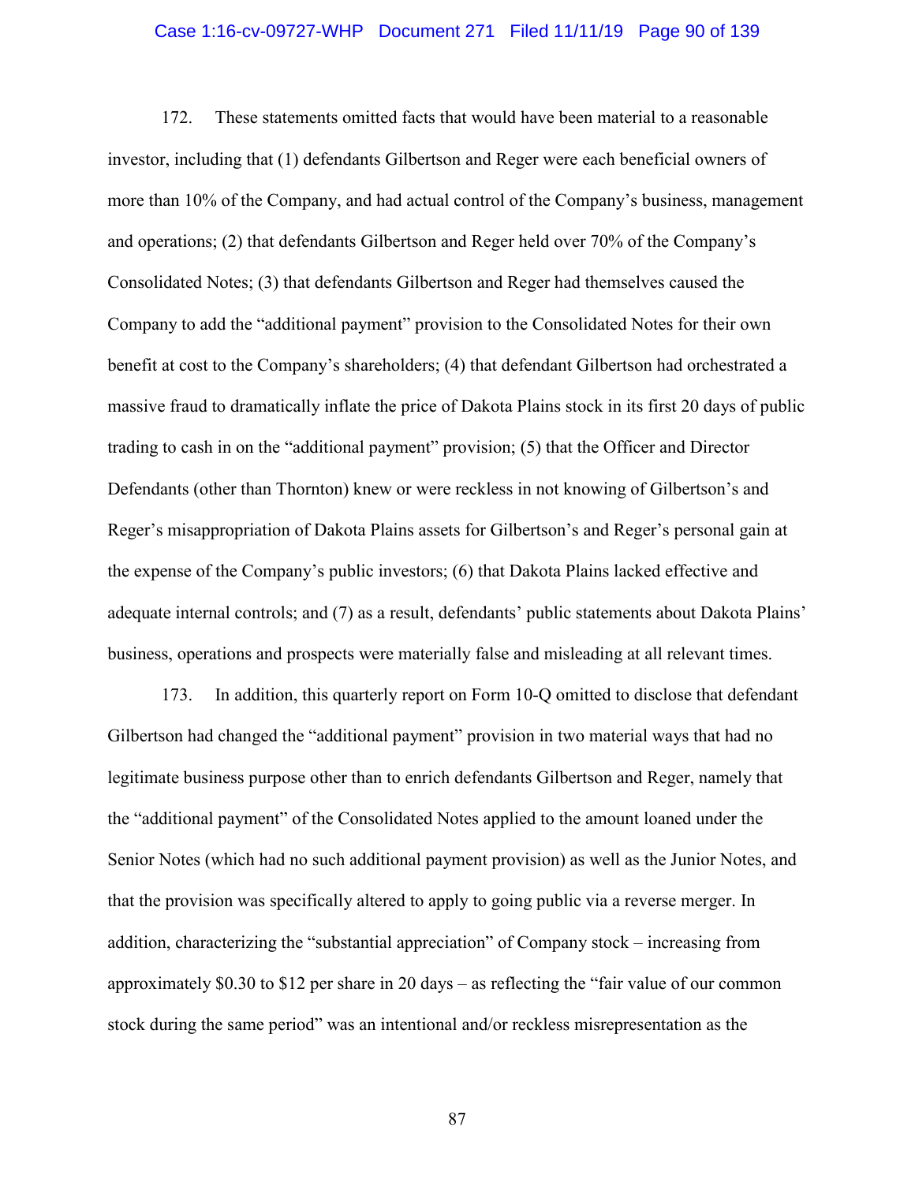172. These statements omitted facts that would have been material to a reasonable investor, including that (1) defendants Gilbertson and Reger were each beneficial owners of more than 10% of the Company, and had actual control of the Company's business, management and operations; (2) that defendants Gilbertson and Reger held over 70% of the Company's Consolidated Notes; (3) that defendants Gilbertson and Reger had themselves caused the Company to add the "additional payment" provision to the Consolidated Notes for their own benefit at cost to the Company's shareholders; (4) that defendant Gilbertson had orchestrated a massive fraud to dramatically inflate the price of Dakota Plains stock in its first 20 days of public trading to cash in on the "additional payment" provision; (5) that the Officer and Director Defendants (other than Thornton) knew or were reckless in not knowing of Gilbertson's and Reger's misappropriation of Dakota Plains assets for Gilbertson's and Reger's personal gain at the expense of the Company's public investors; (6) that Dakota Plains lacked effective and adequate internal controls; and (7) as a result, defendants' public statements about Dakota Plains' business, operations and prospects were materially false and misleading at all relevant times.

173. In addition, this quarterly report on Form 10-Q omitted to disclose that defendant Gilbertson had changed the "additional payment" provision in two material ways that had no legitimate business purpose other than to enrich defendants Gilbertson and Reger, namely that the "additional payment" of the Consolidated Notes applied to the amount loaned under the Senior Notes (which had no such additional payment provision) as well as the Junior Notes, and that the provision was specifically altered to apply to going public via a reverse merger. In addition, characterizing the "substantial appreciation" of Company stock – increasing from approximately $0.30 to $12 per share in 20 days – as reflecting the "fair value of our common stock during the same period" was an intentional and/or reckless misrepresentation as the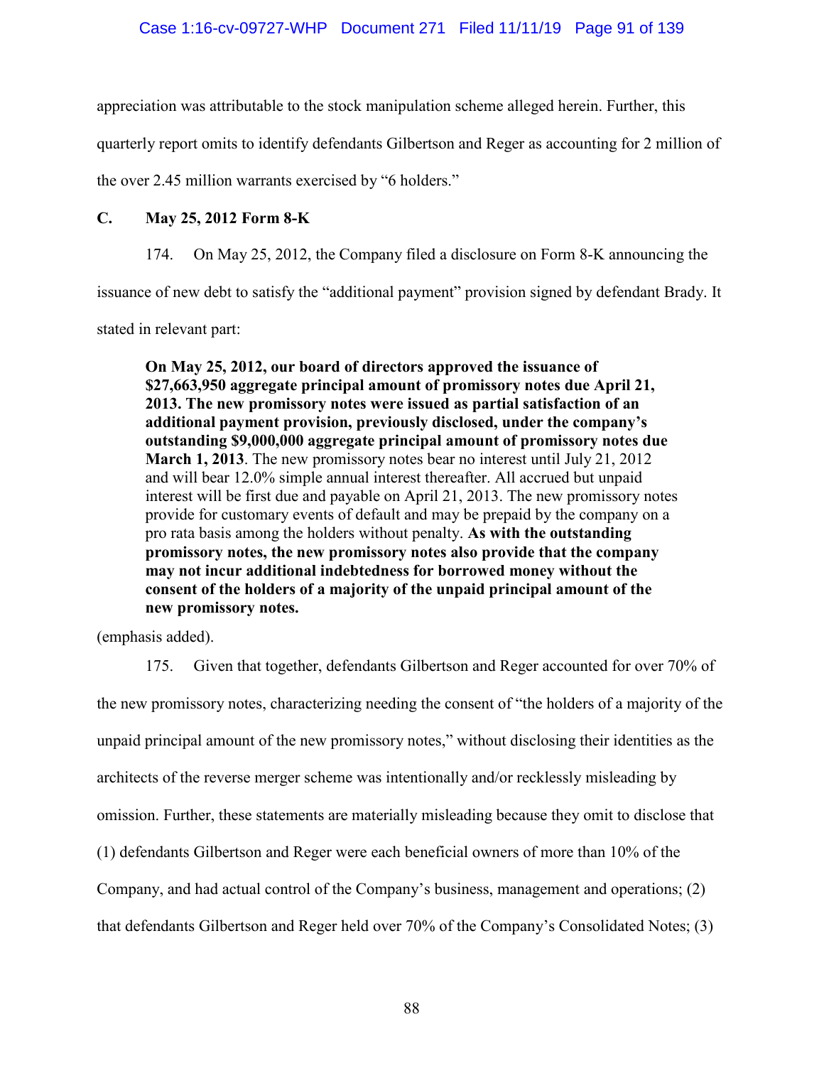appreciation was attributable to the stock manipulation scheme alleged herein. Further, this quarterly report omits to identify defendants Gilbertson and Reger as accounting for 2 million of the over 2.45 million warrants exercised by "6 holders."

### C. May 25, 2012 Form 8-K

174. On May 25, 2012, the Company filed a disclosure on Form 8-K announcing the issuance of new debt to satisfy the "additional payment" provision signed by defendant Brady. It stated in relevant part:

> **On May 25, 2012, our board of directors approved the issuance of $27,663,950 aggregate principal amount of promissory notes due April 21, 2013. The new promissory notes were issued as partial satisfaction of an additional payment provision, previously disclosed, under the company's outstanding $9,000,000 aggregate principal amount of promissory notes due March 1, 2013**. The new promissory notes bear no interest until July 21, 2012 and will bear 12.0% simple annual interest thereafter. All accrued but unpaid interest will be first due and payable on April 21, 2013. The new promissory notes provide for customary events of default and may be prepaid by the company on a pro rata basis among the holders without penalty. **As with the outstanding promissory notes, the new promissory notes also provide that the company may not incur additional indebtedness for borrowed money without the consent of the holders of a majority of the unpaid principal amount of the new promissory notes.**

(emphasis added).

175. Given that together, defendants Gilbertson and Reger accounted for over 70% of the new promissory notes, characterizing needing the consent of "the holders of a majority of the unpaid principal amount of the new promissory notes," without disclosing their identities as the architects of the reverse merger scheme was intentionally and/or recklessly misleading by omission. Further, these statements are materially misleading because they omit to disclose that (1) defendants Gilbertson and Reger were each beneficial owners of more than 10% of the Company, and had actual control of the Company's business, management and operations; (2) that defendants Gilbertson and Reger held over 70% of the Company's Consolidated Notes; (3)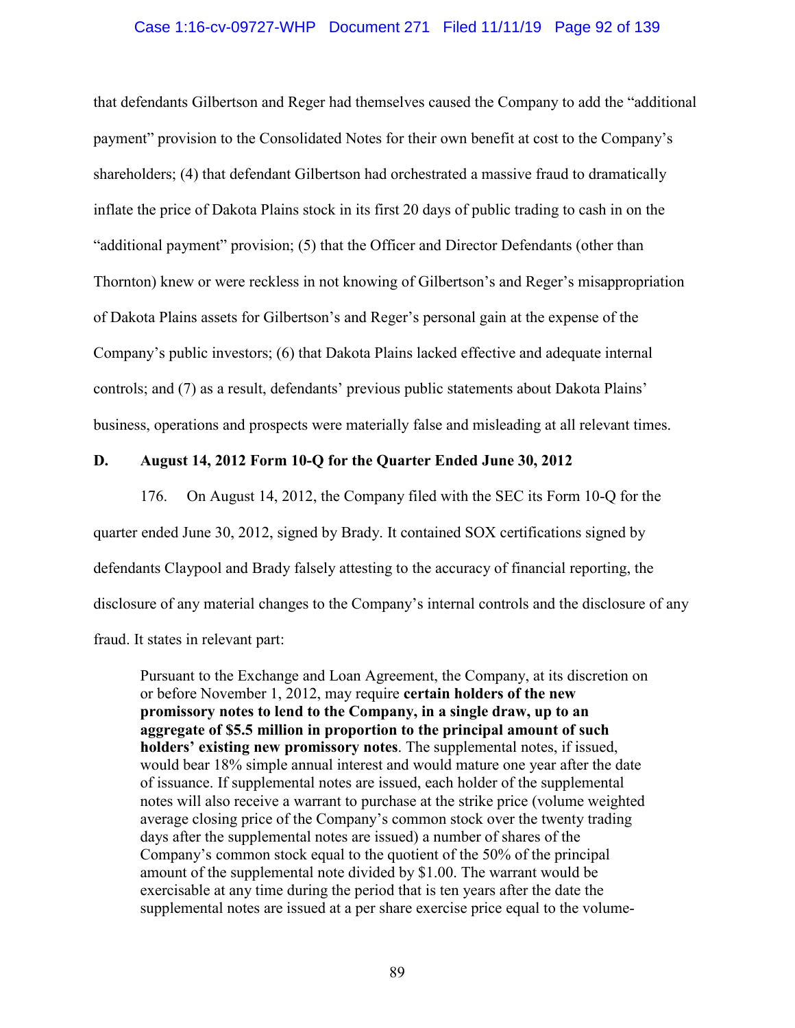that defendants Gilbertson and Reger had themselves caused the Company to add the "additional payment" provision to the Consolidated Notes for their own benefit at cost to the Company's shareholders; (4) that defendant Gilbertson had orchestrated a massive fraud to dramatically inflate the price of Dakota Plains stock in its first 20 days of public trading to cash in on the "additional payment" provision; (5) that the Officer and Director Defendants (other than Thornton) knew or were reckless in not knowing of Gilbertson's and Reger's misappropriation of Dakota Plains assets for Gilbertson's and Reger's personal gain at the expense of the Company's public investors; (6) that Dakota Plains lacked effective and adequate internal controls; and (7) as a result, defendants' previous public statements about Dakota Plains' business, operations and prospects were materially false and misleading at all relevant times.

**D. August 14, 2012 Form 10-Q for the Quarter Ended June 30, 2012**

176. On August 14, 2012, the Company filed with the SEC its Form 10-Q for the quarter ended June 30, 2012, signed by Brady. It contained SOX certifications signed by defendants Claypool and Brady falsely attesting to the accuracy of financial reporting, the disclosure of any material changes to the Company's internal controls and the disclosure of any fraud. It states in relevant part:

> Pursuant to the Exchange and Loan Agreement, the Company, at its discretion on or before November 1, 2012, may require **certain holders of the new promissory notes to lend to the Company, in a single draw, up to an aggregate of $5.5 million in proportion to the principal amount of such holders' existing new promissory notes**. The supplemental notes, if issued, would bear 18% simple annual interest and would mature one year after the date of issuance. If supplemental notes are issued, each holder of the supplemental notes will also receive a warrant to purchase at the strike price (volume weighted average closing price of the Company's common stock over the twenty trading days after the supplemental notes are issued) a number of shares of the Company's common stock equal to the quotient of the 50% of the principal amount of the supplemental note divided by $1.00. The warrant would be exercisable at any time during the period that is ten years after the date the supplemental notes are issued at a per share exercise price equal to the volume-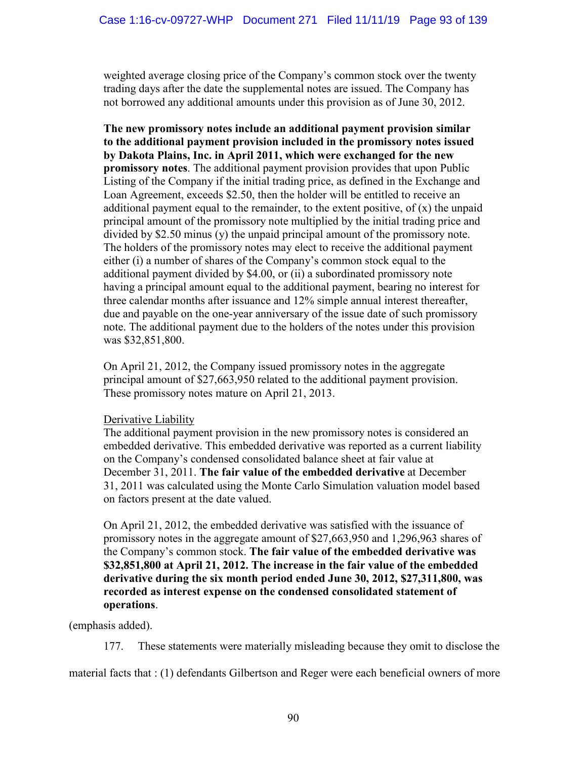> weighted average closing price of the Company's common stock over the twenty trading days after the date the supplemental notes are issued. The Company has not borrowed any additional amounts under this provision as of June 30, 2012.
>
> **The new promissory notes include an additional payment provision similar to the additional payment provision included in the promissory notes issued by Dakota Plains, Inc. in April 2011, which were exchanged for the new promissory notes**. The additional payment provision provides that upon Public Listing of the Company if the initial trading price, as defined in the Exchange and Loan Agreement, exceeds $2.50, then the holder will be entitled to receive an additional payment equal to the remainder, to the extent positive, of (x) the unpaid principal amount of the promissory note multiplied by the initial trading price and divided by $2.50 minus (y) the unpaid principal amount of the promissory note. The holders of the promissory notes may elect to receive the additional payment either (i) a number of shares of the Company's common stock equal to the additional payment divided by $4.00, or (ii) a subordinated promissory note having a principal amount equal to the additional payment, bearing no interest for three calendar months after issuance and 12% simple annual interest thereafter, due and payable on the one-year anniversary of the issue date of such promissory note. The additional payment due to the holders of the notes under this provision was $32,851,800.
>
> On April 21, 2012, the Company issued promissory notes in the aggregate principal amount of $27,663,950 related to the additional payment provision. These promissory notes mature on April 21, 2013.
>
> <u>Derivative Liability</u>
> The additional payment provision in the new promissory notes is considered an embedded derivative. This embedded derivative was reported as a current liability on the Company's condensed consolidated balance sheet at fair value at December 31, 2011. **The fair value of the embedded derivative** at December 31, 2011 was calculated using the Monte Carlo Simulation valuation model based on factors present at the date valued.
>
> On April 21, 2012, the embedded derivative was satisfied with the issuance of promissory notes in the aggregate amount of $27,663,950 and 1,296,963 shares of the Company's common stock. **The fair value of the embedded derivative was $32,851,800 at April 21, 2012. The increase in the fair value of the embedded derivative during the six month period ended June 30, 2012, $27,311,800, was recorded as interest expense on the condensed consolidated statement of operations**.

(emphasis added).

177. These statements were materially misleading because they omit to disclose the material facts that : (1) defendants Gilbertson and Reger were each beneficial owners of more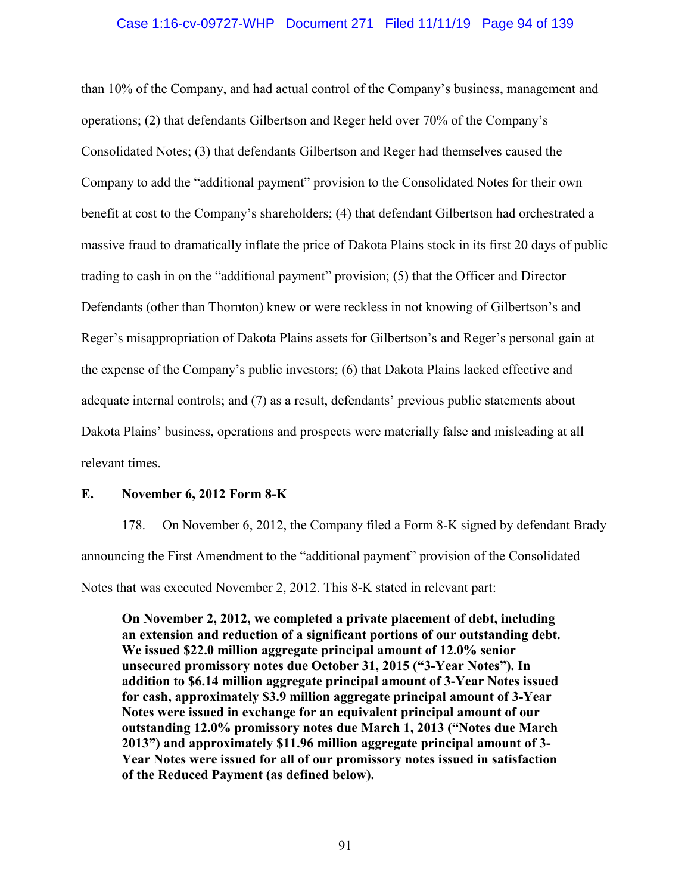than 10% of the Company, and had actual control of the Company's business, management and operations; (2) that defendants Gilbertson and Reger held over 70% of the Company's Consolidated Notes; (3) that defendants Gilbertson and Reger had themselves caused the Company to add the "additional payment" provision to the Consolidated Notes for their own benefit at cost to the Company's shareholders; (4) that defendant Gilbertson had orchestrated a massive fraud to dramatically inflate the price of Dakota Plains stock in its first 20 days of public trading to cash in on the "additional payment" provision; (5) that the Officer and Director Defendants (other than Thornton) knew or were reckless in not knowing of Gilbertson's and Reger's misappropriation of Dakota Plains assets for Gilbertson's and Reger's personal gain at the expense of the Company's public investors; (6) that Dakota Plains lacked effective and adequate internal controls; and (7) as a result, defendants' previous public statements about Dakota Plains' business, operations and prospects were materially false and misleading at all relevant times.

### E. November 6, 2012 Form 8-K

178. On November 6, 2012, the Company filed a Form 8-K signed by defendant Brady announcing the First Amendment to the "additional payment" provision of the Consolidated Notes that was executed November 2, 2012. This 8-K stated in relevant part:

> **On November 2, 2012, we completed a private placement of debt, including an extension and reduction of a significant portions of our outstanding debt. We issued $22.0 million aggregate principal amount of 12.0% senior unsecured promissory notes due October 31, 2015 ("3-Year Notes"). In addition to $6.14 million aggregate principal amount of 3-Year Notes issued for cash, approximately $3.9 million aggregate principal amount of 3-Year Notes were issued in exchange for an equivalent principal amount of our outstanding 12.0% promissory notes due March 1, 2013 ("Notes due March 2013") and approximately $11.96 million aggregate principal amount of 3-Year Notes were issued for all of our promissory notes issued in satisfaction of the Reduced Payment (as defined below).**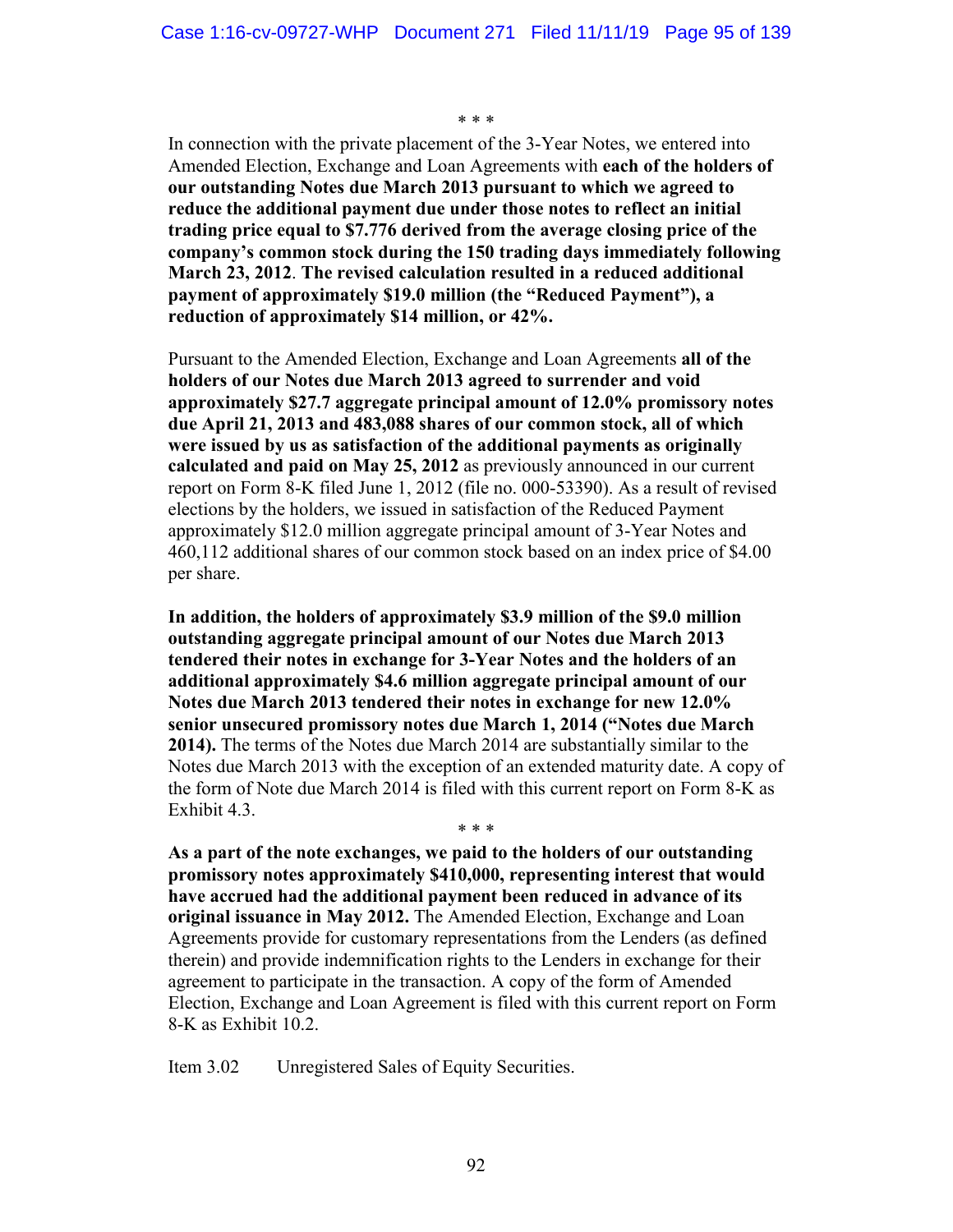\* \* \*

In connection with the private placement of the 3-Year Notes, we entered into Amended Election, Exchange and Loan Agreements with **each of the holders of our outstanding Notes due March 2013 pursuant to which we agreed to reduce the additional payment due under those notes to reflect an initial trading price equal to $7.776 derived from the average closing price of the company's common stock during the 150 trading days immediately following March 23, 2012**. **The revised calculation resulted in a reduced additional payment of approximately $19.0 million (the "Reduced Payment"), a reduction of approximately $14 million, or 42%.**

Pursuant to the Amended Election, Exchange and Loan Agreements **all of the holders of our Notes due March 2013 agreed to surrender and void approximately $27.7 aggregate principal amount of 12.0% promissory notes due April 21, 2013 and 483,088 shares of our common stock, all of which were issued by us as satisfaction of the additional payments as originally calculated and paid on May 25, 2012** as previously announced in our current report on Form 8-K filed June 1, 2012 (file no. 000-53390). As a result of revised elections by the holders, we issued in satisfaction of the Reduced Payment approximately $12.0 million aggregate principal amount of 3-Year Notes and 460,112 additional shares of our common stock based on an index price of $4.00 per share.

**In addition, the holders of approximately $3.9 million of the $9.0 million outstanding aggregate principal amount of our Notes due March 2013 tendered their notes in exchange for 3-Year Notes and the holders of an additional approximately $4.6 million aggregate principal amount of our Notes due March 2013 tendered their notes in exchange for new 12.0% senior unsecured promissory notes due March 1, 2014 ("Notes due March 2014).** The terms of the Notes due March 2014 are substantially similar to the Notes due March 2013 with the exception of an extended maturity date. A copy of the form of Note due March 2014 is filed with this current report on Form 8-K as Exhibit 4.3.

\* \* \*

**As a part of the note exchanges, we paid to the holders of our outstanding promissory notes approximately $410,000, representing interest that would have accrued had the additional payment been reduced in advance of its original issuance in May 2012.** The Amended Election, Exchange and Loan Agreements provide for customary representations from the Lenders (as defined therein) and provide indemnification rights to the Lenders in exchange for their agreement to participate in the transaction. A copy of the form of Amended Election, Exchange and Loan Agreement is filed with this current report on Form 8-K as Exhibit 10.2.

Item 3.02 Unregistered Sales of Equity Securities.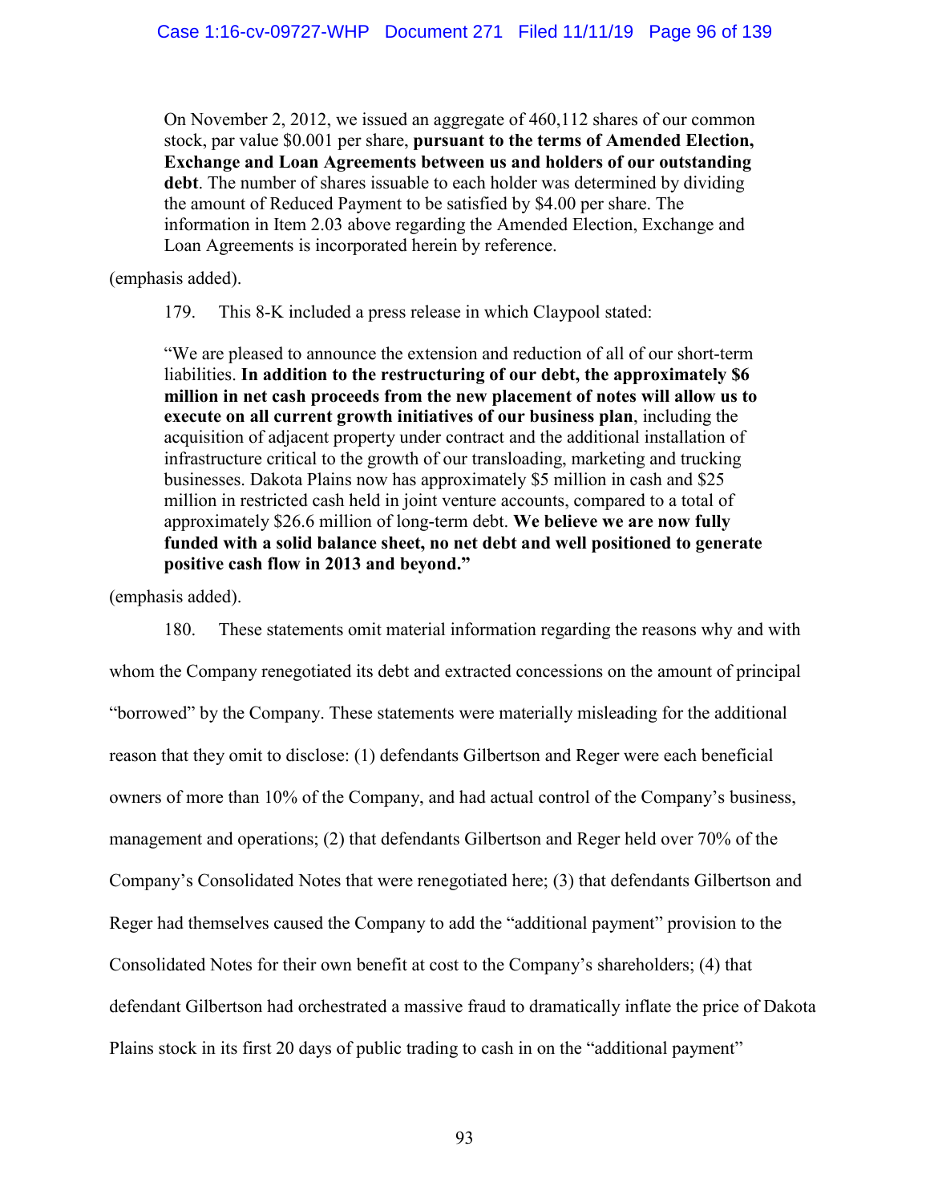> On November 2, 2012, we issued an aggregate of 460,112 shares of our common stock, par value $0.001 per share, **pursuant to the terms of Amended Election, Exchange and Loan Agreements between us and holders of our outstanding debt**. The number of shares issuable to each holder was determined by dividing the amount of Reduced Payment to be satisfied by $4.00 per share. The information in Item 2.03 above regarding the Amended Election, Exchange and Loan Agreements is incorporated herein by reference.

(emphasis added).

179. This 8-K included a press release in which Claypool stated:

> "We are pleased to announce the extension and reduction of all of our short-term liabilities. **In addition to the restructuring of our debt, the approximately $6 million in net cash proceeds from the new placement of notes will allow us to execute on all current growth initiatives of our business plan**, including the acquisition of adjacent property under contract and the additional installation of infrastructure critical to the growth of our transloading, marketing and trucking businesses. Dakota Plains now has approximately $5 million in cash and $25 million in restricted cash held in joint venture accounts, compared to a total of approximately $26.6 million of long-term debt. **We believe we are now fully funded with a solid balance sheet, no net debt and well positioned to generate positive cash flow in 2013 and beyond."**

(emphasis added).

180. These statements omit material information regarding the reasons why and with whom the Company renegotiated its debt and extracted concessions on the amount of principal "borrowed" by the Company. These statements were materially misleading for the additional reason that they omit to disclose: (1) defendants Gilbertson and Reger were each beneficial owners of more than 10% of the Company, and had actual control of the Company's business, management and operations; (2) that defendants Gilbertson and Reger held over 70% of the Company's Consolidated Notes that were renegotiated here; (3) that defendants Gilbertson and Reger had themselves caused the Company to add the "additional payment" provision to the Consolidated Notes for their own benefit at cost to the Company's shareholders; (4) that defendant Gilbertson had orchestrated a massive fraud to dramatically inflate the price of Dakota Plains stock in its first 20 days of public trading to cash in on the "additional payment"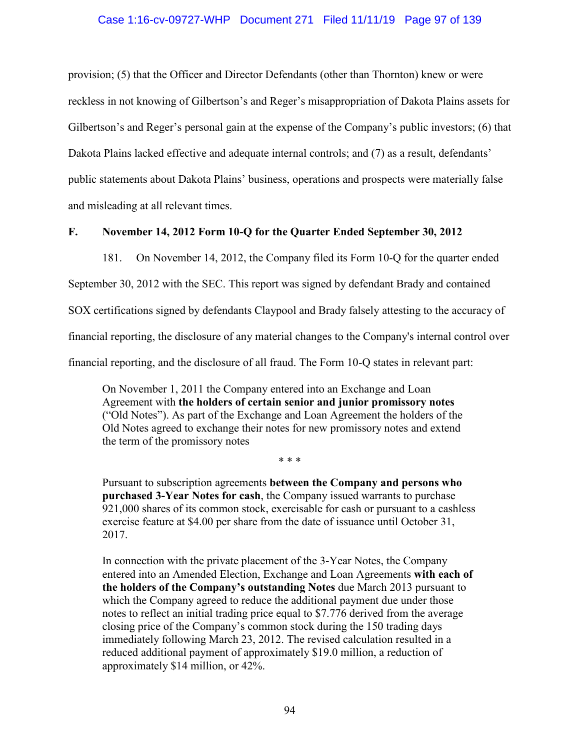provision; (5) that the Officer and Director Defendants (other than Thornton) knew or were reckless in not knowing of Gilbertson's and Reger's misappropriation of Dakota Plains assets for Gilbertson's and Reger's personal gain at the expense of the Company's public investors; (6) that Dakota Plains lacked effective and adequate internal controls; and (7) as a result, defendants' public statements about Dakota Plains' business, operations and prospects were materially false and misleading at all relevant times.

## F. November 14, 2012 Form 10-Q for the Quarter Ended September 30, 2012

181. On November 14, 2012, the Company filed its Form 10-Q for the quarter ended September 30, 2012 with the SEC. This report was signed by defendant Brady and contained SOX certifications signed by defendants Claypool and Brady falsely attesting to the accuracy of financial reporting, the disclosure of any material changes to the Company's internal control over financial reporting, and the disclosure of all fraud. The Form 10-Q states in relevant part:

> On November 1, 2011 the Company entered into an Exchange and Loan Agreement with **the holders of certain senior and junior promissory notes** ("Old Notes"). As part of the Exchange and Loan Agreement the holders of the Old Notes agreed to exchange their notes for new promissory notes and extend the term of the promissory notes
>
> \* \* \*
>
> Pursuant to subscription agreements **between the Company and persons who purchased 3-Year Notes for cash**, the Company issued warrants to purchase 921,000 shares of its common stock, exercisable for cash or pursuant to a cashless exercise feature at $4.00 per share from the date of issuance until October 31, 2017.
>
> In connection with the private placement of the 3-Year Notes, the Company entered into an Amended Election, Exchange and Loan Agreements **with each of the holders of the Company's outstanding Notes** due March 2013 pursuant to which the Company agreed to reduce the additional payment due under those notes to reflect an initial trading price equal to $7.776 derived from the average closing price of the Company's common stock during the 150 trading days immediately following March 23, 2012. The revised calculation resulted in a reduced additional payment of approximately $19.0 million, a reduction of approximately $14 million, or 42%.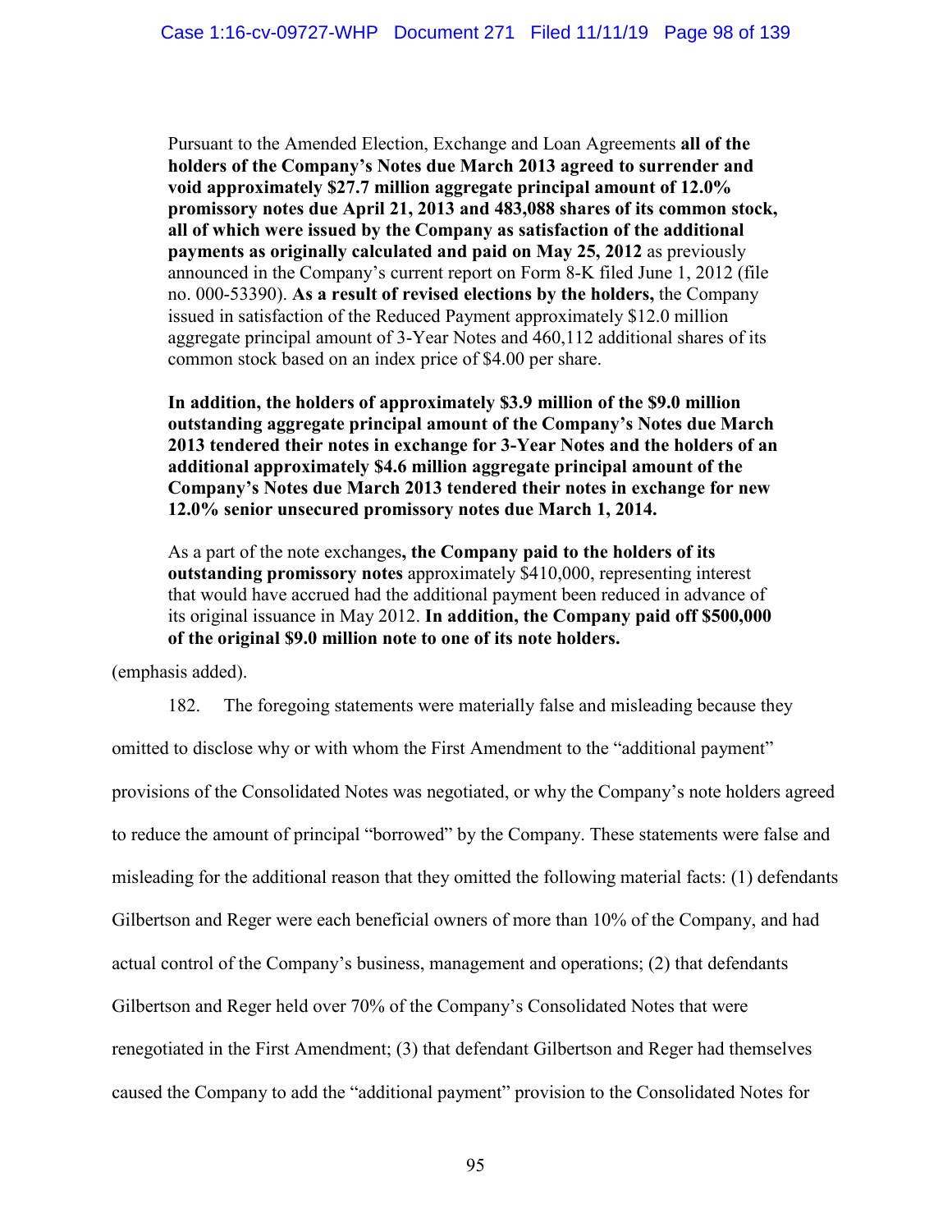> Pursuant to the Amended Election, Exchange and Loan Agreements **all of the holders of the Company's Notes due March 2013 agreed to surrender and void approximately $27.7 million aggregate principal amount of 12.0% promissory notes due April 21, 2013 and 483,088 shares of its common stock, all of which were issued by the Company as satisfaction of the additional payments as originally calculated and paid on May 25, 2012** as previously announced in the Company's current report on Form 8-K filed June 1, 2012 (file no. 000-53390). **As a result of revised elections by the holders,** the Company issued in satisfaction of the Reduced Payment approximately $12.0 million aggregate principal amount of 3-Year Notes and 460,112 additional shares of its common stock based on an index price of $4.00 per share.
>
> **In addition, the holders of approximately $3.9 million of the $9.0 million outstanding aggregate principal amount of the Company's Notes due March 2013 tendered their notes in exchange for 3-Year Notes and the holders of an additional approximately $4.6 million aggregate principal amount of the Company's Notes due March 2013 tendered their notes in exchange for new 12.0% senior unsecured promissory notes due March 1, 2014.**
>
> As a part of the note exchanges**, the Company paid to the holders of its outstanding promissory notes** approximately $410,000, representing interest that would have accrued had the additional payment been reduced in advance of its original issuance in May 2012. **In addition, the Company paid off $500,000 of the original $9.0 million note to one of its note holders.**

(emphasis added).

182. The foregoing statements were materially false and misleading because they omitted to disclose why or with whom the First Amendment to the "additional payment" provisions of the Consolidated Notes was negotiated, or why the Company's note holders agreed to reduce the amount of principal "borrowed" by the Company. These statements were false and misleading for the additional reason that they omitted the following material facts: (1) defendants Gilbertson and Reger were each beneficial owners of more than 10% of the Company, and had actual control of the Company's business, management and operations; (2) that defendants Gilbertson and Reger held over 70% of the Company's Consolidated Notes that were renegotiated in the First Amendment; (3) that defendant Gilbertson and Reger had themselves caused the Company to add the "additional payment" provision to the Consolidated Notes for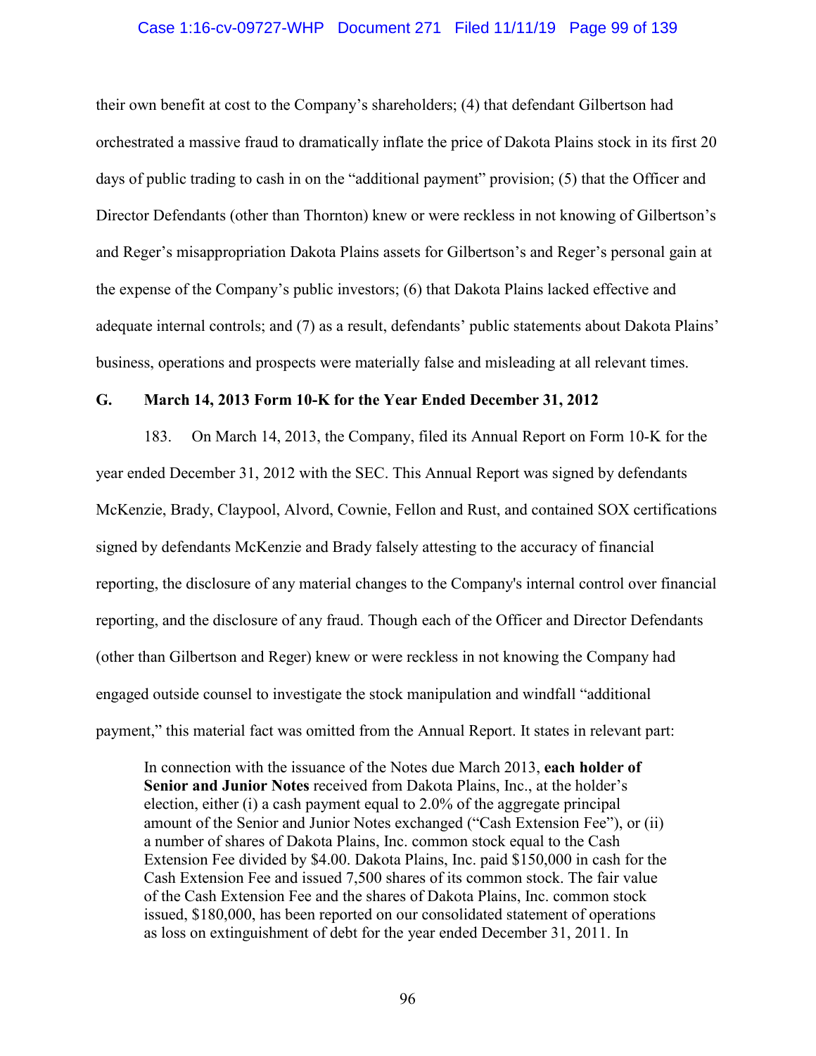their own benefit at cost to the Company's shareholders; (4) that defendant Gilbertson had orchestrated a massive fraud to dramatically inflate the price of Dakota Plains stock in its first 20 days of public trading to cash in on the "additional payment" provision; (5) that the Officer and Director Defendants (other than Thornton) knew or were reckless in not knowing of Gilbertson's and Reger's misappropriation Dakota Plains assets for Gilbertson's and Reger's personal gain at the expense of the Company's public investors; (6) that Dakota Plains lacked effective and adequate internal controls; and (7) as a result, defendants' public statements about Dakota Plains' business, operations and prospects were materially false and misleading at all relevant times.

## G. March 14, 2013 Form 10-K for the Year Ended December 31, 2012

183. On March 14, 2013, the Company, filed its Annual Report on Form 10-K for the year ended December 31, 2012 with the SEC. This Annual Report was signed by defendants McKenzie, Brady, Claypool, Alvord, Cownie, Fellon and Rust, and contained SOX certifications signed by defendants McKenzie and Brady falsely attesting to the accuracy of financial reporting, the disclosure of any material changes to the Company's internal control over financial reporting, and the disclosure of any fraud. Though each of the Officer and Director Defendants (other than Gilbertson and Reger) knew or were reckless in not knowing the Company had engaged outside counsel to investigate the stock manipulation and windfall "additional payment," this material fact was omitted from the Annual Report. It states in relevant part:

> In connection with the issuance of the Notes due March 2013, **each holder of Senior and Junior Notes** received from Dakota Plains, Inc., at the holder's election, either (i) a cash payment equal to 2.0% of the aggregate principal amount of the Senior and Junior Notes exchanged ("Cash Extension Fee"), or (ii) a number of shares of Dakota Plains, Inc. common stock equal to the Cash Extension Fee divided by $4.00. Dakota Plains, Inc. paid $150,000 in cash for the Cash Extension Fee and issued 7,500 shares of its common stock. The fair value of the Cash Extension Fee and the shares of Dakota Plains, Inc. common stock issued, $180,000, has been reported on our consolidated statement of operations as loss on extinguishment of debt for the year ended December 31, 2011. In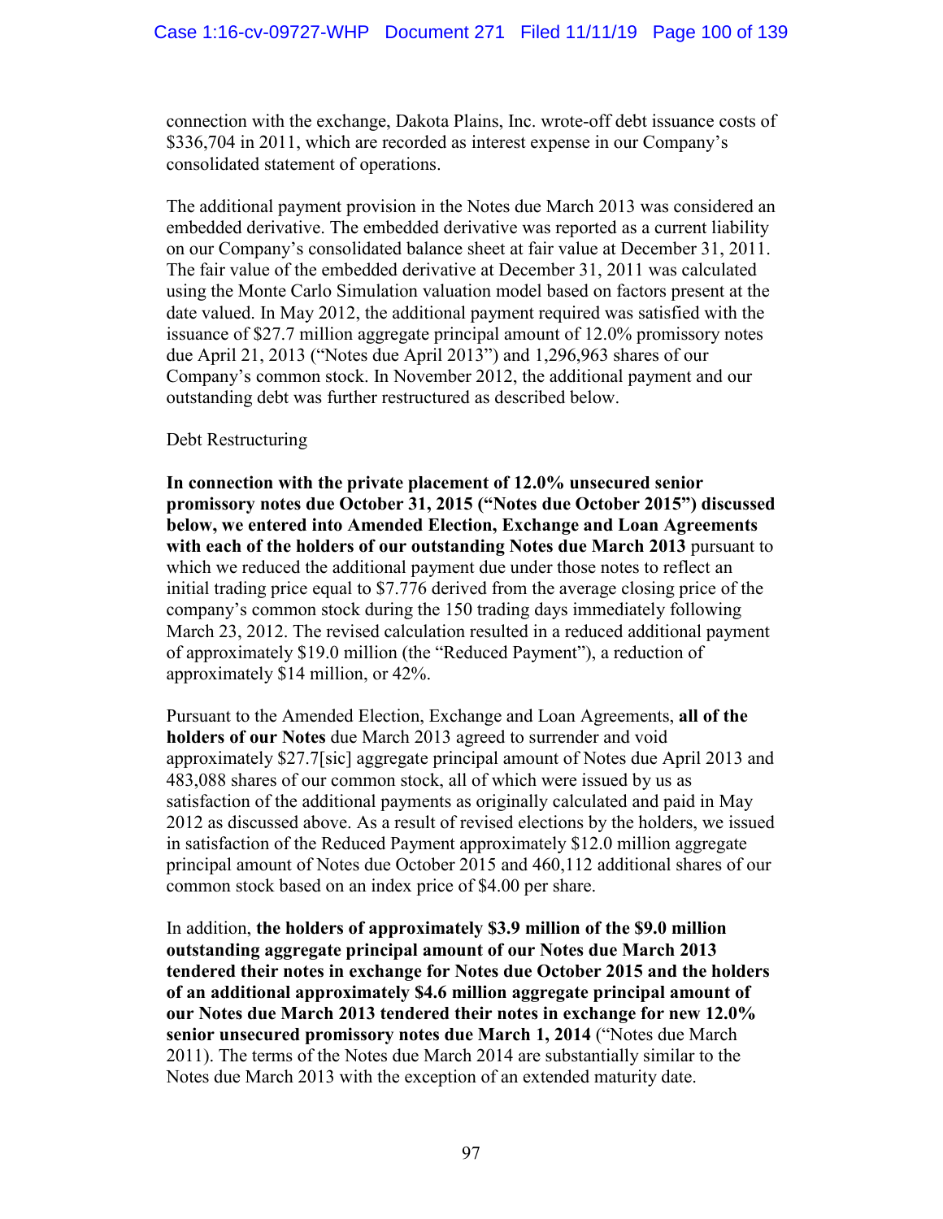connection with the exchange, Dakota Plains, Inc. wrote-off debt issuance costs of $336,704 in 2011, which are recorded as interest expense in our Company's consolidated statement of operations.

The additional payment provision in the Notes due March 2013 was considered an embedded derivative. The embedded derivative was reported as a current liability on our Company's consolidated balance sheet at fair value at December 31, 2011. The fair value of the embedded derivative at December 31, 2011 was calculated using the Monte Carlo Simulation valuation model based on factors present at the date valued. In May 2012, the additional payment required was satisfied with the issuance of $27.7 million aggregate principal amount of 12.0% promissory notes due April 21, 2013 ("Notes due April 2013") and 1,296,963 shares of our Company's common stock. In November 2012, the additional payment and our outstanding debt was further restructured as described below.

Debt Restructuring

**In connection with the private placement of 12.0% unsecured senior promissory notes due October 31, 2015 ("Notes due October 2015") discussed below, we entered into Amended Election, Exchange and Loan Agreements with each of the holders of our outstanding Notes due March 2013** pursuant to which we reduced the additional payment due under those notes to reflect an initial trading price equal to $7.776 derived from the average closing price of the company's common stock during the 150 trading days immediately following March 23, 2012. The revised calculation resulted in a reduced additional payment of approximately $19.0 million (the "Reduced Payment"), a reduction of approximately $14 million, or 42%.

Pursuant to the Amended Election, Exchange and Loan Agreements, **all of the holders of our Notes** due March 2013 agreed to surrender and void approximately $27.7[sic] aggregate principal amount of Notes due April 2013 and 483,088 shares of our common stock, all of which were issued by us as satisfaction of the additional payments as originally calculated and paid in May 2012 as discussed above. As a result of revised elections by the holders, we issued in satisfaction of the Reduced Payment approximately $12.0 million aggregate principal amount of Notes due October 2015 and 460,112 additional shares of our common stock based on an index price of $4.00 per share.

In addition, **the holders of approximately $3.9 million of the $9.0 million outstanding aggregate principal amount of our Notes due March 2013 tendered their notes in exchange for Notes due October 2015 and the holders of an additional approximately $4.6 million aggregate principal amount of our Notes due March 2013 tendered their notes in exchange for new 12.0% senior unsecured promissory notes due March 1, 2014** ("Notes due March 2011). The terms of the Notes due March 2014 are substantially similar to the Notes due March 2013 with the exception of an extended maturity date.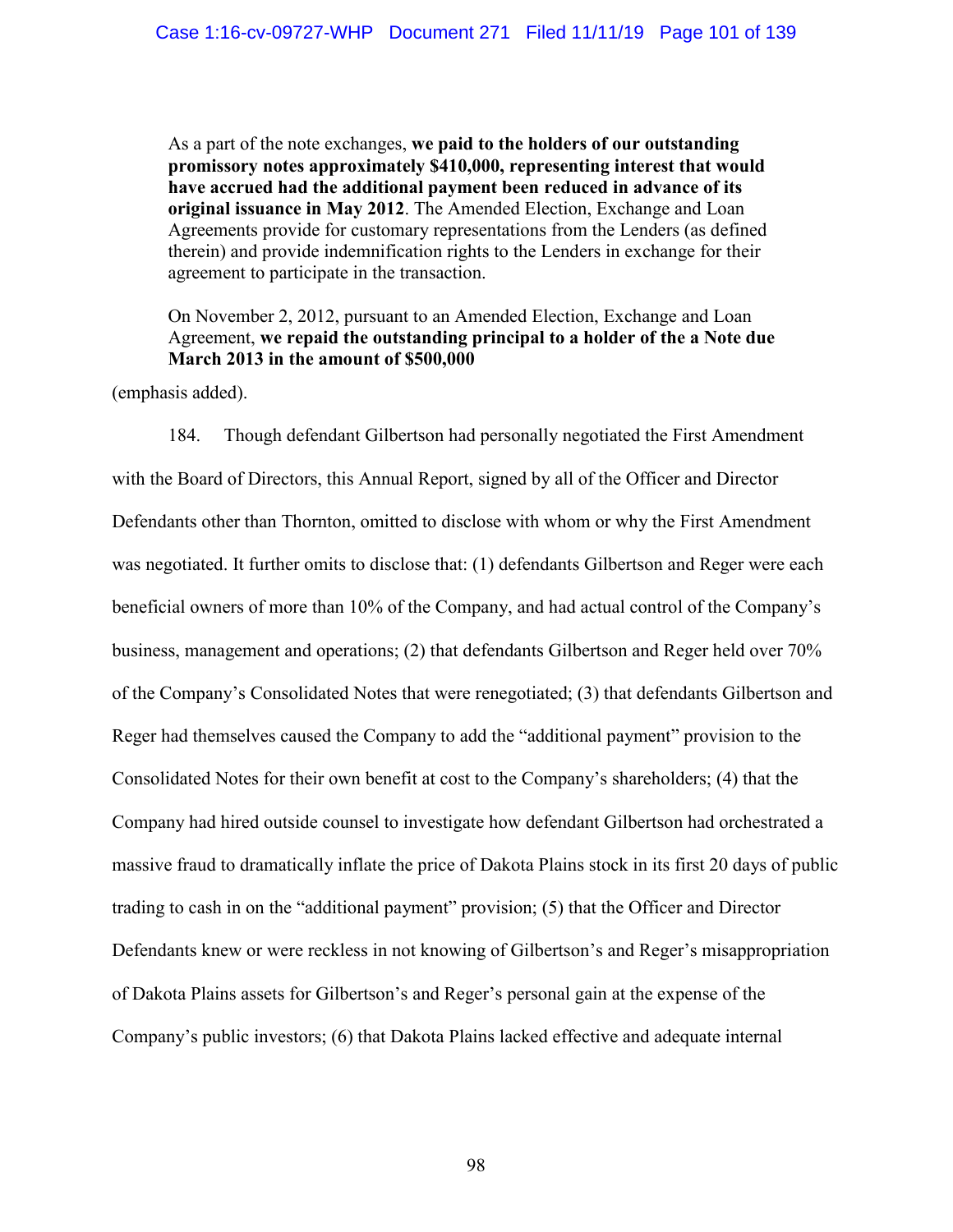> As a part of the note exchanges, **we paid to the holders of our outstanding promissory notes approximately $410,000, representing interest that would have accrued had the additional payment been reduced in advance of its original issuance in May 2012**. The Amended Election, Exchange and Loan Agreements provide for customary representations from the Lenders (as defined therein) and provide indemnification rights to the Lenders in exchange for their agreement to participate in the transaction.
>
> On November 2, 2012, pursuant to an Amended Election, Exchange and Loan Agreement, **we repaid the outstanding principal to a holder of the a Note due March 2013 in the amount of $500,000**

(emphasis added).

184. Though defendant Gilbertson had personally negotiated the First Amendment with the Board of Directors, this Annual Report, signed by all of the Officer and Director Defendants other than Thornton, omitted to disclose with whom or why the First Amendment was negotiated. It further omits to disclose that: (1) defendants Gilbertson and Reger were each beneficial owners of more than 10% of the Company, and had actual control of the Company's business, management and operations; (2) that defendants Gilbertson and Reger held over 70% of the Company's Consolidated Notes that were renegotiated; (3) that defendants Gilbertson and Reger had themselves caused the Company to add the "additional payment" provision to the Consolidated Notes for their own benefit at cost to the Company's shareholders; (4) that the Company had hired outside counsel to investigate how defendant Gilbertson had orchestrated a massive fraud to dramatically inflate the price of Dakota Plains stock in its first 20 days of public trading to cash in on the "additional payment" provision; (5) that the Officer and Director Defendants knew or were reckless in not knowing of Gilbertson's and Reger's misappropriation of Dakota Plains assets for Gilbertson's and Reger's personal gain at the expense of the Company's public investors; (6) that Dakota Plains lacked effective and adequate internal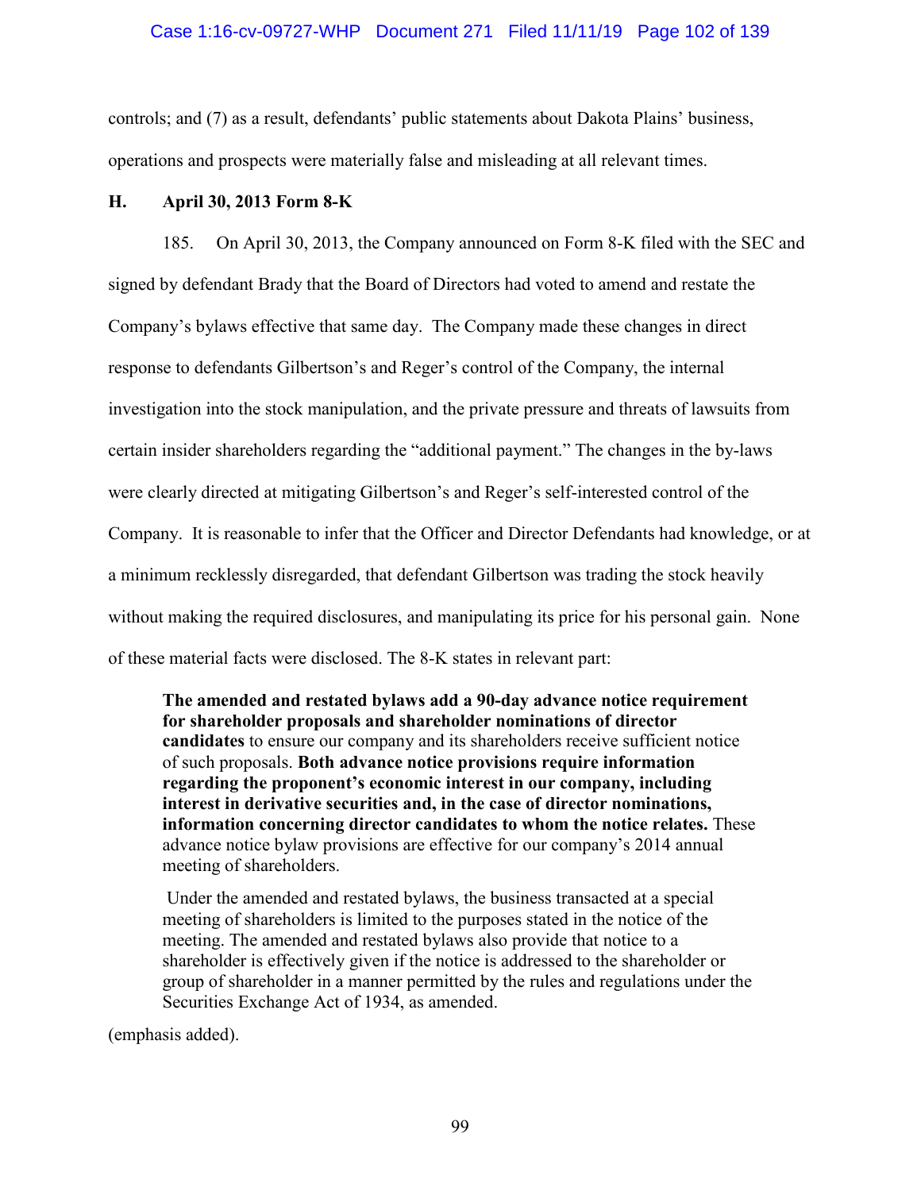controls; and (7) as a result, defendants' public statements about Dakota Plains' business, operations and prospects were materially false and misleading at all relevant times.

### H. April 30, 2013 Form 8-K

185. On April 30, 2013, the Company announced on Form 8-K filed with the SEC and signed by defendant Brady that the Board of Directors had voted to amend and restate the Company's bylaws effective that same day. The Company made these changes in direct response to defendants Gilbertson's and Reger's control of the Company, the internal investigation into the stock manipulation, and the private pressure and threats of lawsuits from certain insider shareholders regarding the "additional payment." The changes in the by-laws were clearly directed at mitigating Gilbertson's and Reger's self-interested control of the Company. It is reasonable to infer that the Officer and Director Defendants had knowledge, or at a minimum recklessly disregarded, that defendant Gilbertson was trading the stock heavily without making the required disclosures, and manipulating its price for his personal gain. None of these material facts were disclosed. The 8-K states in relevant part:

> **The amended and restated bylaws add a 90-day advance notice requirement for shareholder proposals and shareholder nominations of director candidates** to ensure our company and its shareholders receive sufficient notice of such proposals. **Both advance notice provisions require information regarding the proponent's economic interest in our company, including interest in derivative securities and, in the case of director nominations, information concerning director candidates to whom the notice relates.** These advance notice bylaw provisions are effective for our company's 2014 annual meeting of shareholders.
>
> Under the amended and restated bylaws, the business transacted at a special meeting of shareholders is limited to the purposes stated in the notice of the meeting. The amended and restated bylaws also provide that notice to a shareholder is effectively given if the notice is addressed to the shareholder or group of shareholder in a manner permitted by the rules and regulations under the Securities Exchange Act of 1934, as amended.

(emphasis added).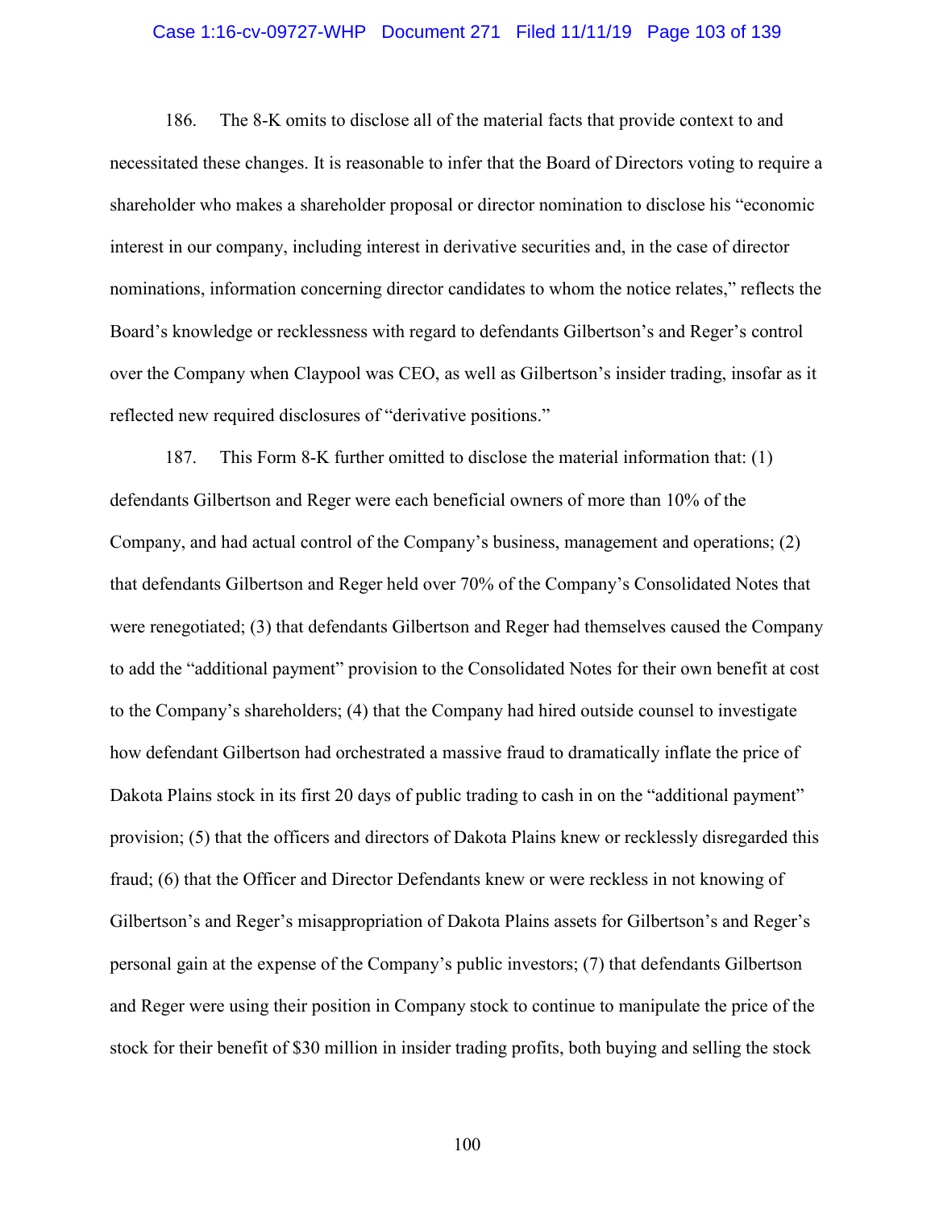186. The 8-K omits to disclose all of the material facts that provide context to and necessitated these changes. It is reasonable to infer that the Board of Directors voting to require a shareholder who makes a shareholder proposal or director nomination to disclose his "economic interest in our company, including interest in derivative securities and, in the case of director nominations, information concerning director candidates to whom the notice relates," reflects the Board's knowledge or recklessness with regard to defendants Gilbertson's and Reger's control over the Company when Claypool was CEO, as well as Gilbertson's insider trading, insofar as it reflected new required disclosures of "derivative positions."

187. This Form 8-K further omitted to disclose the material information that: (1) defendants Gilbertson and Reger were each beneficial owners of more than 10% of the Company, and had actual control of the Company's business, management and operations; (2) that defendants Gilbertson and Reger held over 70% of the Company's Consolidated Notes that were renegotiated; (3) that defendants Gilbertson and Reger had themselves caused the Company to add the "additional payment" provision to the Consolidated Notes for their own benefit at cost to the Company's shareholders; (4) that the Company had hired outside counsel to investigate how defendant Gilbertson had orchestrated a massive fraud to dramatically inflate the price of Dakota Plains stock in its first 20 days of public trading to cash in on the "additional payment" provision; (5) that the officers and directors of Dakota Plains knew or recklessly disregarded this fraud; (6) that the Officer and Director Defendants knew or were reckless in not knowing of Gilbertson's and Reger's misappropriation of Dakota Plains assets for Gilbertson's and Reger's personal gain at the expense of the Company's public investors; (7) that defendants Gilbertson and Reger were using their position in Company stock to continue to manipulate the price of the stock for their benefit of $30 million in insider trading profits, both buying and selling the stock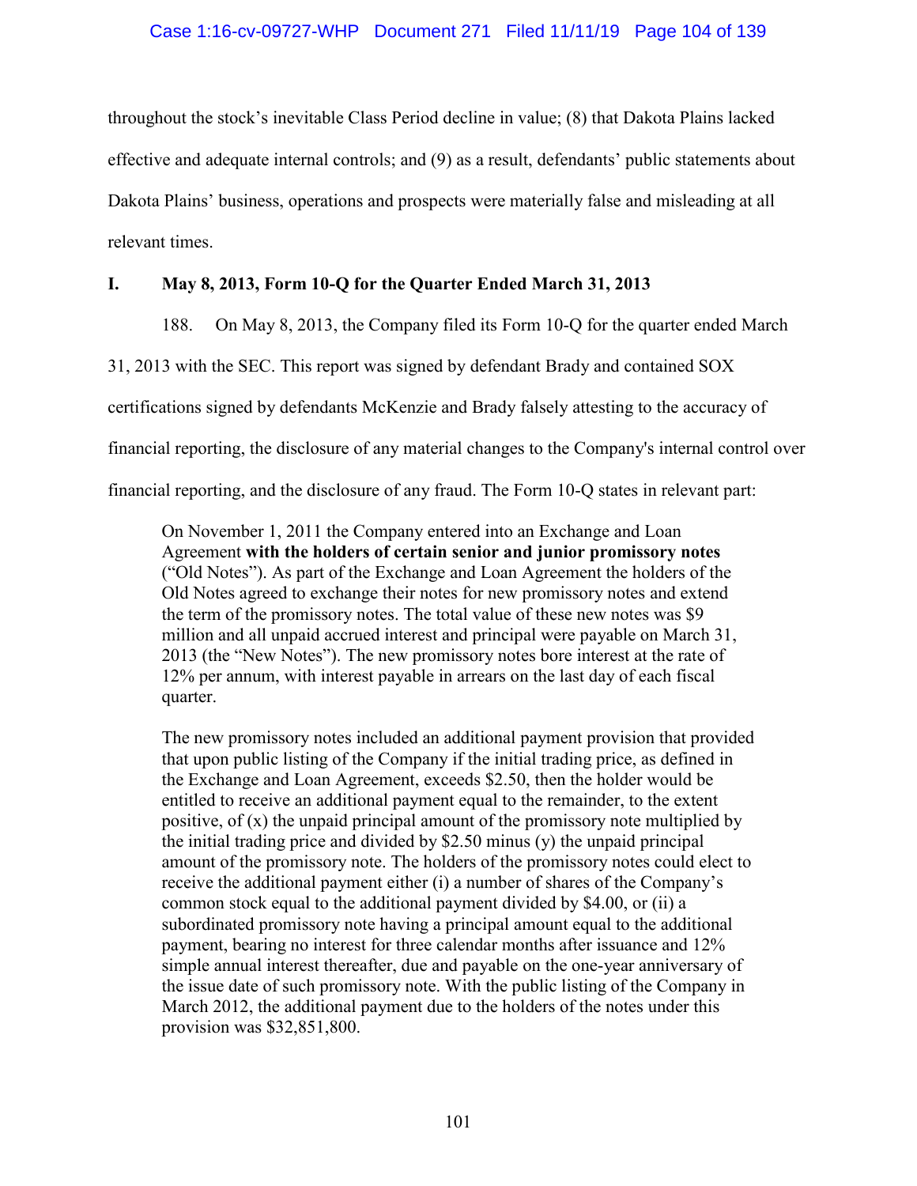throughout the stock's inevitable Class Period decline in value; (8) that Dakota Plains lacked effective and adequate internal controls; and (9) as a result, defendants' public statements about Dakota Plains' business, operations and prospects were materially false and misleading at all relevant times.

## I. May 8, 2013, Form 10-Q for the Quarter Ended March 31, 2013

188. On May 8, 2013, the Company filed its Form 10-Q for the quarter ended March 31, 2013 with the SEC. This report was signed by defendant Brady and contained SOX certifications signed by defendants McKenzie and Brady falsely attesting to the accuracy of financial reporting, the disclosure of any material changes to the Company's internal control over financial reporting, and the disclosure of any fraud. The Form 10-Q states in relevant part:

> On November 1, 2011 the Company entered into an Exchange and Loan Agreement **with the holders of certain senior and junior promissory notes** ("Old Notes"). As part of the Exchange and Loan Agreement the holders of the Old Notes agreed to exchange their notes for new promissory notes and extend the term of the promissory notes. The total value of these new notes was $9 million and all unpaid accrued interest and principal were payable on March 31, 2013 (the "New Notes"). The new promissory notes bore interest at the rate of 12% per annum, with interest payable in arrears on the last day of each fiscal quarter.
>
> The new promissory notes included an additional payment provision that provided that upon public listing of the Company if the initial trading price, as defined in the Exchange and Loan Agreement, exceeds $2.50, then the holder would be entitled to receive an additional payment equal to the remainder, to the extent positive, of (x) the unpaid principal amount of the promissory note multiplied by the initial trading price and divided by $2.50 minus (y) the unpaid principal amount of the promissory note. The holders of the promissory notes could elect to receive the additional payment either (i) a number of shares of the Company's common stock equal to the additional payment divided by $4.00, or (ii) a subordinated promissory note having a principal amount equal to the additional payment, bearing no interest for three calendar months after issuance and 12% simple annual interest thereafter, due and payable on the one-year anniversary of the issue date of such promissory note. With the public listing of the Company in March 2012, the additional payment due to the holders of the notes under this provision was $32,851,800.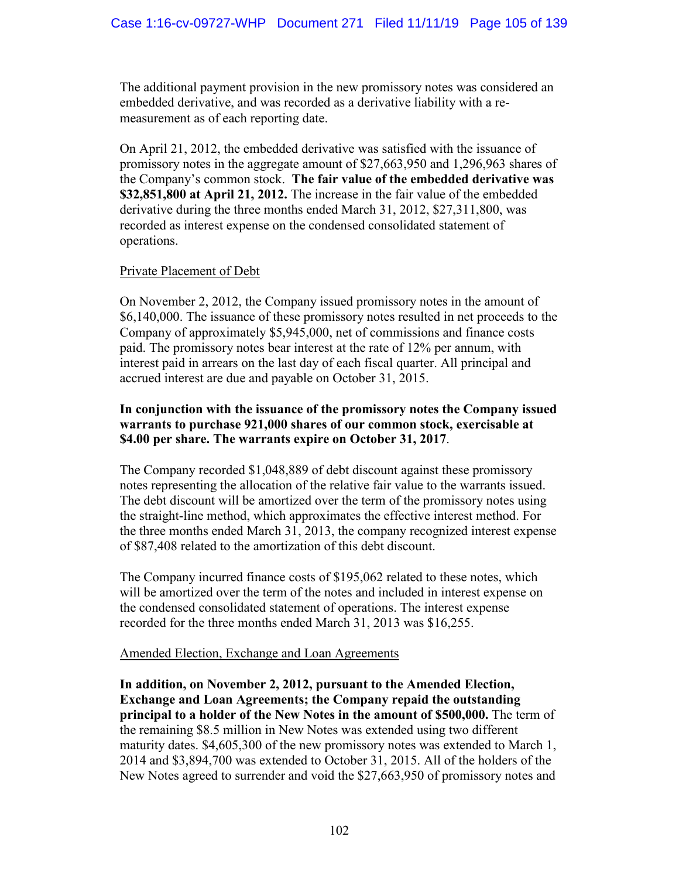The additional payment provision in the new promissory notes was considered an embedded derivative, and was recorded as a derivative liability with a re-measurement as of each reporting date.

On April 21, 2012, the embedded derivative was satisfied with the issuance of promissory notes in the aggregate amount of $27,663,950 and 1,296,963 shares of the Company's common stock. **The fair value of the embedded derivative was $32,851,800 at April 21, 2012.** The increase in the fair value of the embedded derivative during the three months ended March 31, 2012, $27,311,800, was recorded as interest expense on the condensed consolidated statement of operations.

Private Placement of Debt

On November 2, 2012, the Company issued promissory notes in the amount of $6,140,000. The issuance of these promissory notes resulted in net proceeds to the Company of approximately $5,945,000, net of commissions and finance costs paid. The promissory notes bear interest at the rate of 12% per annum, with interest paid in arrears on the last day of each fiscal quarter. All principal and accrued interest are due and payable on October 31, 2015.

**In conjunction with the issuance of the promissory notes the Company issued warrants to purchase 921,000 shares of our common stock, exercisable at $4.00 per share. The warrants expire on October 31, 2017**.

The Company recorded $1,048,889 of debt discount against these promissory notes representing the allocation of the relative fair value to the warrants issued. The debt discount will be amortized over the term of the promissory notes using the straight-line method, which approximates the effective interest method. For the three months ended March 31, 2013, the company recognized interest expense of $87,408 related to the amortization of this debt discount.

The Company incurred finance costs of $195,062 related to these notes, which will be amortized over the term of the notes and included in interest expense on the condensed consolidated statement of operations. The interest expense recorded for the three months ended March 31, 2013 was $16,255.

Amended Election, Exchange and Loan Agreements

**In addition, on November 2, 2012, pursuant to the Amended Election, Exchange and Loan Agreements; the Company repaid the outstanding principal to a holder of the New Notes in the amount of $500,000.** The term of the remaining $8.5 million in New Notes was extended using two different maturity dates. $4,605,300 of the new promissory notes was extended to March 1, 2014 and $3,894,700 was extended to October 31, 2015. All of the holders of the New Notes agreed to surrender and void the $27,663,950 of promissory notes and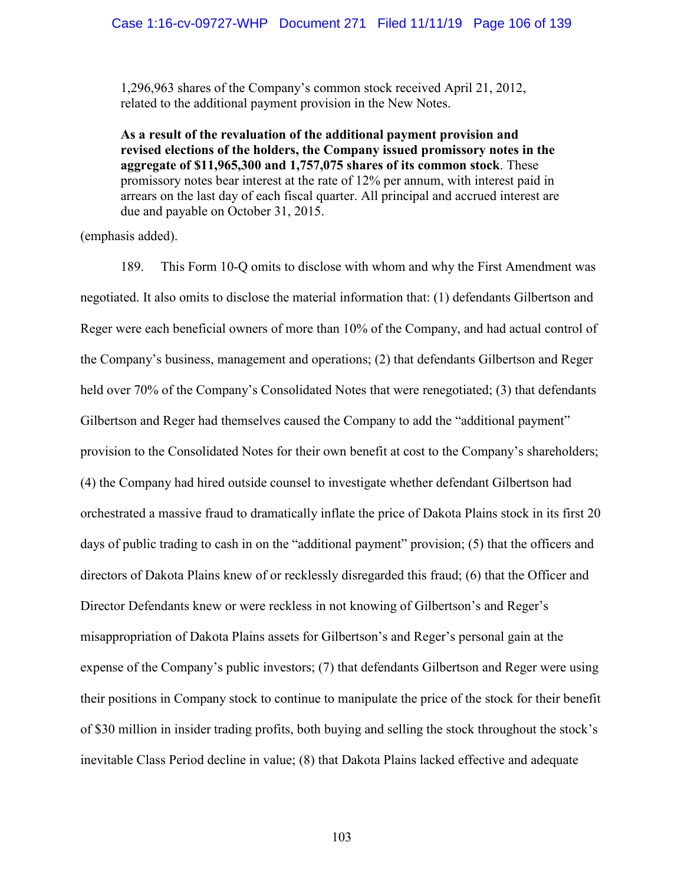> 1,296,963 shares of the Company's common stock received April 21, 2012, related to the additional payment provision in the New Notes.
>
> **As a result of the revaluation of the additional payment provision and revised elections of the holders, the Company issued promissory notes in the aggregate of $11,965,300 and 1,757,075 shares of its common stock**. These promissory notes bear interest at the rate of 12% per annum, with interest paid in arrears on the last day of each fiscal quarter. All principal and accrued interest are due and payable on October 31, 2015.

(emphasis added).

189. This Form 10-Q omits to disclose with whom and why the First Amendment was negotiated. It also omits to disclose the material information that: (1) defendants Gilbertson and Reger were each beneficial owners of more than 10% of the Company, and had actual control of the Company's business, management and operations; (2) that defendants Gilbertson and Reger held over 70% of the Company's Consolidated Notes that were renegotiated; (3) that defendants Gilbertson and Reger had themselves caused the Company to add the "additional payment" provision to the Consolidated Notes for their own benefit at cost to the Company's shareholders; (4) the Company had hired outside counsel to investigate whether defendant Gilbertson had orchestrated a massive fraud to dramatically inflate the price of Dakota Plains stock in its first 20 days of public trading to cash in on the "additional payment" provision; (5) that the officers and directors of Dakota Plains knew of or recklessly disregarded this fraud; (6) that the Officer and Director Defendants knew or were reckless in not knowing of Gilbertson's and Reger's misappropriation of Dakota Plains assets for Gilbertson's and Reger's personal gain at the expense of the Company's public investors; (7) that defendants Gilbertson and Reger were using their positions in Company stock to continue to manipulate the price of the stock for their benefit of $30 million in insider trading profits, both buying and selling the stock throughout the stock's inevitable Class Period decline in value; (8) that Dakota Plains lacked effective and adequate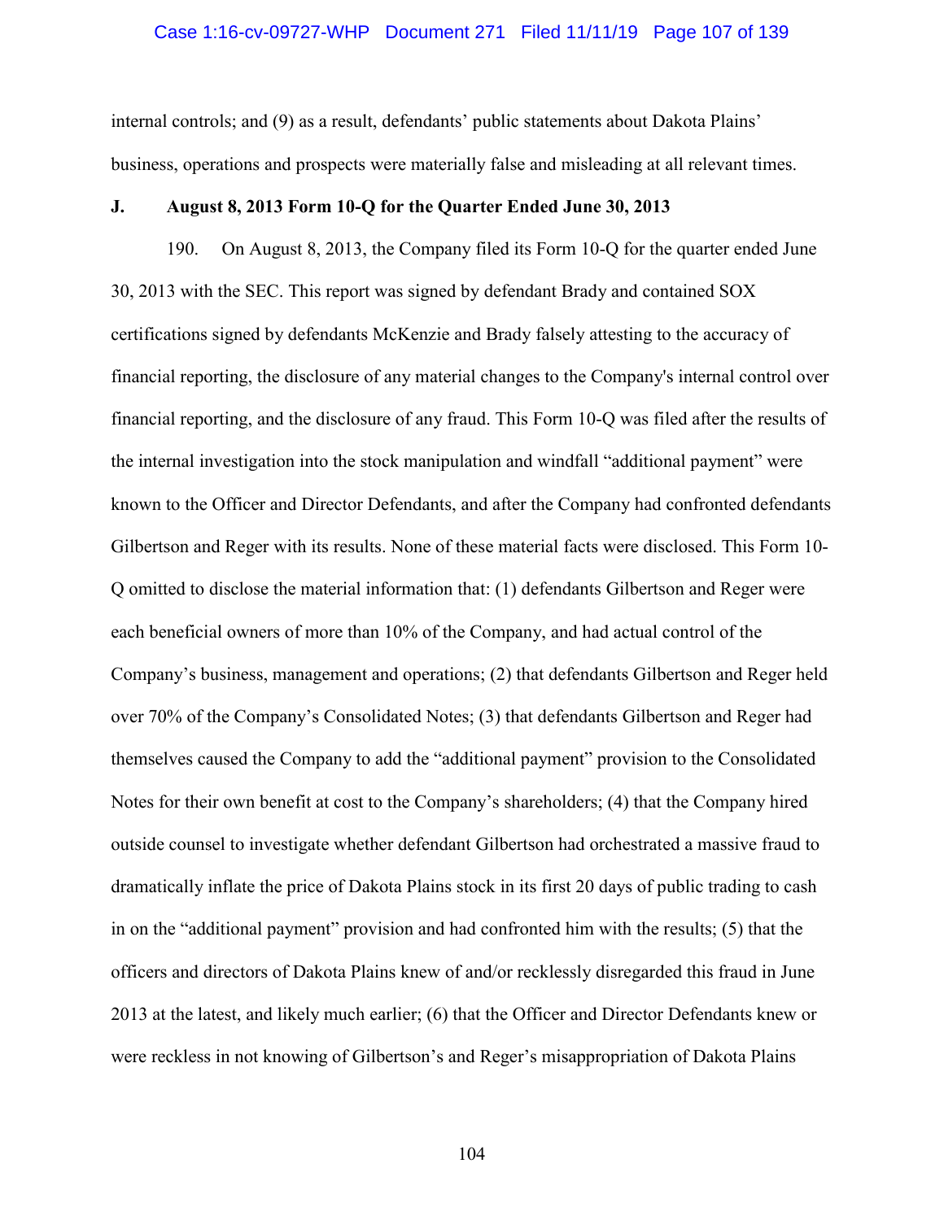internal controls; and (9) as a result, defendants' public statements about Dakota Plains' business, operations and prospects were materially false and misleading at all relevant times.

### J. August 8, 2013 Form 10-Q for the Quarter Ended June 30, 2013

190. On August 8, 2013, the Company filed its Form 10-Q for the quarter ended June 30, 2013 with the SEC. This report was signed by defendant Brady and contained SOX certifications signed by defendants McKenzie and Brady falsely attesting to the accuracy of financial reporting, the disclosure of any material changes to the Company's internal control over financial reporting, and the disclosure of any fraud. This Form 10-Q was filed after the results of the internal investigation into the stock manipulation and windfall "additional payment" were known to the Officer and Director Defendants, and after the Company had confronted defendants Gilbertson and Reger with its results. None of these material facts were disclosed. This Form 10-Q omitted to disclose the material information that: (1) defendants Gilbertson and Reger were each beneficial owners of more than 10% of the Company, and had actual control of the Company's business, management and operations; (2) that defendants Gilbertson and Reger held over 70% of the Company's Consolidated Notes; (3) that defendants Gilbertson and Reger had themselves caused the Company to add the "additional payment" provision to the Consolidated Notes for their own benefit at cost to the Company's shareholders; (4) that the Company hired outside counsel to investigate whether defendant Gilbertson had orchestrated a massive fraud to dramatically inflate the price of Dakota Plains stock in its first 20 days of public trading to cash in on the "additional payment" provision and had confronted him with the results; (5) that the officers and directors of Dakota Plains knew of and/or recklessly disregarded this fraud in June 2013 at the latest, and likely much earlier; (6) that the Officer and Director Defendants knew or were reckless in not knowing of Gilbertson's and Reger's misappropriation of Dakota Plains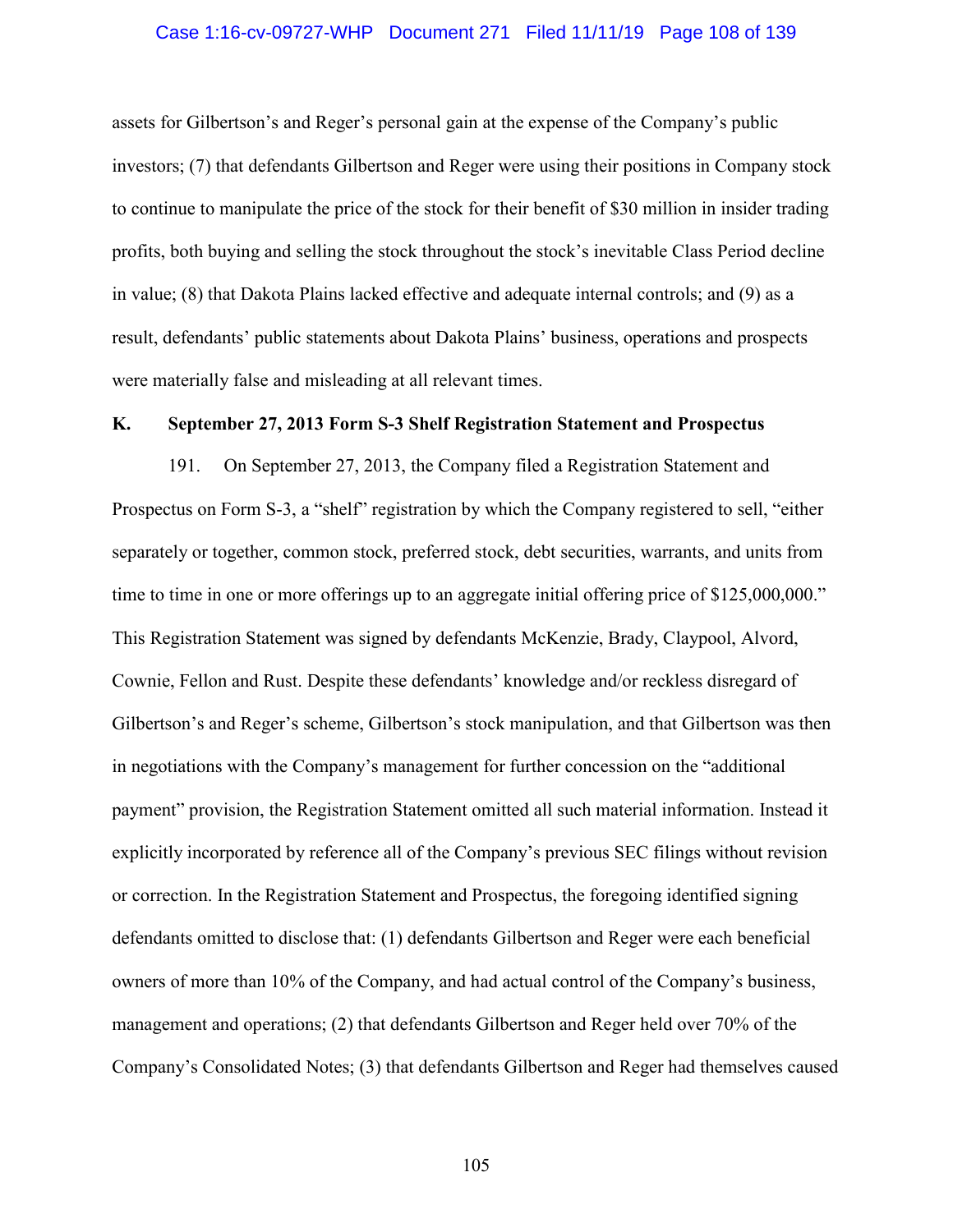assets for Gilbertson's and Reger's personal gain at the expense of the Company's public investors; (7) that defendants Gilbertson and Reger were using their positions in Company stock to continue to manipulate the price of the stock for their benefit of $30 million in insider trading profits, both buying and selling the stock throughout the stock's inevitable Class Period decline in value; (8) that Dakota Plains lacked effective and adequate internal controls; and (9) as a result, defendants' public statements about Dakota Plains' business, operations and prospects were materially false and misleading at all relevant times.

### K. September 27, 2013 Form S-3 Shelf Registration Statement and Prospectus

191. On September 27, 2013, the Company filed a Registration Statement and Prospectus on Form S-3, a "shelf" registration by which the Company registered to sell, "either separately or together, common stock, preferred stock, debt securities, warrants, and units from time to time in one or more offerings up to an aggregate initial offering price of $125,000,000." This Registration Statement was signed by defendants McKenzie, Brady, Claypool, Alvord, Cownie, Fellon and Rust. Despite these defendants' knowledge and/or reckless disregard of Gilbertson's and Reger's scheme, Gilbertson's stock manipulation, and that Gilbertson was then in negotiations with the Company's management for further concession on the "additional payment" provision, the Registration Statement omitted all such material information. Instead it explicitly incorporated by reference all of the Company's previous SEC filings without revision or correction. In the Registration Statement and Prospectus, the foregoing identified signing defendants omitted to disclose that: (1) defendants Gilbertson and Reger were each beneficial owners of more than 10% of the Company, and had actual control of the Company's business, management and operations; (2) that defendants Gilbertson and Reger held over 70% of the Company's Consolidated Notes; (3) that defendants Gilbertson and Reger had themselves caused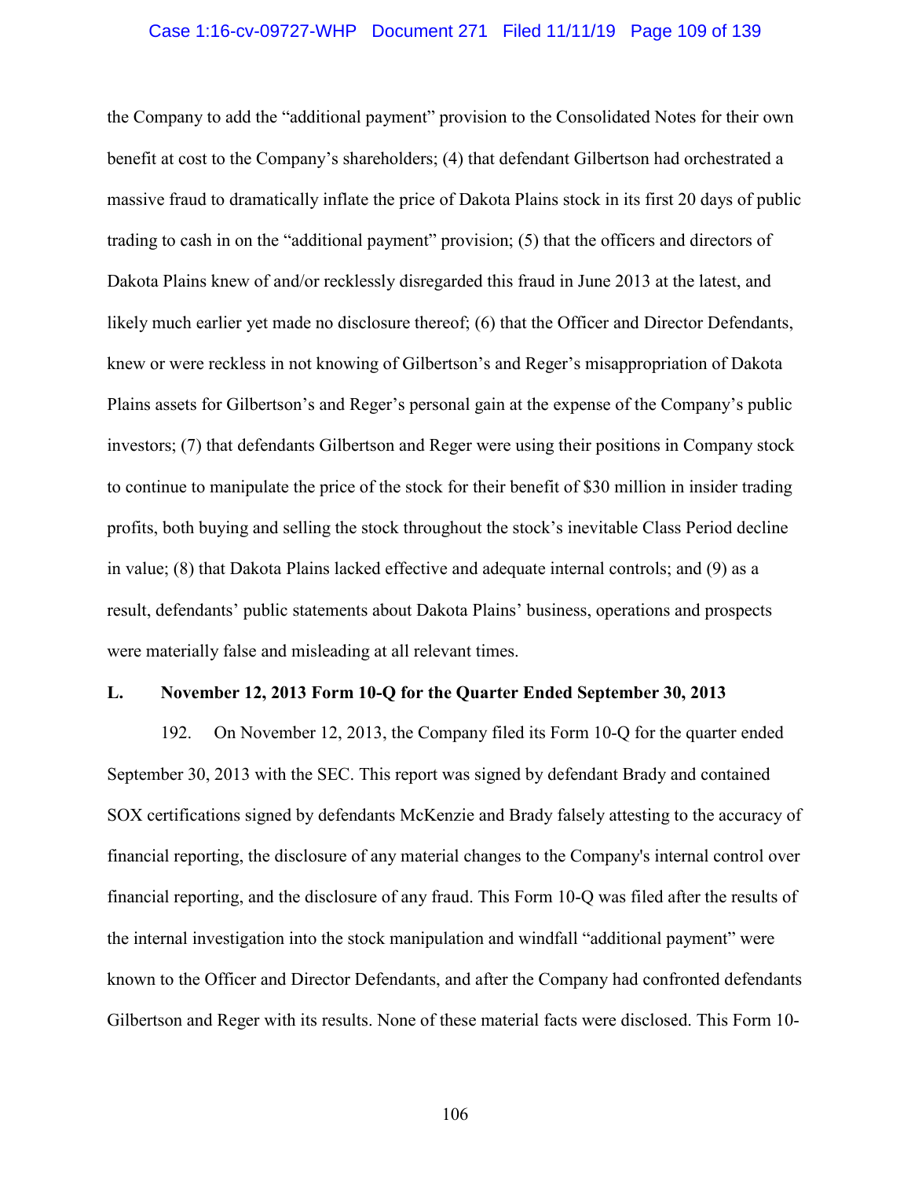the Company to add the "additional payment" provision to the Consolidated Notes for their own benefit at cost to the Company's shareholders; (4) that defendant Gilbertson had orchestrated a massive fraud to dramatically inflate the price of Dakota Plains stock in its first 20 days of public trading to cash in on the "additional payment" provision; (5) that the officers and directors of Dakota Plains knew of and/or recklessly disregarded this fraud in June 2013 at the latest, and likely much earlier yet made no disclosure thereof; (6) that the Officer and Director Defendants, knew or were reckless in not knowing of Gilbertson's and Reger's misappropriation of Dakota Plains assets for Gilbertson's and Reger's personal gain at the expense of the Company's public investors; (7) that defendants Gilbertson and Reger were using their positions in Company stock to continue to manipulate the price of the stock for their benefit of $30 million in insider trading profits, both buying and selling the stock throughout the stock's inevitable Class Period decline in value; (8) that Dakota Plains lacked effective and adequate internal controls; and (9) as a result, defendants' public statements about Dakota Plains' business, operations and prospects were materially false and misleading at all relevant times.

### L. November 12, 2013 Form 10-Q for the Quarter Ended September 30, 2013

192. On November 12, 2013, the Company filed its Form 10-Q for the quarter ended September 30, 2013 with the SEC. This report was signed by defendant Brady and contained SOX certifications signed by defendants McKenzie and Brady falsely attesting to the accuracy of financial reporting, the disclosure of any material changes to the Company's internal control over financial reporting, and the disclosure of any fraud. This Form 10-Q was filed after the results of the internal investigation into the stock manipulation and windfall "additional payment" were known to the Officer and Director Defendants, and after the Company had confronted defendants Gilbertson and Reger with its results. None of these material facts were disclosed. This Form 10-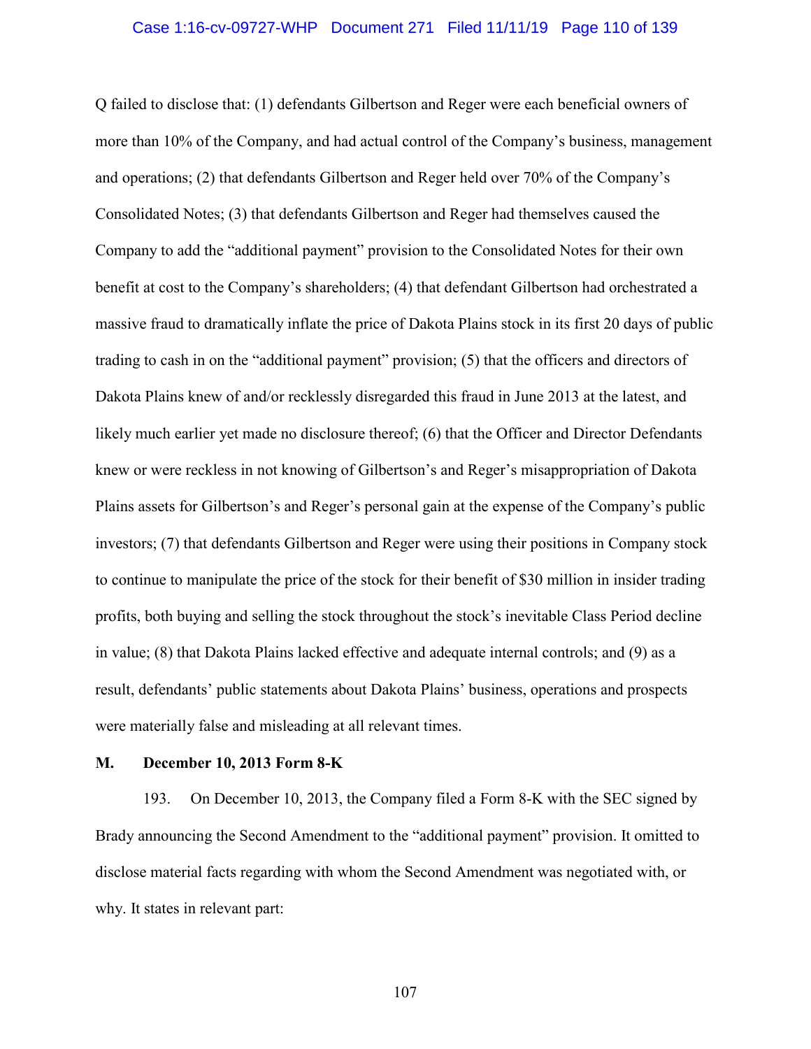Q failed to disclose that: (1) defendants Gilbertson and Reger were each beneficial owners of more than 10% of the Company, and had actual control of the Company's business, management and operations; (2) that defendants Gilbertson and Reger held over 70% of the Company's Consolidated Notes; (3) that defendants Gilbertson and Reger had themselves caused the Company to add the "additional payment" provision to the Consolidated Notes for their own benefit at cost to the Company's shareholders; (4) that defendant Gilbertson had orchestrated a massive fraud to dramatically inflate the price of Dakota Plains stock in its first 20 days of public trading to cash in on the "additional payment" provision; (5) that the officers and directors of Dakota Plains knew of and/or recklessly disregarded this fraud in June 2013 at the latest, and likely much earlier yet made no disclosure thereof; (6) that the Officer and Director Defendants knew or were reckless in not knowing of Gilbertson's and Reger's misappropriation of Dakota Plains assets for Gilbertson's and Reger's personal gain at the expense of the Company's public investors; (7) that defendants Gilbertson and Reger were using their positions in Company stock to continue to manipulate the price of the stock for their benefit of $30 million in insider trading profits, both buying and selling the stock throughout the stock's inevitable Class Period decline in value; (8) that Dakota Plains lacked effective and adequate internal controls; and (9) as a result, defendants' public statements about Dakota Plains' business, operations and prospects were materially false and misleading at all relevant times.

### M. December 10, 2013 Form 8-K

193. On December 10, 2013, the Company filed a Form 8-K with the SEC signed by Brady announcing the Second Amendment to the "additional payment" provision. It omitted to disclose material facts regarding with whom the Second Amendment was negotiated with, or why. It states in relevant part: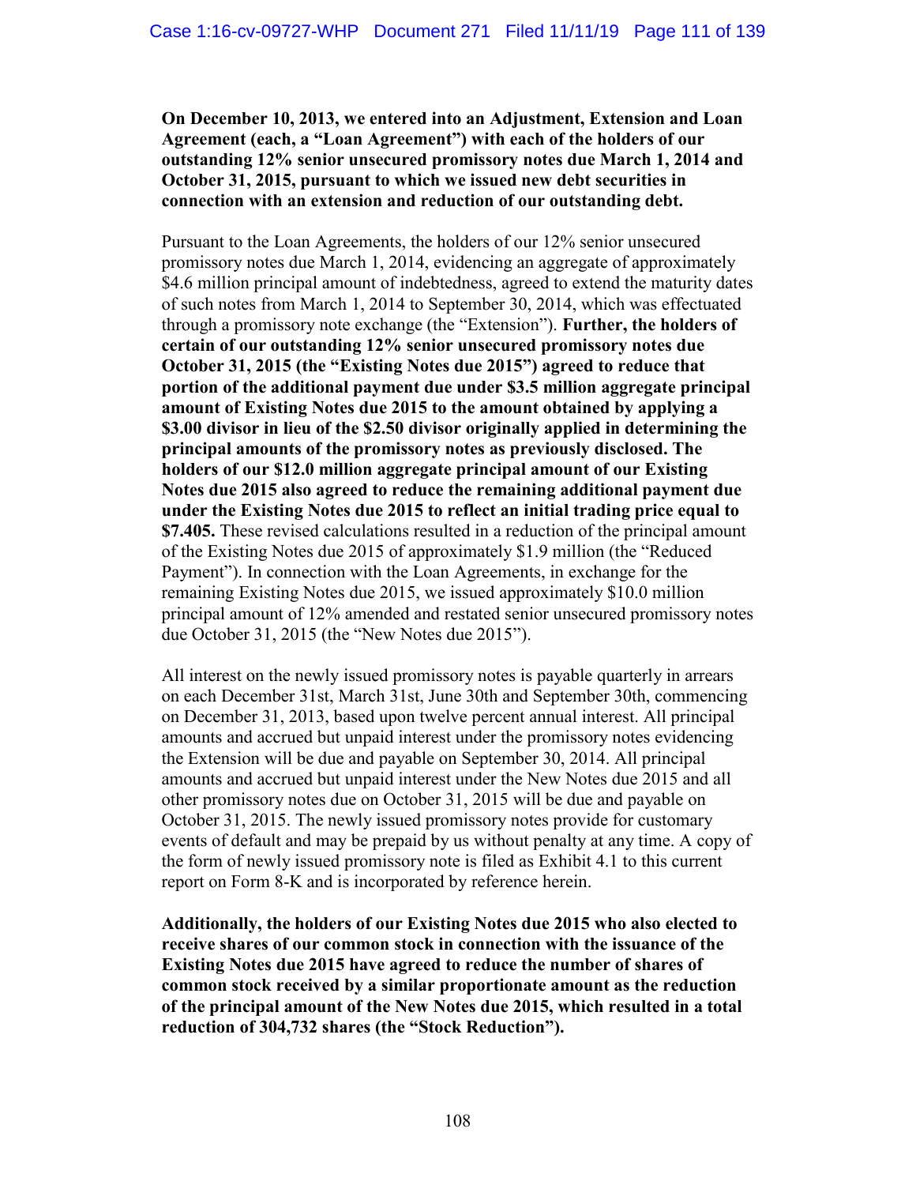**On December 10, 2013, we entered into an Adjustment, Extension and Loan Agreement (each, a "Loan Agreement") with each of the holders of our outstanding 12% senior unsecured promissory notes due March 1, 2014 and October 31, 2015, pursuant to which we issued new debt securities in connection with an extension and reduction of our outstanding debt.**

Pursuant to the Loan Agreements, the holders of our 12% senior unsecured promissory notes due March 1, 2014, evidencing an aggregate of approximately $4.6 million principal amount of indebtedness, agreed to extend the maturity dates of such notes from March 1, 2014 to September 30, 2014, which was effectuated through a promissory note exchange (the "Extension"). **Further, the holders of certain of our outstanding 12% senior unsecured promissory notes due October 31, 2015 (the "Existing Notes due 2015") agreed to reduce that portion of the additional payment due under $3.5 million aggregate principal amount of Existing Notes due 2015 to the amount obtained by applying a $3.00 divisor in lieu of the $2.50 divisor originally applied in determining the principal amounts of the promissory notes as previously disclosed. The holders of our $12.0 million aggregate principal amount of our Existing Notes due 2015 also agreed to reduce the remaining additional payment due under the Existing Notes due 2015 to reflect an initial trading price equal to $7.405.** These revised calculations resulted in a reduction of the principal amount of the Existing Notes due 2015 of approximately $1.9 million (the "Reduced Payment"). In connection with the Loan Agreements, in exchange for the remaining Existing Notes due 2015, we issued approximately $10.0 million principal amount of 12% amended and restated senior unsecured promissory notes due October 31, 2015 (the "New Notes due 2015").

All interest on the newly issued promissory notes is payable quarterly in arrears on each December 31st, March 31st, June 30th and September 30th, commencing on December 31, 2013, based upon twelve percent annual interest. All principal amounts and accrued but unpaid interest under the promissory notes evidencing the Extension will be due and payable on September 30, 2014. All principal amounts and accrued but unpaid interest under the New Notes due 2015 and all other promissory notes due on October 31, 2015 will be due and payable on October 31, 2015. The newly issued promissory notes provide for customary events of default and may be prepaid by us without penalty at any time. A copy of the form of newly issued promissory note is filed as Exhibit 4.1 to this current report on Form 8-K and is incorporated by reference herein.

**Additionally, the holders of our Existing Notes due 2015 who also elected to receive shares of our common stock in connection with the issuance of the Existing Notes due 2015 have agreed to reduce the number of shares of common stock received by a similar proportionate amount as the reduction of the principal amount of the New Notes due 2015, which resulted in a total reduction of 304,732 shares (the "Stock Reduction").**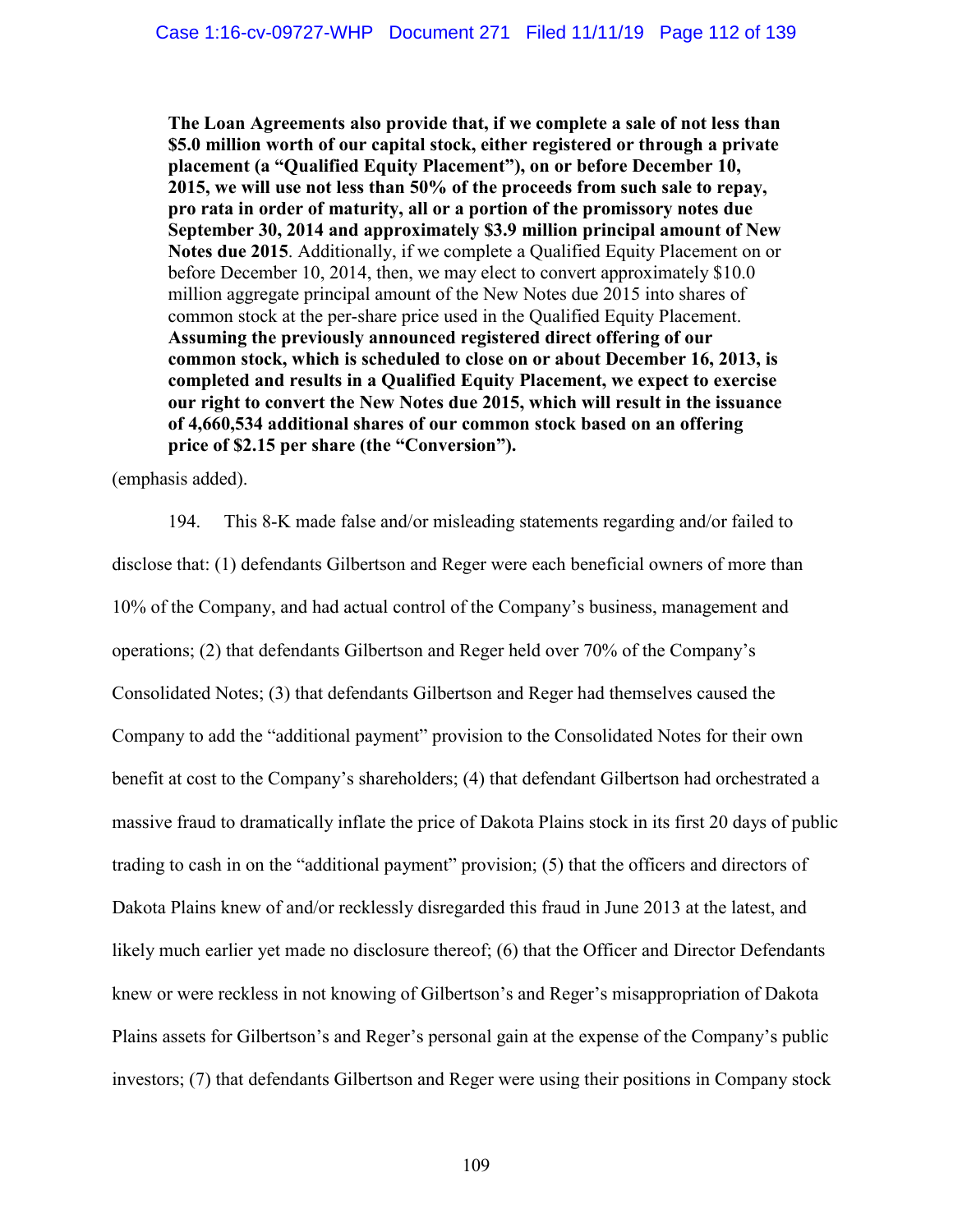> **The Loan Agreements also provide that, if we complete a sale of not less than $5.0 million worth of our capital stock, either registered or through a private placement (a "Qualified Equity Placement"), on or before December 10, 2015, we will use not less than 50% of the proceeds from such sale to repay, pro rata in order of maturity, all or a portion of the promissory notes due September 30, 2014 and approximately $3.9 million principal amount of New Notes due 2015**. Additionally, if we complete a Qualified Equity Placement on or before December 10, 2014, then, we may elect to convert approximately $10.0 million aggregate principal amount of the New Notes due 2015 into shares of common stock at the per-share price used in the Qualified Equity Placement. **Assuming the previously announced registered direct offering of our common stock, which is scheduled to close on or about December 16, 2013, is completed and results in a Qualified Equity Placement, we expect to exercise our right to convert the New Notes due 2015, which will result in the issuance of 4,660,534 additional shares of our common stock based on an offering price of $2.15 per share (the "Conversion").**

(emphasis added).

194. This 8-K made false and/or misleading statements regarding and/or failed to disclose that: (1) defendants Gilbertson and Reger were each beneficial owners of more than 10% of the Company, and had actual control of the Company's business, management and operations; (2) that defendants Gilbertson and Reger held over 70% of the Company's Consolidated Notes; (3) that defendants Gilbertson and Reger had themselves caused the Company to add the "additional payment" provision to the Consolidated Notes for their own benefit at cost to the Company's shareholders; (4) that defendant Gilbertson had orchestrated a massive fraud to dramatically inflate the price of Dakota Plains stock in its first 20 days of public trading to cash in on the "additional payment" provision; (5) that the officers and directors of Dakota Plains knew of and/or recklessly disregarded this fraud in June 2013 at the latest, and likely much earlier yet made no disclosure thereof; (6) that the Officer and Director Defendants knew or were reckless in not knowing of Gilbertson's and Reger's misappropriation of Dakota Plains assets for Gilbertson's and Reger's personal gain at the expense of the Company's public investors; (7) that defendants Gilbertson and Reger were using their positions in Company stock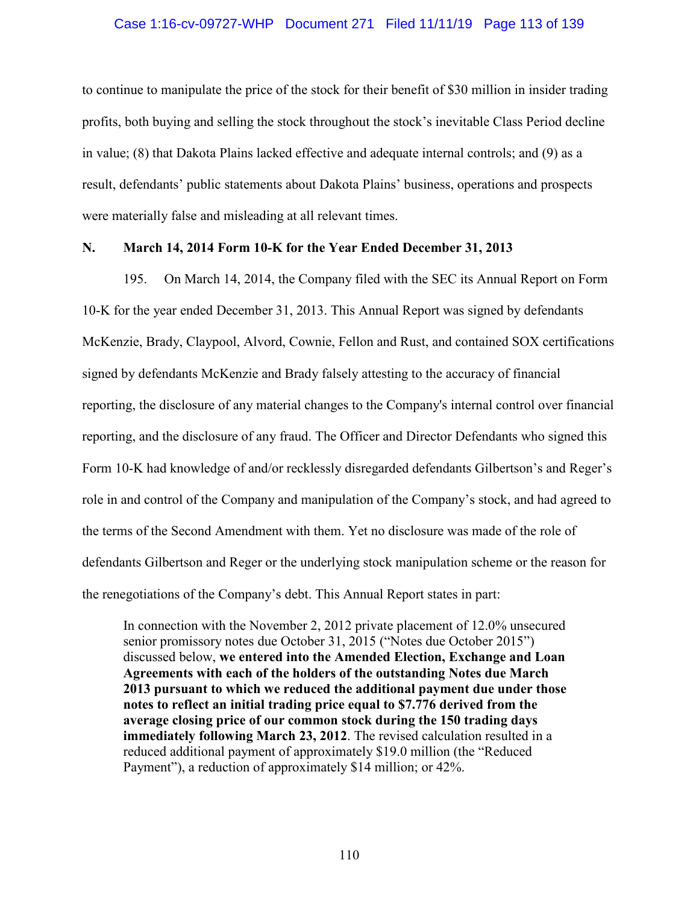to continue to manipulate the price of the stock for their benefit of $30 million in insider trading profits, both buying and selling the stock throughout the stock's inevitable Class Period decline in value; (8) that Dakota Plains lacked effective and adequate internal controls; and (9) as a result, defendants' public statements about Dakota Plains' business, operations and prospects were materially false and misleading at all relevant times.

### N. March 14, 2014 Form 10-K for the Year Ended December 31, 2013

195. On March 14, 2014, the Company filed with the SEC its Annual Report on Form 10-K for the year ended December 31, 2013. This Annual Report was signed by defendants McKenzie, Brady, Claypool, Alvord, Cownie, Fellon and Rust, and contained SOX certifications signed by defendants McKenzie and Brady falsely attesting to the accuracy of financial reporting, the disclosure of any material changes to the Company's internal control over financial reporting, and the disclosure of any fraud. The Officer and Director Defendants who signed this Form 10-K had knowledge of and/or recklessly disregarded defendants Gilbertson's and Reger's role in and control of the Company and manipulation of the Company's stock, and had agreed to the terms of the Second Amendment with them. Yet no disclosure was made of the role of defendants Gilbertson and Reger or the underlying stock manipulation scheme or the reason for the renegotiations of the Company's debt. This Annual Report states in part:

> In connection with the November 2, 2012 private placement of 12.0% unsecured senior promissory notes due October 31, 2015 ("Notes due October 2015") discussed below, **we entered into the Amended Election, Exchange and Loan Agreements with each of the holders of the outstanding Notes due March 2013 pursuant to which we reduced the additional payment due under those notes to reflect an initial trading price equal to $7.776 derived from the average closing price of our common stock during the 150 trading days immediately following March 23, 2012**. The revised calculation resulted in a reduced additional payment of approximately $19.0 million (the "Reduced Payment"), a reduction of approximately $14 million; or 42%.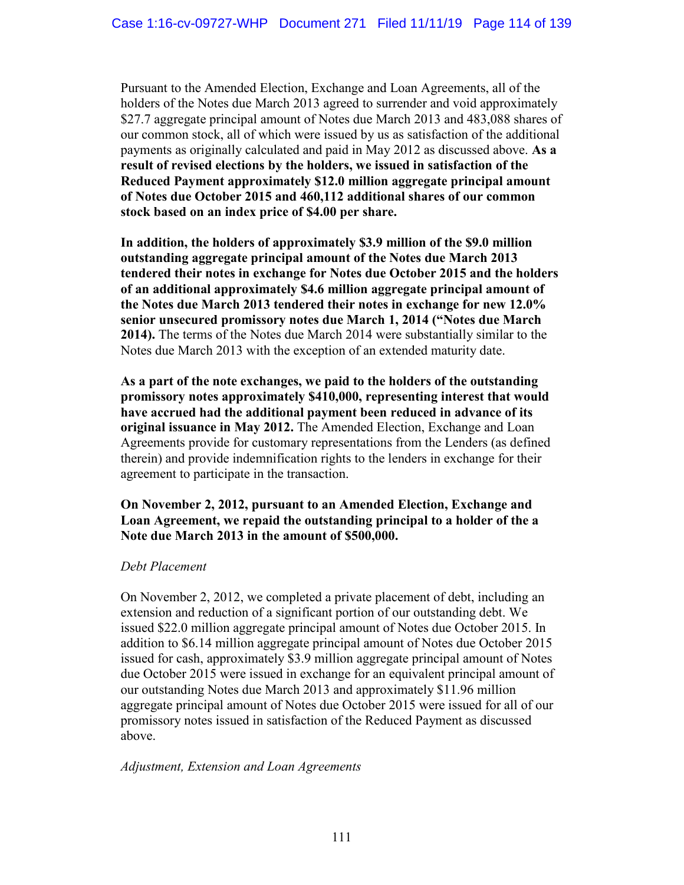Pursuant to the Amended Election, Exchange and Loan Agreements, all of the holders of the Notes due March 2013 agreed to surrender and void approximately $27.7 aggregate principal amount of Notes due March 2013 and 483,088 shares of our common stock, all of which were issued by us as satisfaction of the additional payments as originally calculated and paid in May 2012 as discussed above. **As a result of revised elections by the holders, we issued in satisfaction of the Reduced Payment approximately $12.0 million aggregate principal amount of Notes due October 2015 and 460,112 additional shares of our common stock based on an index price of $4.00 per share.**

**In addition, the holders of approximately $3.9 million of the $9.0 million outstanding aggregate principal amount of the Notes due March 2013 tendered their notes in exchange for Notes due October 2015 and the holders of an additional approximately $4.6 million aggregate principal amount of the Notes due March 2013 tendered their notes in exchange for new 12.0% senior unsecured promissory notes due March 1, 2014 ("Notes due March 2014).** The terms of the Notes due March 2014 were substantially similar to the Notes due March 2013 with the exception of an extended maturity date.

**As a part of the note exchanges, we paid to the holders of the outstanding promissory notes approximately $410,000, representing interest that would have accrued had the additional payment been reduced in advance of its original issuance in May 2012.** The Amended Election, Exchange and Loan Agreements provide for customary representations from the Lenders (as defined therein) and provide indemnification rights to the lenders in exchange for their agreement to participate in the transaction.

**On November 2, 2012, pursuant to an Amended Election, Exchange and Loan Agreement, we repaid the outstanding principal to a holder of the a Note due March 2013 in the amount of $500,000.**

*Debt Placement*

On November 2, 2012, we completed a private placement of debt, including an extension and reduction of a significant portion of our outstanding debt. We issued $22.0 million aggregate principal amount of Notes due October 2015. In addition to $6.14 million aggregate principal amount of Notes due October 2015 issued for cash, approximately $3.9 million aggregate principal amount of Notes due October 2015 were issued in exchange for an equivalent principal amount of our outstanding Notes due March 2013 and approximately $11.96 million aggregate principal amount of Notes due October 2015 were issued for all of our promissory notes issued in satisfaction of the Reduced Payment as discussed above.

*Adjustment, Extension and Loan Agreements*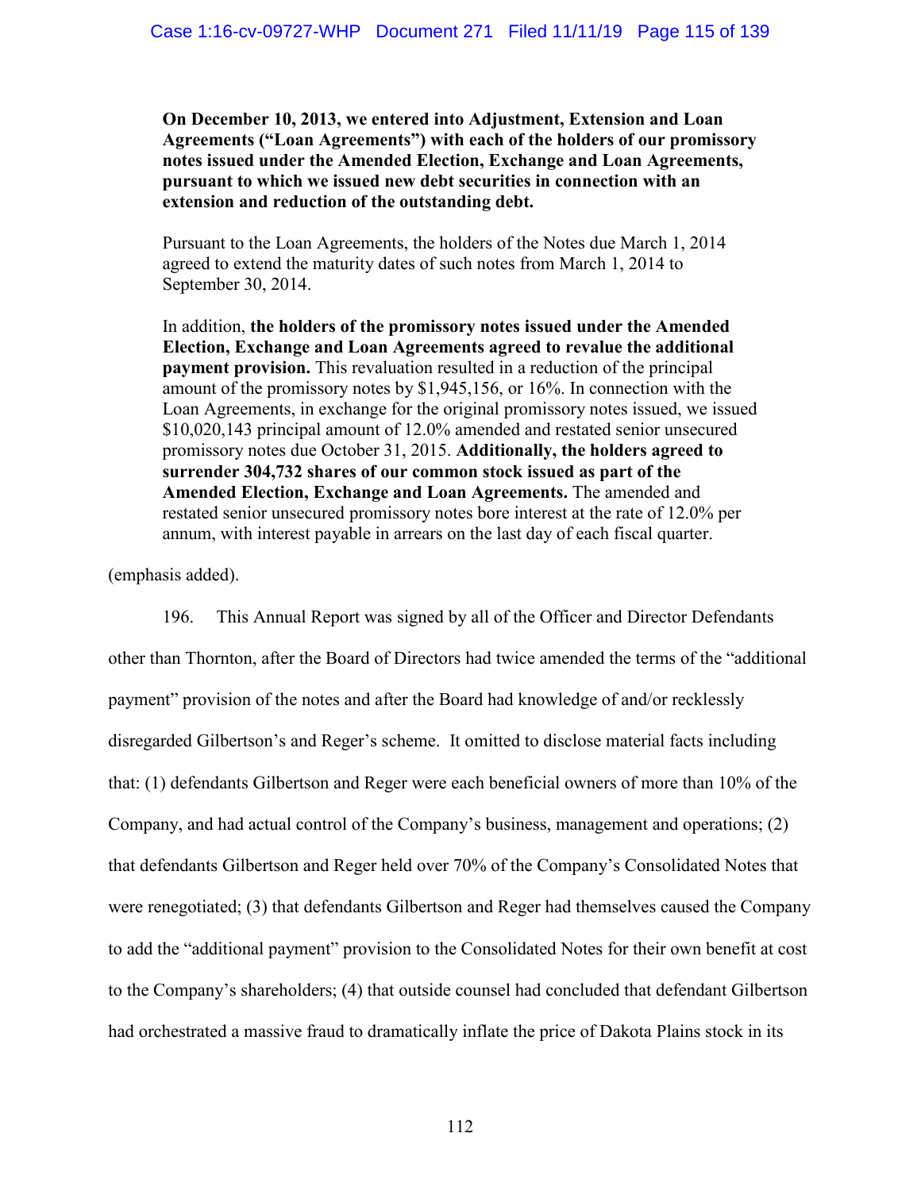> **On December 10, 2013, we entered into Adjustment, Extension and Loan Agreements ("Loan Agreements") with each of the holders of our promissory notes issued under the Amended Election, Exchange and Loan Agreements, pursuant to which we issued new debt securities in connection with an extension and reduction of the outstanding debt.**
>
> Pursuant to the Loan Agreements, the holders of the Notes due March 1, 2014 agreed to extend the maturity dates of such notes from March 1, 2014 to September 30, 2014.
>
> In addition, **the holders of the promissory notes issued under the Amended Election, Exchange and Loan Agreements agreed to revalue the additional payment provision.** This revaluation resulted in a reduction of the principal amount of the promissory notes by $1,945,156, or 16%. In connection with the Loan Agreements, in exchange for the original promissory notes issued, we issued $10,020,143 principal amount of 12.0% amended and restated senior unsecured promissory notes due October 31, 2015. **Additionally, the holders agreed to surrender 304,732 shares of our common stock issued as part of the Amended Election, Exchange and Loan Agreements.** The amended and restated senior unsecured promissory notes bore interest at the rate of 12.0% per annum, with interest payable in arrears on the last day of each fiscal quarter.

(emphasis added).

196. This Annual Report was signed by all of the Officer and Director Defendants other than Thornton, after the Board of Directors had twice amended the terms of the "additional payment" provision of the notes and after the Board had knowledge of and/or recklessly disregarded Gilbertson's and Reger's scheme. It omitted to disclose material facts including that: (1) defendants Gilbertson and Reger were each beneficial owners of more than 10% of the Company, and had actual control of the Company's business, management and operations; (2) that defendants Gilbertson and Reger held over 70% of the Company's Consolidated Notes that were renegotiated; (3) that defendants Gilbertson and Reger had themselves caused the Company to add the "additional payment" provision to the Consolidated Notes for their own benefit at cost to the Company's shareholders; (4) that outside counsel had concluded that defendant Gilbertson had orchestrated a massive fraud to dramatically inflate the price of Dakota Plains stock in its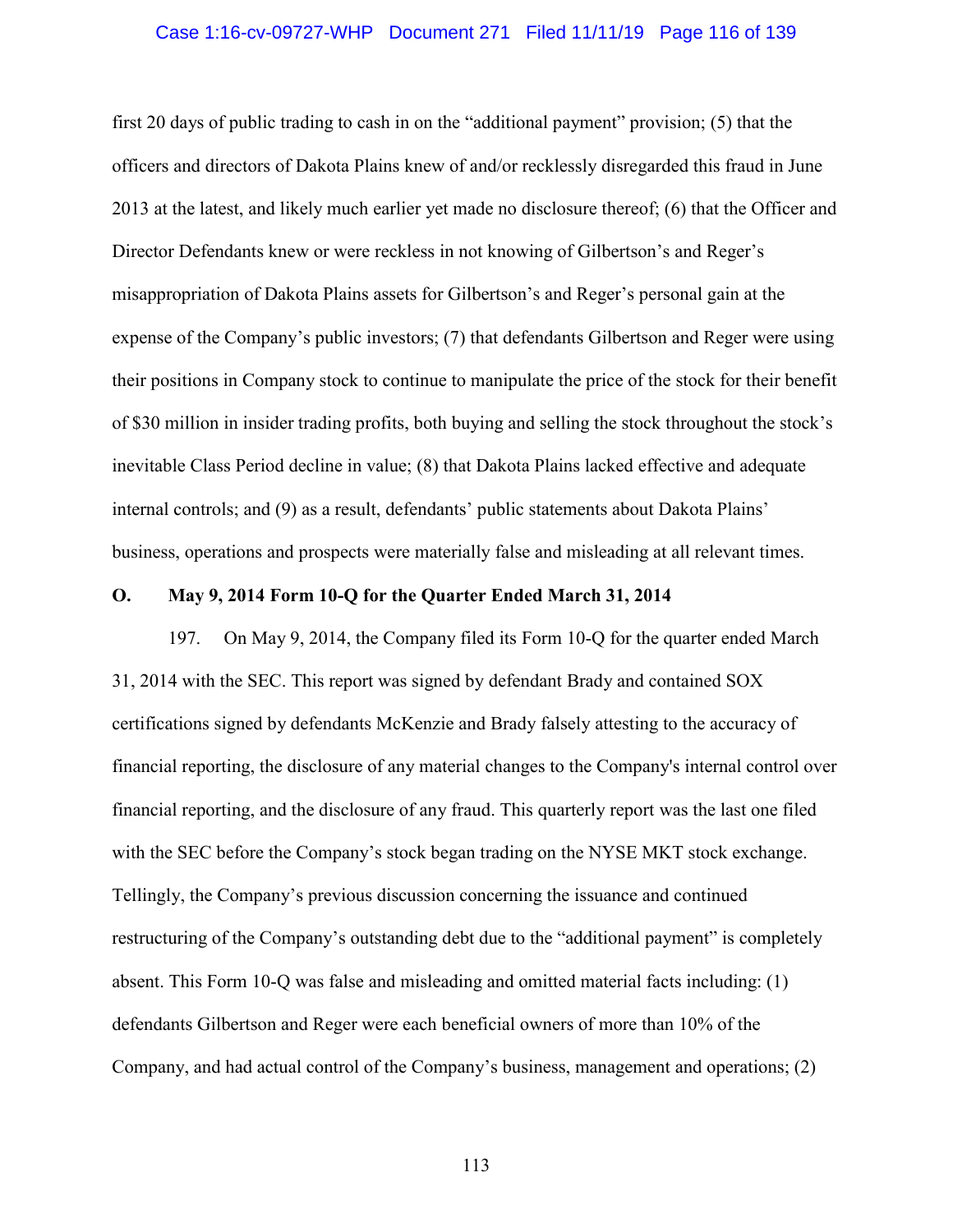first 20 days of public trading to cash in on the "additional payment" provision; (5) that the officers and directors of Dakota Plains knew of and/or recklessly disregarded this fraud in June 2013 at the latest, and likely much earlier yet made no disclosure thereof; (6) that the Officer and Director Defendants knew or were reckless in not knowing of Gilbertson's and Reger's misappropriation of Dakota Plains assets for Gilbertson's and Reger's personal gain at the expense of the Company's public investors; (7) that defendants Gilbertson and Reger were using their positions in Company stock to continue to manipulate the price of the stock for their benefit of $30 million in insider trading profits, both buying and selling the stock throughout the stock's inevitable Class Period decline in value; (8) that Dakota Plains lacked effective and adequate internal controls; and (9) as a result, defendants' public statements about Dakota Plains' business, operations and prospects were materially false and misleading at all relevant times.

### O. May 9, 2014 Form 10-Q for the Quarter Ended March 31, 2014

197. On May 9, 2014, the Company filed its Form 10-Q for the quarter ended March 31, 2014 with the SEC. This report was signed by defendant Brady and contained SOX certifications signed by defendants McKenzie and Brady falsely attesting to the accuracy of financial reporting, the disclosure of any material changes to the Company's internal control over financial reporting, and the disclosure of any fraud. This quarterly report was the last one filed with the SEC before the Company's stock began trading on the NYSE MKT stock exchange. Tellingly, the Company's previous discussion concerning the issuance and continued restructuring of the Company's outstanding debt due to the "additional payment" is completely absent. This Form 10-Q was false and misleading and omitted material facts including: (1) defendants Gilbertson and Reger were each beneficial owners of more than 10% of the Company, and had actual control of the Company's business, management and operations; (2)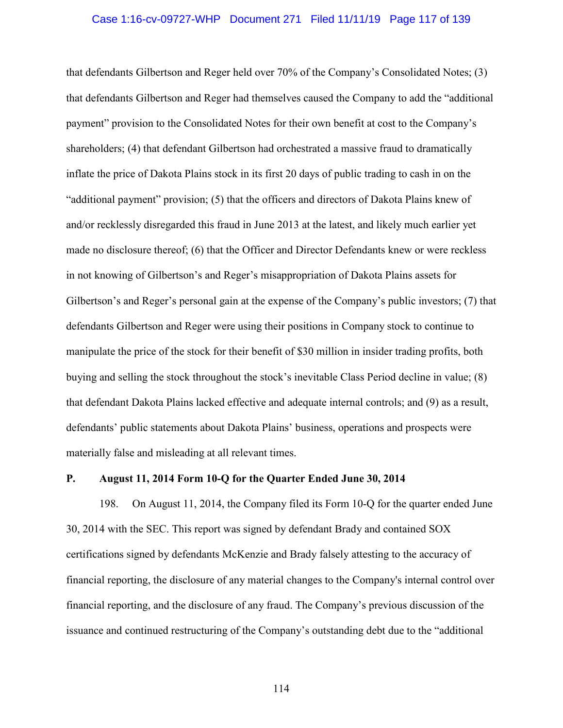that defendants Gilbertson and Reger held over 70% of the Company's Consolidated Notes; (3) that defendants Gilbertson and Reger had themselves caused the Company to add the "additional payment" provision to the Consolidated Notes for their own benefit at cost to the Company's shareholders; (4) that defendant Gilbertson had orchestrated a massive fraud to dramatically inflate the price of Dakota Plains stock in its first 20 days of public trading to cash in on the "additional payment" provision; (5) that the officers and directors of Dakota Plains knew of and/or recklessly disregarded this fraud in June 2013 at the latest, and likely much earlier yet made no disclosure thereof; (6) that the Officer and Director Defendants knew or were reckless in not knowing of Gilbertson's and Reger's misappropriation of Dakota Plains assets for Gilbertson's and Reger's personal gain at the expense of the Company's public investors; (7) that defendants Gilbertson and Reger were using their positions in Company stock to continue to manipulate the price of the stock for their benefit of $30 million in insider trading profits, both buying and selling the stock throughout the stock's inevitable Class Period decline in value; (8) that defendant Dakota Plains lacked effective and adequate internal controls; and (9) as a result, defendants' public statements about Dakota Plains' business, operations and prospects were materially false and misleading at all relevant times.

**P. August 11, 2014 Form 10-Q for the Quarter Ended June 30, 2014**

198. On August 11, 2014, the Company filed its Form 10-Q for the quarter ended June 30, 2014 with the SEC. This report was signed by defendant Brady and contained SOX certifications signed by defendants McKenzie and Brady falsely attesting to the accuracy of financial reporting, the disclosure of any material changes to the Company's internal control over financial reporting, and the disclosure of any fraud. The Company's previous discussion of the issuance and continued restructuring of the Company's outstanding debt due to the "additional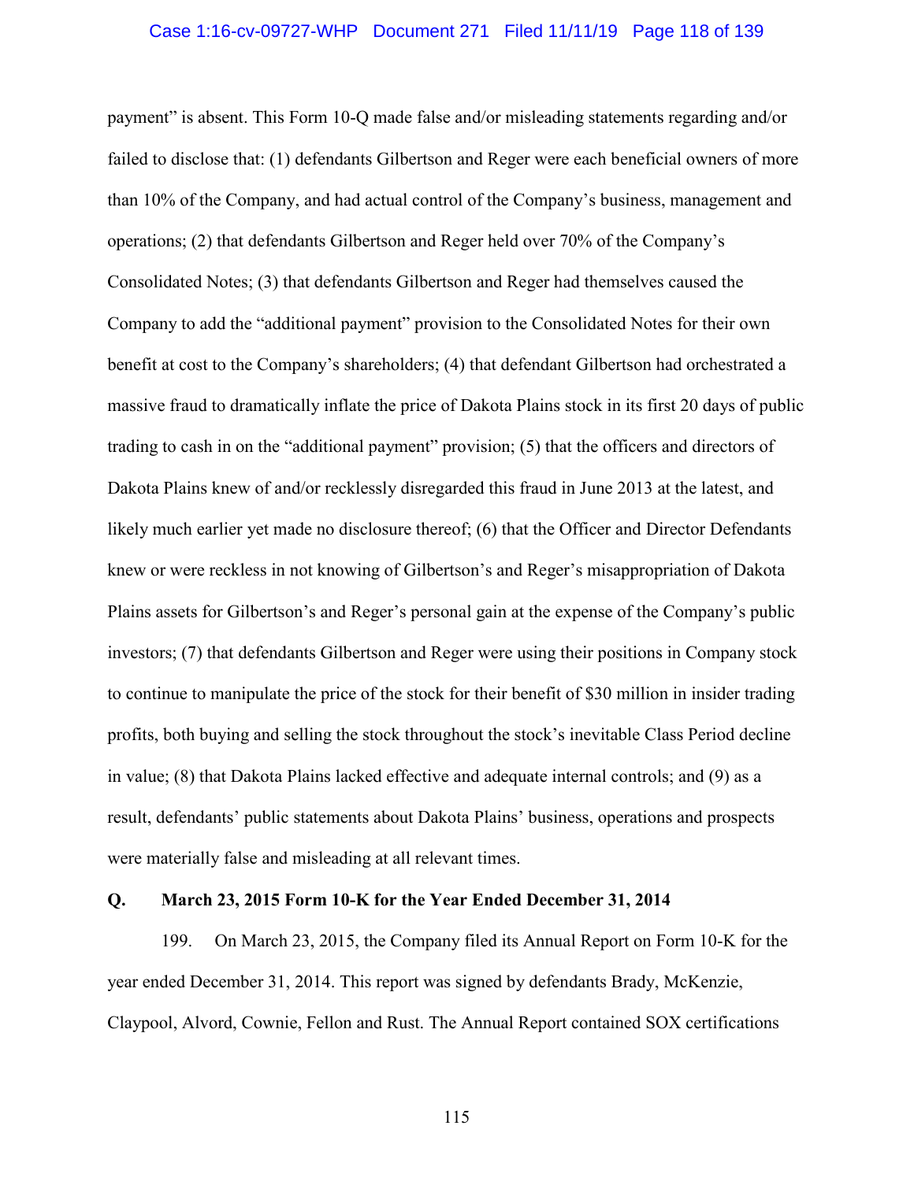payment" is absent. This Form 10-Q made false and/or misleading statements regarding and/or failed to disclose that: (1) defendants Gilbertson and Reger were each beneficial owners of more than 10% of the Company, and had actual control of the Company's business, management and operations; (2) that defendants Gilbertson and Reger held over 70% of the Company's Consolidated Notes; (3) that defendants Gilbertson and Reger had themselves caused the Company to add the "additional payment" provision to the Consolidated Notes for their own benefit at cost to the Company's shareholders; (4) that defendant Gilbertson had orchestrated a massive fraud to dramatically inflate the price of Dakota Plains stock in its first 20 days of public trading to cash in on the "additional payment" provision; (5) that the officers and directors of Dakota Plains knew of and/or recklessly disregarded this fraud in June 2013 at the latest, and likely much earlier yet made no disclosure thereof; (6) that the Officer and Director Defendants knew or were reckless in not knowing of Gilbertson's and Reger's misappropriation of Dakota Plains assets for Gilbertson's and Reger's personal gain at the expense of the Company's public investors; (7) that defendants Gilbertson and Reger were using their positions in Company stock to continue to manipulate the price of the stock for their benefit of $30 million in insider trading profits, both buying and selling the stock throughout the stock's inevitable Class Period decline in value; (8) that Dakota Plains lacked effective and adequate internal controls; and (9) as a result, defendants' public statements about Dakota Plains' business, operations and prospects were materially false and misleading at all relevant times.

### Q. March 23, 2015 Form 10-K for the Year Ended December 31, 2014

199. On March 23, 2015, the Company filed its Annual Report on Form 10-K for the year ended December 31, 2014. This report was signed by defendants Brady, McKenzie, Claypool, Alvord, Cownie, Fellon and Rust. The Annual Report contained SOX certifications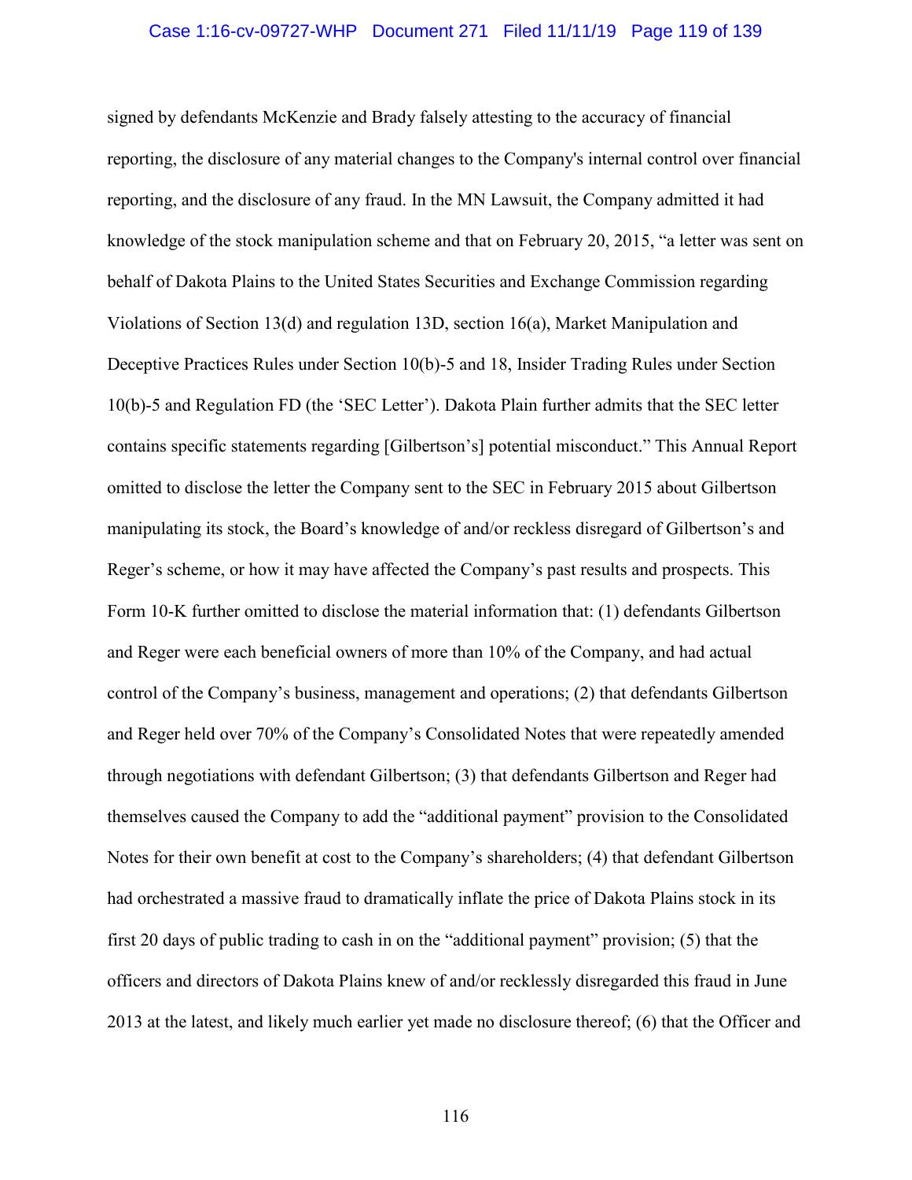signed by defendants McKenzie and Brady falsely attesting to the accuracy of financial reporting, the disclosure of any material changes to the Company's internal control over financial reporting, and the disclosure of any fraud. In the MN Lawsuit, the Company admitted it had knowledge of the stock manipulation scheme and that on February 20, 2015, "a letter was sent on behalf of Dakota Plains to the United States Securities and Exchange Commission regarding Violations of Section 13(d) and regulation 13D, section 16(a), Market Manipulation and Deceptive Practices Rules under Section 10(b)-5 and 18, Insider Trading Rules under Section 10(b)-5 and Regulation FD (the 'SEC Letter'). Dakota Plain further admits that the SEC letter contains specific statements regarding [Gilbertson's] potential misconduct." This Annual Report omitted to disclose the letter the Company sent to the SEC in February 2015 about Gilbertson manipulating its stock, the Board's knowledge of and/or reckless disregard of Gilbertson's and Reger's scheme, or how it may have affected the Company's past results and prospects. This Form 10-K further omitted to disclose the material information that: (1) defendants Gilbertson and Reger were each beneficial owners of more than 10% of the Company, and had actual control of the Company's business, management and operations; (2) that defendants Gilbertson and Reger held over 70% of the Company's Consolidated Notes that were repeatedly amended through negotiations with defendant Gilbertson; (3) that defendants Gilbertson and Reger had themselves caused the Company to add the "additional payment" provision to the Consolidated Notes for their own benefit at cost to the Company's shareholders; (4) that defendant Gilbertson had orchestrated a massive fraud to dramatically inflate the price of Dakota Plains stock in its first 20 days of public trading to cash in on the "additional payment" provision; (5) that the officers and directors of Dakota Plains knew of and/or recklessly disregarded this fraud in June 2013 at the latest, and likely much earlier yet made no disclosure thereof; (6) that the Officer and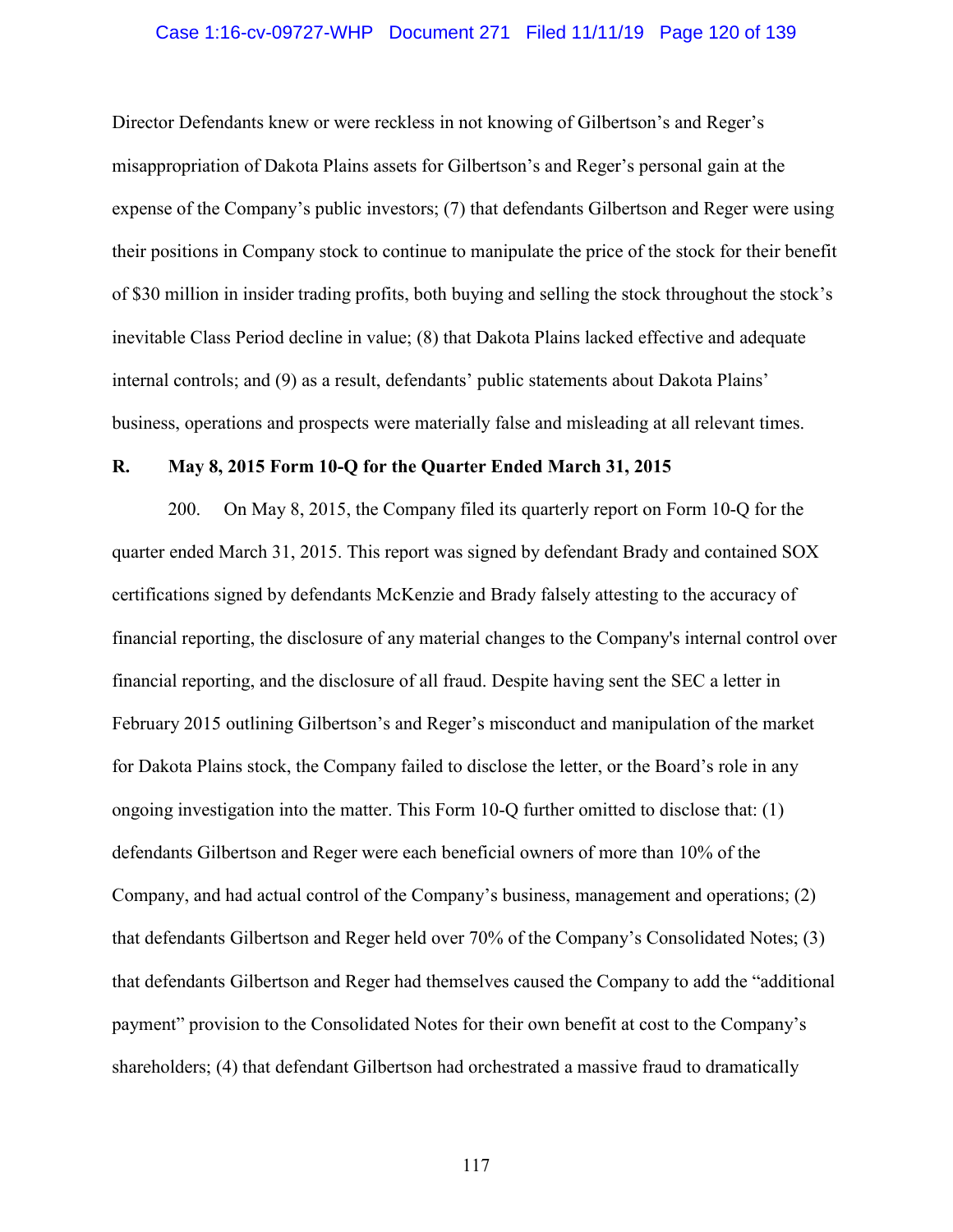Director Defendants knew or were reckless in not knowing of Gilbertson's and Reger's misappropriation of Dakota Plains assets for Gilbertson's and Reger's personal gain at the expense of the Company's public investors; (7) that defendants Gilbertson and Reger were using their positions in Company stock to continue to manipulate the price of the stock for their benefit of $30 million in insider trading profits, both buying and selling the stock throughout the stock's inevitable Class Period decline in value; (8) that Dakota Plains lacked effective and adequate internal controls; and (9) as a result, defendants' public statements about Dakota Plains' business, operations and prospects were materially false and misleading at all relevant times.

## R. May 8, 2015 Form 10-Q for the Quarter Ended March 31, 2015

200. On May 8, 2015, the Company filed its quarterly report on Form 10-Q for the quarter ended March 31, 2015. This report was signed by defendant Brady and contained SOX certifications signed by defendants McKenzie and Brady falsely attesting to the accuracy of financial reporting, the disclosure of any material changes to the Company's internal control over financial reporting, and the disclosure of all fraud. Despite having sent the SEC a letter in February 2015 outlining Gilbertson's and Reger's misconduct and manipulation of the market for Dakota Plains stock, the Company failed to disclose the letter, or the Board's role in any ongoing investigation into the matter. This Form 10-Q further omitted to disclose that: (1) defendants Gilbertson and Reger were each beneficial owners of more than 10% of the Company, and had actual control of the Company's business, management and operations; (2) that defendants Gilbertson and Reger held over 70% of the Company's Consolidated Notes; (3) that defendants Gilbertson and Reger had themselves caused the Company to add the "additional payment" provision to the Consolidated Notes for their own benefit at cost to the Company's shareholders; (4) that defendant Gilbertson had orchestrated a massive fraud to dramatically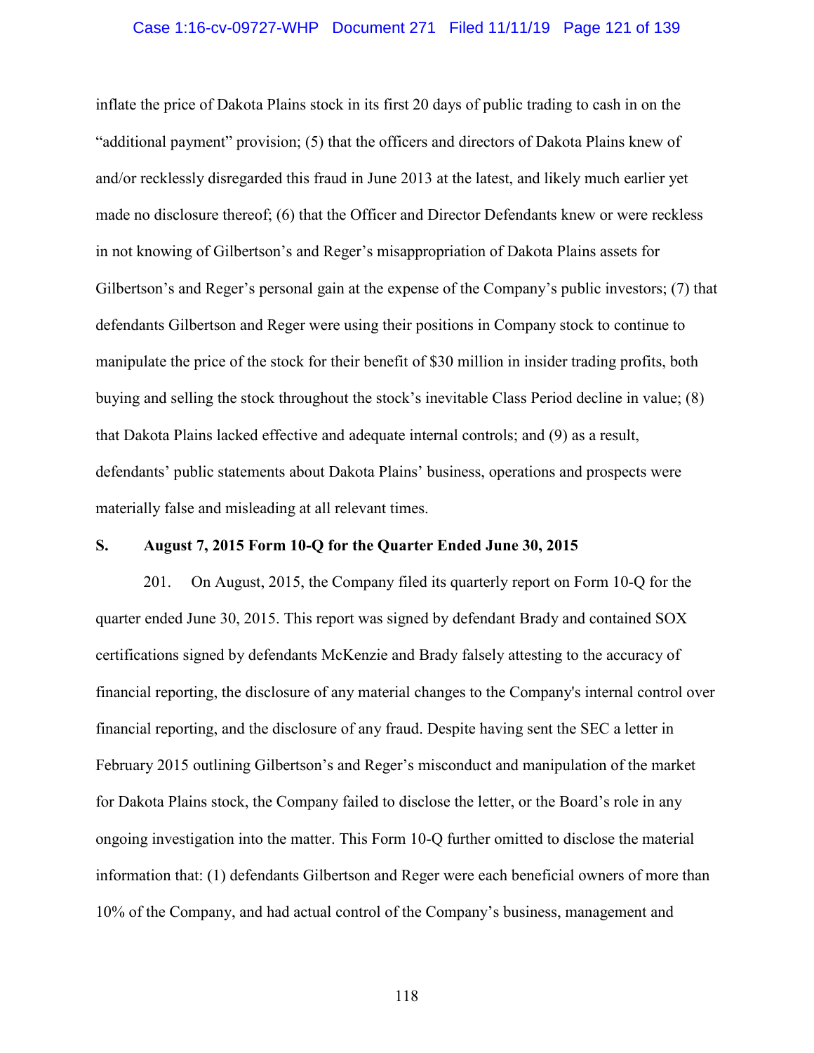inflate the price of Dakota Plains stock in its first 20 days of public trading to cash in on the "additional payment" provision; (5) that the officers and directors of Dakota Plains knew of and/or recklessly disregarded this fraud in June 2013 at the latest, and likely much earlier yet made no disclosure thereof; (6) that the Officer and Director Defendants knew or were reckless in not knowing of Gilbertson's and Reger's misappropriation of Dakota Plains assets for Gilbertson's and Reger's personal gain at the expense of the Company's public investors; (7) that defendants Gilbertson and Reger were using their positions in Company stock to continue to manipulate the price of the stock for their benefit of $30 million in insider trading profits, both buying and selling the stock throughout the stock's inevitable Class Period decline in value; (8) that Dakota Plains lacked effective and adequate internal controls; and (9) as a result, defendants' public statements about Dakota Plains' business, operations and prospects were materially false and misleading at all relevant times.

## S. August 7, 2015 Form 10-Q for the Quarter Ended June 30, 2015

201. On August, 2015, the Company filed its quarterly report on Form 10-Q for the quarter ended June 30, 2015. This report was signed by defendant Brady and contained SOX certifications signed by defendants McKenzie and Brady falsely attesting to the accuracy of financial reporting, the disclosure of any material changes to the Company's internal control over financial reporting, and the disclosure of any fraud. Despite having sent the SEC a letter in February 2015 outlining Gilbertson's and Reger's misconduct and manipulation of the market for Dakota Plains stock, the Company failed to disclose the letter, or the Board's role in any ongoing investigation into the matter. This Form 10-Q further omitted to disclose the material information that: (1) defendants Gilbertson and Reger were each beneficial owners of more than 10% of the Company, and had actual control of the Company's business, management and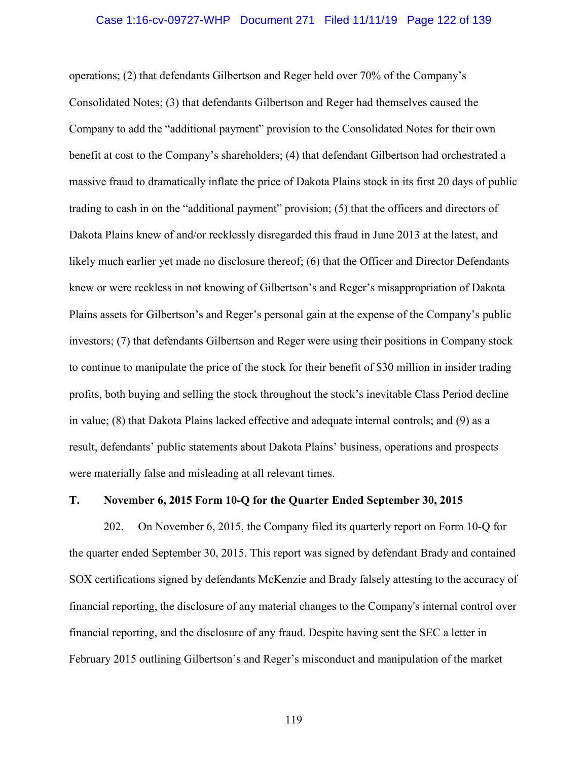operations; (2) that defendants Gilbertson and Reger held over 70% of the Company's Consolidated Notes; (3) that defendants Gilbertson and Reger had themselves caused the Company to add the "additional payment" provision to the Consolidated Notes for their own benefit at cost to the Company's shareholders; (4) that defendant Gilbertson had orchestrated a massive fraud to dramatically inflate the price of Dakota Plains stock in its first 20 days of public trading to cash in on the "additional payment" provision; (5) that the officers and directors of Dakota Plains knew of and/or recklessly disregarded this fraud in June 2013 at the latest, and likely much earlier yet made no disclosure thereof; (6) that the Officer and Director Defendants knew or were reckless in not knowing of Gilbertson's and Reger's misappropriation of Dakota Plains assets for Gilbertson's and Reger's personal gain at the expense of the Company's public investors; (7) that defendants Gilbertson and Reger were using their positions in Company stock to continue to manipulate the price of the stock for their benefit of $30 million in insider trading profits, both buying and selling the stock throughout the stock's inevitable Class Period decline in value; (8) that Dakota Plains lacked effective and adequate internal controls; and (9) as a result, defendants' public statements about Dakota Plains' business, operations and prospects were materially false and misleading at all relevant times.

### T. November 6, 2015 Form 10-Q for the Quarter Ended September 30, 2015

202. On November 6, 2015, the Company filed its quarterly report on Form 10-Q for the quarter ended September 30, 2015. This report was signed by defendant Brady and contained SOX certifications signed by defendants McKenzie and Brady falsely attesting to the accuracy of financial reporting, the disclosure of any material changes to the Company's internal control over financial reporting, and the disclosure of any fraud. Despite having sent the SEC a letter in February 2015 outlining Gilbertson's and Reger's misconduct and manipulation of the market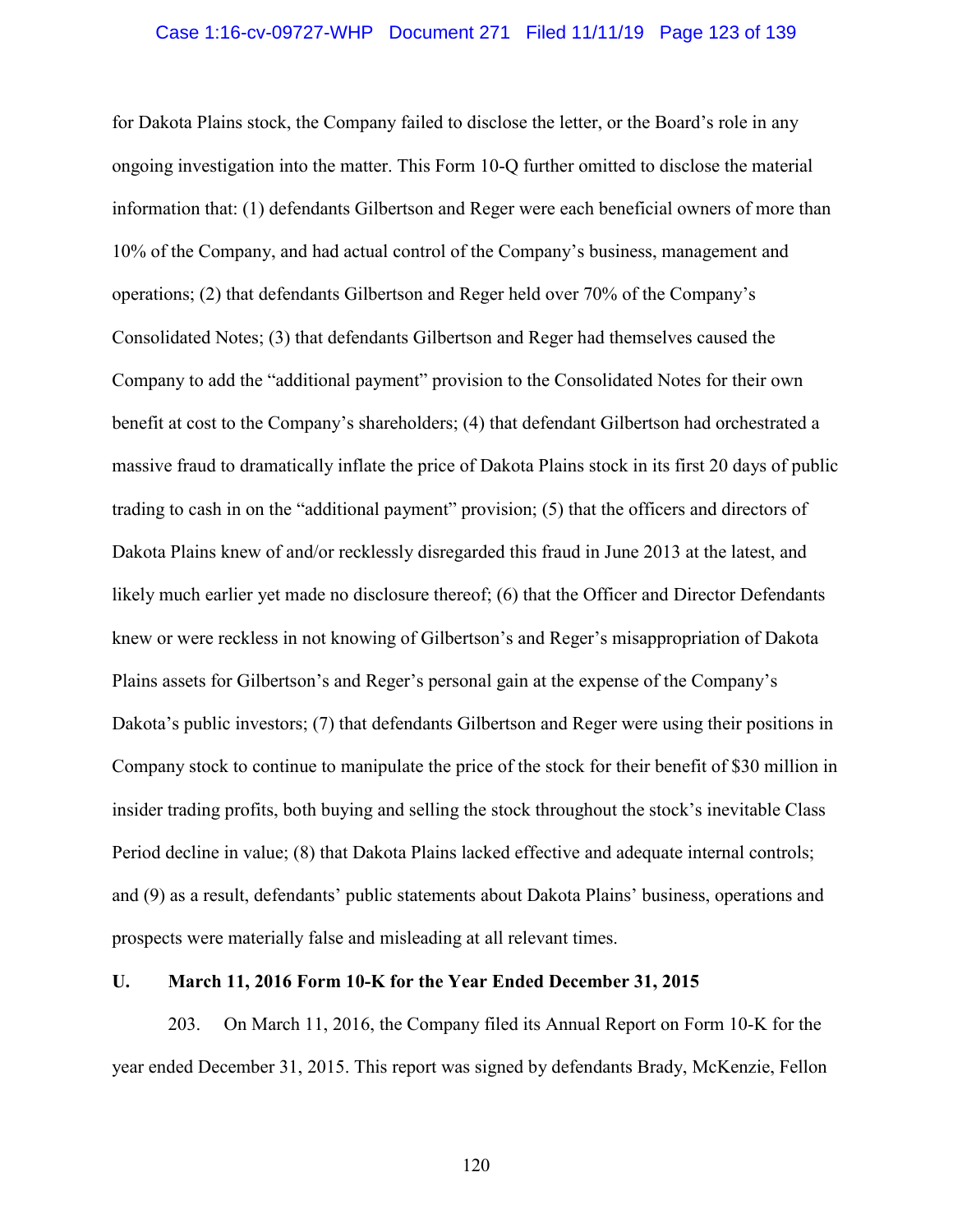for Dakota Plains stock, the Company failed to disclose the letter, or the Board's role in any ongoing investigation into the matter. This Form 10-Q further omitted to disclose the material information that: (1) defendants Gilbertson and Reger were each beneficial owners of more than 10% of the Company, and had actual control of the Company's business, management and operations; (2) that defendants Gilbertson and Reger held over 70% of the Company's Consolidated Notes; (3) that defendants Gilbertson and Reger had themselves caused the Company to add the "additional payment" provision to the Consolidated Notes for their own benefit at cost to the Company's shareholders; (4) that defendant Gilbertson had orchestrated a massive fraud to dramatically inflate the price of Dakota Plains stock in its first 20 days of public trading to cash in on the "additional payment" provision; (5) that the officers and directors of Dakota Plains knew of and/or recklessly disregarded this fraud in June 2013 at the latest, and likely much earlier yet made no disclosure thereof; (6) that the Officer and Director Defendants knew or were reckless in not knowing of Gilbertson's and Reger's misappropriation of Dakota Plains assets for Gilbertson's and Reger's personal gain at the expense of the Company's Dakota's public investors; (7) that defendants Gilbertson and Reger were using their positions in Company stock to continue to manipulate the price of the stock for their benefit of $30 million in insider trading profits, both buying and selling the stock throughout the stock's inevitable Class Period decline in value; (8) that Dakota Plains lacked effective and adequate internal controls; and (9) as a result, defendants' public statements about Dakota Plains' business, operations and prospects were materially false and misleading at all relevant times.

## U. March 11, 2016 Form 10-K for the Year Ended December 31, 2015

203. On March 11, 2016, the Company filed its Annual Report on Form 10-K for the year ended December 31, 2015. This report was signed by defendants Brady, McKenzie, Fellon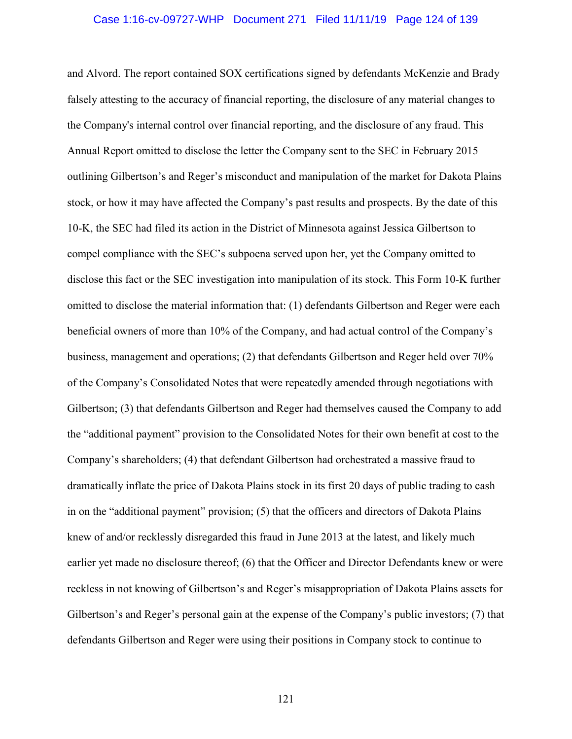and Alvord. The report contained SOX certifications signed by defendants McKenzie and Brady falsely attesting to the accuracy of financial reporting, the disclosure of any material changes to the Company's internal control over financial reporting, and the disclosure of any fraud. This Annual Report omitted to disclose the letter the Company sent to the SEC in February 2015 outlining Gilbertson's and Reger's misconduct and manipulation of the market for Dakota Plains stock, or how it may have affected the Company's past results and prospects. By the date of this 10-K, the SEC had filed its action in the District of Minnesota against Jessica Gilbertson to compel compliance with the SEC's subpoena served upon her, yet the Company omitted to disclose this fact or the SEC investigation into manipulation of its stock. This Form 10-K further omitted to disclose the material information that: (1) defendants Gilbertson and Reger were each beneficial owners of more than 10% of the Company, and had actual control of the Company's business, management and operations; (2) that defendants Gilbertson and Reger held over 70% of the Company's Consolidated Notes that were repeatedly amended through negotiations with Gilbertson; (3) that defendants Gilbertson and Reger had themselves caused the Company to add the "additional payment" provision to the Consolidated Notes for their own benefit at cost to the Company's shareholders; (4) that defendant Gilbertson had orchestrated a massive fraud to dramatically inflate the price of Dakota Plains stock in its first 20 days of public trading to cash in on the "additional payment" provision; (5) that the officers and directors of Dakota Plains knew of and/or recklessly disregarded this fraud in June 2013 at the latest, and likely much earlier yet made no disclosure thereof; (6) that the Officer and Director Defendants knew or were reckless in not knowing of Gilbertson's and Reger's misappropriation of Dakota Plains assets for Gilbertson's and Reger's personal gain at the expense of the Company's public investors; (7) that defendants Gilbertson and Reger were using their positions in Company stock to continue to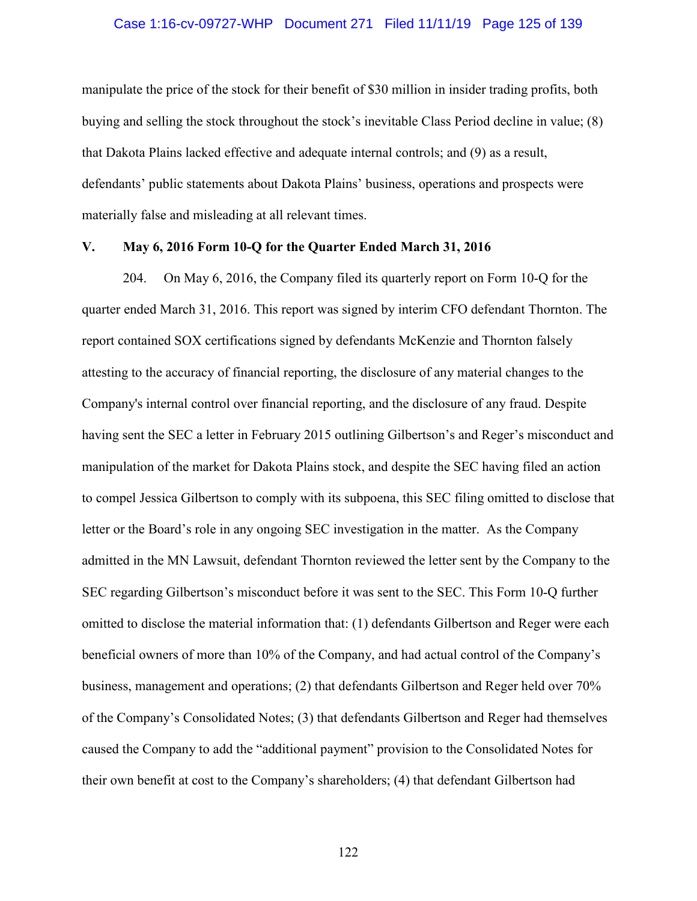manipulate the price of the stock for their benefit of $30 million in insider trading profits, both buying and selling the stock throughout the stock's inevitable Class Period decline in value; (8) that Dakota Plains lacked effective and adequate internal controls; and (9) as a result, defendants' public statements about Dakota Plains' business, operations and prospects were materially false and misleading at all relevant times.

## V. May 6, 2016 Form 10-Q for the Quarter Ended March 31, 2016

204. On May 6, 2016, the Company filed its quarterly report on Form 10-Q for the quarter ended March 31, 2016. This report was signed by interim CFO defendant Thornton. The report contained SOX certifications signed by defendants McKenzie and Thornton falsely attesting to the accuracy of financial reporting, the disclosure of any material changes to the Company's internal control over financial reporting, and the disclosure of any fraud. Despite having sent the SEC a letter in February 2015 outlining Gilbertson's and Reger's misconduct and manipulation of the market for Dakota Plains stock, and despite the SEC having filed an action to compel Jessica Gilbertson to comply with its subpoena, this SEC filing omitted to disclose that letter or the Board's role in any ongoing SEC investigation in the matter. As the Company admitted in the MN Lawsuit, defendant Thornton reviewed the letter sent by the Company to the SEC regarding Gilbertson's misconduct before it was sent to the SEC. This Form 10-Q further omitted to disclose the material information that: (1) defendants Gilbertson and Reger were each beneficial owners of more than 10% of the Company, and had actual control of the Company's business, management and operations; (2) that defendants Gilbertson and Reger held over 70% of the Company's Consolidated Notes; (3) that defendants Gilbertson and Reger had themselves caused the Company to add the "additional payment" provision to the Consolidated Notes for their own benefit at cost to the Company's shareholders; (4) that defendant Gilbertson had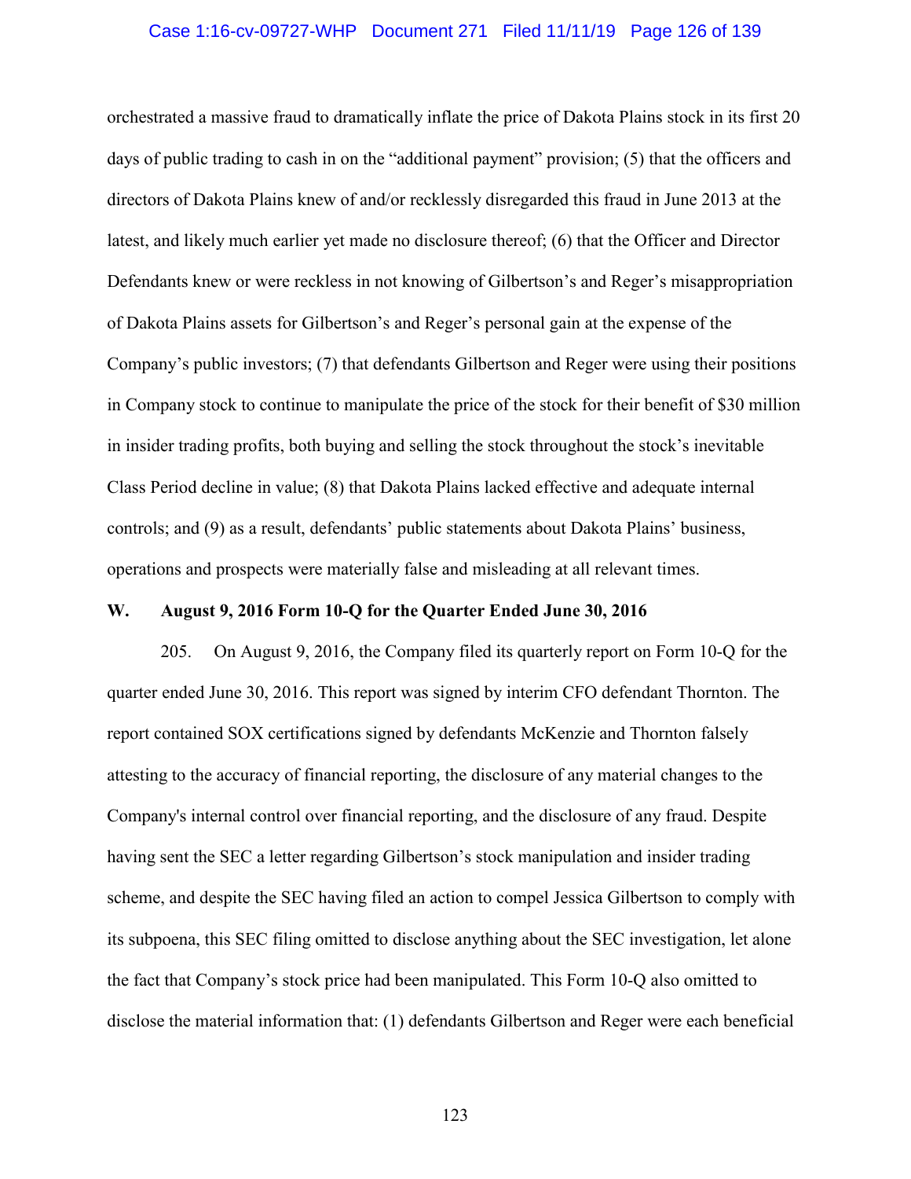orchestrated a massive fraud to dramatically inflate the price of Dakota Plains stock in its first 20 days of public trading to cash in on the "additional payment" provision; (5) that the officers and directors of Dakota Plains knew of and/or recklessly disregarded this fraud in June 2013 at the latest, and likely much earlier yet made no disclosure thereof; (6) that the Officer and Director Defendants knew or were reckless in not knowing of Gilbertson's and Reger's misappropriation of Dakota Plains assets for Gilbertson's and Reger's personal gain at the expense of the Company's public investors; (7) that defendants Gilbertson and Reger were using their positions in Company stock to continue to manipulate the price of the stock for their benefit of $30 million in insider trading profits, both buying and selling the stock throughout the stock's inevitable Class Period decline in value; (8) that Dakota Plains lacked effective and adequate internal controls; and (9) as a result, defendants' public statements about Dakota Plains' business, operations and prospects were materially false and misleading at all relevant times.

### W. August 9, 2016 Form 10-Q for the Quarter Ended June 30, 2016

205. On August 9, 2016, the Company filed its quarterly report on Form 10-Q for the quarter ended June 30, 2016. This report was signed by interim CFO defendant Thornton. The report contained SOX certifications signed by defendants McKenzie and Thornton falsely attesting to the accuracy of financial reporting, the disclosure of any material changes to the Company's internal control over financial reporting, and the disclosure of any fraud. Despite having sent the SEC a letter regarding Gilbertson's stock manipulation and insider trading scheme, and despite the SEC having filed an action to compel Jessica Gilbertson to comply with its subpoena, this SEC filing omitted to disclose anything about the SEC investigation, let alone the fact that Company's stock price had been manipulated. This Form 10-Q also omitted to disclose the material information that: (1) defendants Gilbertson and Reger were each beneficial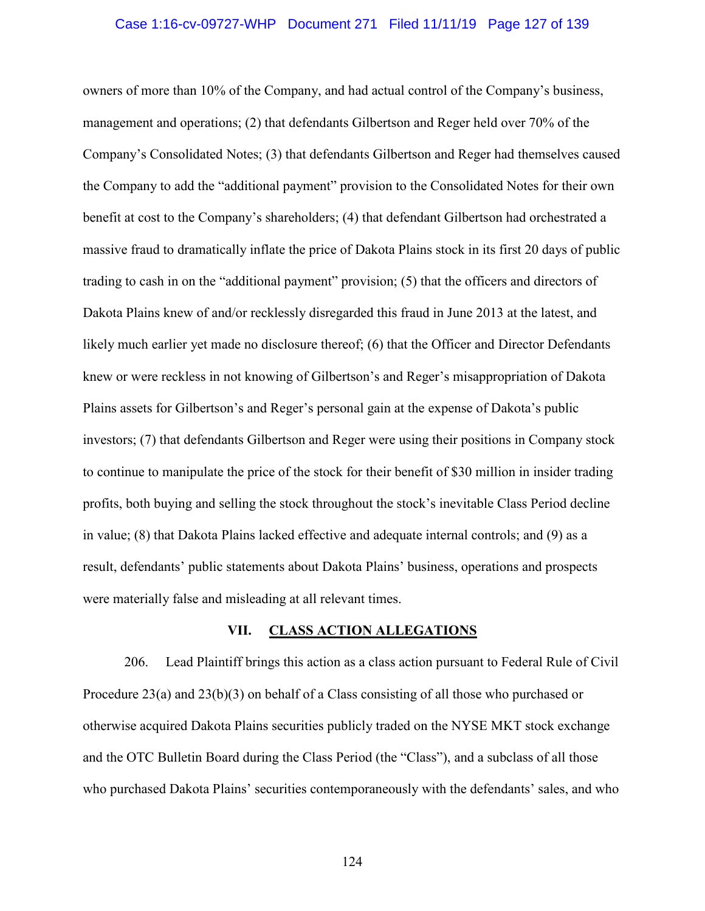owners of more than 10% of the Company, and had actual control of the Company's business, management and operations; (2) that defendants Gilbertson and Reger held over 70% of the Company's Consolidated Notes; (3) that defendants Gilbertson and Reger had themselves caused the Company to add the "additional payment" provision to the Consolidated Notes for their own benefit at cost to the Company's shareholders; (4) that defendant Gilbertson had orchestrated a massive fraud to dramatically inflate the price of Dakota Plains stock in its first 20 days of public trading to cash in on the "additional payment" provision; (5) that the officers and directors of Dakota Plains knew of and/or recklessly disregarded this fraud in June 2013 at the latest, and likely much earlier yet made no disclosure thereof; (6) that the Officer and Director Defendants knew or were reckless in not knowing of Gilbertson's and Reger's misappropriation of Dakota Plains assets for Gilbertson's and Reger's personal gain at the expense of Dakota's public investors; (7) that defendants Gilbertson and Reger were using their positions in Company stock to continue to manipulate the price of the stock for their benefit of $30 million in insider trading profits, both buying and selling the stock throughout the stock's inevitable Class Period decline in value; (8) that Dakota Plains lacked effective and adequate internal controls; and (9) as a result, defendants' public statements about Dakota Plains' business, operations and prospects were materially false and misleading at all relevant times.

## VII. CLASS ACTION ALLEGATIONS

206. Lead Plaintiff brings this action as a class action pursuant to Federal Rule of Civil Procedure 23(a) and 23(b)(3) on behalf of a Class consisting of all those who purchased or otherwise acquired Dakota Plains securities publicly traded on the NYSE MKT stock exchange and the OTC Bulletin Board during the Class Period (the "Class"), and a subclass of all those who purchased Dakota Plains' securities contemporaneously with the defendants' sales, and who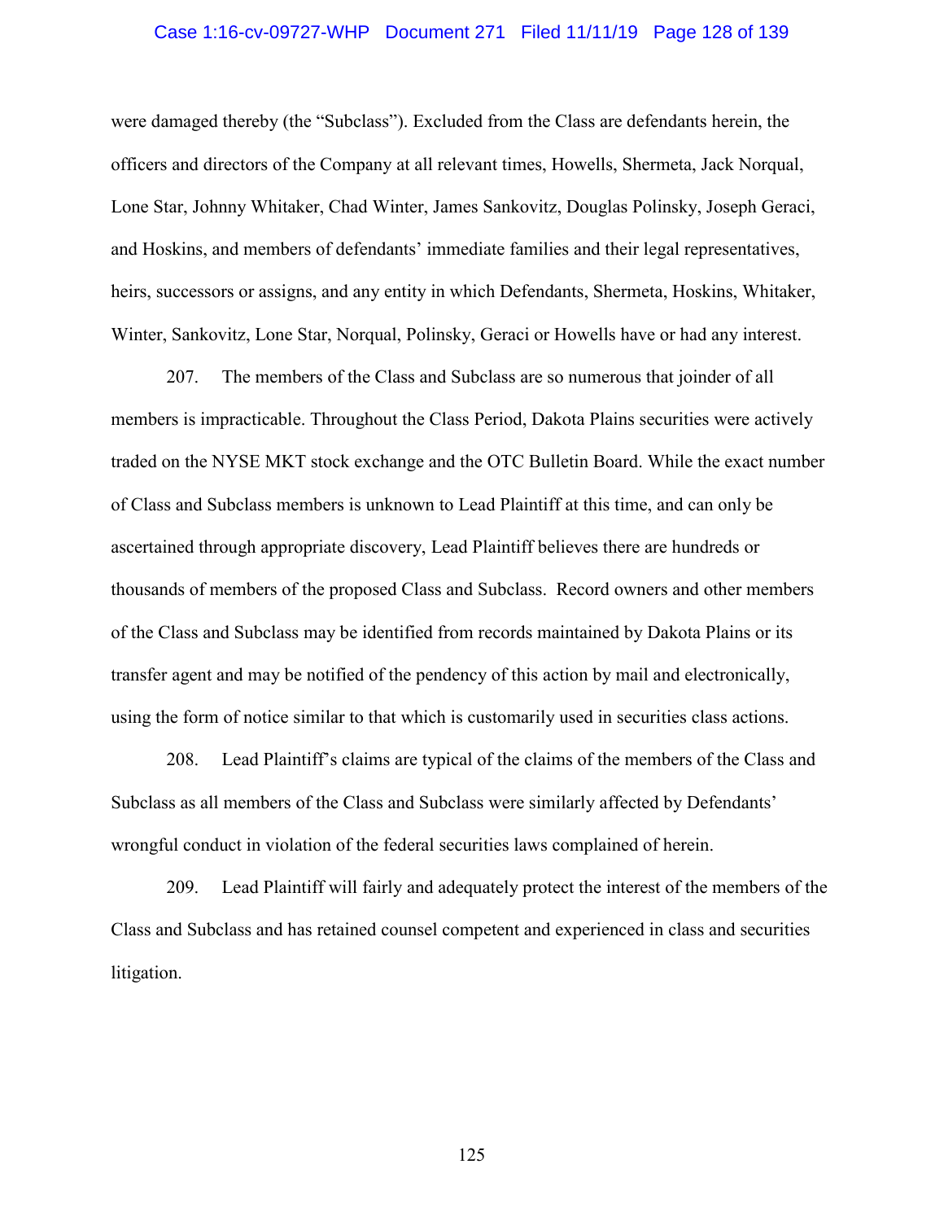were damaged thereby (the "Subclass"). Excluded from the Class are defendants herein, the officers and directors of the Company at all relevant times, Howells, Shermeta, Jack Norqual, Lone Star, Johnny Whitaker, Chad Winter, James Sankovitz, Douglas Polinsky, Joseph Geraci, and Hoskins, and members of defendants' immediate families and their legal representatives, heirs, successors or assigns, and any entity in which Defendants, Shermeta, Hoskins, Whitaker, Winter, Sankovitz, Lone Star, Norqual, Polinsky, Geraci or Howells have or had any interest.

207. The members of the Class and Subclass are so numerous that joinder of all members is impracticable. Throughout the Class Period, Dakota Plains securities were actively traded on the NYSE MKT stock exchange and the OTC Bulletin Board. While the exact number of Class and Subclass members is unknown to Lead Plaintiff at this time, and can only be ascertained through appropriate discovery, Lead Plaintiff believes there are hundreds or thousands of members of the proposed Class and Subclass. Record owners and other members of the Class and Subclass may be identified from records maintained by Dakota Plains or its transfer agent and may be notified of the pendency of this action by mail and electronically, using the form of notice similar to that which is customarily used in securities class actions.

208. Lead Plaintiff's claims are typical of the claims of the members of the Class and Subclass as all members of the Class and Subclass were similarly affected by Defendants' wrongful conduct in violation of the federal securities laws complained of herein.

209. Lead Plaintiff will fairly and adequately protect the interest of the members of the Class and Subclass and has retained counsel competent and experienced in class and securities litigation.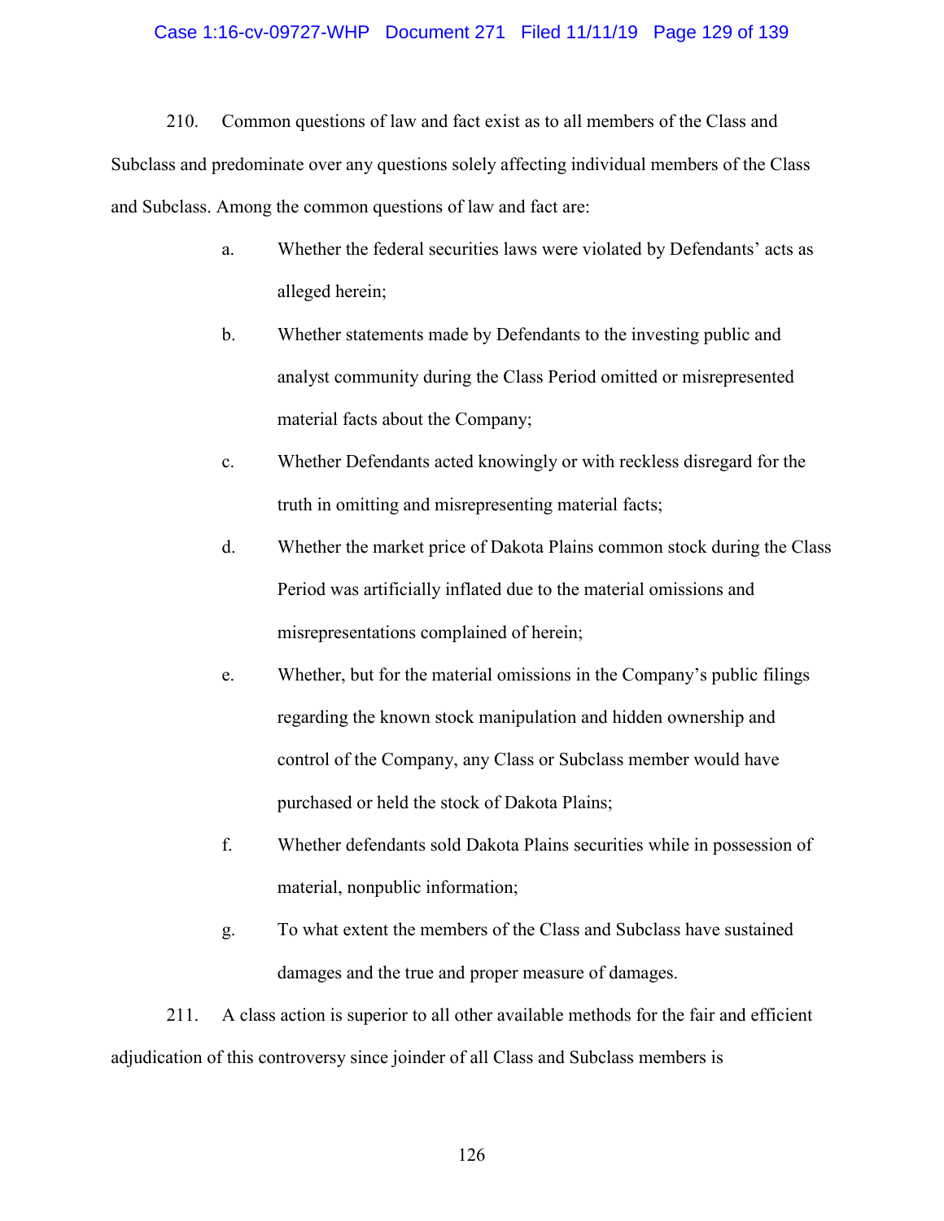210. Common questions of law and fact exist as to all members of the Class and Subclass and predominate over any questions solely affecting individual members of the Class and Subclass. Among the common questions of law and fact are:

a. Whether the federal securities laws were violated by Defendants' acts as alleged herein;

b. Whether statements made by Defendants to the investing public and analyst community during the Class Period omitted or misrepresented material facts about the Company;

c. Whether Defendants acted knowingly or with reckless disregard for the truth in omitting and misrepresenting material facts;

d. Whether the market price of Dakota Plains common stock during the Class Period was artificially inflated due to the material omissions and misrepresentations complained of herein;

e. Whether, but for the material omissions in the Company's public filings regarding the known stock manipulation and hidden ownership and control of the Company, any Class or Subclass member would have purchased or held the stock of Dakota Plains;

f. Whether defendants sold Dakota Plains securities while in possession of material, nonpublic information;

g. To what extent the members of the Class and Subclass have sustained damages and the true and proper measure of damages.

211. A class action is superior to all other available methods for the fair and efficient adjudication of this controversy since joinder of all Class and Subclass members is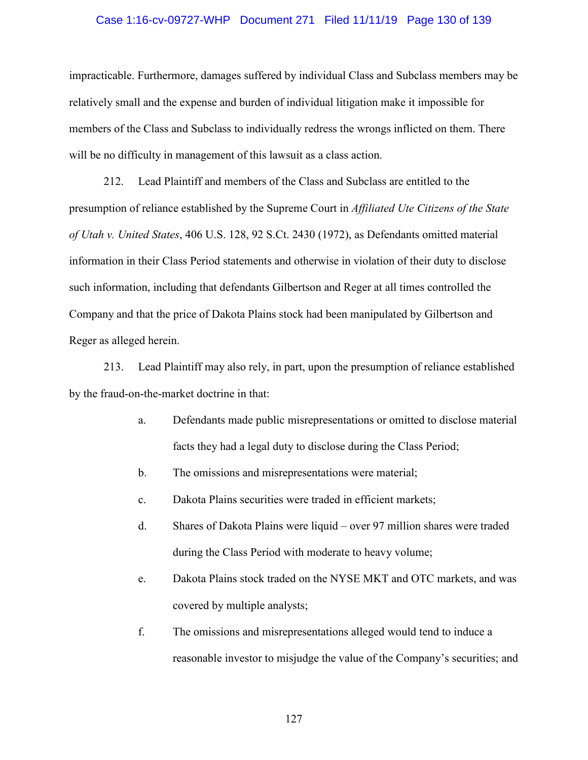impracticable. Furthermore, damages suffered by individual Class and Subclass members may be relatively small and the expense and burden of individual litigation make it impossible for members of the Class and Subclass to individually redress the wrongs inflicted on them. There will be no difficulty in management of this lawsuit as a class action.

212. Lead Plaintiff and members of the Class and Subclass are entitled to the presumption of reliance established by the Supreme Court in *Affiliated Ute Citizens of the State of Utah v. United States*, 406 U.S. 128, 92 S.Ct. 2430 (1972), as Defendants omitted material information in their Class Period statements and otherwise in violation of their duty to disclose such information, including that defendants Gilbertson and Reger at all times controlled the Company and that the price of Dakota Plains stock had been manipulated by Gilbertson and Reger as alleged herein.

213. Lead Plaintiff may also rely, in part, upon the presumption of reliance established by the fraud-on-the-market doctrine in that:

a. Defendants made public misrepresentations or omitted to disclose material facts they had a legal duty to disclose during the Class Period;

b. The omissions and misrepresentations were material;

c. Dakota Plains securities were traded in efficient markets;

d. Shares of Dakota Plains were liquid – over 97 million shares were traded during the Class Period with moderate to heavy volume;

e. Dakota Plains stock traded on the NYSE MKT and OTC markets, and was covered by multiple analysts;

f. The omissions and misrepresentations alleged would tend to induce a reasonable investor to misjudge the value of the Company's securities; and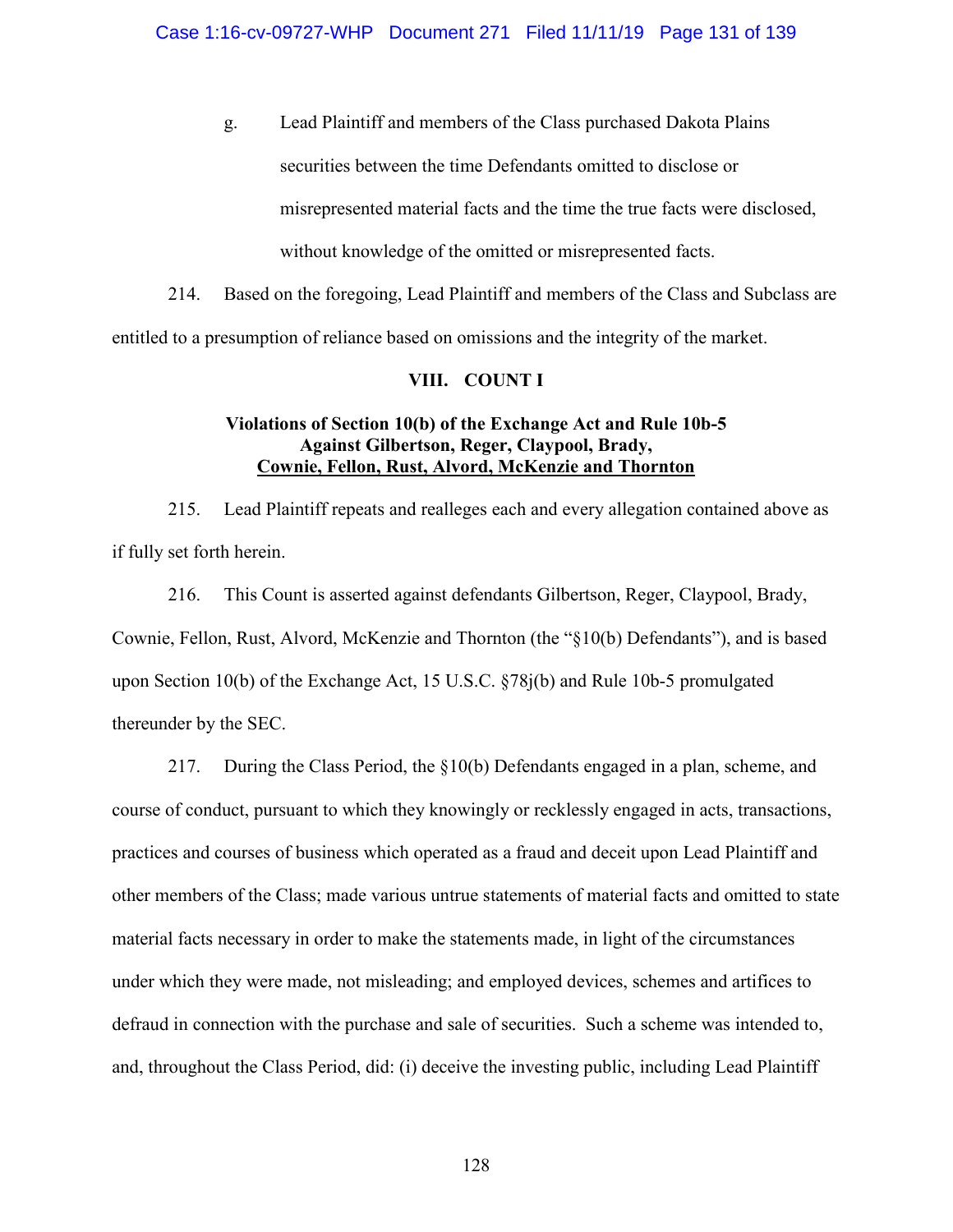g. Lead Plaintiff and members of the Class purchased Dakota Plains securities between the time Defendants omitted to disclose or misrepresented material facts and the time the true facts were disclosed, without knowledge of the omitted or misrepresented facts.

214. Based on the foregoing, Lead Plaintiff and members of the Class and Subclass are entitled to a presumption of reliance based on omissions and the integrity of the market.

## VIII. COUNT I

### Violations of Section 10(b) of the Exchange Act and Rule 10b-5 Against Gilbertson, Reger, Claypool, Brady, Cownie, Fellon, Rust, Alvord, McKenzie and Thornton

215. Lead Plaintiff repeats and realleges each and every allegation contained above as if fully set forth herein.

216. This Count is asserted against defendants Gilbertson, Reger, Claypool, Brady, Cownie, Fellon, Rust, Alvord, McKenzie and Thornton (the "§10(b) Defendants"), and is based upon Section 10(b) of the Exchange Act, 15 U.S.C. §78j(b) and Rule 10b-5 promulgated thereunder by the SEC.

217. During the Class Period, the §10(b) Defendants engaged in a plan, scheme, and course of conduct, pursuant to which they knowingly or recklessly engaged in acts, transactions, practices and courses of business which operated as a fraud and deceit upon Lead Plaintiff and other members of the Class; made various untrue statements of material facts and omitted to state material facts necessary in order to make the statements made, in light of the circumstances under which they were made, not misleading; and employed devices, schemes and artifices to defraud in connection with the purchase and sale of securities. Such a scheme was intended to, and, throughout the Class Period, did: (i) deceive the investing public, including Lead Plaintiff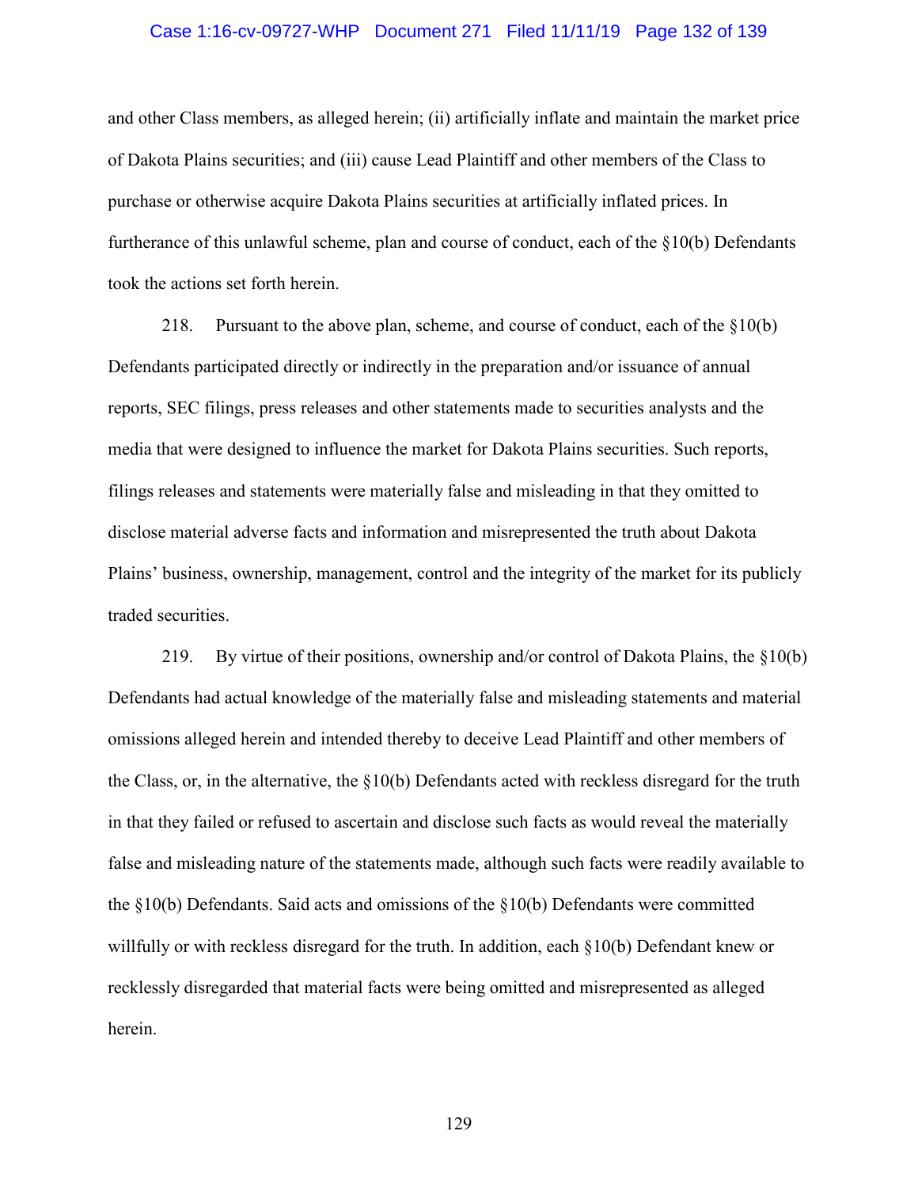and other Class members, as alleged herein; (ii) artificially inflate and maintain the market price of Dakota Plains securities; and (iii) cause Lead Plaintiff and other members of the Class to purchase or otherwise acquire Dakota Plains securities at artificially inflated prices. In furtherance of this unlawful scheme, plan and course of conduct, each of the §10(b) Defendants took the actions set forth herein.

218. Pursuant to the above plan, scheme, and course of conduct, each of the §10(b) Defendants participated directly or indirectly in the preparation and/or issuance of annual reports, SEC filings, press releases and other statements made to securities analysts and the media that were designed to influence the market for Dakota Plains securities. Such reports, filings releases and statements were materially false and misleading in that they omitted to disclose material adverse facts and information and misrepresented the truth about Dakota Plains' business, ownership, management, control and the integrity of the market for its publicly traded securities.

219. By virtue of their positions, ownership and/or control of Dakota Plains, the §10(b) Defendants had actual knowledge of the materially false and misleading statements and material omissions alleged herein and intended thereby to deceive Lead Plaintiff and other members of the Class, or, in the alternative, the §10(b) Defendants acted with reckless disregard for the truth in that they failed or refused to ascertain and disclose such facts as would reveal the materially false and misleading nature of the statements made, although such facts were readily available to the §10(b) Defendants. Said acts and omissions of the §10(b) Defendants were committed willfully or with reckless disregard for the truth. In addition, each §10(b) Defendant knew or recklessly disregarded that material facts were being omitted and misrepresented as alleged herein.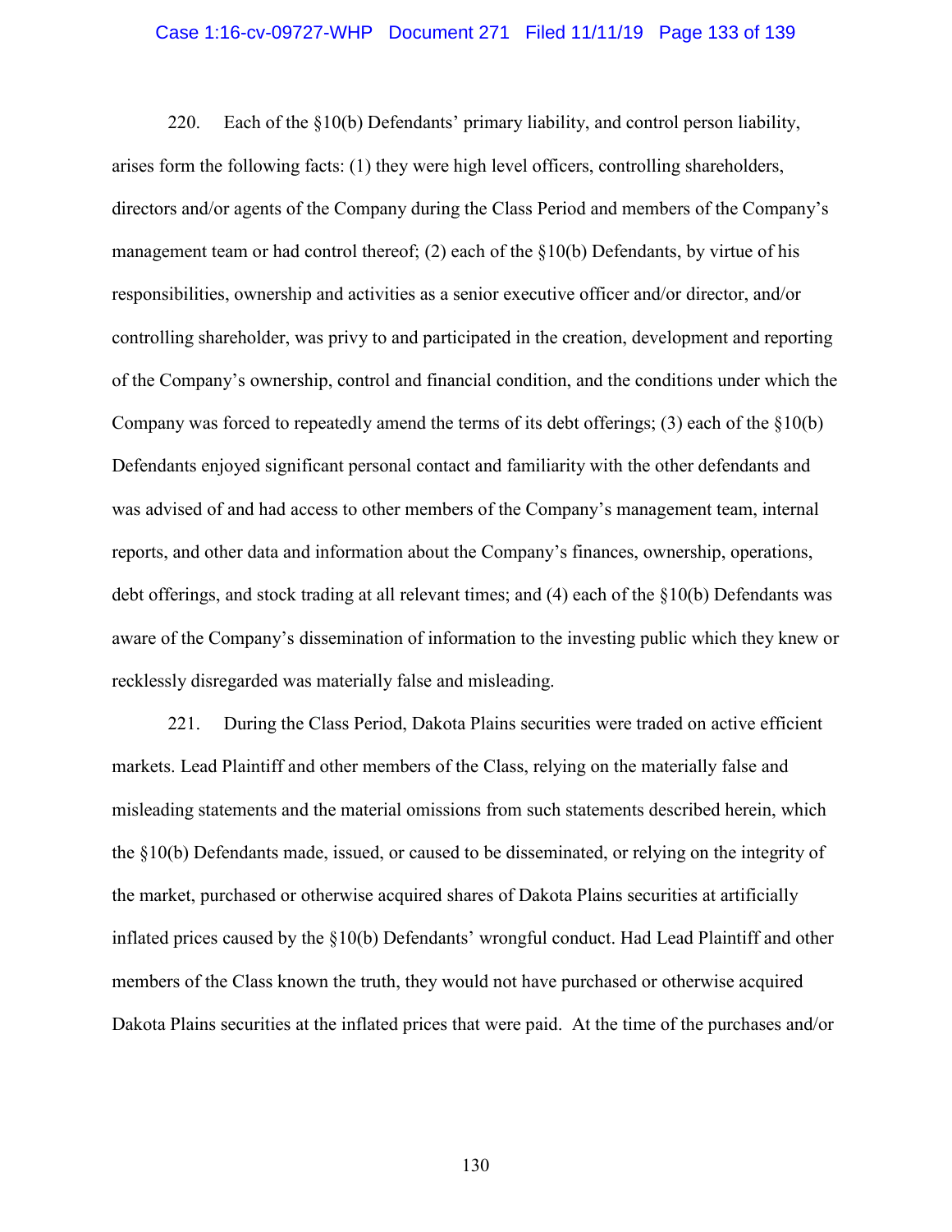220. Each of the §10(b) Defendants' primary liability, and control person liability, arises form the following facts: (1) they were high level officers, controlling shareholders, directors and/or agents of the Company during the Class Period and members of the Company's management team or had control thereof; (2) each of the §10(b) Defendants, by virtue of his responsibilities, ownership and activities as a senior executive officer and/or director, and/or controlling shareholder, was privy to and participated in the creation, development and reporting of the Company's ownership, control and financial condition, and the conditions under which the Company was forced to repeatedly amend the terms of its debt offerings; (3) each of the §10(b) Defendants enjoyed significant personal contact and familiarity with the other defendants and was advised of and had access to other members of the Company's management team, internal reports, and other data and information about the Company's finances, ownership, operations, debt offerings, and stock trading at all relevant times; and (4) each of the §10(b) Defendants was aware of the Company's dissemination of information to the investing public which they knew or recklessly disregarded was materially false and misleading.

221. During the Class Period, Dakota Plains securities were traded on active efficient markets. Lead Plaintiff and other members of the Class, relying on the materially false and misleading statements and the material omissions from such statements described herein, which the §10(b) Defendants made, issued, or caused to be disseminated, or relying on the integrity of the market, purchased or otherwise acquired shares of Dakota Plains securities at artificially inflated prices caused by the §10(b) Defendants' wrongful conduct. Had Lead Plaintiff and other members of the Class known the truth, they would not have purchased or otherwise acquired Dakota Plains securities at the inflated prices that were paid. At the time of the purchases and/or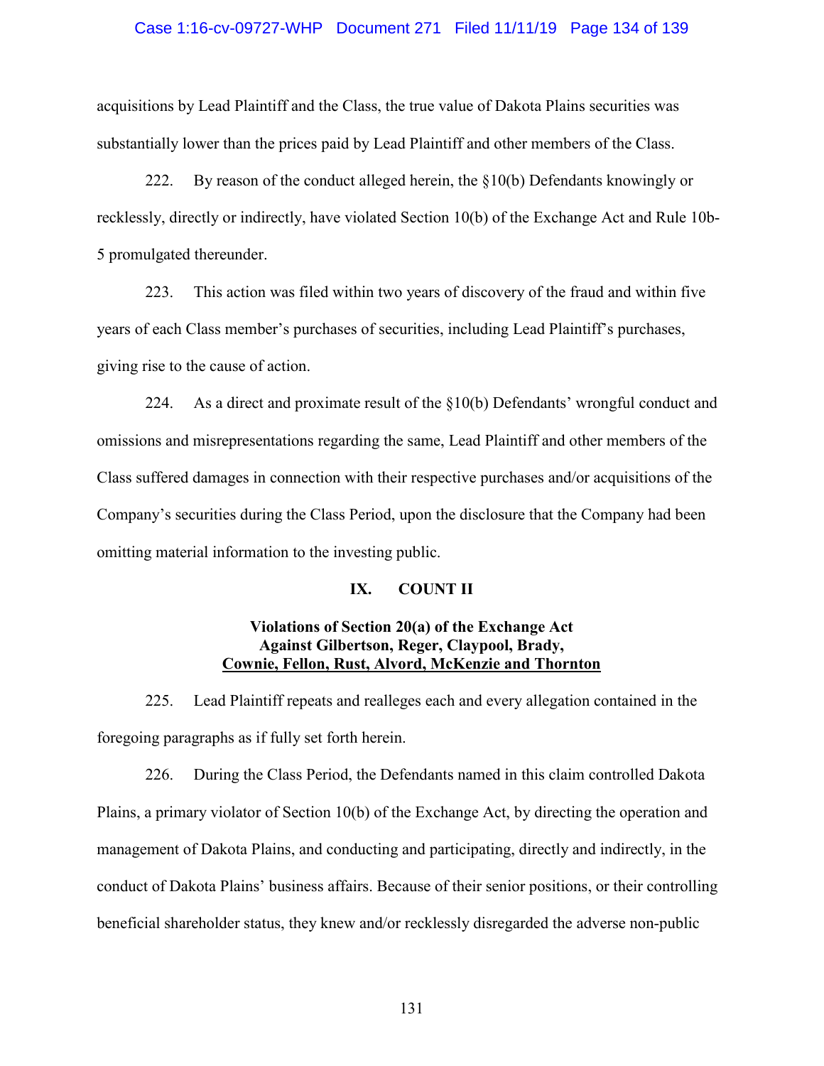acquisitions by Lead Plaintiff and the Class, the true value of Dakota Plains securities was substantially lower than the prices paid by Lead Plaintiff and other members of the Class.

222. By reason of the conduct alleged herein, the §10(b) Defendants knowingly or recklessly, directly or indirectly, have violated Section 10(b) of the Exchange Act and Rule 10b-5 promulgated thereunder.

223. This action was filed within two years of discovery of the fraud and within five years of each Class member's purchases of securities, including Lead Plaintiff's purchases, giving rise to the cause of action.

224. As a direct and proximate result of the §10(b) Defendants' wrongful conduct and omissions and misrepresentations regarding the same, Lead Plaintiff and other members of the Class suffered damages in connection with their respective purchases and/or acquisitions of the Company's securities during the Class Period, upon the disclosure that the Company had been omitting material information to the investing public.

## IX. COUNT II

### Violations of Section 20(a) of the Exchange Act Against Gilbertson, Reger, Claypool, Brady, Cownie, Fellon, Rust, Alvord, McKenzie and Thornton

225. Lead Plaintiff repeats and realleges each and every allegation contained in the foregoing paragraphs as if fully set forth herein.

226. During the Class Period, the Defendants named in this claim controlled Dakota Plains, a primary violator of Section 10(b) of the Exchange Act, by directing the operation and management of Dakota Plains, and conducting and participating, directly and indirectly, in the conduct of Dakota Plains' business affairs. Because of their senior positions, or their controlling beneficial shareholder status, they knew and/or recklessly disregarded the adverse non-public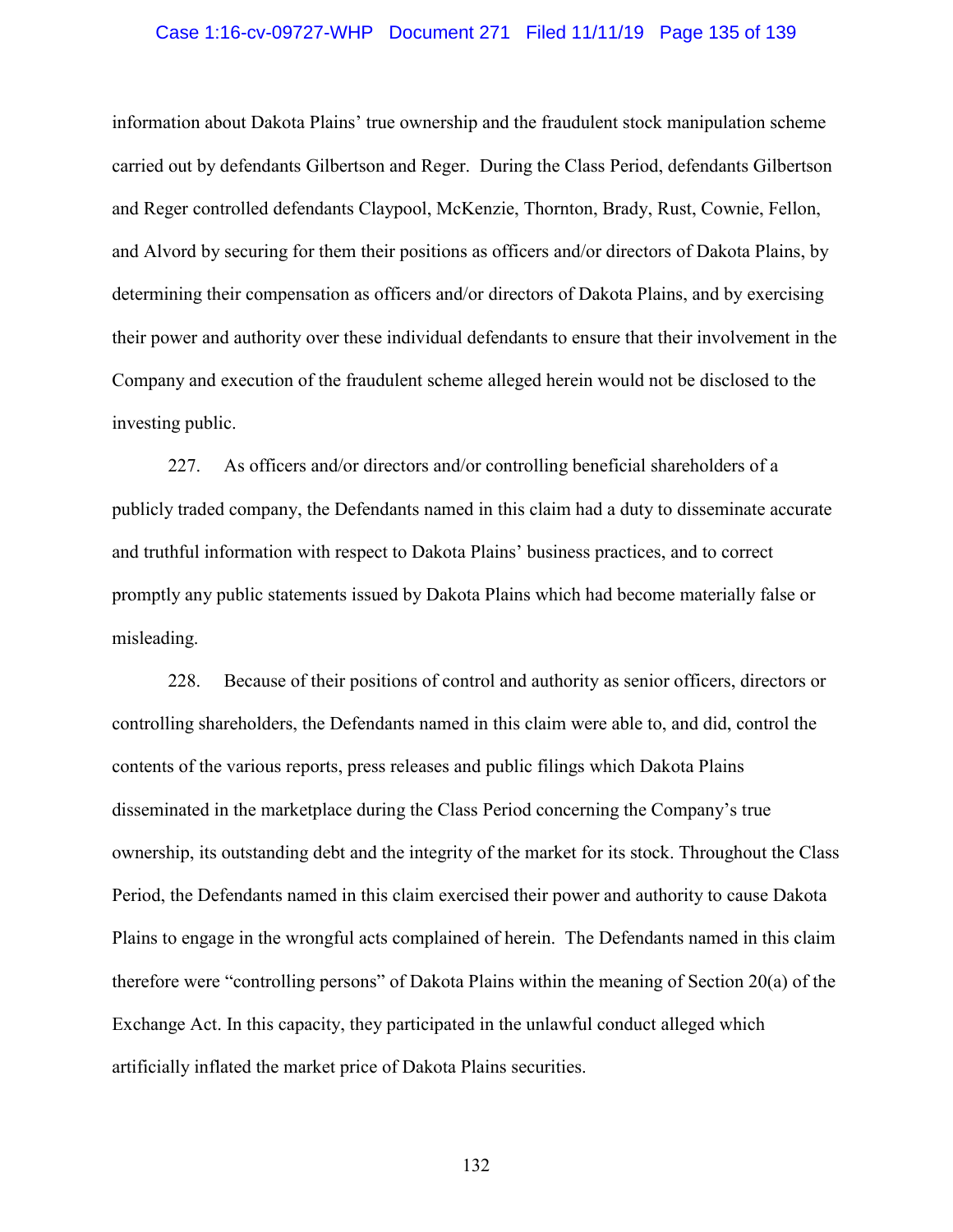information about Dakota Plains' true ownership and the fraudulent stock manipulation scheme carried out by defendants Gilbertson and Reger. During the Class Period, defendants Gilbertson and Reger controlled defendants Claypool, McKenzie, Thornton, Brady, Rust, Cownie, Fellon, and Alvord by securing for them their positions as officers and/or directors of Dakota Plains, by determining their compensation as officers and/or directors of Dakota Plains, and by exercising their power and authority over these individual defendants to ensure that their involvement in the Company and execution of the fraudulent scheme alleged herein would not be disclosed to the investing public.

227. As officers and/or directors and/or controlling beneficial shareholders of a publicly traded company, the Defendants named in this claim had a duty to disseminate accurate and truthful information with respect to Dakota Plains' business practices, and to correct promptly any public statements issued by Dakota Plains which had become materially false or misleading.

228. Because of their positions of control and authority as senior officers, directors or controlling shareholders, the Defendants named in this claim were able to, and did, control the contents of the various reports, press releases and public filings which Dakota Plains disseminated in the marketplace during the Class Period concerning the Company's true ownership, its outstanding debt and the integrity of the market for its stock. Throughout the Class Period, the Defendants named in this claim exercised their power and authority to cause Dakota Plains to engage in the wrongful acts complained of herein. The Defendants named in this claim therefore were "controlling persons" of Dakota Plains within the meaning of Section 20(a) of the Exchange Act. In this capacity, they participated in the unlawful conduct alleged which artificially inflated the market price of Dakota Plains securities.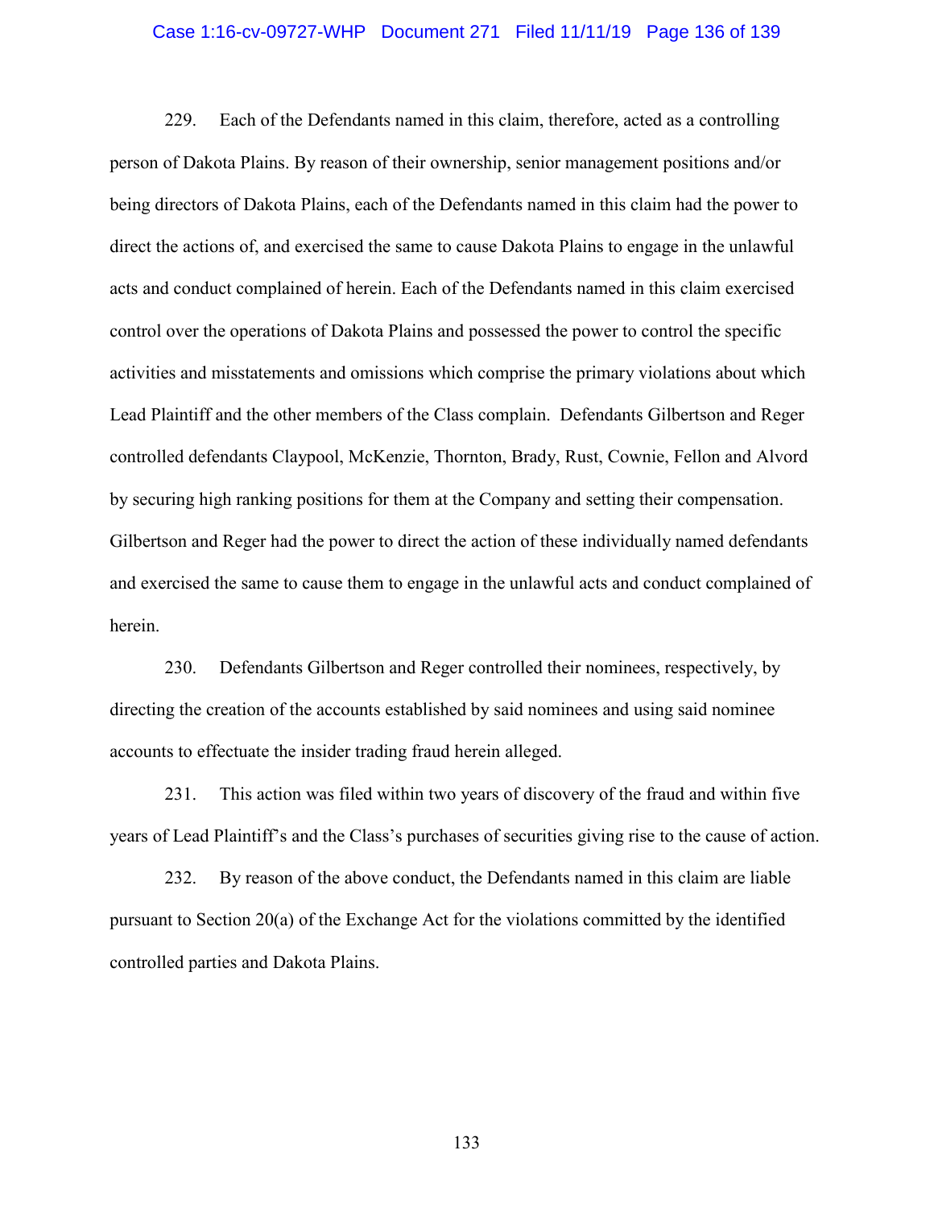229. Each of the Defendants named in this claim, therefore, acted as a controlling person of Dakota Plains. By reason of their ownership, senior management positions and/or being directors of Dakota Plains, each of the Defendants named in this claim had the power to direct the actions of, and exercised the same to cause Dakota Plains to engage in the unlawful acts and conduct complained of herein. Each of the Defendants named in this claim exercised control over the operations of Dakota Plains and possessed the power to control the specific activities and misstatements and omissions which comprise the primary violations about which Lead Plaintiff and the other members of the Class complain. Defendants Gilbertson and Reger controlled defendants Claypool, McKenzie, Thornton, Brady, Rust, Cownie, Fellon and Alvord by securing high ranking positions for them at the Company and setting their compensation. Gilbertson and Reger had the power to direct the action of these individually named defendants and exercised the same to cause them to engage in the unlawful acts and conduct complained of herein.

230. Defendants Gilbertson and Reger controlled their nominees, respectively, by directing the creation of the accounts established by said nominees and using said nominee accounts to effectuate the insider trading fraud herein alleged.

231. This action was filed within two years of discovery of the fraud and within five years of Lead Plaintiff's and the Class's purchases of securities giving rise to the cause of action.

232. By reason of the above conduct, the Defendants named in this claim are liable pursuant to Section 20(a) of the Exchange Act for the violations committed by the identified controlled parties and Dakota Plains.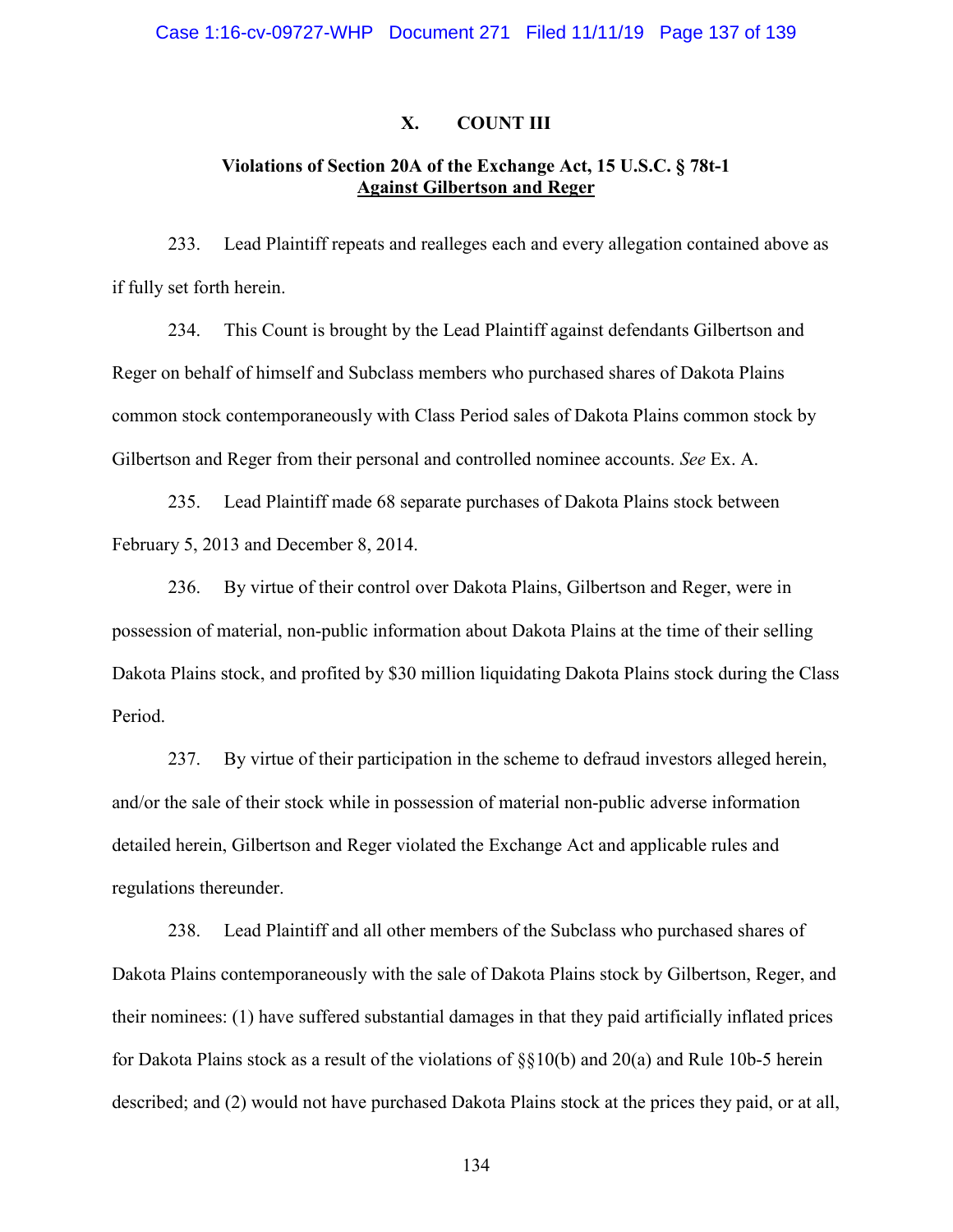## X. COUNT III

### Violations of Section 20A of the Exchange Act, 15 U.S.C. § 78t-1 Against Gilbertson and Reger

233. Lead Plaintiff repeats and realleges each and every allegation contained above as if fully set forth herein.

234. This Count is brought by the Lead Plaintiff against defendants Gilbertson and Reger on behalf of himself and Subclass members who purchased shares of Dakota Plains common stock contemporaneously with Class Period sales of Dakota Plains common stock by Gilbertson and Reger from their personal and controlled nominee accounts. *See* Ex. A.

235. Lead Plaintiff made 68 separate purchases of Dakota Plains stock between February 5, 2013 and December 8, 2014.

236. By virtue of their control over Dakota Plains, Gilbertson and Reger, were in possession of material, non-public information about Dakota Plains at the time of their selling Dakota Plains stock, and profited by $30 million liquidating Dakota Plains stock during the Class Period.

237. By virtue of their participation in the scheme to defraud investors alleged herein, and/or the sale of their stock while in possession of material non-public adverse information detailed herein, Gilbertson and Reger violated the Exchange Act and applicable rules and regulations thereunder.

238. Lead Plaintiff and all other members of the Subclass who purchased shares of Dakota Plains contemporaneously with the sale of Dakota Plains stock by Gilbertson, Reger, and their nominees: (1) have suffered substantial damages in that they paid artificially inflated prices for Dakota Plains stock as a result of the violations of §§10(b) and 20(a) and Rule 10b-5 herein described; and (2) would not have purchased Dakota Plains stock at the prices they paid, or at all,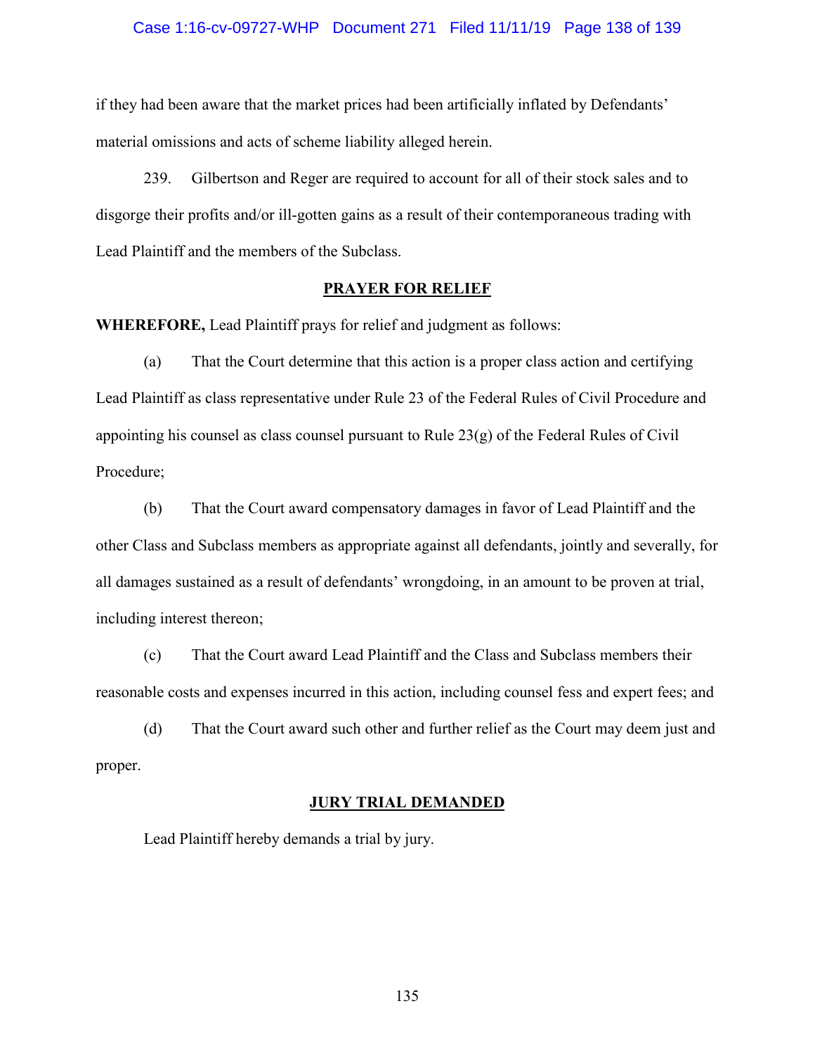if they had been aware that the market prices had been artificially inflated by Defendants' material omissions and acts of scheme liability alleged herein.

239. Gilbertson and Reger are required to account for all of their stock sales and to disgorge their profits and/or ill-gotten gains as a result of their contemporaneous trading with Lead Plaintiff and the members of the Subclass.

## PRAYER FOR RELIEF

**WHEREFORE,** Lead Plaintiff prays for relief and judgment as follows:

(a) That the Court determine that this action is a proper class action and certifying Lead Plaintiff as class representative under Rule 23 of the Federal Rules of Civil Procedure and appointing his counsel as class counsel pursuant to Rule 23(g) of the Federal Rules of Civil Procedure;

(b) That the Court award compensatory damages in favor of Lead Plaintiff and the other Class and Subclass members as appropriate against all defendants, jointly and severally, for all damages sustained as a result of defendants' wrongdoing, in an amount to be proven at trial, including interest thereon;

(c) That the Court award Lead Plaintiff and the Class and Subclass members their reasonable costs and expenses incurred in this action, including counsel fess and expert fees; and

(d) That the Court award such other and further relief as the Court may deem just and proper.

## JURY TRIAL DEMANDED

Lead Plaintiff hereby demands a trial by jury.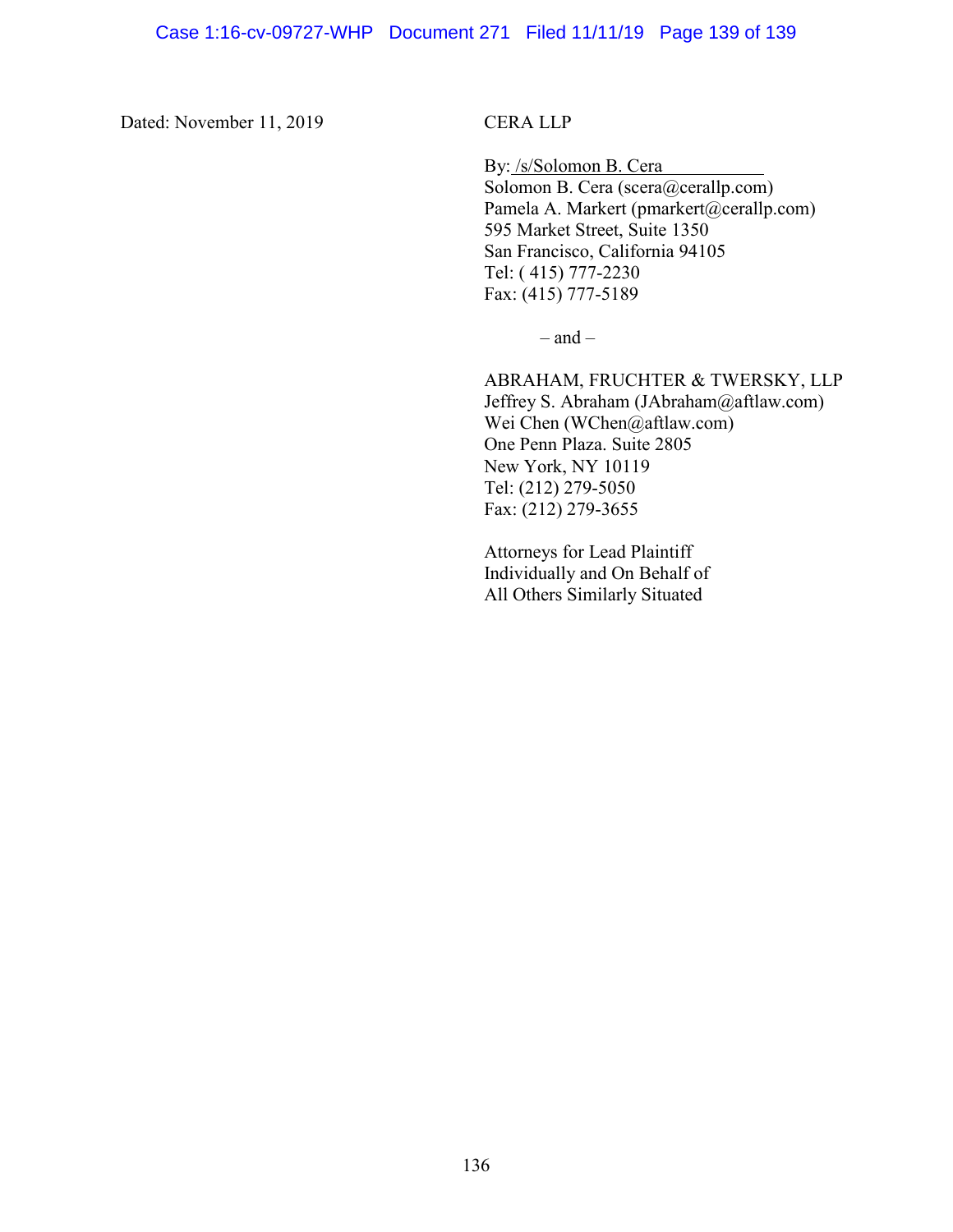Dated: November 11, 2019

CERA LLP

By: /s/Solomon B. Cera
Solomon B. Cera (scera@cerallp.com)
Pamela A. Markert (pmarkert@cerallp.com)
595 Market Street, Suite 1350
San Francisco, California 94105
Tel: ( 415) 777-2230
Fax: (415) 777-5189

– and –

ABRAHAM, FRUCHTER & TWERSKY, LLP
Jeffrey S. Abraham (JAbraham@aftlaw.com)
Wei Chen (WChen@aftlaw.com)
One Penn Plaza. Suite 2805
New York, NY 10119
Tel: (212) 279-5050
Fax: (212) 279-3655

Attorneys for Lead Plaintiff
Individually and On Behalf of
All Others Similarly Situated